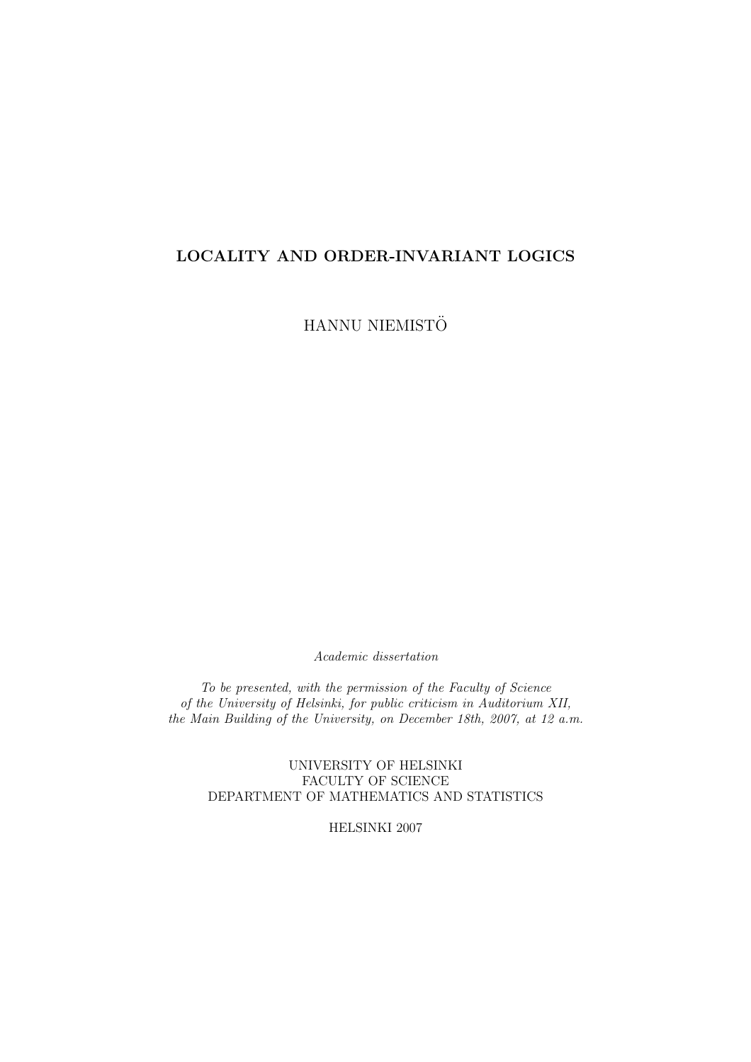# LOCALITY AND ORDER-INVARIANT LOGICS

HANNU NIEMISTÖ

*Academic dissertation*

*To be presented, with the permission of the Faculty of Science of the University of Helsinki, for public criticism in Auditorium XII, the Main Building of the University, on December 18th, 2007, at 12 a.m.*

UNIVERSITY OF HELSINKI
FACULTY OF SCIENCE
DEPARTMENT OF MATHEMATICS AND STATISTICS

HELSINKI 2007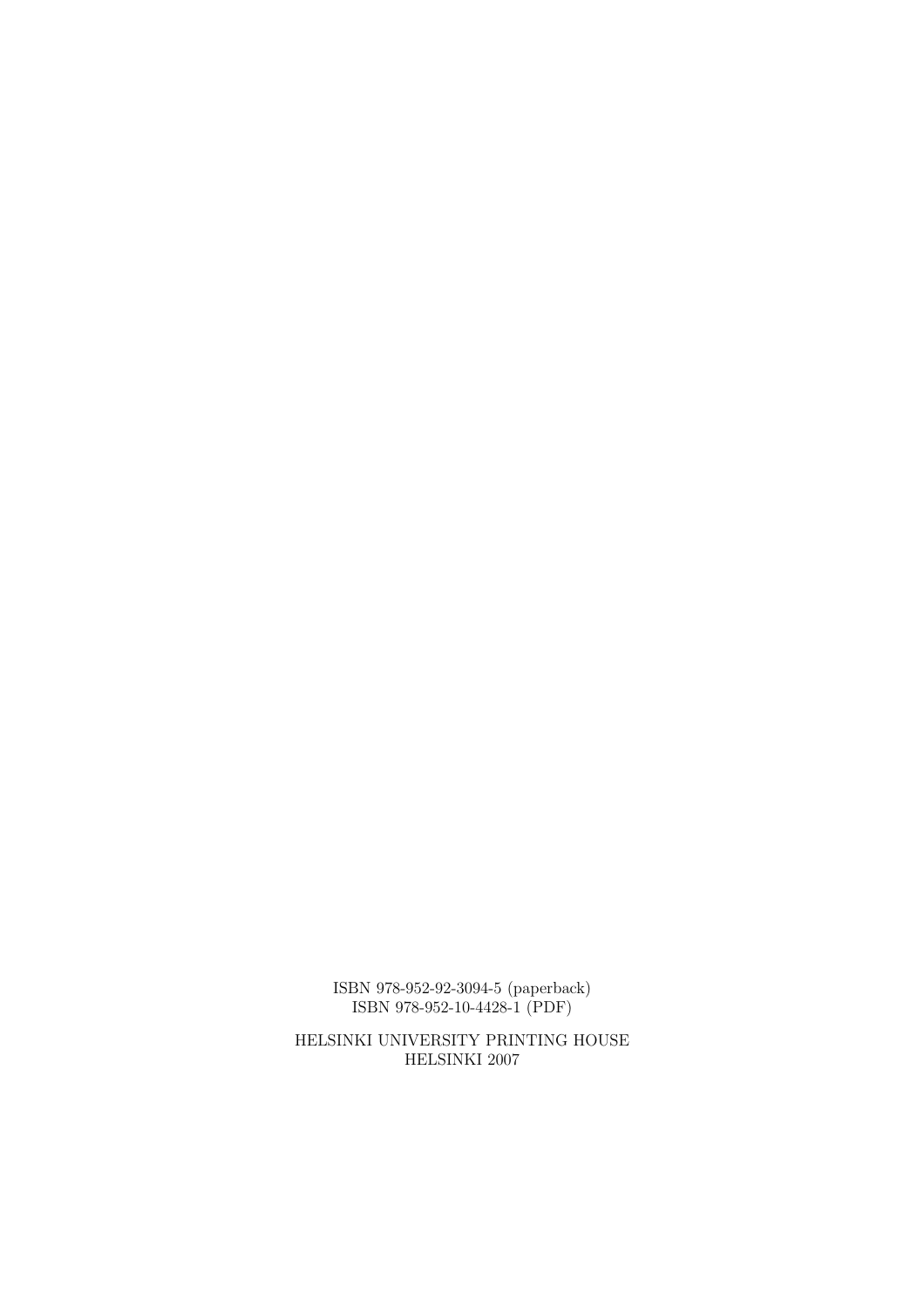ISBN 978-952-92-3094-5 (paperback)
ISBN 978-952-10-4428-1 (PDF)

HELSINKI UNIVERSITY PRINTING HOUSE
HELSINKI 2007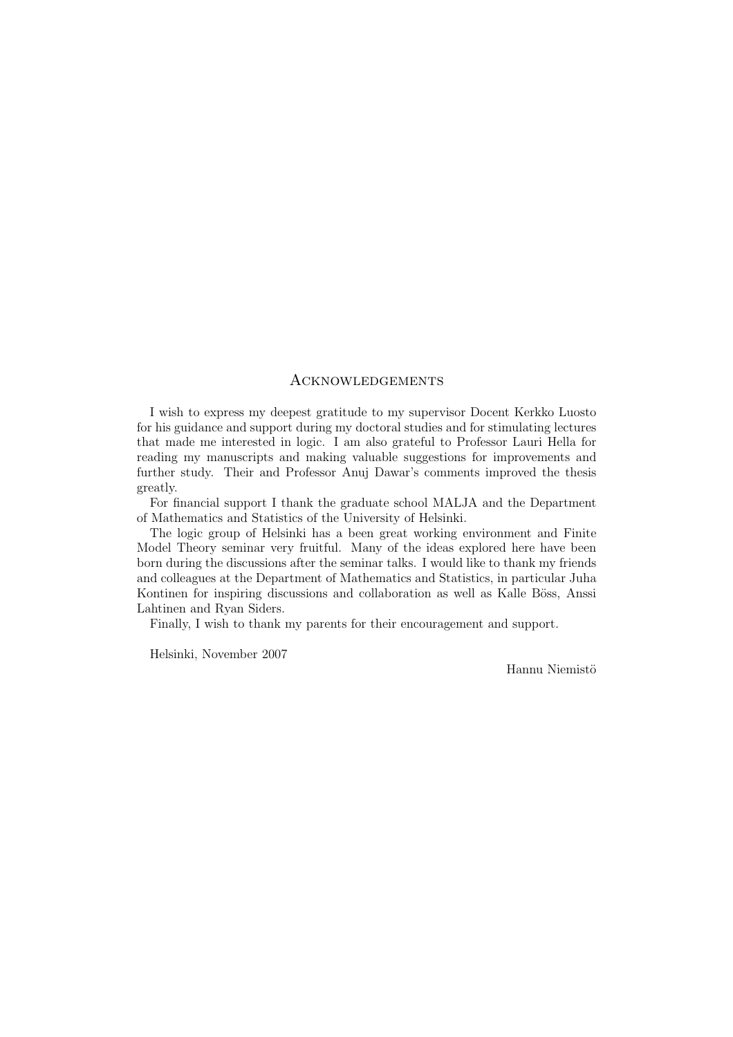# Acknowledgements

I wish to express my deepest gratitude to my supervisor Docent Kerkko Luosto for his guidance and support during my doctoral studies and for stimulating lectures that made me interested in logic. I am also grateful to Professor Lauri Hella for reading my manuscripts and making valuable suggestions for improvements and further study. Their and Professor Anuj Dawar's comments improved the thesis greatly.

For financial support I thank the graduate school MALJA and the Department of Mathematics and Statistics of the University of Helsinki.

The logic group of Helsinki has a been great working environment and Finite Model Theory seminar very fruitful. Many of the ideas explored here have been born during the discussions after the seminar talks. I would like to thank my friends and colleagues at the Department of Mathematics and Statistics, in particular Juha Kontinen for inspiring discussions and collaboration as well as Kalle Böss, Anssi Lahtinen and Ryan Siders.

Finally, I wish to thank my parents for their encouragement and support.

Helsinki, November 2007

Hannu Niemistö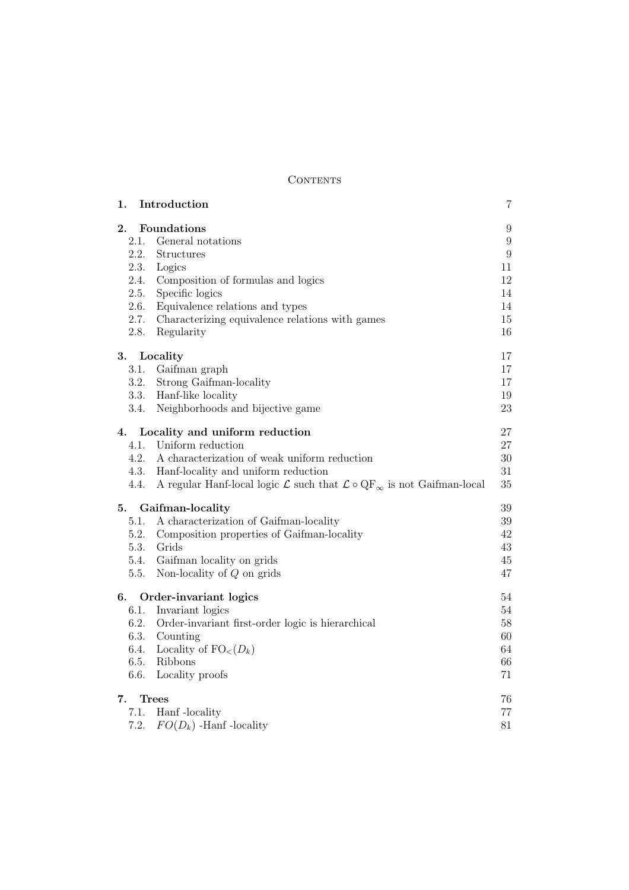# Contents

| | | |
|---|---|---|
| **1.** | **Introduction** | 7 |
| **2.** | **Foundations** | 9 |
| 2.1. | General notations | 9 |
| 2.2. | Structures | 9 |
| 2.3. | Logics | 11 |
| 2.4. | Composition of formulas and logics | 12 |
| 2.5. | Specific logics | 14 |
| 2.6. | Equivalence relations and types | 14 |
| 2.7. | Characterizing equivalence relations with games | 15 |
| 2.8. | Regularity | 16 |
| **3.** | **Locality** | 17 |
| 3.1. | Gaifman graph | 17 |
| 3.2. | Strong Gaifman-locality | 17 |
| 3.3. | Hanf-like locality | 19 |
| 3.4. | Neighborhoods and bijective game | 23 |
| **4.** | **Locality and uniform reduction** | 27 |
| 4.1. | Uniform reduction | 27 |
| 4.2. | A characterization of weak uniform reduction | 30 |
| 4.3. | Hanf-locality and uniform reduction | 31 |
| 4.4. | A regular Hanf-local logic $\mathcal{L}$ such that $\mathcal{L} \circ \mathrm{QF}_\infty$ is not Gaifman-local | 35 |
| **5.** | **Gaifman-locality** | 39 |
| 5.1. | A characterization of Gaifman-locality | 39 |
| 5.2. | Composition properties of Gaifman-locality | 42 |
| 5.3. | Grids | 43 |
| 5.4. | Gaifman locality on grids | 45 |
| 5.5. | Non-locality of $Q$ on grids | 47 |
| **6.** | **Order-invariant logics** | 54 |
| 6.1. | Invariant logics | 54 |
| 6.2. | Order-invariant first-order logic is hierarchical | 58 |
| 6.3. | Counting | 60 |
| 6.4. | Locality of $\mathrm{FO}_<(D_k)$ | 64 |
| 6.5. | Ribbons | 66 |
| 6.6. | Locality proofs | 71 |
| **7.** | **Trees** | 76 |
| 7.1. | Hanf -locality | 77 |
| 7.2. | $FO(D_k)$ -Hanf -locality | 81 |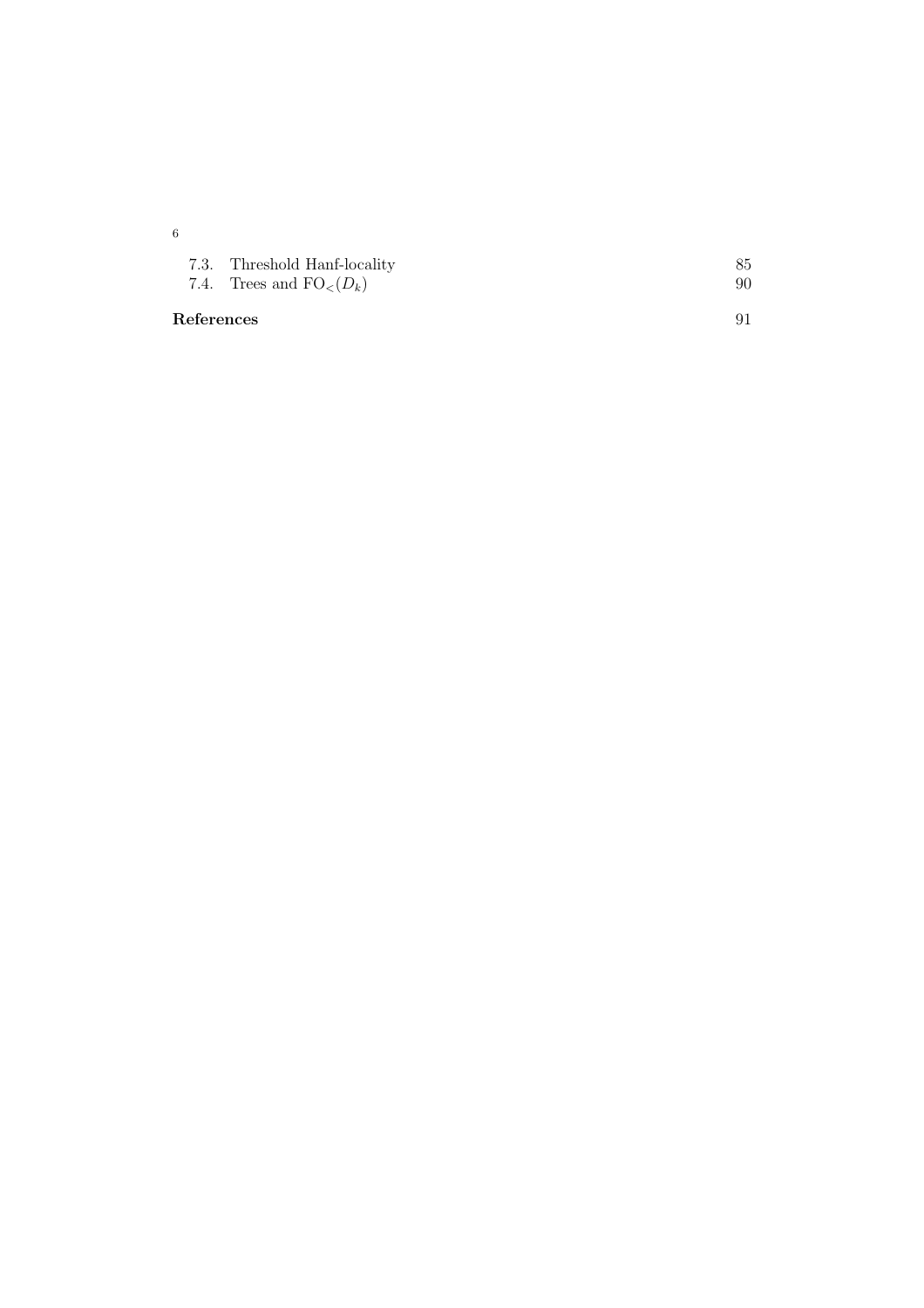7.3. Threshold Hanf-locality 85
7.4. Trees and $\mathrm{FO}_<(D_k)$ 90

**References** 91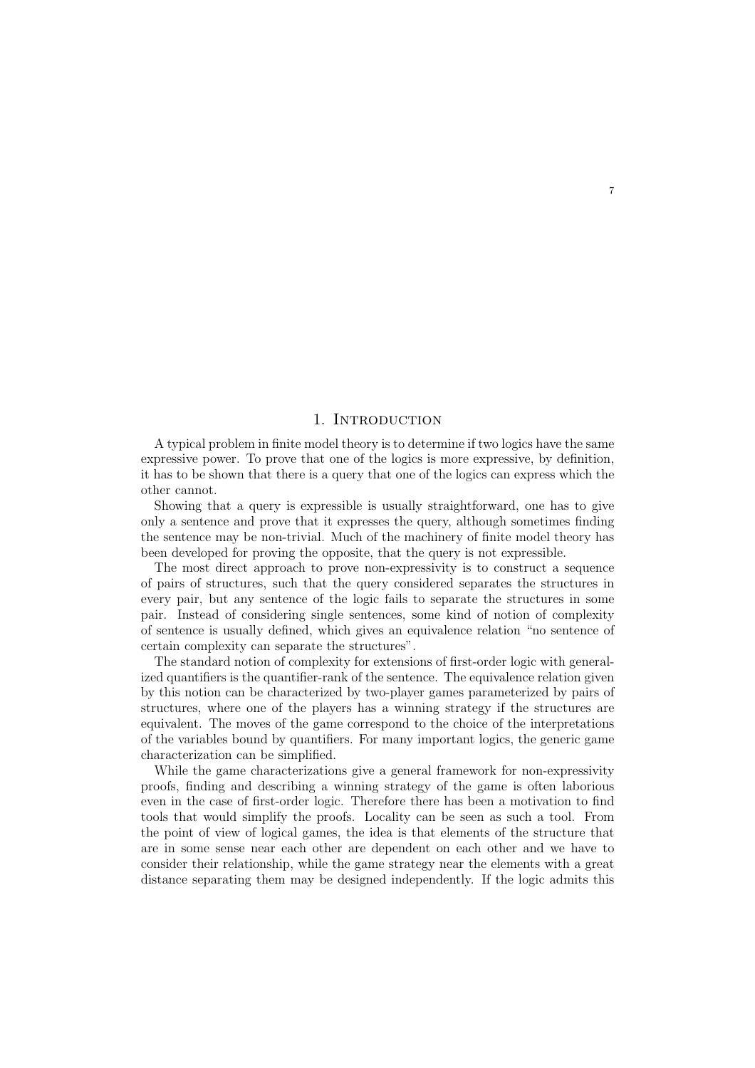# 1. Introduction

A typical problem in finite model theory is to determine if two logics have the same expressive power. To prove that one of the logics is more expressive, by definition, it has to be shown that there is a query that one of the logics can express which the other cannot.

Showing that a query is expressible is usually straightforward, one has to give only a sentence and prove that it expresses the query, although sometimes finding the sentence may be non-trivial. Much of the machinery of finite model theory has been developed for proving the opposite, that the query is not expressible.

The most direct approach to prove non-expressivity is to construct a sequence of pairs of structures, such that the query considered separates the structures in every pair, but any sentence of the logic fails to separate the structures in some pair. Instead of considering single sentences, some kind of notion of complexity of sentence is usually defined, which gives an equivalence relation "no sentence of certain complexity can separate the structures".

The standard notion of complexity for extensions of first-order logic with generalized quantifiers is the quantifier-rank of the sentence. The equivalence relation given by this notion can be characterized by two-player games parameterized by pairs of structures, where one of the players has a winning strategy if the structures are equivalent. The moves of the game correspond to the choice of the interpretations of the variables bound by quantifiers. For many important logics, the generic game characterization can be simplified.

While the game characterizations give a general framework for non-expressivity proofs, finding and describing a winning strategy of the game is often laborious even in the case of first-order logic. Therefore there has been a motivation to find tools that would simplify the proofs. Locality can be seen as such a tool. From the point of view of logical games, the idea is that elements of the structure that are in some sense near each other are dependent on each other and we have to consider their relationship, while the game strategy near the elements with a great distance separating them may be designed independently. If the logic admits this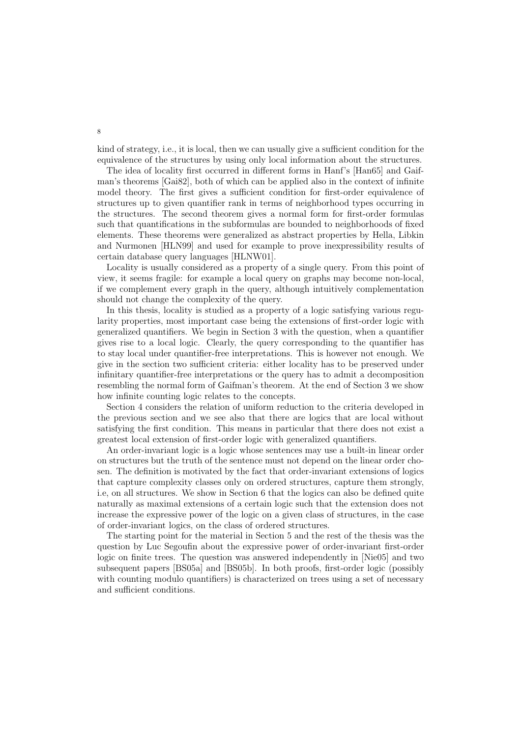kind of strategy, i.e., it is local, then we can usually give a sufficient condition for the equivalence of the structures by using only local information about the structures.

The idea of locality first occurred in different forms in Hanf's [Han65] and Gaifman's theorems [Gai82], both of which can be applied also in the context of infinite model theory. The first gives a sufficient condition for first-order equivalence of structures up to given quantifier rank in terms of neighborhood types occurring in the structures. The second theorem gives a normal form for first-order formulas such that quantifications in the subformulas are bounded to neighborhoods of fixed elements. These theorems were generalized as abstract properties by Hella, Libkin and Nurmonen [HLN99] and used for example to prove inexpressibility results of certain database query languages [HLNW01].

Locality is usually considered as a property of a single query. From this point of view, it seems fragile: for example a local query on graphs may become non-local, if we complement every graph in the query, although intuitively complementation should not change the complexity of the query.

In this thesis, locality is studied as a property of a logic satisfying various regularity properties, most important case being the extensions of first-order logic with generalized quantifiers. We begin in Section 3 with the question, when a quantifier gives rise to a local logic. Clearly, the query corresponding to the quantifier has to stay local under quantifier-free interpretations. This is however not enough. We give in the section two sufficient criteria: either locality has to be preserved under infinitary quantifier-free interpretations or the query has to admit a decomposition resembling the normal form of Gaifman's theorem. At the end of Section 3 we show how infinite counting logic relates to the concepts.

Section 4 considers the relation of uniform reduction to the criteria developed in the previous section and we see also that there are logics that are local without satisfying the first condition. This means in particular that there does not exist a greatest local extension of first-order logic with generalized quantifiers.

An order-invariant logic is a logic whose sentences may use a built-in linear order on structures but the truth of the sentence must not depend on the linear order chosen. The definition is motivated by the fact that order-invariant extensions of logics that capture complexity classes only on ordered structures, capture them strongly, i.e, on all structures. We show in Section 6 that the logics can also be defined quite naturally as maximal extensions of a certain logic such that the extension does not increase the expressive power of the logic on a given class of structures, in the case of order-invariant logics, on the class of ordered structures.

The starting point for the material in Section 5 and the rest of the thesis was the question by Luc Segoufin about the expressive power of order-invariant first-order logic on finite trees. The question was answered independently in [Nie05] and two subsequent papers [BS05a] and [BS05b]. In both proofs, first-order logic (possibly with counting modulo quantifiers) is characterized on trees using a set of necessary and sufficient conditions.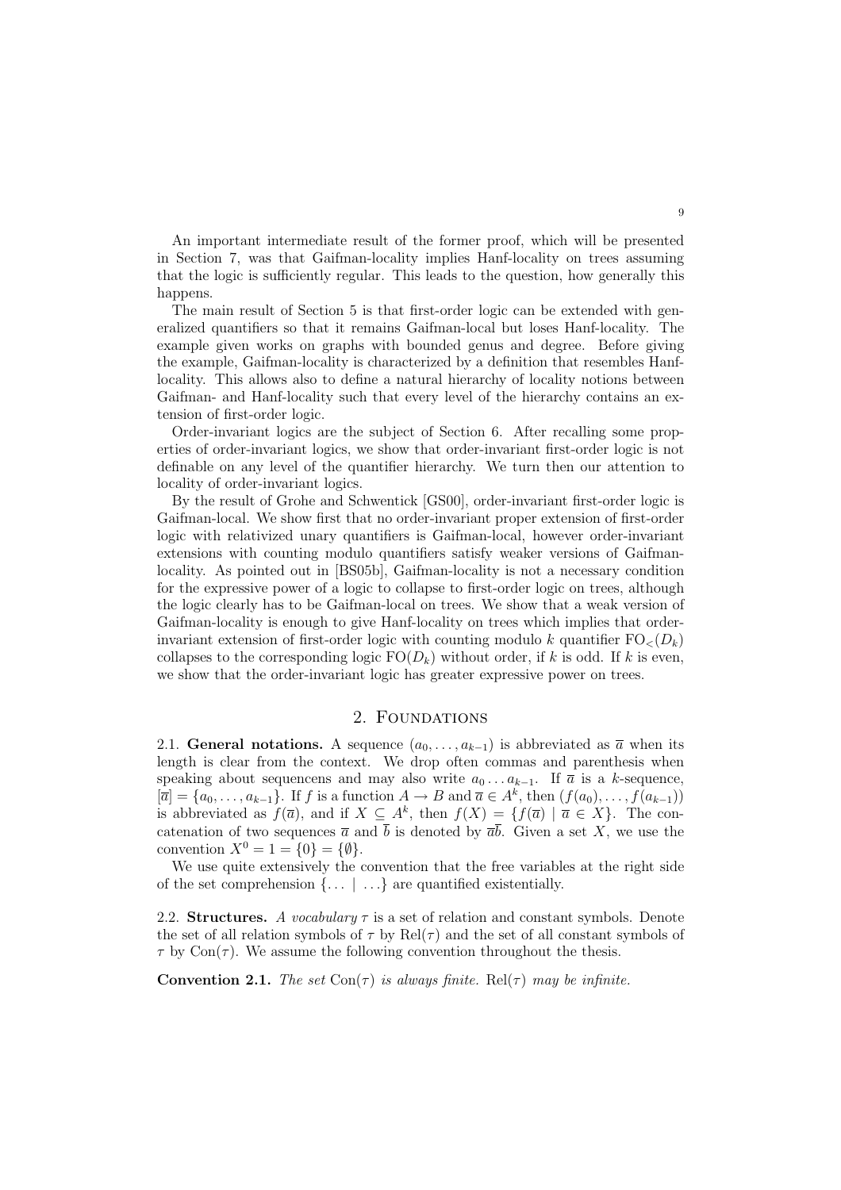An important intermediate result of the former proof, which will be presented in Section 7, was that Gaifman-locality implies Hanf-locality on trees assuming that the logic is sufficiently regular. This leads to the question, how generally this happens.

The main result of Section 5 is that first-order logic can be extended with generalized quantifiers so that it remains Gaifman-local but loses Hanf-locality. The example given works on graphs with bounded genus and degree. Before giving the example, Gaifman-locality is characterized by a definition that resembles Hanf-locality. This allows also to define a natural hierarchy of locality notions between Gaifman- and Hanf-locality such that every level of the hierarchy contains an extension of first-order logic.

Order-invariant logics are the subject of Section 6. After recalling some properties of order-invariant logics, we show that order-invariant first-order logic is not definable on any level of the quantifier hierarchy. We turn then our attention to locality of order-invariant logics.

By the result of Grohe and Schwentick [GS00], order-invariant first-order logic is Gaifman-local. We show first that no order-invariant proper extension of first-order logic with relativized unary quantifiers is Gaifman-local, however order-invariant extensions with counting modulo quantifiers satisfy weaker versions of Gaifman-locality. As pointed out in [BS05b], Gaifman-locality is not a necessary condition for the expressive power of a logic to collapse to first-order logic on trees, although the logic clearly has to be Gaifman-local on trees. We show that a weak version of Gaifman-locality is enough to give Hanf-locality on trees which implies that order-invariant extension of first-order logic with counting modulo $k$ quantifier $\mathrm{FO}_<(D_k)$ collapses to the corresponding logic $\mathrm{FO}(D_k)$ without order, if $k$ is odd. If $k$ is even, we show that the order-invariant logic has greater expressive power on trees.

## 2. Foundations

2.1. **General notations.** A sequence $(a_0, \ldots, a_{k-1})$ is abbreviated as $\overline{a}$ when its length is clear from the context. We drop often commas and parenthesis when speaking about sequencens and may also write $a_0 \ldots a_{k-1}$. If $\overline{a}$ is a $k$-sequence, $[\overline{a}] = \{a_0, \ldots, a_{k-1}\}$. If $f$ is a function $A \to B$ and $\overline{a} \in A^k$, then $(f(a_0), \ldots, f(a_{k-1}))$ is abbreviated as $f(\overline{a})$, and if $X \subseteq A^k$, then $f(X) = \{f(\overline{a}) \mid \overline{a} \in X\}$. The concatenation of two sequences $\overline{a}$ and $\overline{b}$ is denoted by $\overline{a}\overline{b}$. Given a set $X$, we use the convention $X^0 = 1 = \{0\} = \{\emptyset\}$.

We use quite extensively the convention that the free variables at the right side of the set comprehension $\{\ldots \mid \ldots\}$ are quantified existentially.

2.2. **Structures.** *A vocabulary* $\tau$ is a set of relation and constant symbols. Denote the set of all relation symbols of $\tau$ by $\mathrm{Rel}(\tau)$ and the set of all constant symbols of $\tau$ by $\mathrm{Con}(\tau)$. We assume the following convention throughout the thesis.

**Convention 2.1.** *The set* $\mathrm{Con}(\tau)$ *is always finite.* $\mathrm{Rel}(\tau)$ *may be infinite.*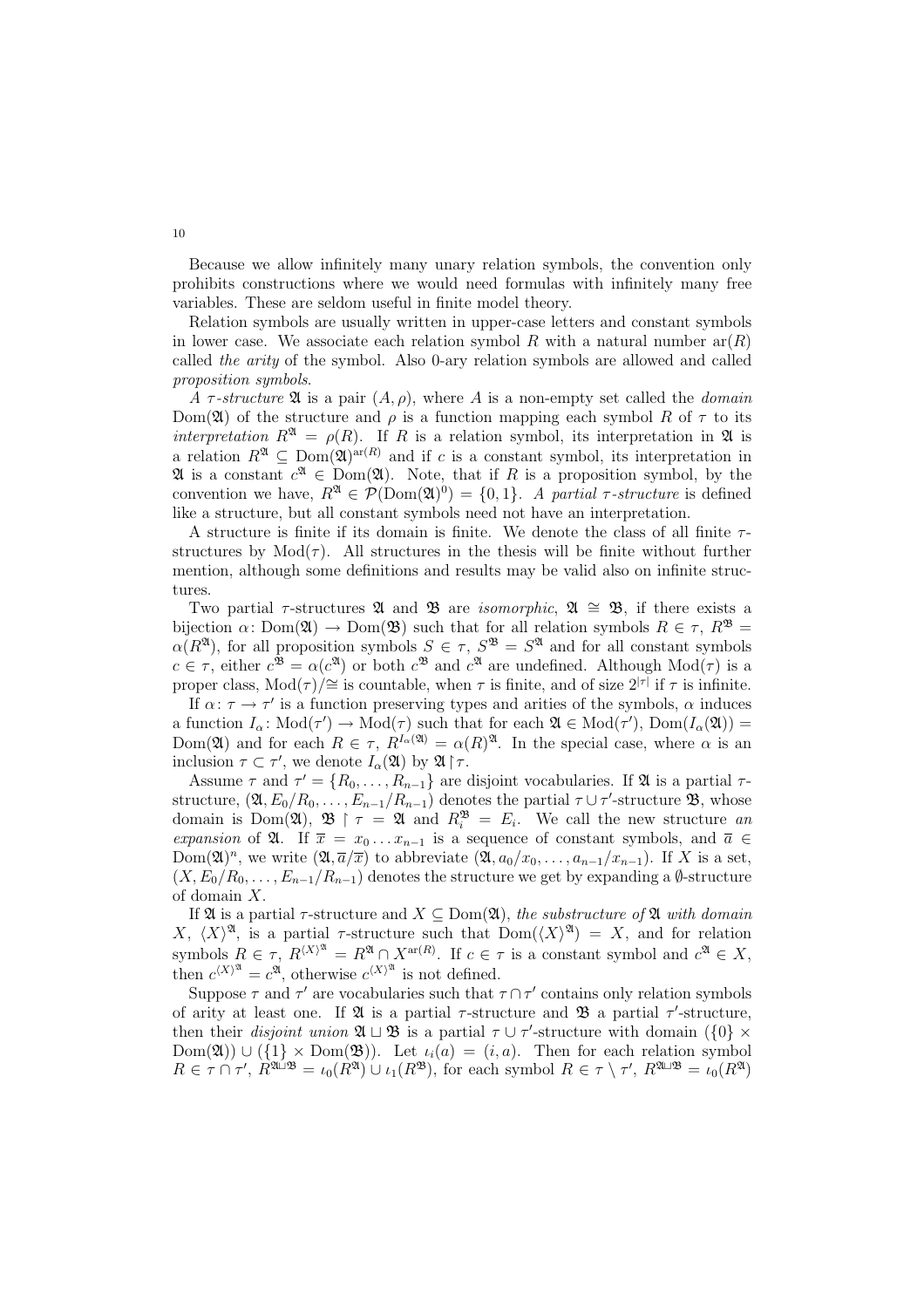Because we allow infinitely many unary relation symbols, the convention only prohibits constructions where we would need formulas with infinitely many free variables. These are seldom useful in finite model theory.

Relation symbols are usually written in upper-case letters and constant symbols in lower case. We associate each relation symbol $R$ with a natural number $\mathrm{ar}(R)$ called *the arity* of the symbol. Also 0-ary relation symbols are allowed and called *proposition symbols*.

*A $\tau$-structure* $\mathfrak{A}$ is a pair $(A, \rho)$, where $A$ is a non-empty set called the *domain* $\mathrm{Dom}(\mathfrak{A})$ of the structure and $\rho$ is a function mapping each symbol $R$ of $\tau$ to its *interpretation* $R^{\mathfrak{A}} = \rho(R)$. If $R$ is a relation symbol, its interpretation in $\mathfrak{A}$ is a relation $R^{\mathfrak{A}} \subseteq \mathrm{Dom}(\mathfrak{A})^{\mathrm{ar}(R)}$ and if $c$ is a constant symbol, its interpretation in $\mathfrak{A}$ is a constant $c^{\mathfrak{A}} \in \mathrm{Dom}(\mathfrak{A})$. Note, that if $R$ is a proposition symbol, by the convention we have, $R^{\mathfrak{A}} \in \mathcal{P}(\mathrm{Dom}(\mathfrak{A})^0) = \{0, 1\}$. *A partial $\tau$-structure* is defined like a structure, but all constant symbols need not have an interpretation.

A structure is finite if its domain is finite. We denote the class of all finite $\tau$-structures by $\mathrm{Mod}(\tau)$. All structures in the thesis will be finite without further mention, although some definitions and results may be valid also on infinite structures.

Two partial $\tau$-structures $\mathfrak{A}$ and $\mathfrak{B}$ are *isomorphic*, $\mathfrak{A} \cong \mathfrak{B}$, if there exists a bijection $\alpha\colon \mathrm{Dom}(\mathfrak{A}) \to \mathrm{Dom}(\mathfrak{B})$ such that for all relation symbols $R \in \tau$, $R^{\mathfrak{B}} = \alpha(R^{\mathfrak{A}})$, for all proposition symbols $S \in \tau$, $S^{\mathfrak{B}} = S^{\mathfrak{A}}$ and for all constant symbols $c \in \tau$, either $c^{\mathfrak{B}} = \alpha(c^{\mathfrak{A}})$ or both $c^{\mathfrak{B}}$ and $c^{\mathfrak{A}}$ are undefined. Although $\mathrm{Mod}(\tau)$ is a proper class, $\mathrm{Mod}(\tau)/\!\cong$ is countable, when $\tau$ is finite, and of size $2^{|\tau|}$ if $\tau$ is infinite.

If $\alpha\colon \tau \to \tau'$ is a function preserving types and arities of the symbols, $\alpha$ induces a function $I_\alpha\colon \mathrm{Mod}(\tau') \to \mathrm{Mod}(\tau)$ such that for each $\mathfrak{A} \in \mathrm{Mod}(\tau')$, $\mathrm{Dom}(I_\alpha(\mathfrak{A})) = \mathrm{Dom}(\mathfrak{A})$ and for each $R \in \tau$, $R^{I_\alpha(\mathfrak{A})} = \alpha(R)^{\mathfrak{A}}$. In the special case, where $\alpha$ is an inclusion $\tau \subset \tau'$, we denote $I_\alpha(\mathfrak{A})$ by $\mathfrak{A}\!\restriction\!\tau$.

Assume $\tau$ and $\tau' = \{R_0, \ldots, R_{n-1}\}$ are disjoint vocabularies. If $\mathfrak{A}$ is a partial $\tau$-structure, $(\mathfrak{A}, E_0/R_0, \ldots, E_{n-1}/R_{n-1})$ denotes the partial $\tau \cup \tau'$-structure $\mathfrak{B}$, whose domain is $\mathrm{Dom}(\mathfrak{A})$, $\mathfrak{B} \restriction \tau = \mathfrak{A}$ and $R_i^{\mathfrak{B}} = E_i$. We call the new structure *an expansion* of $\mathfrak{A}$. If $\overline{x} = x_0 \ldots x_{n-1}$ is a sequence of constant symbols, and $\overline{a} \in \mathrm{Dom}(\mathfrak{A})^n$, we write $(\mathfrak{A}, \overline{a}/\overline{x})$ to abbreviate $(\mathfrak{A}, a_0/x_0, \ldots, a_{n-1}/x_{n-1})$. If $X$ is a set, $(X, E_0/R_0, \ldots, E_{n-1}/R_{n-1})$ denotes the structure we get by expanding a $\emptyset$-structure of domain $X$.

If $\mathfrak{A}$ is a partial $\tau$-structure and $X \subseteq \mathrm{Dom}(\mathfrak{A})$, *the substructure of $\mathfrak{A}$ with domain $X$*, $\langle X\rangle^{\mathfrak{A}}$, is a partial $\tau$-structure such that $\mathrm{Dom}(\langle X\rangle^{\mathfrak{A}}) = X$, and for relation symbols $R \in \tau$, $R^{\langle X\rangle^{\mathfrak{A}}} = R^{\mathfrak{A}} \cap X^{\mathrm{ar}(R)}$. If $c \in \tau$ is a constant symbol and $c^{\mathfrak{A}} \in X$, then $c^{\langle X\rangle^{\mathfrak{A}}} = c^{\mathfrak{A}}$, otherwise $c^{\langle X\rangle^{\mathfrak{A}}}$ is not defined.

Suppose $\tau$ and $\tau'$ are vocabularies such that $\tau \cap \tau'$ contains only relation symbols of arity at least one. If $\mathfrak{A}$ is a partial $\tau$-structure and $\mathfrak{B}$ a partial $\tau'$-structure, then their *disjoint union* $\mathfrak{A} \sqcup \mathfrak{B}$ is a partial $\tau \cup \tau'$-structure with domain $(\{0\} \times \mathrm{Dom}(\mathfrak{A})) \cup (\{1\} \times \mathrm{Dom}(\mathfrak{B}))$. Let $\iota_i(a) = (i, a)$. Then for each relation symbol $R \in \tau \cap \tau'$, $R^{\mathfrak{A}\sqcup\mathfrak{B}} = \iota_0(R^{\mathfrak{A}}) \cup \iota_1(R^{\mathfrak{B}})$, for each symbol $R \in \tau \setminus \tau'$, $R^{\mathfrak{A}\sqcup\mathfrak{B}} = \iota_0(R^{\mathfrak{A}})$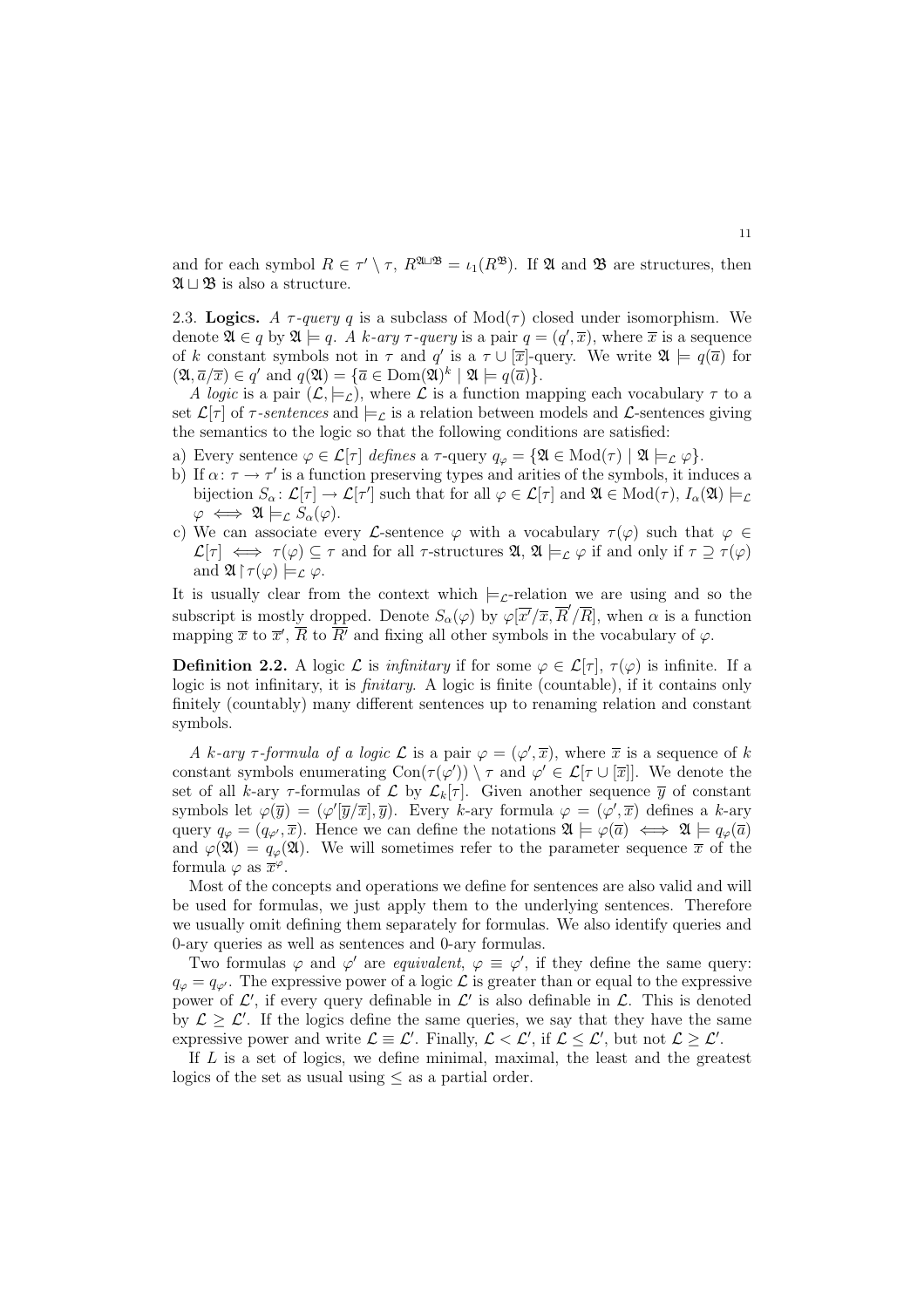and for each symbol $R \in \tau' \setminus \tau$, $R^{\mathfrak{A} \sqcup \mathfrak{B}} = \iota_1(R^{\mathfrak{B}})$. If $\mathfrak{A}$ and $\mathfrak{B}$ are structures, then $\mathfrak{A} \sqcup \mathfrak{B}$ is also a structure.

2.3. **Logics.** *A $\tau$-query $q$* is a subclass of $\mathrm{Mod}(\tau)$ closed under isomorphism. We denote $\mathfrak{A} \in q$ by $\mathfrak{A} \models q$. *A $k$-ary $\tau$-query* is a pair $q = (q', \overline{x})$, where $\overline{x}$ is a sequence of $k$ constant symbols not in $\tau$ and $q'$ is a $\tau \cup [\overline{x}]$-query. We write $\mathfrak{A} \models q(\overline{a})$ for $(\mathfrak{A}, \overline{a}/\overline{x}) \in q'$ and $q(\mathfrak{A}) = \{\overline{a} \in \mathrm{Dom}(\mathfrak{A})^k \mid \mathfrak{A} \models q(\overline{a})\}$.

*A logic* is a pair $(\mathcal{L}, \models_{\mathcal{L}})$, where $\mathcal{L}$ is a function mapping each vocabulary $\tau$ to a set $\mathcal{L}[\tau]$ of *$\tau$-sentences* and $\models_{\mathcal{L}}$ is a relation between models and $\mathcal{L}$-sentences giving the semantics to the logic so that the following conditions are satisfied:

a) Every sentence $\varphi \in \mathcal{L}[\tau]$ *defines* a $\tau$-query $q_\varphi = \{\mathfrak{A} \in \mathrm{Mod}(\tau) \mid \mathfrak{A} \models_{\mathcal{L}} \varphi\}$.
b) If $\alpha \colon \tau \to \tau'$ is a function preserving types and arities of the symbols, it induces a bijection $S_\alpha \colon \mathcal{L}[\tau] \to \mathcal{L}[\tau']$ such that for all $\varphi \in \mathcal{L}[\tau]$ and $\mathfrak{A} \in \mathrm{Mod}(\tau)$, $I_\alpha(\mathfrak{A}) \models_{\mathcal{L}} \varphi \iff \mathfrak{A} \models_{\mathcal{L}} S_\alpha(\varphi)$.
c) We can associate every $\mathcal{L}$-sentence $\varphi$ with a vocabulary $\tau(\varphi)$ such that $\varphi \in \mathcal{L}[\tau] \iff \tau(\varphi) \subseteq \tau$ and for all $\tau$-structures $\mathfrak{A}$, $\mathfrak{A} \models_{\mathcal{L}} \varphi$ if and only if $\tau \supseteq \tau(\varphi)$ and $\mathfrak{A} \upharpoonright \tau(\varphi) \models_{\mathcal{L}} \varphi$.

It is usually clear from the context which $\models_{\mathcal{L}}$-relation we are using and so the subscript is mostly dropped. Denote $S_\alpha(\varphi)$ by $\varphi[\overline{x'}/\overline{x}, \overline{R}'/\overline{R}]$, when $\alpha$ is a function mapping $\overline{x}$ to $\overline{x}'$, $\overline{R}$ to $\overline{R'}$ and fixing all other symbols in the vocabulary of $\varphi$.

**Definition 2.2.** A logic $\mathcal{L}$ is *infinitary* if for some $\varphi \in \mathcal{L}[\tau]$, $\tau(\varphi)$ is infinite. If a logic is not infinitary, it is *finitary*. A logic is finite (countable), if it contains only finitely (countably) many different sentences up to renaming relation and constant symbols.

*A $k$-ary $\tau$-formula of a logic $\mathcal{L}$* is a pair $\varphi = (\varphi', \overline{x})$, where $\overline{x}$ is a sequence of $k$ constant symbols enumerating $\mathrm{Con}(\tau(\varphi')) \setminus \tau$ and $\varphi' \in \mathcal{L}[\tau \cup [\overline{x}]]$. We denote the set of all $k$-ary $\tau$-formulas of $\mathcal{L}$ by $\mathcal{L}_k[\tau]$. Given another sequence $\overline{y}$ of constant symbols let $\varphi(\overline{y}) = (\varphi'[\overline{y}/\overline{x}], \overline{y})$. Every $k$-ary formula $\varphi = (\varphi', \overline{x})$ defines a $k$-ary query $q_\varphi = (q_{\varphi'}, \overline{x})$. Hence we can define the notations $\mathfrak{A} \models \varphi(\overline{a}) \iff \mathfrak{A} \models q_\varphi(\overline{a})$ and $\varphi(\mathfrak{A}) = q_\varphi(\mathfrak{A})$. We will sometimes refer to the parameter sequence $\overline{x}$ of the formula $\varphi$ as $\overline{x}^\varphi$.

Most of the concepts and operations we define for sentences are also valid and will be used for formulas, we just apply them to the underlying sentences. Therefore we usually omit defining them separately for formulas. We also identify queries and 0-ary queries as well as sentences and 0-ary formulas.

Two formulas $\varphi$ and $\varphi'$ are *equivalent*, $\varphi \equiv \varphi'$, if they define the same query: $q_\varphi = q_{\varphi'}$. The expressive power of a logic $\mathcal{L}$ is greater than or equal to the expressive power of $\mathcal{L}'$, if every query definable in $\mathcal{L}'$ is also definable in $\mathcal{L}$. This is denoted by $\mathcal{L} \geq \mathcal{L}'$. If the logics define the same queries, we say that they have the same expressive power and write $\mathcal{L} \equiv \mathcal{L}'$. Finally, $\mathcal{L} < \mathcal{L}'$, if $\mathcal{L} \leq \mathcal{L}'$, but not $\mathcal{L} \geq \mathcal{L}'$.

If $L$ is a set of logics, we define minimal, maximal, the least and the greatest logics of the set as usual using $\leq$ as a partial order.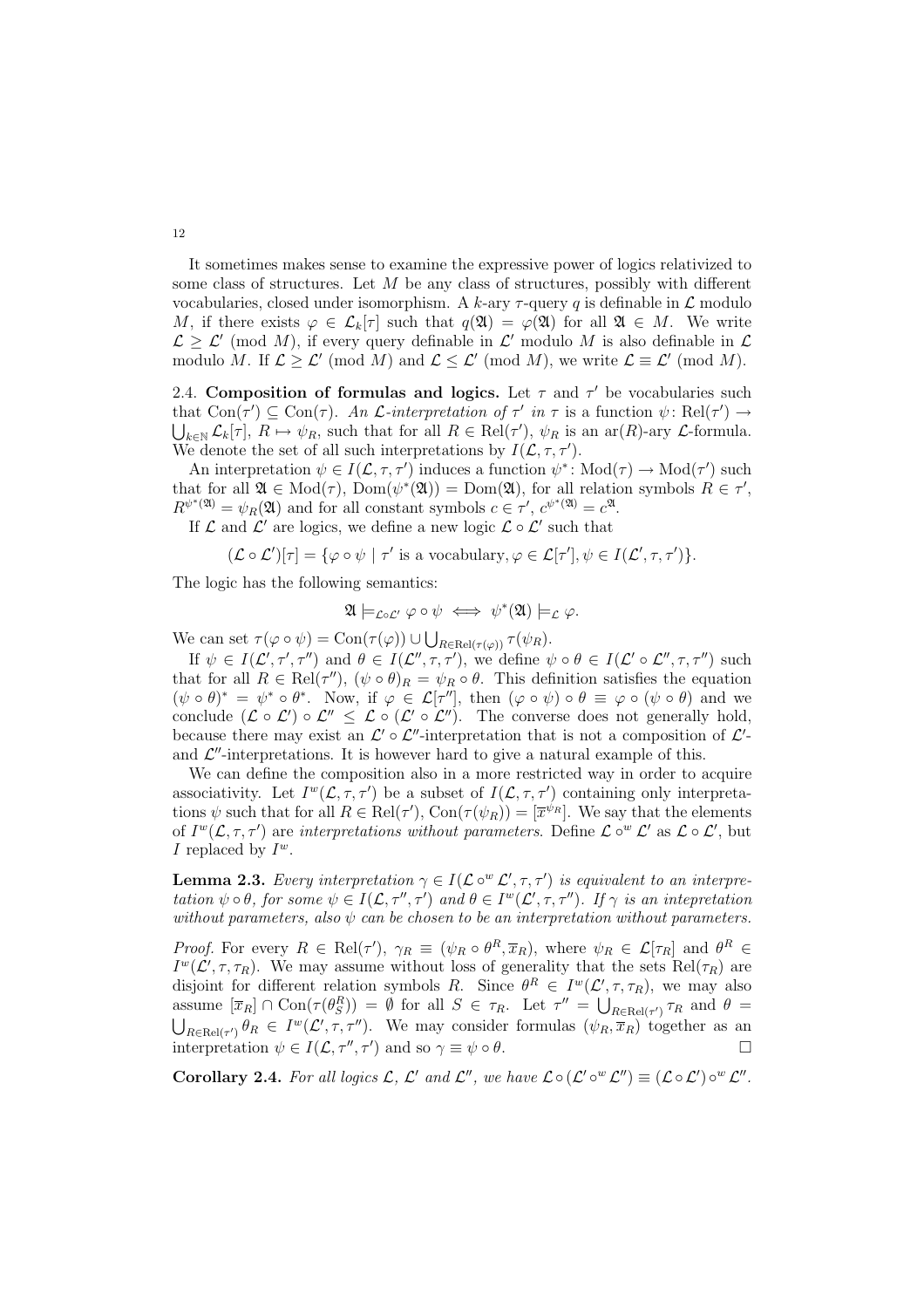It sometimes makes sense to examine the expressive power of logics relativized to some class of structures. Let $M$ be any class of structures, possibly with different vocabularies, closed under isomorphism. A $k$-ary $\tau$-query $q$ is definable in $\mathcal{L}$ modulo $M$, if there exists $\varphi \in \mathcal{L}_k[\tau]$ such that $q(\mathfrak{A}) = \varphi(\mathfrak{A})$ for all $\mathfrak{A} \in M$. We write $\mathcal{L} \geq \mathcal{L}'$ (mod $M$), if every query definable in $\mathcal{L}'$ modulo $M$ is also definable in $\mathcal{L}$ modulo $M$. If $\mathcal{L} \geq \mathcal{L}'$ (mod $M$) and $\mathcal{L} \leq \mathcal{L}'$ (mod $M$), we write $\mathcal{L} \equiv \mathcal{L}'$ (mod $M$).

2.4. **Composition of formulas and logics.** Let $\tau$ and $\tau'$ be vocabularies such that $\mathrm{Con}(\tau') \subseteq \mathrm{Con}(\tau)$. *An $\mathcal{L}$-interpretation of $\tau'$ in $\tau$* is a function $\psi\colon \mathrm{Rel}(\tau') \to \bigcup_{k\in\mathbb{N}} \mathcal{L}_k[\tau]$, $R \mapsto \psi_R$, such that for all $R \in \mathrm{Rel}(\tau')$, $\psi_R$ is an $\mathrm{ar}(R)$-ary $\mathcal{L}$-formula. We denote the set of all such interpretations by $I(\mathcal{L}, \tau, \tau')$.

An interpretation $\psi \in I(\mathcal{L}, \tau, \tau')$ induces a function $\psi^*\colon \mathrm{Mod}(\tau) \to \mathrm{Mod}(\tau')$ such that for all $\mathfrak{A} \in \mathrm{Mod}(\tau)$, $\mathrm{Dom}(\psi^*(\mathfrak{A})) = \mathrm{Dom}(\mathfrak{A})$, for all relation symbols $R \in \tau'$, $R^{\psi^*(\mathfrak{A})} = \psi_R(\mathfrak{A})$ and for all constant symbols $c \in \tau'$, $c^{\psi^*(\mathfrak{A})} = c^{\mathfrak{A}}$.

If $\mathcal{L}$ and $\mathcal{L}'$ are logics, we define a new logic $\mathcal{L} \circ \mathcal{L}'$ such that

$$(\mathcal{L} \circ \mathcal{L}')[\tau] = \{\varphi \circ \psi \mid \tau' \text{ is a vocabulary}, \varphi \in \mathcal{L}[\tau'], \psi \in I(\mathcal{L}', \tau, \tau')\}.$$

The logic has the following semantics:

$$\mathfrak{A} \models_{\mathcal{L}\circ\mathcal{L}'} \varphi \circ \psi \iff \psi^*(\mathfrak{A}) \models_{\mathcal{L}} \varphi.$$

We can set $\tau(\varphi \circ \psi) = \mathrm{Con}(\tau(\varphi)) \cup \bigcup_{R\in\mathrm{Rel}(\tau(\varphi))} \tau(\psi_R)$.

If $\psi \in I(\mathcal{L}', \tau', \tau'')$ and $\theta \in I(\mathcal{L}'', \tau, \tau')$, we define $\psi \circ \theta \in I(\mathcal{L}' \circ \mathcal{L}'', \tau, \tau'')$ such that for all $R \in \mathrm{Rel}(\tau'')$, $(\psi \circ \theta)_R = \psi_R \circ \theta$. This definition satisfies the equation $(\psi \circ \theta)^* = \psi^* \circ \theta^*$. Now, if $\varphi \in \mathcal{L}[\tau'']$, then $(\varphi \circ \psi) \circ \theta \equiv \varphi \circ (\psi \circ \theta)$ and we conclude $(\mathcal{L} \circ \mathcal{L}') \circ \mathcal{L}'' \leq \mathcal{L} \circ (\mathcal{L}' \circ \mathcal{L}'')$. The converse does not generally hold, because there may exist an $\mathcal{L}' \circ \mathcal{L}''$-interpretation that is not a composition of $\mathcal{L}'$- and $\mathcal{L}''$-interpretations. It is however hard to give a natural example of this.

We can define the composition also in a more restricted way in order to acquire associativity. Let $I^w(\mathcal{L}, \tau, \tau')$ be a subset of $I(\mathcal{L}, \tau, \tau')$ containing only interpretations $\psi$ such that for all $R \in \mathrm{Rel}(\tau')$, $\mathrm{Con}(\tau(\psi_R)) = [\overline{x}^{\psi_R}]$. We say that the elements of $I^w(\mathcal{L}, \tau, \tau')$ are *interpretations without parameters*. Define $\mathcal{L} \circ^w \mathcal{L}'$ as $\mathcal{L} \circ \mathcal{L}'$, but $I$ replaced by $I^w$.

**Lemma 2.3.** *Every interpretation $\gamma \in I(\mathcal{L} \circ^w \mathcal{L}', \tau, \tau')$ is equivalent to an interpretation $\psi \circ \theta$, for some $\psi \in I(\mathcal{L}, \tau'', \tau')$ and $\theta \in I^w(\mathcal{L}', \tau, \tau'')$. If $\gamma$ is an intepretation without parameters, also $\psi$ can be chosen to be an interpretation without parameters.*

*Proof.* For every $R \in \mathrm{Rel}(\tau')$, $\gamma_R \equiv (\psi_R \circ \theta^R, \overline{x}_R)$, where $\psi_R \in \mathcal{L}[\tau_R]$ and $\theta^R \in I^w(\mathcal{L}', \tau, \tau_R)$. We may assume without loss of generality that the sets $\mathrm{Rel}(\tau_R)$ are disjoint for different relation symbols $R$. Since $\theta^R \in I^w(\mathcal{L}', \tau, \tau_R)$, we may also assume $[\overline{x}_R] \cap \mathrm{Con}(\tau(\theta^R_S)) = \emptyset$ for all $S \in \tau_R$. Let $\tau'' = \bigcup_{R\in\mathrm{Rel}(\tau')} \tau_R$ and $\theta = \bigcup_{R\in\mathrm{Rel}(\tau')} \theta_R \in I^w(\mathcal{L}', \tau, \tau'')$. We may consider formulas $(\psi_R, \overline{x}_R)$ together as an interpretation $\psi \in I(\mathcal{L}, \tau'', \tau')$ and so $\gamma \equiv \psi \circ \theta$. $\square$

**Corollary 2.4.** *For all logics $\mathcal{L}$, $\mathcal{L}'$ and $\mathcal{L}''$, we have $\mathcal{L} \circ (\mathcal{L}' \circ^w \mathcal{L}'') \equiv (\mathcal{L} \circ \mathcal{L}') \circ^w \mathcal{L}''$.*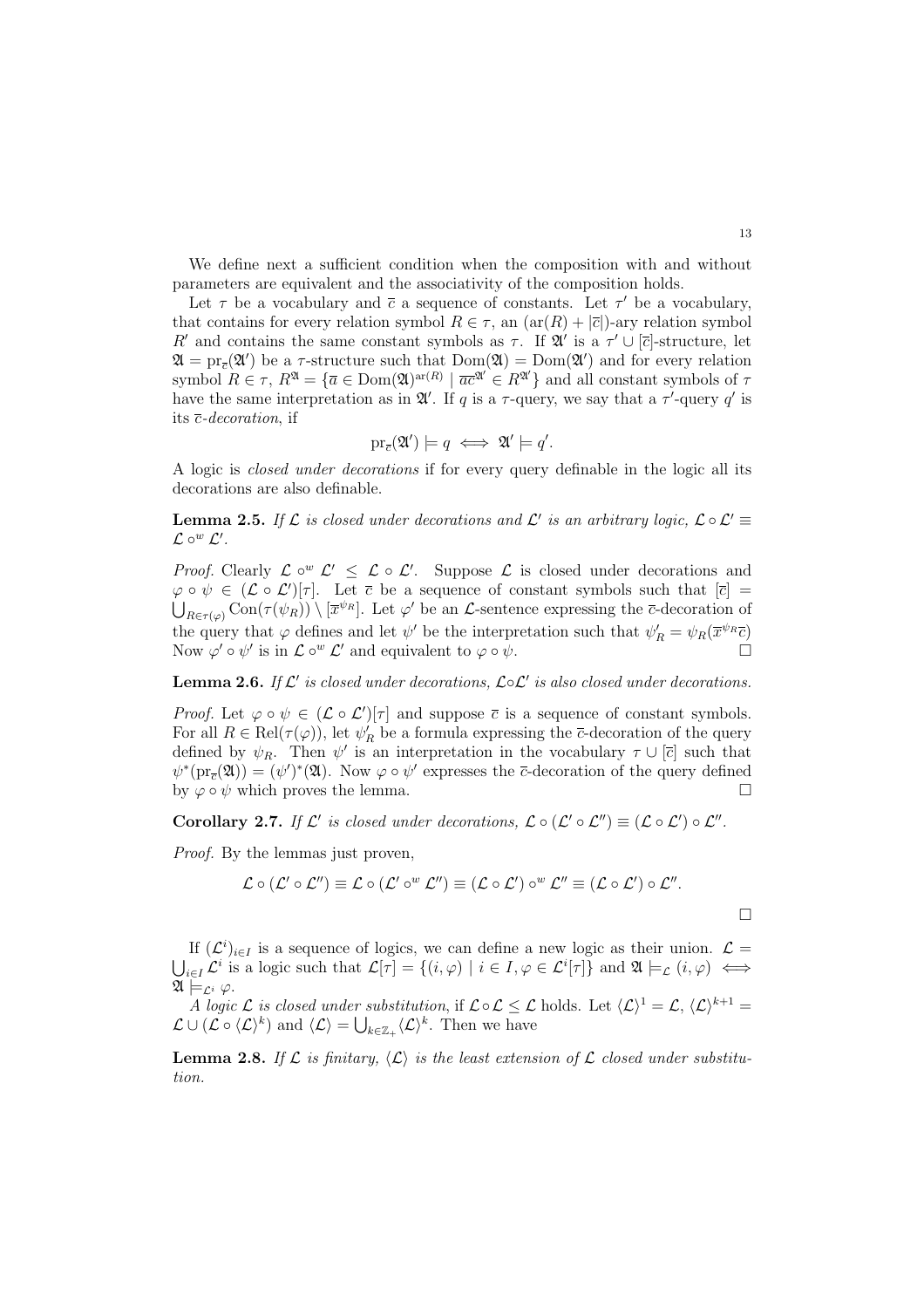We define next a sufficient condition when the composition with and without parameters are equivalent and the associativity of the composition holds.

Let $\tau$ be a vocabulary and $\overline{c}$ a sequence of constants. Let $\tau'$ be a vocabulary, that contains for every relation symbol $R \in \tau$, an $(\mathrm{ar}(R) + |\overline{c}|)$-ary relation symbol $R'$ and contains the same constant symbols as $\tau$. If $\mathfrak{A}'$ is a $\tau' \cup [\overline{c}]$-structure, let $\mathfrak{A} = \mathrm{pr}_{\overline{c}}(\mathfrak{A}')$ be a $\tau$-structure such that $\mathrm{Dom}(\mathfrak{A}) = \mathrm{Dom}(\mathfrak{A}')$ and for every relation symbol $R \in \tau$, $R^{\mathfrak{A}} = \{\overline{a} \in \mathrm{Dom}(\mathfrak{A})^{\mathrm{ar}(R)} \mid \overline{a}\overline{c}^{\mathfrak{A}'} \in R^{\mathfrak{A}'}\}$ and all constant symbols of $\tau$ have the same interpretation as in $\mathfrak{A}'$. If $q$ is a $\tau$-query, we say that a $\tau'$-query $q'$ is its $\overline{c}$-*decoration*, if

$$\mathrm{pr}_{\overline{c}}(\mathfrak{A}') \models q \iff \mathfrak{A}' \models q'.$$

A logic is *closed under decorations* if for every query definable in the logic all its decorations are also definable.

**Lemma 2.5.** *If $\mathcal{L}$ is closed under decorations and $\mathcal{L}'$ is an arbitrary logic, $\mathcal{L} \circ \mathcal{L}' \equiv \mathcal{L} \circ^w \mathcal{L}'$.*

*Proof.* Clearly $\mathcal{L} \circ^w \mathcal{L}' \leq \mathcal{L} \circ \mathcal{L}'$. Suppose $\mathcal{L}$ is closed under decorations and $\varphi \circ \psi \in (\mathcal{L} \circ \mathcal{L}')[\tau]$. Let $\overline{c}$ be a sequence of constant symbols such that $[\overline{c}] = \bigcup_{R \in \tau(\varphi)} \mathrm{Con}(\tau(\psi_R)) \setminus [\overline{x}^{\psi_R}]$. Let $\varphi'$ be an $\mathcal{L}$-sentence expressing the $\overline{c}$-decoration of the query that $\varphi$ defines and let $\psi'$ be the interpretation such that $\psi'_R = \psi_R(\overline{x}^{\psi_R}\overline{c})$ Now $\varphi' \circ \psi'$ is in $\mathcal{L} \circ^w \mathcal{L}'$ and equivalent to $\varphi \circ \psi$. □

**Lemma 2.6.** *If $\mathcal{L}'$ is closed under decorations, $\mathcal{L} \circ \mathcal{L}'$ is also closed under decorations.*

*Proof.* Let $\varphi \circ \psi \in (\mathcal{L} \circ \mathcal{L}')[\tau]$ and suppose $\overline{c}$ is a sequence of constant symbols. For all $R \in \mathrm{Rel}(\tau(\varphi))$, let $\psi'_R$ be a formula expressing the $\overline{c}$-decoration of the query defined by $\psi_R$. Then $\psi'$ is an interpretation in the vocabulary $\tau \cup [\overline{c}]$ such that $\psi^*(\mathrm{pr}_{\overline{c}}(\mathfrak{A})) = (\psi')^*(\mathfrak{A})$. Now $\varphi \circ \psi'$ expresses the $\overline{c}$-decoration of the query defined by $\varphi \circ \psi$ which proves the lemma. □

**Corollary 2.7.** *If $\mathcal{L}'$ is closed under decorations, $\mathcal{L} \circ (\mathcal{L}' \circ \mathcal{L}'') \equiv (\mathcal{L} \circ \mathcal{L}') \circ \mathcal{L}''$.*

*Proof.* By the lemmas just proven,

$$\mathcal{L} \circ (\mathcal{L}' \circ \mathcal{L}'') \equiv \mathcal{L} \circ (\mathcal{L}' \circ^w \mathcal{L}'') \equiv (\mathcal{L} \circ \mathcal{L}') \circ^w \mathcal{L}'' \equiv (\mathcal{L} \circ \mathcal{L}') \circ \mathcal{L}''.$$

□

If $(\mathcal{L}^i)_{i \in I}$ is a sequence of logics, we can define a new logic as their union. $\mathcal{L} = \bigcup_{i \in I} \mathcal{L}^i$ is a logic such that $\mathcal{L}[\tau] = \{(i, \varphi) \mid i \in I, \varphi \in \mathcal{L}^i[\tau]\}$ and $\mathfrak{A} \models_{\mathcal{L}} (i, \varphi) \iff \mathfrak{A} \models_{\mathcal{L}^i} \varphi$.

*A logic $\mathcal{L}$ is closed under substitution*, if $\mathcal{L} \circ \mathcal{L} \leq \mathcal{L}$ holds. Let $\langle \mathcal{L} \rangle^1 = \mathcal{L}$, $\langle \mathcal{L} \rangle^{k+1} = \mathcal{L} \cup (\mathcal{L} \circ \langle \mathcal{L} \rangle^k)$ and $\langle \mathcal{L} \rangle = \bigcup_{k \in \mathbb{Z}_+} \langle \mathcal{L} \rangle^k$. Then we have

**Lemma 2.8.** *If $\mathcal{L}$ is finitary, $\langle \mathcal{L} \rangle$ is the least extension of $\mathcal{L}$ closed under substitution.*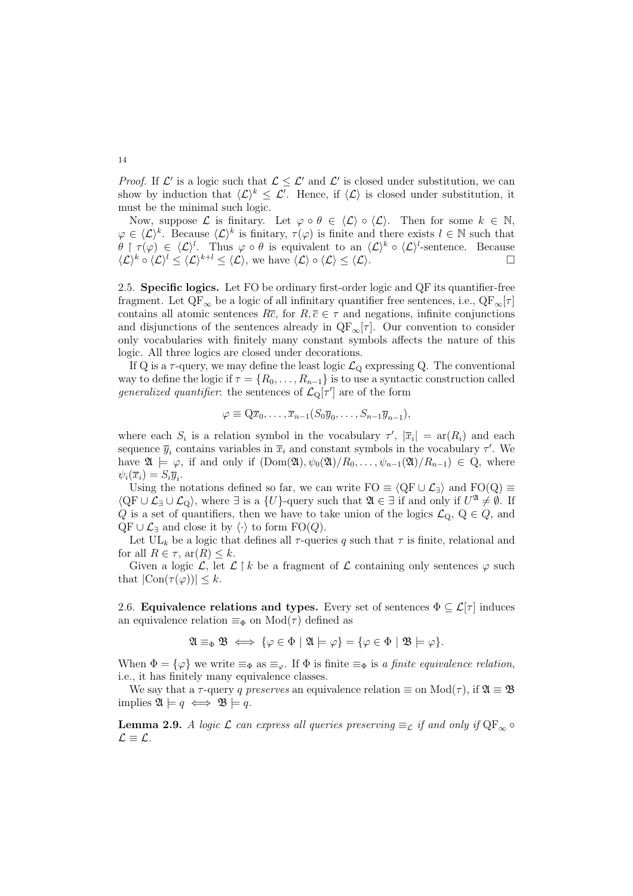*Proof.* If $\mathcal{L}'$ is a logic such that $\mathcal{L} \le \mathcal{L}'$ and $\mathcal{L}'$ is closed under substitution, we can show by induction that $\langle \mathcal{L} \rangle^k \le \mathcal{L}'$. Hence, if $\langle \mathcal{L} \rangle$ is closed under substitution, it must be the minimal such logic.

Now, suppose $\mathcal{L}$ is finitary. Let $\varphi \circ \theta \in \langle \mathcal{L} \rangle \circ \langle \mathcal{L} \rangle$. Then for some $k \in \mathbb{N}$, $\varphi \in \langle \mathcal{L} \rangle^k$. Because $\langle \mathcal{L} \rangle^k$ is finitary, $\tau(\varphi)$ is finite and there exists $l \in \mathbb{N}$ such that $\theta \restriction \tau(\varphi) \in \langle \mathcal{L} \rangle^l$. Thus $\varphi \circ \theta$ is equivalent to an $\langle \mathcal{L} \rangle^k \circ \langle \mathcal{L} \rangle^l$-sentence. Because $\langle \mathcal{L} \rangle^k \circ \langle \mathcal{L} \rangle^l \le \langle \mathcal{L} \rangle^{k+l} \le \langle \mathcal{L} \rangle$, we have $\langle \mathcal{L} \rangle \circ \langle \mathcal{L} \rangle \le \langle \mathcal{L} \rangle$. $\square$

2.5. **Specific logics.** Let FO be ordinary first-order logic and QF its quantifier-free fragment. Let $\mathrm{QF}_\infty$ be a logic of all infinitary quantifier free sentences, i.e., $\mathrm{QF}_\infty[\tau]$ contains all atomic sentences $R\overline{c}$, for $R, \overline{c} \in \tau$ and negations, infinite conjunctions and disjunctions of the sentences already in $\mathrm{QF}_\infty[\tau]$. Our convention to consider only vocabularies with finitely many constant symbols affects the nature of this logic. All three logics are closed under decorations.

If Q is a $\tau$-query, we may define the least logic $\mathcal{L}_\mathrm{Q}$ expressing Q. The conventional way to define the logic if $\tau = \{R_0, \dots, R_{n-1}\}$ is to use a syntactic construction called *generalized quantifier*: the sentences of $\mathcal{L}_\mathrm{Q}[\tau']$ are of the form

$$\varphi \equiv \mathrm{Q}\overline{x}_0, \dots, \overline{x}_{n-1}(S_0\overline{y}_0, \dots, S_{n-1}\overline{y}_{n-1}),$$

where each $S_i$ is a relation symbol in the vocabulary $\tau'$, $|\overline{x}_i| = \mathrm{ar}(R_i)$ and each sequence $\overline{y}_i$ contains variables in $\overline{x}_i$ and constant symbols in the vocabulary $\tau'$. We have $\mathfrak{A} \models \varphi$, if and only if $(\mathrm{Dom}(\mathfrak{A}), \psi_0(\mathfrak{A})/R_0, \dots, \psi_{n-1}(\mathfrak{A})/R_{n-1}) \in \mathrm{Q}$, where $\psi_i(\overline{x}_i) = S_i\overline{y}_i$.

Using the notations defined so far, we can write $\mathrm{FO} \equiv \langle \mathrm{QF} \cup \mathcal{L}_\exists \rangle$ and $\mathrm{FO(Q)} \equiv \langle \mathrm{QF} \cup \mathcal{L}_\exists \cup \mathcal{L}_\mathrm{Q} \rangle$, where $\exists$ is a $\{U\}$-query such that $\mathfrak{A} \in \exists$ if and only if $U^\mathfrak{A} \neq \emptyset$. If $Q$ is a set of quantifiers, then we have to take union of the logics $\mathcal{L}_\mathrm{Q}$, $\mathrm{Q} \in Q$, and $\mathrm{QF} \cup \mathcal{L}_\exists$ and close it by $\langle \cdot \rangle$ to form $\mathrm{FO}(Q)$.

Let $\mathrm{UL}_k$ be a logic that defines all $\tau$-queries $q$ such that $\tau$ is finite, relational and for all $R \in \tau$, $\mathrm{ar}(R) \le k$.

Given a logic $\mathcal{L}$, let $\mathcal{L} \restriction k$ be a fragment of $\mathcal{L}$ containing only sentences $\varphi$ such that $|\mathrm{Con}(\tau(\varphi))| \le k$.

2.6. **Equivalence relations and types.** Every set of sentences $\Phi \subseteq \mathcal{L}[\tau]$ induces an equivalence relation $\equiv_\Phi$ on $\mathrm{Mod}(\tau)$ defined as

$$\mathfrak{A} \equiv_\Phi \mathfrak{B} \iff \{\varphi \in \Phi \mid \mathfrak{A} \models \varphi\} = \{\varphi \in \Phi \mid \mathfrak{B} \models \varphi\}.$$

When $\Phi = \{\varphi\}$ we write $\equiv_\Phi$ as $\equiv_\varphi$. If $\Phi$ is finite $\equiv_\Phi$ is *a finite equivalence relation*, i.e., it has finitely many equivalence classes.

We say that a $\tau$-query $q$ *preserves* an equivalence relation $\equiv$ on $\mathrm{Mod}(\tau)$, if $\mathfrak{A} \equiv \mathfrak{B}$ implies $\mathfrak{A} \models q \iff \mathfrak{B} \models q$.

**Lemma 2.9.** *A logic $\mathcal{L}$ can express all queries preserving $\equiv_\mathcal{L}$ if and only if $\mathrm{QF}_\infty \circ \mathcal{L} \equiv \mathcal{L}$.*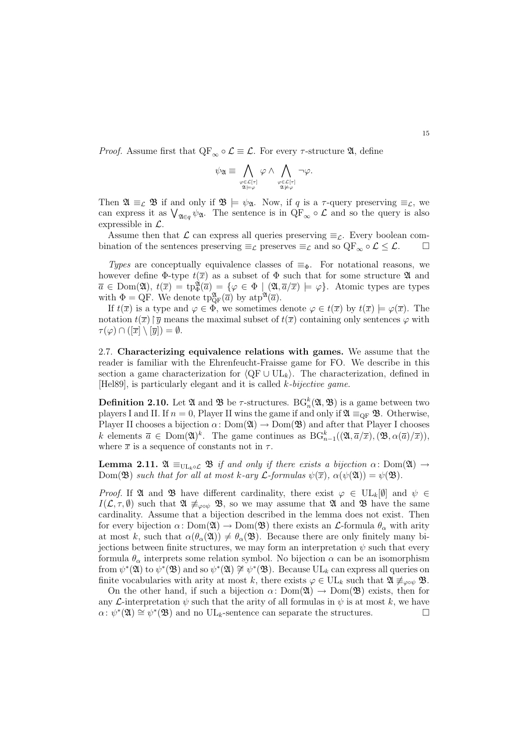*Proof.* Assume first that $\mathrm{QF}_\infty \circ \mathcal{L} \equiv \mathcal{L}$. For every $\tau$-structure $\mathfrak{A}$, define

$$\psi_{\mathfrak{A}} \equiv \bigwedge_{\substack{\varphi \in \mathcal{L}[\tau] \\ \mathfrak{A} \models \varphi}} \varphi \wedge \bigwedge_{\substack{\varphi \in \mathcal{L}[\tau] \\ \mathfrak{A} \not\models \varphi}} \neg\varphi.$$

Then $\mathfrak{A} \equiv_{\mathcal{L}} \mathfrak{B}$ if and only if $\mathfrak{B} \models \psi_{\mathfrak{A}}$. Now, if $q$ is a $\tau$-query preserving $\equiv_{\mathcal{L}}$, we can express it as $\bigvee_{\mathfrak{A} \in q} \psi_{\mathfrak{A}}$. The sentence is in $\mathrm{QF}_\infty \circ \mathcal{L}$ and so the query is also expressible in $\mathcal{L}$.

Assume then that $\mathcal{L}$ can express all queries preserving $\equiv_{\mathcal{L}}$. Every boolean combination of the sentences preserving $\equiv_{\mathcal{L}}$ preserves $\equiv_{\mathcal{L}}$ and so $\mathrm{QF}_\infty \circ \mathcal{L} \leq \mathcal{L}$. $\square$

*Types* are conceptually equivalence classes of $\equiv_\Phi$. For notational reasons, we however define $\Phi$-type $t(\overline{x})$ as a subset of $\Phi$ such that for some structure $\mathfrak{A}$ and $\overline{a} \in \mathrm{Dom}(\mathfrak{A})$, $t(\overline{x}) = \mathrm{tp}^{\mathfrak{A}}_{\Phi}(\overline{a}) = \{\varphi \in \Phi \mid (\mathfrak{A}, \overline{a}/\overline{x}) \models \varphi\}$. Atomic types are types with $\Phi = \mathrm{QF}$. We denote $\mathrm{tp}^{\mathfrak{A}}_{\mathrm{QF}}(\overline{a})$ by $\mathrm{atp}^{\mathfrak{A}}(\overline{a})$.

If $t(\overline{x})$ is a type and $\varphi \in \Phi$, we sometimes denote $\varphi \in t(\overline{x})$ by $t(\overline{x}) \models \varphi(\overline{x})$. The notation $t(\overline{x}) \restriction \overline{y}$ means the maximal subset of $t(\overline{x})$ containing only sentences $\varphi$ with $\tau(\varphi) \cap ([\overline{x}] \setminus [\overline{y}]) = \emptyset$.

2.7. **Characterizing equivalence relations with games.** We assume that the reader is familiar with the Ehrenfeucht-Fraisse game for FO. We describe in this section a game characterization for $\langle \mathrm{QF} \cup \mathrm{UL}_k \rangle$. The characterization, defined in [Hel89], is particularly elegant and it is called *$k$-bijective game.*

**Definition 2.10.** Let $\mathfrak{A}$ and $\mathfrak{B}$ be $\tau$-structures. $\mathrm{BG}^k_n(\mathfrak{A}, \mathfrak{B})$ is a game between two players I and II. If $n = 0$, Player II wins the game if and only if $\mathfrak{A} \equiv_{\mathrm{QF}} \mathfrak{B}$. Otherwise, Player II chooses a bijection $\alpha \colon \mathrm{Dom}(\mathfrak{A}) \to \mathrm{Dom}(\mathfrak{B})$ and after that Player I chooses $k$ elements $\overline{a} \in \mathrm{Dom}(\mathfrak{A})^k$. The game continues as $\mathrm{BG}^k_{n-1}((\mathfrak{A}, \overline{a}/\overline{x}), (\mathfrak{B}, \alpha(\overline{a})/\overline{x}))$, where $\overline{x}$ is a sequence of constants not in $\tau$.

**Lemma 2.11.** *$\mathfrak{A} \equiv_{\mathrm{UL}_k \circ \mathcal{L}} \mathfrak{B}$ if and only if there exists a bijection $\alpha \colon \mathrm{Dom}(\mathfrak{A}) \to \mathrm{Dom}(\mathfrak{B})$ such that for all at most $k$-ary $\mathcal{L}$-formulas $\psi(\overline{x})$, $\alpha(\psi(\mathfrak{A})) = \psi(\mathfrak{B})$.*

*Proof.* If $\mathfrak{A}$ and $\mathfrak{B}$ have different cardinality, there exist $\varphi \in \mathrm{UL}_k[\emptyset]$ and $\psi \in I(\mathcal{L}, \tau, \emptyset)$ such that $\mathfrak{A} \not\equiv_{\varphi \circ \psi} \mathfrak{B}$, so we may assume that $\mathfrak{A}$ and $\mathfrak{B}$ have the same cardinality. Assume that a bijection described in the lemma does not exist. Then for every bijection $\alpha \colon \mathrm{Dom}(\mathfrak{A}) \to \mathrm{Dom}(\mathfrak{B})$ there exists an $\mathcal{L}$-formula $\theta_\alpha$ with arity at most $k$, such that $\alpha(\theta_\alpha(\mathfrak{A})) \neq \theta_\alpha(\mathfrak{B})$. Because there are only finitely many bijections between finite structures, we may form an interpretation $\psi$ such that every formula $\theta_\alpha$ interprets some relation symbol. No bijection $\alpha$ can be an isomorphism from $\psi^*(\mathfrak{A})$ to $\psi^*(\mathfrak{B})$ and so $\psi^*(\mathfrak{A}) \not\cong \psi^*(\mathfrak{B})$. Because $\mathrm{UL}_k$ can express all queries on finite vocabularies with arity at most $k$, there exists $\varphi \in \mathrm{UL}_k$ such that $\mathfrak{A} \not\equiv_{\varphi \circ \psi} \mathfrak{B}$.

On the other hand, if such a bijection $\alpha \colon \mathrm{Dom}(\mathfrak{A}) \to \mathrm{Dom}(\mathfrak{B})$ exists, then for any $\mathcal{L}$-interpretation $\psi$ such that the arity of all formulas in $\psi$ is at most $k$, we have $\alpha \colon \psi^*(\mathfrak{A}) \cong \psi^*(\mathfrak{B})$ and no $\mathrm{UL}_k$-sentence can separate the structures. $\square$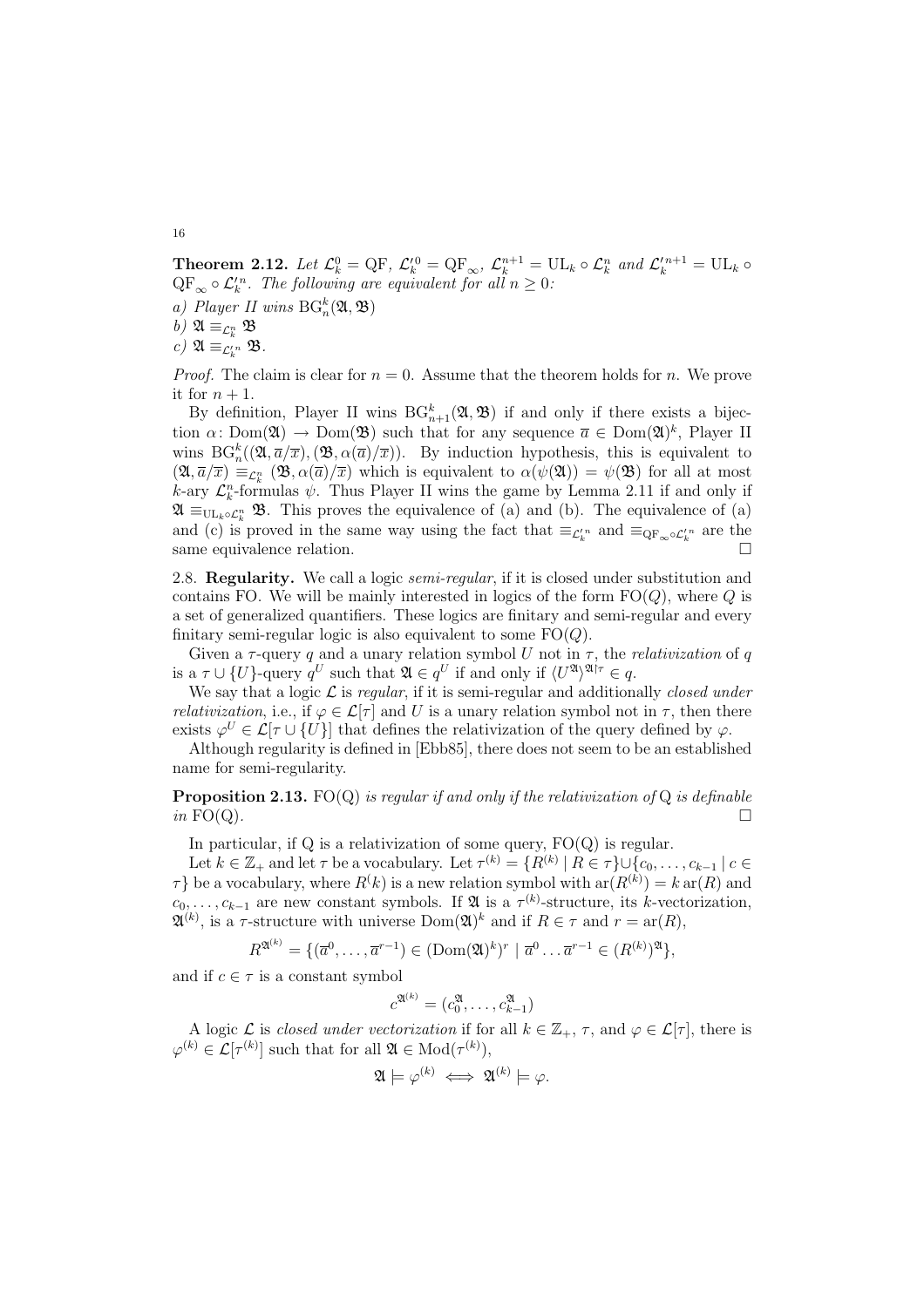**Theorem 2.12.** *Let $\mathcal{L}_k^0 = \mathrm{QF}$, $\mathcal{L}_k'^0 = \mathrm{QF}_\infty$, $\mathcal{L}_k^{n+1} = \mathrm{UL}_k \circ \mathcal{L}_k^n$ and $\mathcal{L}_k'^{n+1} = \mathrm{UL}_k \circ \mathrm{QF}_\infty \circ \mathcal{L}_k'^n$. The following are equivalent for all $n \geq 0$:*

*a) Player II wins $\mathrm{BG}_n^k(\mathfrak{A}, \mathfrak{B})$*

*b) $\mathfrak{A} \equiv_{\mathcal{L}_k^n} \mathfrak{B}$*

*c) $\mathfrak{A} \equiv_{\mathcal{L}_k'^n} \mathfrak{B}$.*

*Proof.* The claim is clear for $n = 0$. Assume that the theorem holds for $n$. We prove it for $n + 1$.

By definition, Player II wins $\mathrm{BG}_{n+1}^k(\mathfrak{A}, \mathfrak{B})$ if and only if there exists a bijection $\alpha \colon \mathrm{Dom}(\mathfrak{A}) \to \mathrm{Dom}(\mathfrak{B})$ such that for any sequence $\overline{a} \in \mathrm{Dom}(\mathfrak{A})^k$, Player II wins $\mathrm{BG}_n^k((\mathfrak{A}, \overline{a}/\overline{x}), (\mathfrak{B}, \alpha(\overline{a})/\overline{x}))$. By induction hypothesis, this is equivalent to $(\mathfrak{A}, \overline{a}/\overline{x}) \equiv_{\mathcal{L}_k^n} (\mathfrak{B}, \alpha(\overline{a})/\overline{x})$ which is equivalent to $\alpha(\psi(\mathfrak{A})) = \psi(\mathfrak{B})$ for all at most $k$-ary $\mathcal{L}_k^n$-formulas $\psi$. Thus Player II wins the game by Lemma 2.11 if and only if $\mathfrak{A} \equiv_{\mathrm{UL}_k \circ \mathcal{L}_k^n} \mathfrak{B}$. This proves the equivalence of (a) and (b). The equivalence of (a) and (c) is proved in the same way using the fact that $\equiv_{\mathcal{L}_k'^n}$ and $\equiv_{\mathrm{QF}_\infty \circ \mathcal{L}_k'^n}$ are the same equivalence relation. $\square$

2.8. **Regularity.** We call a logic *semi-regular*, if it is closed under substitution and contains FO. We will be mainly interested in logics of the form $\mathrm{FO}(Q)$, where $Q$ is a set of generalized quantifiers. These logics are finitary and semi-regular and every finitary semi-regular logic is also equivalent to some $\mathrm{FO}(Q)$.

Given a $\tau$-query $q$ and a unary relation symbol $U$ not in $\tau$, the *relativization* of $q$ is a $\tau \cup \{U\}$-query $q^U$ such that $\mathfrak{A} \in q^U$ if and only if $\langle U^{\mathfrak{A}} \rangle^{\mathfrak{A} \restriction \tau} \in q$.

We say that a logic $\mathcal{L}$ is *regular*, if it is semi-regular and additionally *closed under relativization*, i.e., if $\varphi \in \mathcal{L}[\tau]$ and $U$ is a unary relation symbol not in $\tau$, then there exists $\varphi^U \in \mathcal{L}[\tau \cup \{U\}]$ that defines the relativization of the query defined by $\varphi$.

Although regularity is defined in [Ebb85], there does not seem to be an established name for semi-regularity.

**Proposition 2.13.** *$\mathrm{FO}(\mathrm{Q})$ is regular if and only if the relativization of $\mathrm{Q}$ is definable in $\mathrm{FO}(\mathrm{Q})$.* $\square$

In particular, if Q is a relativization of some query, $\mathrm{FO}(\mathrm{Q})$ is regular.

Let $k \in \mathbb{Z}_+$ and let $\tau$ be a vocabulary. Let $\tau^{(k)} = \{R^{(k)} \mid R \in \tau\} \cup \{c_0, \ldots, c_{k-1} \mid c \in \tau\}$ be a vocabulary, where $R^(k)$ is a new relation symbol with $\mathrm{ar}(R^{(k)}) = k\,\mathrm{ar}(R)$ and $c_0, \ldots, c_{k-1}$ are new constant symbols. If $\mathfrak{A}$ is a $\tau^{(k)}$-structure, its $k$-vectorization, $\mathfrak{A}^{(k)}$, is a $\tau$-structure with universe $\mathrm{Dom}(\mathfrak{A})^k$ and if $R \in \tau$ and $r = \mathrm{ar}(R)$,

$$R^{\mathfrak{A}^{(k)}} = \{(\overline{a}^0, \ldots, \overline{a}^{r-1}) \in (\mathrm{Dom}(\mathfrak{A})^k)^r \mid \overline{a}^0 \ldots \overline{a}^{r-1} \in (R^{(k)})^{\mathfrak{A}}\},$$

and if $c \in \tau$ is a constant symbol

$$c^{\mathfrak{A}^{(k)}} = (c_0^{\mathfrak{A}}, \ldots, c_{k-1}^{\mathfrak{A}})$$

A logic $\mathcal{L}$ is *closed under vectorization* if for all $k \in \mathbb{Z}_+$, $\tau$, and $\varphi \in \mathcal{L}[\tau]$, there is $\varphi^{(k)} \in \mathcal{L}[\tau^{(k)}]$ such that for all $\mathfrak{A} \in \mathrm{Mod}(\tau^{(k)})$,

$$\mathfrak{A} \models \varphi^{(k)} \iff \mathfrak{A}^{(k)} \models \varphi.$$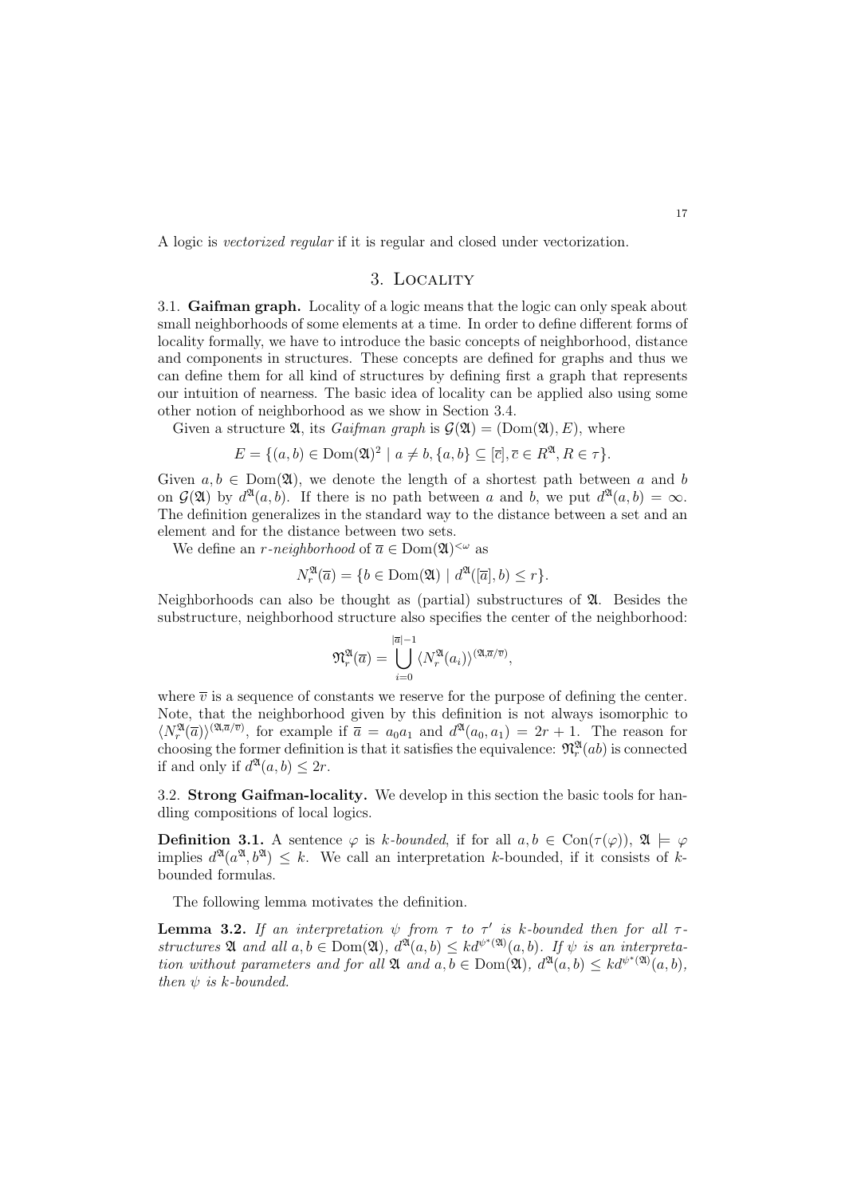A logic is *vectorized regular* if it is regular and closed under vectorization.

## 3. Locality

**3.1. Gaifman graph.** Locality of a logic means that the logic can only speak about small neighborhoods of some elements at a time. In order to define different forms of locality formally, we have to introduce the basic concepts of neighborhood, distance and components in structures. These concepts are defined for graphs and thus we can define them for all kind of structures by defining first a graph that represents our intuition of nearness. The basic idea of locality can be applied also using some other notion of neighborhood as we show in Section 3.4.

Given a structure $\mathfrak{A}$, its *Gaifman graph* is $\mathcal{G}(\mathfrak{A}) = (\mathrm{Dom}(\mathfrak{A}), E)$, where

$$E = \{(a,b) \in \mathrm{Dom}(\mathfrak{A})^2 \mid a \neq b, \{a,b\} \subseteq [\overline{c}], \overline{c} \in R^{\mathfrak{A}}, R \in \tau\}.$$

Given $a, b \in \mathrm{Dom}(\mathfrak{A})$, we denote the length of a shortest path between $a$ and $b$ on $\mathcal{G}(\mathfrak{A})$ by $d^{\mathfrak{A}}(a,b)$. If there is no path between $a$ and $b$, we put $d^{\mathfrak{A}}(a,b) = \infty$. The definition generalizes in the standard way to the distance between a set and an element and for the distance between two sets.

We define an *r-neighborhood* of $\overline{a} \in \mathrm{Dom}(\mathfrak{A})^{<\omega}$ as

$$N_r^{\mathfrak{A}}(\overline{a}) = \{b \in \mathrm{Dom}(\mathfrak{A}) \mid d^{\mathfrak{A}}([\overline{a}], b) \leq r\}.$$

Neighborhoods can also be thought as (partial) substructures of $\mathfrak{A}$. Besides the substructure, neighborhood structure also specifies the center of the neighborhood:

$$\mathfrak{N}_r^{\mathfrak{A}}(\overline{a}) = \bigcup_{i=0}^{|\overline{a}|-1} \langle N_r^{\mathfrak{A}}(a_i)\rangle^{(\mathfrak{A}, \overline{a}/\overline{v})},$$

where $\overline{v}$ is a sequence of constants we reserve for the purpose of defining the center. Note, that the neighborhood given by this definition is not always isomorphic to $\langle N_r^{\mathfrak{A}}(\overline{a})\rangle^{(\mathfrak{A}, \overline{a}/\overline{v})}$, for example if $\overline{a} = a_0 a_1$ and $d^{\mathfrak{A}}(a_0, a_1) = 2r+1$. The reason for choosing the former definition is that it satisfies the equivalence: $\mathfrak{N}_r^{\mathfrak{A}}(ab)$ is connected if and only if $d^{\mathfrak{A}}(a,b) \leq 2r$.

**3.2. Strong Gaifman-locality.** We develop in this section the basic tools for handling compositions of local logics.

**Definition 3.1.** A sentence $\varphi$ is *k-bounded*, if for all $a, b \in \mathrm{Con}(\tau(\varphi))$, $\mathfrak{A} \models \varphi$ implies $d^{\mathfrak{A}}(a^{\mathfrak{A}}, b^{\mathfrak{A}}) \leq k$. We call an interpretation $k$-bounded, if it consists of $k$-bounded formulas.

The following lemma motivates the definition.

**Lemma 3.2.** *If an interpretation $\psi$ from $\tau$ to $\tau'$ is $k$-bounded then for all $\tau$-structures $\mathfrak{A}$ and all $a, b \in \mathrm{Dom}(\mathfrak{A})$, $d^{\mathfrak{A}}(a,b) \leq k d^{\psi^*(\mathfrak{A})}(a,b)$. If $\psi$ is an interpretation without parameters and for all $\mathfrak{A}$ and $a, b \in \mathrm{Dom}(\mathfrak{A})$, $d^{\mathfrak{A}}(a,b) \leq k d^{\psi^*(\mathfrak{A})}(a,b)$, then $\psi$ is $k$-bounded.*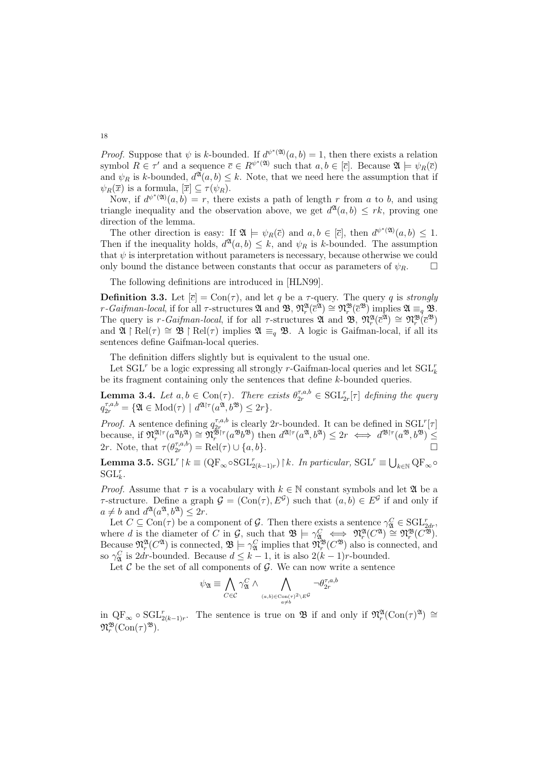*Proof.* Suppose that $\psi$ is $k$-bounded. If $d^{\psi^*(\mathfrak{A})}(a,b) = 1$, then there exists a relation symbol $R \in \tau'$ and a sequence $\overline{c} \in R^{\psi^*(\mathfrak{A})}$ such that $a, b \in [\overline{c}]$. Because $\mathfrak{A} \models \psi_R(\overline{c})$ and $\psi_R$ is $k$-bounded, $d^{\mathfrak{A}}(a,b) \leq k$. Note, that we need here the assumption that if $\psi_R(\overline{x})$ is a formula, $[\overline{x}] \subseteq \tau(\psi_R)$.

Now, if $d^{\psi^*(\mathfrak{A})}(a,b) = r$, there exists a path of length $r$ from $a$ to $b$, and using triangle inequality and the observation above, we get $d^{\mathfrak{A}}(a,b) \leq rk$, proving one direction of the lemma.

The other direction is easy: If $\mathfrak{A} \models \psi_R(\overline{c})$ and $a, b \in [\overline{c}]$, then $d^{\psi^*(\mathfrak{A})}(a,b) \leq 1$. Then if the inequality holds, $d^{\mathfrak{A}}(a,b) \leq k$, and $\psi_R$ is $k$-bounded. The assumption that $\psi$ is interpretation without parameters is necessary, because otherwise we could only bound the distance between constants that occur as parameters of $\psi_R$. $\square$

The following definitions are introduced in [HLN99].

**Definition 3.3.** Let $[\overline{c}] = \mathrm{Con}(\tau)$, and let $q$ be a $\tau$-query. The query $q$ is *strongly $r$-Gaifman-local*, if for all $\tau$-structures $\mathfrak{A}$ and $\mathfrak{B}$, $\mathfrak{N}_r^{\mathfrak{A}}(\overline{c}^{\mathfrak{A}}) \cong \mathfrak{N}_r^{\mathfrak{B}}(\overline{c}^{\mathfrak{B}})$ implies $\mathfrak{A} \equiv_q \mathfrak{B}$. The query is *$r$-Gaifman-local*, if for all $\tau$-structures $\mathfrak{A}$ and $\mathfrak{B}$, $\mathfrak{N}_r^{\mathfrak{A}}(\overline{c}^{\mathfrak{A}}) \cong \mathfrak{N}_r^{\mathfrak{B}}(\overline{c}^{\mathfrak{B}})$ and $\mathfrak{A} \restriction \mathrm{Rel}(\tau) \cong \mathfrak{B} \restriction \mathrm{Rel}(\tau)$ implies $\mathfrak{A} \equiv_q \mathfrak{B}$. A logic is Gaifman-local, if all its sentences define Gaifman-local queries.

The definition differs slightly but is equivalent to the usual one.

Let $\mathrm{SGL}^r$ be a logic expressing all strongly $r$-Gaifman-local queries and let $\mathrm{SGL}_k^r$ be its fragment containing only the sentences that define $k$-bounded queries.

**Lemma 3.4.** *Let $a, b \in \mathrm{Con}(\tau)$. There exists $\theta_{2r}^{\tau,a,b} \in \mathrm{SGL}_{2r}^r[\tau]$ defining the query $q_{2r}^{\tau,a,b} = \{\mathfrak{A} \in \mathrm{Mod}(\tau) \mid d^{\mathfrak{A}\restriction\tau}(a^{\mathfrak{A}}, b^{\mathfrak{B}}) \leq 2r\}$.*

*Proof.* A sentence defining $q_{2r}^{\tau,a,b}$ is clearly $2r$-bounded. It can be defined in $\mathrm{SGL}^r[\tau]$ because, if $\mathfrak{N}_r^{\mathfrak{A}\restriction\tau}(a^{\mathfrak{A}}b^{\mathfrak{A}}) \cong \mathfrak{N}_r^{\mathfrak{B}\restriction\tau}(a^{\mathfrak{B}}b^{\mathfrak{B}})$ then $d^{\mathfrak{A}\restriction\tau}(a^{\mathfrak{A}}, b^{\mathfrak{A}}) \leq 2r \iff d^{\mathfrak{B}\restriction\tau}(a^{\mathfrak{B}}, b^{\mathfrak{B}}) \leq 2r$. Note, that $\tau(\theta_{2r}^{\tau,a,b}) = \mathrm{Rel}(\tau) \cup \{a, b\}$. $\square$

**Lemma 3.5.** $\mathrm{SGL}^r \restriction k \equiv (\mathrm{QF}_\infty \circ \mathrm{SGL}_{2(k-1)r}^r) \restriction k$. *In particular,* $\mathrm{SGL}^r \equiv \bigcup_{k \in \mathbb{N}} \mathrm{QF}_\infty \circ \mathrm{SGL}_k^r$.

*Proof.* Assume that $\tau$ is a vocabulary with $k \in \mathbb{N}$ constant symbols and let $\mathfrak{A}$ be a $\tau$-structure. Define a graph $\mathcal{G} = (\mathrm{Con}(\tau), E^{\mathcal{G}})$ such that $(a,b) \in E^{\mathcal{G}}$ if and only if $a \neq b$ and $d^{\mathfrak{A}}(a^{\mathfrak{A}}, b^{\mathfrak{A}}) \leq 2r$.

Let $C \subseteq \mathrm{Con}(\tau)$ be a component of $\mathcal{G}$. Then there exists a sentence $\gamma_{\mathfrak{A}}^C \in \mathrm{SGL}_{2dr}^r$, where $d$ is the diameter of $C$ in $\mathcal{G}$, such that $\mathfrak{B} \models \gamma_{\mathfrak{A}}^C \iff \mathfrak{N}_r^{\mathfrak{A}}(C^{\mathfrak{A}}) \cong \mathfrak{N}_r^{\mathfrak{B}}(C^{\mathfrak{B}})$. Because $\mathfrak{N}_r^{\mathfrak{A}}(C^{\mathfrak{A}})$ is connected, $\mathfrak{B} \models \gamma_{\mathfrak{A}}^C$ implies that $\mathfrak{N}_r^{\mathfrak{B}}(C^{\mathfrak{B}})$ also is connected, and so $\gamma_{\mathfrak{A}}^C$ is $2dr$-bounded. Because $d \leq k-1$, it is also $2(k-1)r$-bounded.

Let $\mathcal{C}$ be the set of all components of $\mathcal{G}$. We can now write a sentence

$$\psi_{\mathfrak{A}} \equiv \bigwedge_{C \in \mathcal{C}} \gamma_{\mathfrak{A}}^C \wedge \bigwedge_{\substack{(a,b) \in \mathrm{Con}(\tau)^2 \setminus E^{\mathcal{G}} \\ a \neq b}} \neg\theta_{2r}^{\tau,a,b}$$

in $\mathrm{QF}_\infty \circ \mathrm{SGL}_{2(k-1)r}^r$. The sentence is true on $\mathfrak{B}$ if and only if $\mathfrak{N}_r^{\mathfrak{A}}(\mathrm{Con}(\tau)^{\mathfrak{A}}) \cong \mathfrak{N}_r^{\mathfrak{B}}(\mathrm{Con}(\tau)^{\mathfrak{B}})$.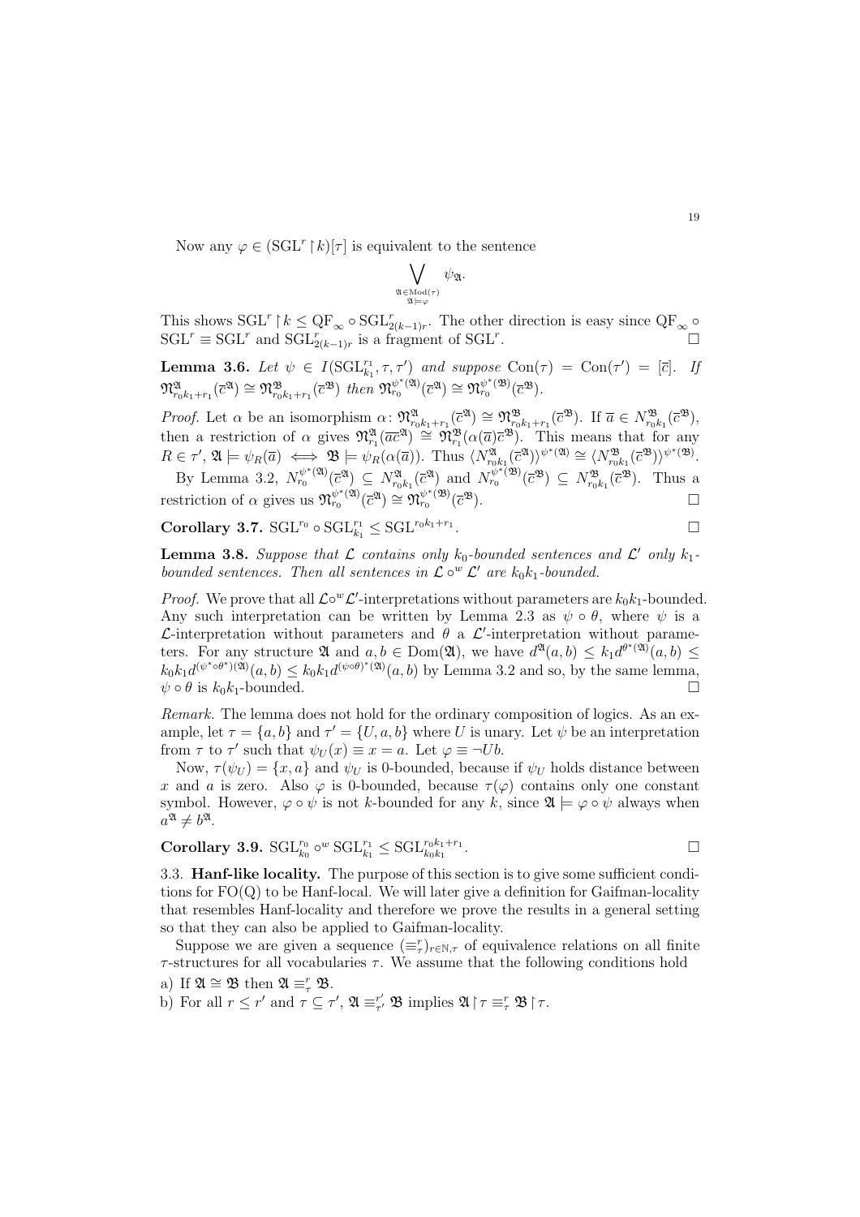Now any $\varphi \in (\mathrm{SGL}^r \upharpoonright k)[\tau]$ is equivalent to the sentence

$$\bigvee_{\substack{\mathfrak{A} \in \mathrm{Mod}(\tau) \\ \mathfrak{A} \models \varphi}} \psi_{\mathfrak{A}}.$$

This shows $\mathrm{SGL}^r \upharpoonright k \leq \mathrm{QF}_\infty \circ \mathrm{SGL}^r_{2(k-1)r}$. The other direction is easy since $\mathrm{QF}_\infty \circ \mathrm{SGL}^r \equiv \mathrm{SGL}^r$ and $\mathrm{SGL}^r_{2(k-1)r}$ is a fragment of $\mathrm{SGL}^r$. □

**Lemma 3.6.** *Let $\psi \in I(\mathrm{SGL}^{r_1}_{k_1}, \tau, \tau')$ and suppose $\mathrm{Con}(\tau) = \mathrm{Con}(\tau') = [\overline{c}]$. If $\mathfrak{N}^{\mathfrak{A}}_{r_0 k_1 + r_1}(\overline{c}^{\mathfrak{A}}) \cong \mathfrak{N}^{\mathfrak{B}}_{r_0 k_1 + r_1}(\overline{c}^{\mathfrak{B}})$ then $\mathfrak{N}^{\psi^*(\mathfrak{A})}_{r_0}(\overline{c}^{\mathfrak{A}}) \cong \mathfrak{N}^{\psi^*(\mathfrak{B})}_{r_0}(\overline{c}^{\mathfrak{B}})$.*

*Proof.* Let $\alpha$ be an isomorphism $\alpha \colon \mathfrak{N}^{\mathfrak{A}}_{r_0 k_1 + r_1}(\overline{c}^{\mathfrak{A}}) \cong \mathfrak{N}^{\mathfrak{B}}_{r_0 k_1 + r_1}(\overline{c}^{\mathfrak{B}})$. If $\overline{a} \in N^{\mathfrak{B}}_{r_0 k_1}(\overline{c}^{\mathfrak{B}})$, then a restriction of $\alpha$ gives $\mathfrak{N}^{\mathfrak{A}}_{r_1}(\overline{a}\overline{c}^{\mathfrak{A}}) \cong \mathfrak{N}^{\mathfrak{B}}_{r_1}(\alpha(\overline{a})\overline{c}^{\mathfrak{B}})$. This means that for any $R \in \tau'$, $\mathfrak{A} \models \psi_R(\overline{a}) \iff \mathfrak{B} \models \psi_R(\alpha(\overline{a}))$. Thus $\langle N^{\mathfrak{A}}_{r_0 k_1}(\overline{c}^{\mathfrak{A}}) \rangle^{\psi^*(\mathfrak{A})} \cong \langle N^{\mathfrak{B}}_{r_0 k_1}(\overline{c}^{\mathfrak{B}}) \rangle^{\psi^*(\mathfrak{B})}$.

By Lemma 3.2, $N^{\psi^*(\mathfrak{A})}_{r_0}(\overline{c}^{\mathfrak{A}}) \subseteq N^{\mathfrak{A}}_{r_0 k_1}(\overline{c}^{\mathfrak{A}})$ and $N^{\psi^*(\mathfrak{B})}_{r_0}(\overline{c}^{\mathfrak{B}}) \subseteq N^{\mathfrak{B}}_{r_0 k_1}(\overline{c}^{\mathfrak{B}})$. Thus a restriction of $\alpha$ gives us $\mathfrak{N}^{\psi^*(\mathfrak{A})}_{r_0}(\overline{c}^{\mathfrak{A}}) \cong \mathfrak{N}^{\psi^*(\mathfrak{B})}_{r_0}(\overline{c}^{\mathfrak{B}})$. □

**Corollary 3.7.** $\mathrm{SGL}^{r_0} \circ \mathrm{SGL}^{r_1}_{k_1} \leq \mathrm{SGL}^{r_0 k_1 + r_1}$. □

**Lemma 3.8.** *Suppose that $\mathcal{L}$ contains only $k_0$-bounded sentences and $\mathcal{L}'$ only $k_1$-bounded sentences. Then all sentences in $\mathcal{L} \circ^w \mathcal{L}'$ are $k_0 k_1$-bounded.*

*Proof.* We prove that all $\mathcal{L} \circ^w \mathcal{L}'$-interpretations without parameters are $k_0 k_1$-bounded. Any such interpretation can be written by Lemma 2.3 as $\psi \circ \theta$, where $\psi$ is a $\mathcal{L}$-interpretation without parameters and $\theta$ a $\mathcal{L}'$-interpretation without parameters. For any structure $\mathfrak{A}$ and $a, b \in \mathrm{Dom}(\mathfrak{A})$, we have $d^{\mathfrak{A}}(a,b) \leq k_1 d^{\theta^*(\mathfrak{A})}(a,b) \leq k_0 k_1 d^{(\psi^* \circ \theta^*)(\mathfrak{A})}(a,b) \leq k_0 k_1 d^{(\psi \circ \theta)^*(\mathfrak{A})}(a,b)$ by Lemma 3.2 and so, by the same lemma, $\psi \circ \theta$ is $k_0 k_1$-bounded. □

*Remark.* The lemma does not hold for the ordinary composition of logics. As an example, let $\tau = \{a, b\}$ and $\tau' = \{U, a, b\}$ where $U$ is unary. Let $\psi$ be an interpretation from $\tau$ to $\tau'$ such that $\psi_U(x) \equiv x = a$. Let $\varphi \equiv \neg Ub$.

Now, $\tau(\psi_U) = \{x, a\}$ and $\psi_U$ is 0-bounded, because if $\psi_U$ holds distance between $x$ and $a$ is zero. Also $\varphi$ is 0-bounded, because $\tau(\varphi)$ contains only one constant symbol. However, $\varphi \circ \psi$ is not $k$-bounded for any $k$, since $\mathfrak{A} \models \varphi \circ \psi$ always when $a^{\mathfrak{A}} \neq b^{\mathfrak{A}}$.

**Corollary 3.9.** $\mathrm{SGL}^{r_0}_{k_0} \circ^w \mathrm{SGL}^{r_1}_{k_1} \leq \mathrm{SGL}^{r_0 k_1 + r_1}_{k_0 k_1}$. □

3.3. **Hanf-like locality.** The purpose of this section is to give some sufficient conditions for $\mathrm{FO}(\mathrm{Q})$ to be Hanf-local. We will later give a definition for Gaifman-locality that resembles Hanf-locality and therefore we prove the results in a general setting so that they can also be applied to Gaifman-locality.

Suppose we are given a sequence $(\equiv^r_\tau)_{r \in \mathbb{N}, \tau}$ of equivalence relations on all finite $\tau$-structures for all vocabularies $\tau$. We assume that the following conditions hold

a) If $\mathfrak{A} \cong \mathfrak{B}$ then $\mathfrak{A} \equiv^r_\tau \mathfrak{B}$.

b) For all $r \leq r'$ and $\tau \subseteq \tau'$, $\mathfrak{A} \equiv^{r'}_{\tau'} \mathfrak{B}$ implies $\mathfrak{A} \upharpoonright \tau \equiv^r_\tau \mathfrak{B} \upharpoonright \tau$.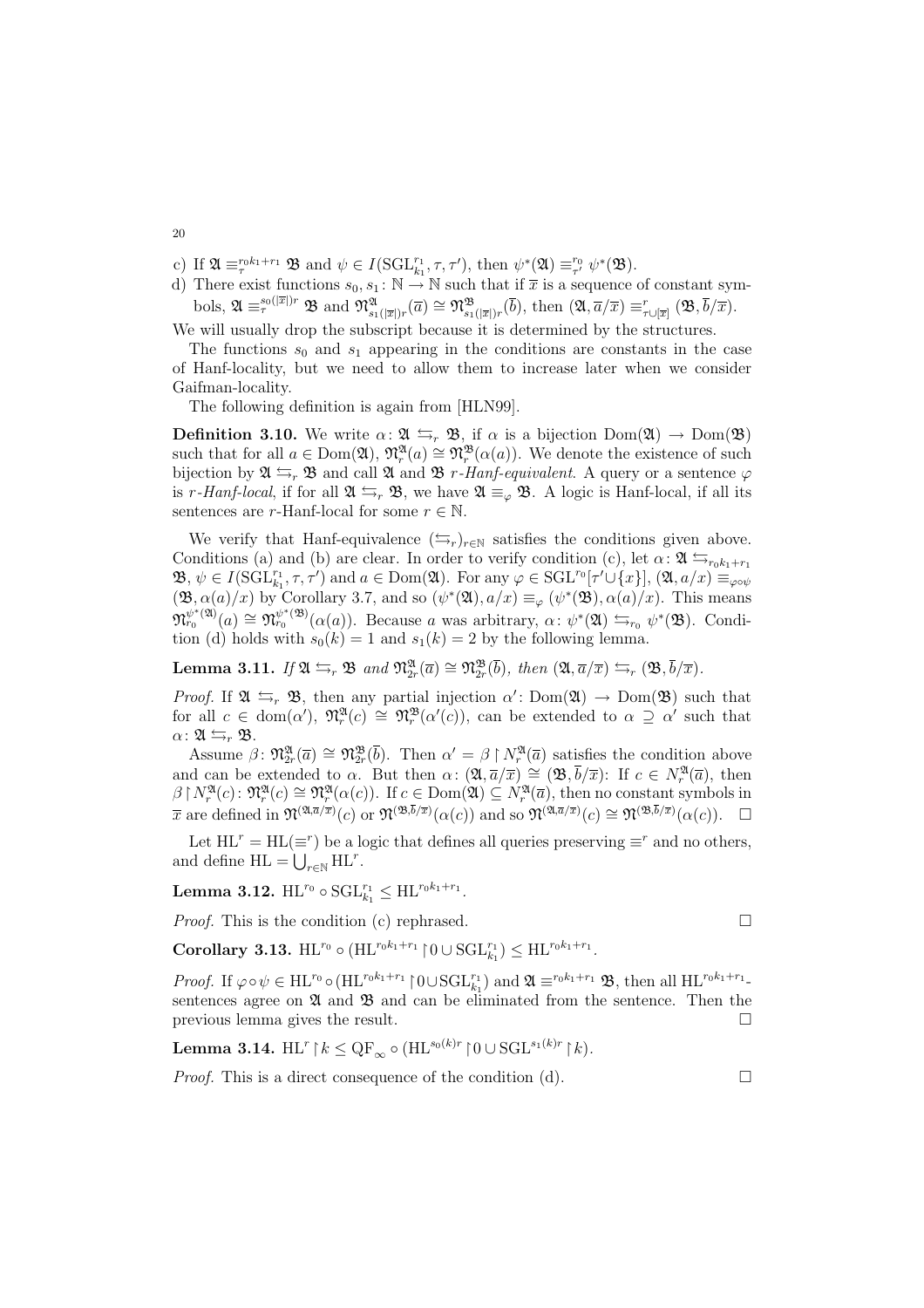c) If $\mathfrak{A} \equiv_\tau^{r_0 k_1 + r_1} \mathfrak{B}$ and $\psi \in I(\mathrm{SGL}_{k_1}^{r_1}, \tau, \tau')$, then $\psi^*(\mathfrak{A}) \equiv_{\tau'}^{r_0} \psi^*(\mathfrak{B})$.

d) There exist functions $s_0, s_1 \colon \mathbb{N} \to \mathbb{N}$ such that if $\overline{x}$ is a sequence of constant symbols, $\mathfrak{A} \equiv_\tau^{s_0(|\overline{x}|) r} \mathfrak{B}$ and $\mathfrak{N}^{\mathfrak{A}}_{s_1(|\overline{x}|)r}(\overline{a}) \cong \mathfrak{N}^{\mathfrak{B}}_{s_1(|\overline{x}|)r}(\overline{b})$, then $(\mathfrak{A}, \overline{a}/\overline{x}) \equiv^r_{\tau \cup [\overline{x}]} (\mathfrak{B}, \overline{b}/\overline{x})$.

We will usually drop the subscript because it is determined by the structures.

The functions $s_0$ and $s_1$ appearing in the conditions are constants in the case of Hanf-locality, but we need to allow them to increase later when we consider Gaifman-locality.

The following definition is again from [HLN99].

**Definition 3.10.** We write $\alpha \colon \mathfrak{A} \leftrightarrows_r \mathfrak{B}$, if $\alpha$ is a bijection $\mathrm{Dom}(\mathfrak{A}) \to \mathrm{Dom}(\mathfrak{B})$ such that for all $a \in \mathrm{Dom}(\mathfrak{A})$, $\mathfrak{N}^{\mathfrak{A}}_r(a) \cong \mathfrak{N}^{\mathfrak{B}}_r(\alpha(a))$. We denote the existence of such bijection by $\mathfrak{A} \leftrightarrows_r \mathfrak{B}$ and call $\mathfrak{A}$ and $\mathfrak{B}$ *r-Hanf-equivalent*. A query or a sentence $\varphi$ is *r-Hanf-local*, if for all $\mathfrak{A} \leftrightarrows_r \mathfrak{B}$, we have $\mathfrak{A} \equiv_\varphi \mathfrak{B}$. A logic is Hanf-local, if all its sentences are $r$-Hanf-local for some $r \in \mathbb{N}$.

We verify that Hanf-equivalence $(\leftrightarrows_r)_{r \in \mathbb{N}}$ satisfies the conditions given above. Conditions (a) and (b) are clear. In order to verify condition (c), let $\alpha \colon \mathfrak{A} \leftrightarrows_{r_0 k_1 + r_1} \mathfrak{B}$, $\psi \in I(\mathrm{SGL}_{k_1}^{r_1}, \tau, \tau')$ and $a \in \mathrm{Dom}(\mathfrak{A})$. For any $\varphi \in \mathrm{SGL}^{r_0}[\tau' \cup \{x\}]$, $(\mathfrak{A}, a/x) \equiv_{\varphi \circ \psi} (\mathfrak{B}, \alpha(a)/x)$ by Corollary 3.7, and so $(\psi^*(\mathfrak{A}), a/x) \equiv_\varphi (\psi^*(\mathfrak{B}), \alpha(a)/x)$. This means $\mathfrak{N}^{\psi^*(\mathfrak{A})}_{r_0}(a) \cong \mathfrak{N}^{\psi^*(\mathfrak{B})}_{r_0}(\alpha(a))$. Because $a$ was arbitrary, $\alpha \colon \psi^*(\mathfrak{A}) \leftrightarrows_{r_0} \psi^*(\mathfrak{B})$. Condition (d) holds with $s_0(k) = 1$ and $s_1(k) = 2$ by the following lemma.

**Lemma 3.11.** *If $\mathfrak{A} \leftrightarrows_r \mathfrak{B}$ and $\mathfrak{N}^{\mathfrak{A}}_{2r}(\overline{a}) \cong \mathfrak{N}^{\mathfrak{B}}_{2r}(\overline{b})$, then $(\mathfrak{A}, \overline{a}/\overline{x}) \leftrightarrows_r (\mathfrak{B}, \overline{b}/\overline{x})$.*

*Proof.* If $\mathfrak{A} \leftrightarrows_r \mathfrak{B}$, then any partial injection $\alpha' \colon \mathrm{Dom}(\mathfrak{A}) \to \mathrm{Dom}(\mathfrak{B})$ such that for all $c \in \mathrm{dom}(\alpha')$, $\mathfrak{N}^{\mathfrak{A}}_r(c) \cong \mathfrak{N}^{\mathfrak{B}}_r(\alpha'(c))$, can be extended to $\alpha \supseteq \alpha'$ such that $\alpha \colon \mathfrak{A} \leftrightarrows_r \mathfrak{B}$.

Assume $\beta \colon \mathfrak{N}^{\mathfrak{A}}_{2r}(\overline{a}) \cong \mathfrak{N}^{\mathfrak{B}}_{2r}(\overline{b})$. Then $\alpha' = \beta \restriction N^{\mathfrak{A}}_r(\overline{a})$ satisfies the condition above and can be extended to $\alpha$. But then $\alpha \colon (\mathfrak{A}, \overline{a}/\overline{x}) \cong (\mathfrak{B}, \overline{b}/\overline{x})$: If $c \in N^{\mathfrak{A}}_r(\overline{a})$, then $\beta \restriction N^{\mathfrak{A}}_r(c) \colon \mathfrak{N}^{\mathfrak{A}}_r(c) \cong \mathfrak{N}^{\mathfrak{A}}_r(\alpha(c))$. If $c \in \mathrm{Dom}(\mathfrak{A}) \subseteq N^{\mathfrak{A}}_r(\overline{a})$, then no constant symbols in $\overline{x}$ are defined in $\mathfrak{N}^{(\mathfrak{A}, \overline{a}/\overline{x})}(c)$ or $\mathfrak{N}^{(\mathfrak{B}, \overline{b}/\overline{x})}(\alpha(c))$ and so $\mathfrak{N}^{(\mathfrak{A}, \overline{a}/\overline{x})}(c) \cong \mathfrak{N}^{(\mathfrak{B}, \overline{b}/\overline{x})}(\alpha(c))$. $\square$

Let $\mathrm{HL}^r = \mathrm{HL}(\equiv^r)$ be a logic that defines all queries preserving $\equiv^r$ and no others, and define $\mathrm{HL} = \bigcup_{r \in \mathbb{N}} \mathrm{HL}^r$.

**Lemma 3.12.** $\mathrm{HL}^{r_0} \circ \mathrm{SGL}_{k_1}^{r_1} \leq \mathrm{HL}^{r_0 k_1 + r_1}$.

*Proof.* This is the condition (c) rephrased. $\square$

**Corollary 3.13.** $\mathrm{HL}^{r_0} \circ (\mathrm{HL}^{r_0 k_1 + r_1} \restriction 0 \cup \mathrm{SGL}_{k_1}^{r_1}) \leq \mathrm{HL}^{r_0 k_1 + r_1}$.

*Proof.* If $\varphi \circ \psi \in \mathrm{HL}^{r_0} \circ (\mathrm{HL}^{r_0 k_1 + r_1} \restriction 0 \cup \mathrm{SGL}_{k_1}^{r_1})$ and $\mathfrak{A} \equiv^{r_0 k_1 + r_1} \mathfrak{B}$, then all $\mathrm{HL}^{r_0 k_1 + r_1}$-sentences agree on $\mathfrak{A}$ and $\mathfrak{B}$ and can be eliminated from the sentence. Then the previous lemma gives the result. $\square$

**Lemma 3.14.** $\mathrm{HL}^r \restriction k \leq \mathrm{QF}_\infty \circ (\mathrm{HL}^{s_0(k) r} \restriction 0 \cup \mathrm{SGL}^{s_1(k) r} \restriction k)$.

*Proof.* This is a direct consequence of the condition (d). $\square$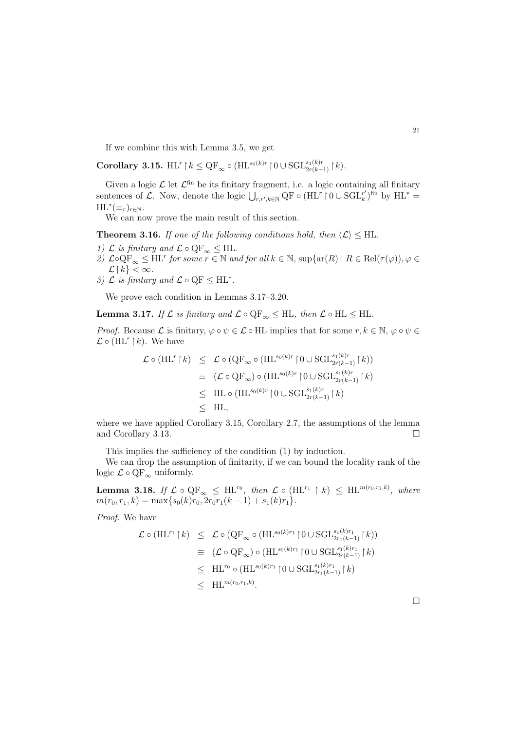If we combine this with Lemma 3.5, we get

**Corollary 3.15.** $\mathrm{HL}^r{\restriction}k \leq \mathrm{QF}_\infty \circ (\mathrm{HL}^{s_0(k)r}{\restriction}0 \cup \mathrm{SGL}^{s_1(k)r}_{2r(k-1)}{\restriction}k)$.

Given a logic $\mathcal{L}$ let $\mathcal{L}^{\mathrm{fin}}$ be its finitary fragment, i.e. a logic containing all finitary sentences of $\mathcal{L}$. Now, denote the logic $\bigcup_{r,r',k\in\mathbb{N}} \mathrm{QF} \circ (\mathrm{HL}^r{\restriction}0 \cup \mathrm{SGL}^{r'}_k)^{\mathrm{fin}}$ by $\mathrm{HL}^* = \mathrm{HL}^*(\equiv_r)_{r\in\mathbb{N}}$.

We can now prove the main result of this section.

**Theorem 3.16.** *If one of the following conditions hold, then $\langle\mathcal{L}\rangle \leq \mathrm{HL}$.*

*1) $\mathcal{L}$ is finitary and $\mathcal{L} \circ \mathrm{QF}_\infty \leq \mathrm{HL}$.*
*2) $\mathcal{L} \circ \mathrm{QF}_\infty \leq \mathrm{HL}^r$ for some $r \in \mathbb{N}$ and for all $k \in \mathbb{N}$, $\sup\{\mathrm{ar}(R) \mid R \in \mathrm{Rel}(\tau(\varphi)), \varphi \in \mathcal{L}{\restriction}k\} < \infty$.*
*3) $\mathcal{L}$ is finitary and $\mathcal{L} \circ \mathrm{QF} \leq \mathrm{HL}^*$.*

We prove each condition in Lemmas 3.17–3.20.

**Lemma 3.17.** *If $\mathcal{L}$ is finitary and $\mathcal{L} \circ \mathrm{QF}_\infty \leq \mathrm{HL}$, then $\mathcal{L} \circ \mathrm{HL} \leq \mathrm{HL}$.*

*Proof.* Because $\mathcal{L}$ is finitary, $\varphi \circ \psi \in \mathcal{L} \circ \mathrm{HL}$ implies that for some $r, k \in \mathbb{N}$, $\varphi \circ \psi \in \mathcal{L} \circ (\mathrm{HL}^r{\restriction}k)$. We have

$$\begin{aligned}
\mathcal{L} \circ (\mathrm{HL}^r{\restriction}k) &\leq \mathcal{L} \circ (\mathrm{QF}_\infty \circ (\mathrm{HL}^{s_0(k)r}{\restriction}0 \cup \mathrm{SGL}^{s_1(k)r}_{2r(k-1)}{\restriction}k)) \\
&\equiv (\mathcal{L} \circ \mathrm{QF}_\infty) \circ (\mathrm{HL}^{s_0(k)r}{\restriction}0 \cup \mathrm{SGL}^{s_1(k)r}_{2r(k-1)}{\restriction}k) \\
&\leq \mathrm{HL} \circ (\mathrm{HL}^{s_0(k)r}{\restriction}0 \cup \mathrm{SGL}^{s_1(k)r}_{2r(k-1)}{\restriction}k) \\
&\leq \mathrm{HL},
\end{aligned}$$

where we have applied Corollary 3.15, Corollary 2.7, the assumptions of the lemma and Corollary 3.13. □

This implies the sufficiency of the condition (1) by induction.

We can drop the assumption of finitarity, if we can bound the locality rank of the logic $\mathcal{L} \circ \mathrm{QF}_\infty$ uniformly.

**Lemma 3.18.** *If $\mathcal{L} \circ \mathrm{QF}_\infty \leq \mathrm{HL}^{r_0}$, then $\mathcal{L} \circ (\mathrm{HL}^{r_1} \restriction k) \leq \mathrm{HL}^{m(r_0,r_1,k)}$, where $m(r_0, r_1, k) = \max\{s_0(k)r_0, 2r_0r_1(k-1) + s_1(k)r_1\}$.*

*Proof.* We have

$$\begin{aligned}
\mathcal{L} \circ (\mathrm{HL}^{r_1}{\restriction}k) &\leq \mathcal{L} \circ (\mathrm{QF}_\infty \circ (\mathrm{HL}^{s_0(k)r_1}{\restriction}0 \cup \mathrm{SGL}^{s_1(k)r_1}_{2r_1(k-1)}{\restriction}k)) \\
&\equiv (\mathcal{L} \circ \mathrm{QF}_\infty) \circ (\mathrm{HL}^{s_0(k)r_1}{\restriction}0 \cup \mathrm{SGL}^{s_1(k)r_1}_{2r(k-1)}{\restriction}k) \\
&\leq \mathrm{HL}^{r_0} \circ (\mathrm{HL}^{s_0(k)r_1}{\restriction}0 \cup \mathrm{SGL}^{s_1(k)r_1}_{2r_1(k-1)}{\restriction}k) \\
&\leq \mathrm{HL}^{m(r_0,r_1,k)}.
\end{aligned}$$

□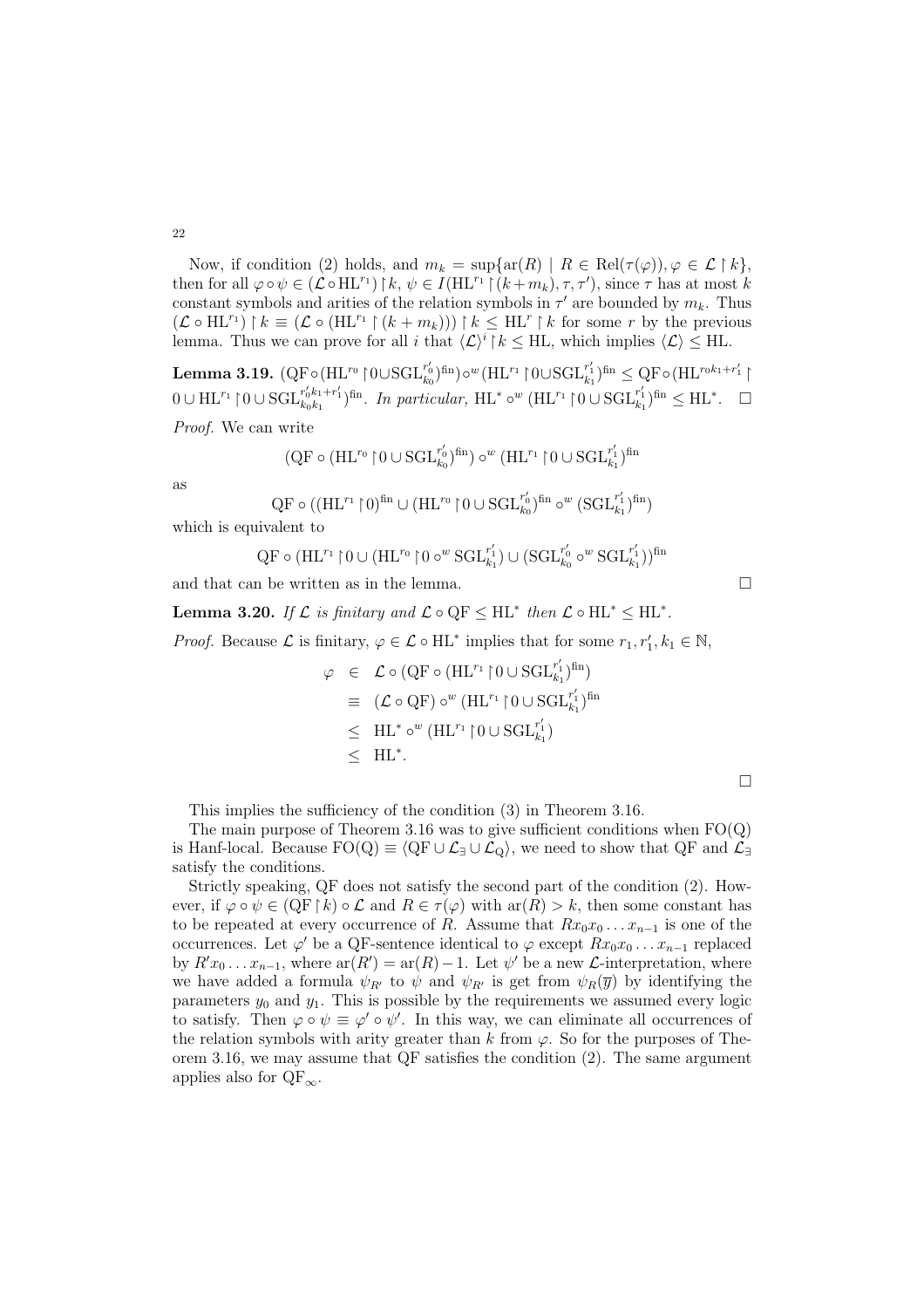Now, if condition (2) holds, and $m_k = \sup\{\mathrm{ar}(R) \mid R \in \mathrm{Rel}(\tau(\varphi)), \varphi \in \mathcal{L} \restriction k\}$, then for all $\varphi \circ \psi \in (\mathcal{L} \circ \mathrm{HL}^{r_1}) \restriction k$, $\psi \in I(\mathrm{HL}^{r_1} \restriction (k + m_k), \tau, \tau')$, since $\tau$ has at most $k$ constant symbols and arities of the relation symbols in $\tau'$ are bounded by $m_k$. Thus $(\mathcal{L} \circ \mathrm{HL}^{r_1}) \restriction k \equiv (\mathcal{L} \circ (\mathrm{HL}^{r_1} \restriction (k + m_k))) \restriction k \leq \mathrm{HL}^r \restriction k$ for some $r$ by the previous lemma. Thus we can prove for all $i$ that $\langle \mathcal{L} \rangle^i \restriction k \leq \mathrm{HL}$, which implies $\langle \mathcal{L} \rangle \leq \mathrm{HL}$.

**Lemma 3.19.** $(\mathrm{QF} \circ (\mathrm{HL}^{r_0} \restriction 0 \cup \mathrm{SGL}_{k_0}^{r_0'})^{\mathrm{fin}}) \circ^w (\mathrm{HL}^{r_1} \restriction 0 \cup \mathrm{SGL}_{k_1}^{r_1'})^{\mathrm{fin}} \leq \mathrm{QF} \circ (\mathrm{HL}^{r_0 k_1 + r_1'} \restriction 0 \cup \mathrm{HL}^{r_1} \restriction 0 \cup \mathrm{SGL}_{k_0 k_1}^{r_0' k_1 + r_1'})^{\mathrm{fin}}$. *In particular,* $\mathrm{HL}^* \circ^w (\mathrm{HL}^{r_1} \restriction 0 \cup \mathrm{SGL}_{k_1}^{r_1'})^{\mathrm{fin}} \leq \mathrm{HL}^*$. □

*Proof.* We can write

$$(\mathrm{QF} \circ (\mathrm{HL}^{r_0} \restriction 0 \cup \mathrm{SGL}_{k_0}^{r_0'})^{\mathrm{fin}}) \circ^w (\mathrm{HL}^{r_1} \restriction 0 \cup \mathrm{SGL}_{k_1}^{r_1'})^{\mathrm{fin}}$$

as

$$\mathrm{QF} \circ ((\mathrm{HL}^{r_1} \restriction 0)^{\mathrm{fin}} \cup (\mathrm{HL}^{r_0} \restriction 0 \cup \mathrm{SGL}_{k_0}^{r_0'})^{\mathrm{fin}} \circ^w (\mathrm{SGL}_{k_1}^{r_1'})^{\mathrm{fin}})$$

which is equivalent to

$$\mathrm{QF} \circ (\mathrm{HL}^{r_1} \restriction 0 \cup (\mathrm{HL}^{r_0} \restriction 0 \circ^w \mathrm{SGL}_{k_1}^{r_1'}) \cup (\mathrm{SGL}_{k_0}^{r_0'} \circ^w \mathrm{SGL}_{k_1}^{r_1'}))^{\mathrm{fin}}$$

and that can be written as in the lemma. □

**Lemma 3.20.** *If $\mathcal{L}$ is finitary and $\mathcal{L} \circ \mathrm{QF} \leq \mathrm{HL}^*$ then $\mathcal{L} \circ \mathrm{HL}^* \leq \mathrm{HL}^*$.*

*Proof.* Because $\mathcal{L}$ is finitary, $\varphi \in \mathcal{L} \circ \mathrm{HL}^*$ implies that for some $r_1, r_1', k_1 \in \mathbb{N}$,

$$\begin{aligned}
\varphi &\in \mathcal{L} \circ (\mathrm{QF} \circ (\mathrm{HL}^{r_1} \restriction 0 \cup \mathrm{SGL}_{k_1}^{r_1'})^{\mathrm{fin}}) \\
&\equiv (\mathcal{L} \circ \mathrm{QF}) \circ^w (\mathrm{HL}^{r_1} \restriction 0 \cup \mathrm{SGL}_{k_1}^{r_1'})^{\mathrm{fin}} \\
&\leq \mathrm{HL}^* \circ^w (\mathrm{HL}^{r_1} \restriction 0 \cup \mathrm{SGL}_{k_1}^{r_1'}) \\
&\leq \mathrm{HL}^*.
\end{aligned}$$

□

This implies the sufficiency of the condition (3) in Theorem 3.16.

The main purpose of Theorem 3.16 was to give sufficient conditions when $\mathrm{FO}(\mathrm{Q})$ is Hanf-local. Because $\mathrm{FO}(\mathrm{Q}) \equiv \langle \mathrm{QF} \cup \mathcal{L}_\exists \cup \mathcal{L}_\mathrm{Q} \rangle$, we need to show that QF and $\mathcal{L}_\exists$ satisfy the conditions.

Strictly speaking, QF does not satisfy the second part of the condition (2). However, if $\varphi \circ \psi \in (\mathrm{QF} \restriction k) \circ \mathcal{L}$ and $R \in \tau(\varphi)$ with $\mathrm{ar}(R) > k$, then some constant has to be repeated at every occurrence of $R$. Assume that $Rx_0x_0 \ldots x_{n-1}$ is one of the occurrences. Let $\varphi'$ be a QF-sentence identical to $\varphi$ except $Rx_0x_0 \ldots x_{n-1}$ replaced by $R'x_0 \ldots x_{n-1}$, where $\mathrm{ar}(R') = \mathrm{ar}(R) - 1$. Let $\psi'$ be a new $\mathcal{L}$-interpretation, where we have added a formula $\psi_{R'}$ to $\psi$ and $\psi_{R'}$ is get from $\psi_R(\overline{y})$ by identifying the parameters $y_0$ and $y_1$. This is possible by the requirements we assumed every logic to satisfy. Then $\varphi \circ \psi \equiv \varphi' \circ \psi'$. In this way, we can eliminate all occurrences of the relation symbols with arity greater than $k$ from $\varphi$. So for the purposes of Theorem 3.16, we may assume that QF satisfies the condition (2). The same argument applies also for $\mathrm{QF}_\infty$.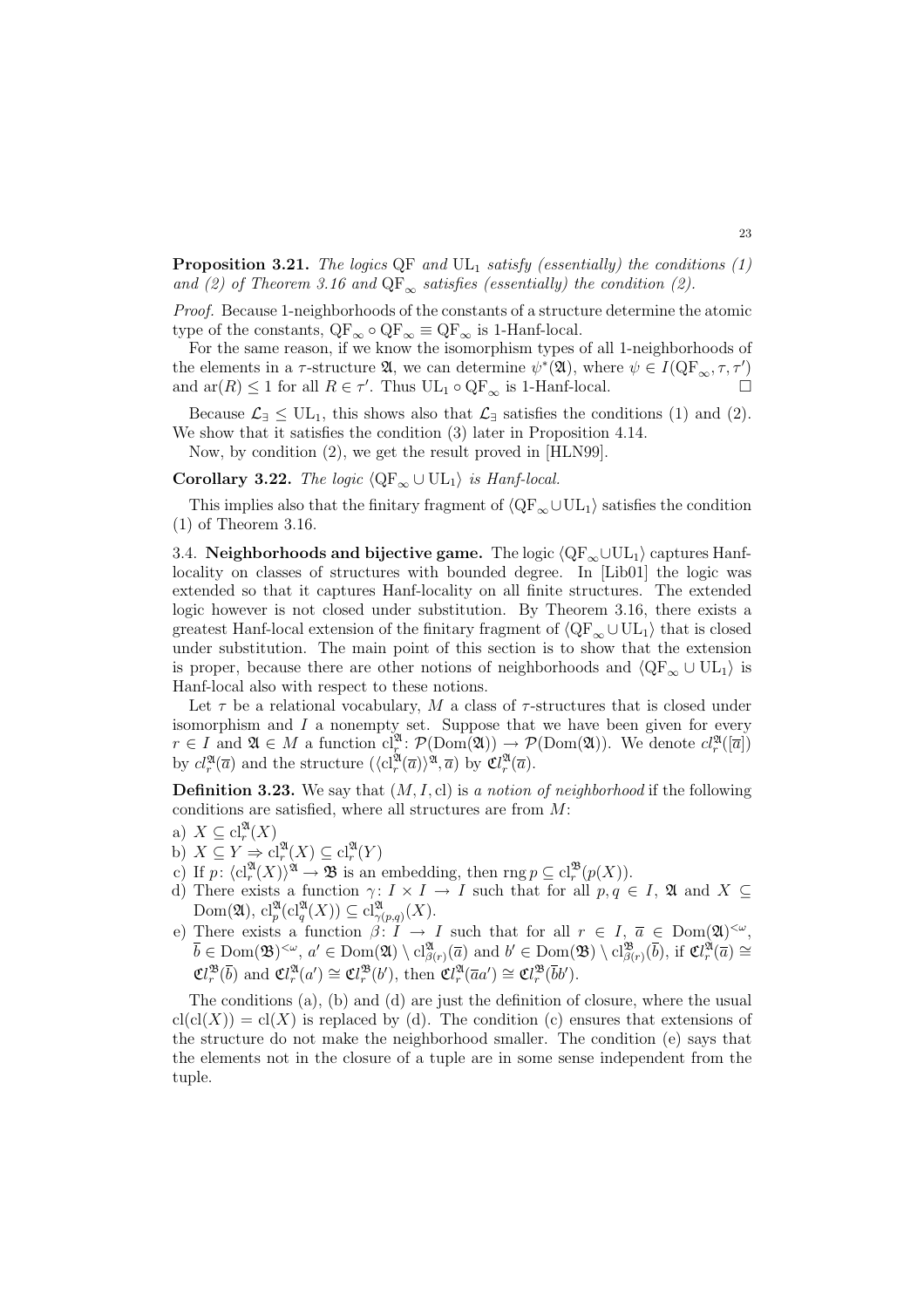**Proposition 3.21.** *The logics* QF *and* $\mathrm{UL}_1$ *satisfy (essentially) the conditions (1) and (2) of Theorem 3.16 and* $\mathrm{QF}_\infty$ *satisfies (essentially) the condition (2).*

*Proof.* Because 1-neighborhoods of the constants of a structure determine the atomic type of the constants, $\mathrm{QF}_\infty \circ \mathrm{QF}_\infty \equiv \mathrm{QF}_\infty$ is 1-Hanf-local.

For the same reason, if we know the isomorphism types of all 1-neighborhoods of the elements in a $\tau$-structure $\mathfrak{A}$, we can determine $\psi^*(\mathfrak{A})$, where $\psi \in I(\mathrm{QF}_\infty, \tau, \tau')$ and $\mathrm{ar}(R) \le 1$ for all $R \in \tau'$. Thus $\mathrm{UL}_1 \circ \mathrm{QF}_\infty$ is 1-Hanf-local. $\square$

Because $\mathcal{L}_\exists \le \mathrm{UL}_1$, this shows also that $\mathcal{L}_\exists$ satisfies the conditions (1) and (2). We show that it satisfies the condition (3) later in Proposition 4.14.

Now, by condition (2), we get the result proved in [HLN99].

**Corollary 3.22.** *The logic* $\langle \mathrm{QF}_\infty \cup \mathrm{UL}_1 \rangle$ *is Hanf-local.*

This implies also that the finitary fragment of $\langle \mathrm{QF}_\infty \cup \mathrm{UL}_1 \rangle$ satisfies the condition (1) of Theorem 3.16.

3.4. **Neighborhoods and bijective game.** The logic $\langle \mathrm{QF}_\infty \cup \mathrm{UL}_1 \rangle$ captures Hanf-locality on classes of structures with bounded degree. In [Lib01] the logic was extended so that it captures Hanf-locality on all finite structures. The extended logic however is not closed under substitution. By Theorem 3.16, there exists a greatest Hanf-local extension of the finitary fragment of $\langle \mathrm{QF}_\infty \cup \mathrm{UL}_1 \rangle$ that is closed under substitution. The main point of this section is to show that the extension is proper, because there are other notions of neighborhoods and $\langle \mathrm{QF}_\infty \cup \mathrm{UL}_1 \rangle$ is Hanf-local also with respect to these notions.

Let $\tau$ be a relational vocabulary, $M$ a class of $\tau$-structures that is closed under isomorphism and $I$ a nonempty set. Suppose that we have been given for every $r \in I$ and $\mathfrak{A} \in M$ a function $\mathrm{cl}_r^{\mathfrak{A}} \colon \mathcal{P}(\mathrm{Dom}(\mathfrak{A})) \to \mathcal{P}(\mathrm{Dom}(\mathfrak{A}))$. We denote $cl_r^{\mathfrak{A}}([\overline{a}])$ by $cl_r^{\mathfrak{A}}(\overline{a})$ and the structure $(\langle \mathrm{cl}_r^{\mathfrak{A}}(\overline{a})\rangle^{\mathfrak{A}}, \overline{a})$ by $\mathfrak{C}l_r^{\mathfrak{A}}(\overline{a})$.

**Definition 3.23.** We say that $(M, I, \mathrm{cl})$ is *a notion of neighborhood* if the following conditions are satisfied, where all structures are from $M$:

a) $X \subseteq \mathrm{cl}_r^{\mathfrak{A}}(X)$
b) $X \subseteq Y \Rightarrow \mathrm{cl}_r^{\mathfrak{A}}(X) \subseteq \mathrm{cl}_r^{\mathfrak{A}}(Y)$
c) If $p \colon \langle \mathrm{cl}_r^{\mathfrak{A}}(X)\rangle^{\mathfrak{A}} \to \mathfrak{B}$ is an embedding, then $\mathrm{rng}\, p \subseteq \mathrm{cl}_r^{\mathfrak{B}}(p(X))$.
d) There exists a function $\gamma \colon I \times I \to I$ such that for all $p, q \in I$, $\mathfrak{A}$ and $X \subseteq \mathrm{Dom}(\mathfrak{A})$, $\mathrm{cl}_p^{\mathfrak{A}}(\mathrm{cl}_q^{\mathfrak{A}}(X)) \subseteq \mathrm{cl}_{\gamma(p,q)}^{\mathfrak{A}}(X)$.
e) There exists a function $\beta \colon I \to I$ such that for all $r \in I$, $\overline{a} \in \mathrm{Dom}(\mathfrak{A})^{<\omega}$, $\overline{b} \in \mathrm{Dom}(\mathfrak{B})^{<\omega}$, $a' \in \mathrm{Dom}(\mathfrak{A}) \setminus \mathrm{cl}_{\beta(r)}^{\mathfrak{A}}(\overline{a})$ and $b' \in \mathrm{Dom}(\mathfrak{B}) \setminus \mathrm{cl}_{\beta(r)}^{\mathfrak{B}}(\overline{b})$, if $\mathfrak{C}l_r^{\mathfrak{A}}(\overline{a}) \cong \mathfrak{C}l_r^{\mathfrak{B}}(\overline{b})$ and $\mathfrak{C}l_r^{\mathfrak{A}}(a') \cong \mathfrak{C}l_r^{\mathfrak{B}}(b')$, then $\mathfrak{C}l_r^{\mathfrak{A}}(\overline{a}a') \cong \mathfrak{C}l_r^{\mathfrak{B}}(\overline{b}b')$.

The conditions (a), (b) and (d) are just the definition of closure, where the usual $\mathrm{cl}(\mathrm{cl}(X)) = \mathrm{cl}(X)$ is replaced by (d). The condition (c) ensures that extensions of the structure do not make the neighborhood smaller. The condition (e) says that the elements not in the closure of a tuple are in some sense independent from the tuple.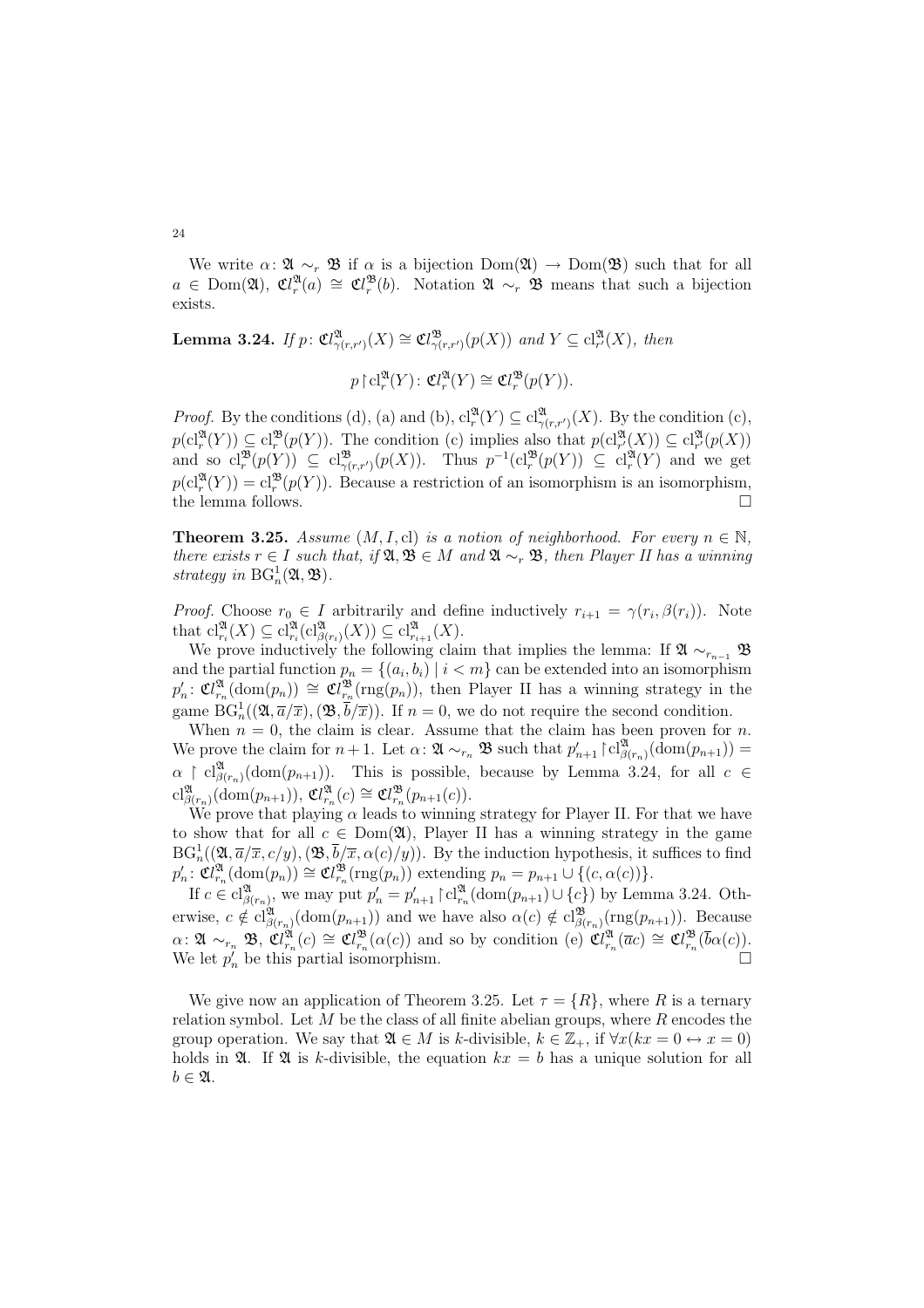We write $\alpha\colon \mathfrak{A} \sim_r \mathfrak{B}$ if $\alpha$ is a bijection $\mathrm{Dom}(\mathfrak{A}) \to \mathrm{Dom}(\mathfrak{B})$ such that for all $a \in \mathrm{Dom}(\mathfrak{A})$, $\mathfrak{Cl}^{\mathfrak{A}}_r(a) \cong \mathfrak{Cl}^{\mathfrak{B}}_r(b)$. Notation $\mathfrak{A} \sim_r \mathfrak{B}$ means that such a bijection exists.

**Lemma 3.24.** *If $p\colon \mathfrak{Cl}^{\mathfrak{A}}_{\gamma(r,r')}(X) \cong \mathfrak{Cl}^{\mathfrak{B}}_{\gamma(r,r')}(p(X))$ and $Y \subseteq \mathrm{cl}^{\mathfrak{A}}_{r'}(X)$, then*

$$p \restriction \mathrm{cl}^{\mathfrak{A}}_r(Y)\colon \mathfrak{Cl}^{\mathfrak{A}}_r(Y) \cong \mathfrak{Cl}^{\mathfrak{B}}_r(p(Y)).$$

*Proof.* By the conditions (d), (a) and (b), $\mathrm{cl}^{\mathfrak{A}}_r(Y) \subseteq \mathrm{cl}^{\mathfrak{A}}_{\gamma(r,r')}(X)$. By the condition (c), $p(\mathrm{cl}^{\mathfrak{A}}_r(Y)) \subseteq \mathrm{cl}^{\mathfrak{B}}_r(p(Y))$. The condition (c) implies also that $p(\mathrm{cl}^{\mathfrak{A}}_{r'}(X)) \subseteq \mathrm{cl}^{\mathfrak{A}}_{r'}(p(X))$ and so $\mathrm{cl}^{\mathfrak{B}}_r(p(Y)) \subseteq \mathrm{cl}^{\mathfrak{B}}_{\gamma(r,r')}(p(X))$. Thus $p^{-1}(\mathrm{cl}^{\mathfrak{B}}_r(p(Y)) \subseteq \mathrm{cl}^{\mathfrak{A}}_r(Y)$ and we get $p(\mathrm{cl}^{\mathfrak{A}}_r(Y)) = \mathrm{cl}^{\mathfrak{B}}_r(p(Y))$. Because a restriction of an isomorphism is an isomorphism, the lemma follows. □

**Theorem 3.25.** *Assume $(M, I, \mathrm{cl})$ is a notion of neighborhood. For every $n \in \mathbb{N}$, there exists $r \in I$ such that, if $\mathfrak{A}, \mathfrak{B} \in M$ and $\mathfrak{A} \sim_r \mathfrak{B}$, then Player II has a winning strategy in $\mathrm{BG}^1_n(\mathfrak{A}, \mathfrak{B})$.*

*Proof.* Choose $r_0 \in I$ arbitrarily and define inductively $r_{i+1} = \gamma(r_i, \beta(r_i))$. Note that $\mathrm{cl}^{\mathfrak{A}}_{r_i}(X) \subseteq \mathrm{cl}^{\mathfrak{A}}_{r_i}(\mathrm{cl}^{\mathfrak{A}}_{\beta(r_i)}(X)) \subseteq \mathrm{cl}^{\mathfrak{A}}_{r_{i+1}}(X)$.

We prove inductively the following claim that implies the lemma: If $\mathfrak{A} \sim_{r_{n-1}} \mathfrak{B}$ and the partial function $p_n = \{(a_i, b_i) \mid i < m\}$ can be extended into an isomorphism $p'_n\colon \mathfrak{Cl}^{\mathfrak{A}}_{r_n}(\mathrm{dom}(p_n)) \cong \mathfrak{Cl}^{\mathfrak{B}}_{r_n}(\mathrm{rng}(p_n))$, then Player II has a winning strategy in the game $\mathrm{BG}^1_n((\mathfrak{A}, \overline{a}/\overline{x}), (\mathfrak{B}, \overline{b}/\overline{x}))$. If $n = 0$, we do not require the second condition.

When $n = 0$, the claim is clear. Assume that the claim has been proven for $n$. We prove the claim for $n+1$. Let $\alpha\colon \mathfrak{A} \sim_{r_n} \mathfrak{B}$ such that $p'_{n+1} \restriction \mathrm{cl}^{\mathfrak{A}}_{\beta(r_n)}(\mathrm{dom}(p_{n+1})) = \alpha \restriction \mathrm{cl}^{\mathfrak{A}}_{\beta(r_n)}(\mathrm{dom}(p_{n+1}))$. This is possible, because by Lemma 3.24, for all $c \in \mathrm{cl}^{\mathfrak{A}}_{\beta(r_n)}(\mathrm{dom}(p_{n+1}))$, $\mathfrak{Cl}^{\mathfrak{A}}_{r_n}(c) \cong \mathfrak{Cl}^{\mathfrak{B}}_{r_n}(p_{n+1}(c))$.

We prove that playing $\alpha$ leads to winning strategy for Player II. For that we have to show that for all $c \in \mathrm{Dom}(\mathfrak{A})$, Player II has a winning strategy in the game $\mathrm{BG}^1_n((\mathfrak{A}, \overline{a}/\overline{x}, c/y), (\mathfrak{B}, \overline{b}/\overline{x}, \alpha(c)/y))$. By the induction hypothesis, it suffices to find $p'_n\colon \mathfrak{Cl}^{\mathfrak{A}}_{r_n}(\mathrm{dom}(p_n)) \cong \mathfrak{Cl}^{\mathfrak{B}}_{r_n}(\mathrm{rng}(p_n))$ extending $p_n = p_{n+1} \cup \{(c, \alpha(c))\}$.

If $c \in \mathrm{cl}^{\mathfrak{A}}_{\beta(r_n)}$, we may put $p'_n = p'_{n+1} \restriction \mathrm{cl}^{\mathfrak{A}}_{r_n}(\mathrm{dom}(p_{n+1}) \cup \{c\})$ by Lemma 3.24. Otherwise, $c \notin \mathrm{cl}^{\mathfrak{A}}_{\beta(r_n)}(\mathrm{dom}(p_{n+1}))$ and we have also $\alpha(c) \notin \mathrm{cl}^{\mathfrak{B}}_{\beta(r_n)}(\mathrm{rng}(p_{n+1}))$. Because $\alpha\colon \mathfrak{A} \sim_{r_n} \mathfrak{B}$, $\mathfrak{Cl}^{\mathfrak{A}}_{r_n}(c) \cong \mathfrak{Cl}^{\mathfrak{B}}_{r_n}(\alpha(c))$ and so by condition (e) $\mathfrak{Cl}^{\mathfrak{A}}_{r_n}(\overline{a}c) \cong \mathfrak{Cl}^{\mathfrak{B}}_{r_n}(\overline{b}\alpha(c))$. We let $p'_n$ be this partial isomorphism. □

We give now an application of Theorem 3.25. Let $\tau = \{R\}$, where $R$ is a ternary relation symbol. Let $M$ be the class of all finite abelian groups, where $R$ encodes the group operation. We say that $\mathfrak{A} \in M$ is $k$-divisible, $k \in \mathbb{Z}_+$, if $\forall x(kx = 0 \leftrightarrow x = 0)$ holds in $\mathfrak{A}$. If $\mathfrak{A}$ is $k$-divisible, the equation $kx = b$ has a unique solution for all $b \in \mathfrak{A}$.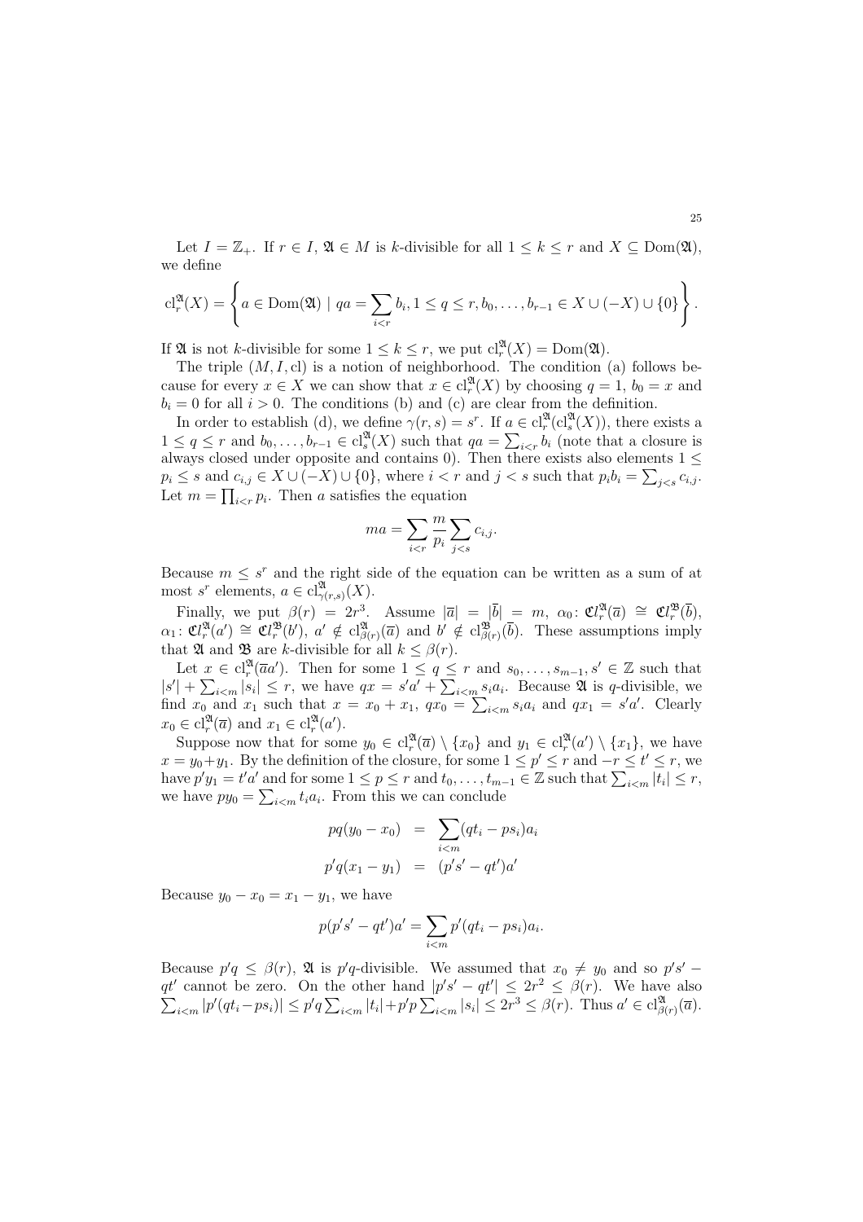Let $I = \mathbb{Z}_+$. If $r \in I$, $\mathfrak{A} \in M$ is $k$-divisible for all $1 \leq k \leq r$ and $X \subseteq \mathrm{Dom}(\mathfrak{A})$, we define

$$\mathrm{cl}_r^{\mathfrak{A}}(X) = \left\{ a \in \mathrm{Dom}(\mathfrak{A}) \mid qa = \sum_{i<r} b_i, 1 \leq q \leq r, b_0, \ldots, b_{r-1} \in X \cup (-X) \cup \{0\} \right\}.$$

If $\mathfrak{A}$ is not $k$-divisible for some $1 \leq k \leq r$, we put $\mathrm{cl}_r^{\mathfrak{A}}(X) = \mathrm{Dom}(\mathfrak{A})$.

The triple $(M, I, \mathrm{cl})$ is a notion of neighborhood. The condition (a) follows because for every $x \in X$ we can show that $x \in \mathrm{cl}_r^{\mathfrak{A}}(X)$ by choosing $q = 1$, $b_0 = x$ and $b_i = 0$ for all $i > 0$. The conditions (b) and (c) are clear from the definition.

In order to establish (d), we define $\gamma(r, s) = s^r$. If $a \in \mathrm{cl}_r^{\mathfrak{A}}(\mathrm{cl}_s^{\mathfrak{A}}(X))$, there exists a $1 \leq q \leq r$ and $b_0, \ldots, b_{r-1} \in \mathrm{cl}_s^{\mathfrak{A}}(X)$ such that $qa = \sum_{i<r} b_i$ (note that a closure is always closed under opposite and contains 0). Then there exists also elements $1 \leq p_i \leq s$ and $c_{i,j} \in X \cup (-X) \cup \{0\}$, where $i < r$ and $j < s$ such that $p_i b_i = \sum_{j<s} c_{i,j}$. Let $m = \prod_{i<r} p_i$. Then $a$ satisfies the equation

$$ma = \sum_{i<r} \frac{m}{p_i} \sum_{j<s} c_{i,j}.$$

Because $m \leq s^r$ and the right side of the equation can be written as a sum of at most $s^r$ elements, $a \in \mathrm{cl}_{\gamma(r,s)}^{\mathfrak{A}}(X)$.

Finally, we put $\beta(r) = 2r^3$. Assume $|\overline{a}| = |\overline{b}| = m$, $\alpha_0 \colon \mathfrak{Cl}_r^{\mathfrak{A}}(\overline{a}) \cong \mathfrak{Cl}_r^{\mathfrak{B}}(\overline{b})$, $\alpha_1 \colon \mathfrak{Cl}_r^{\mathfrak{A}}(a') \cong \mathfrak{Cl}_r^{\mathfrak{B}}(b')$, $a' \notin \mathrm{cl}_{\beta(r)}^{\mathfrak{A}}(\overline{a})$ and $b' \notin \mathrm{cl}_{\beta(r)}^{\mathfrak{B}}(\overline{b})$. These assumptions imply that $\mathfrak{A}$ and $\mathfrak{B}$ are $k$-divisible for all $k \leq \beta(r)$.

Let $x \in \mathrm{cl}_r^{\mathfrak{A}}(\overline{a}a')$. Then for some $1 \leq q \leq r$ and $s_0, \ldots, s_{m-1}, s' \in \mathbb{Z}$ such that $|s'| + \sum_{i<m} |s_i| \leq r$, we have $qx = s'a' + \sum_{i<m} s_i a_i$. Because $\mathfrak{A}$ is $q$-divisible, we find $x_0$ and $x_1$ such that $x = x_0 + x_1$, $qx_0 = \sum_{i<m} s_i a_i$ and $qx_1 = s'a'$. Clearly $x_0 \in \mathrm{cl}_r^{\mathfrak{A}}(\overline{a})$ and $x_1 \in \mathrm{cl}_r^{\mathfrak{A}}(a')$.

Suppose now that for some $y_0 \in \mathrm{cl}_r^{\mathfrak{A}}(\overline{a}) \setminus \{x_0\}$ and $y_1 \in \mathrm{cl}_r^{\mathfrak{A}}(a') \setminus \{x_1\}$, we have $x = y_0 + y_1$. By the definition of the closure, for some $1 \leq p' \leq r$ and $-r \leq t' \leq r$, we have $p'y_1 = t'a'$ and for some $1 \leq p \leq r$ and $t_0, \ldots, t_{m-1} \in \mathbb{Z}$ such that $\sum_{i<m} |t_i| \leq r$, we have $py_0 = \sum_{i<m} t_i a_i$. From this we can conclude

$$\begin{aligned} pq(y_0 - x_0) &= \sum_{i<m} (qt_i - ps_i) a_i \\ p'q(x_1 - y_1) &= (p's' - qt')a' \end{aligned}$$

Because $y_0 - x_0 = x_1 - y_1$, we have

$$p(p's' - qt')a' = \sum_{i<m} p'(qt_i - ps_i) a_i.$$

Because $p'q \leq \beta(r)$, $\mathfrak{A}$ is $p'q$-divisible. We assumed that $x_0 \neq y_0$ and so $p's' - qt'$ cannot be zero. On the other hand $|p's' - qt'| \leq 2r^2 \leq \beta(r)$. We have also $\sum_{i<m} |p'(qt_i - ps_i)| \leq p'q \sum_{i<m} |t_i| + p'p \sum_{i<m} |s_i| \leq 2r^3 \leq \beta(r)$. Thus $a' \in \mathrm{cl}_{\beta(r)}^{\mathfrak{A}}(\overline{a})$.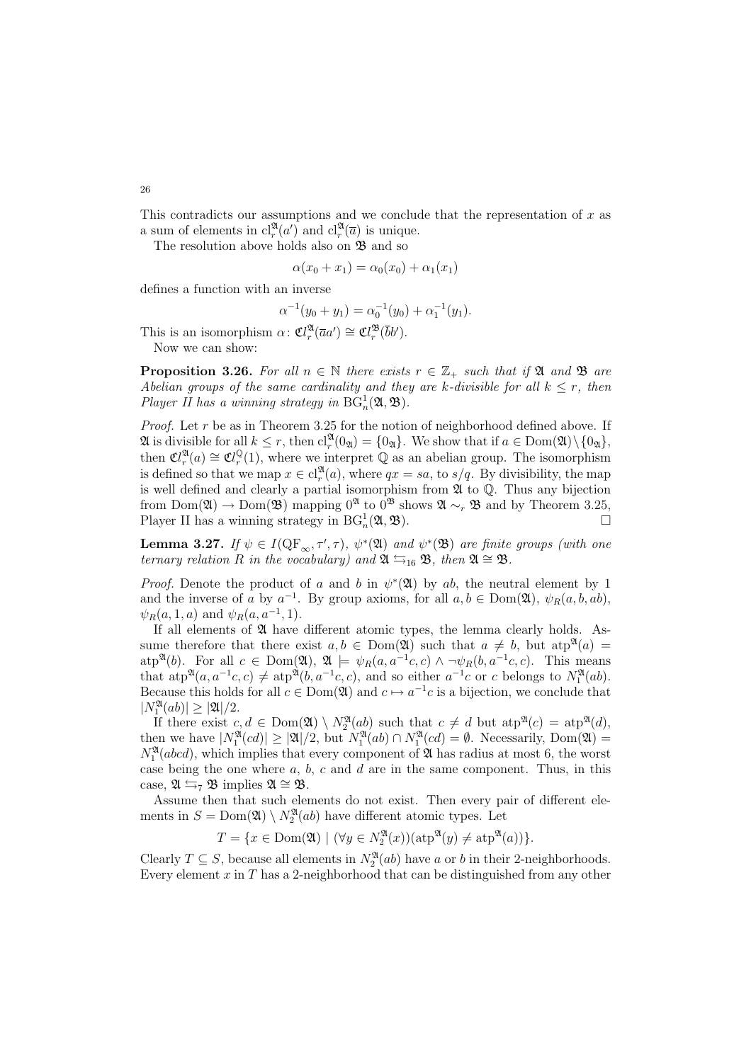This contradicts our assumptions and we conclude that the representation of $x$ as a sum of elements in $\mathrm{cl}_r^{\mathfrak{A}}(a')$ and $\mathrm{cl}_r^{\mathfrak{A}}(\overline{a})$ is unique.

The resolution above holds also on $\mathfrak{B}$ and so

$$\alpha(x_0 + x_1) = \alpha_0(x_0) + \alpha_1(x_1)$$

defines a function with an inverse

$$\alpha^{-1}(y_0 + y_1) = \alpha_0^{-1}(y_0) + \alpha_1^{-1}(y_1).$$

This is an isomorphism $\alpha \colon \mathfrak{Cl}_r^{\mathfrak{A}}(\overline{a}a') \cong \mathfrak{Cl}_r^{\mathfrak{B}}(\overline{b}b')$.

Now we can show:

**Proposition 3.26.** *For all $n \in \mathbb{N}$ there exists $r \in \mathbb{Z}_+$ such that if $\mathfrak{A}$ and $\mathfrak{B}$ are Abelian groups of the same cardinality and they are $k$-divisible for all $k \leq r$, then Player II has a winning strategy in $\mathrm{BG}_n^1(\mathfrak{A}, \mathfrak{B})$.*

*Proof.* Let $r$ be as in Theorem 3.25 for the notion of neighborhood defined above. If $\mathfrak{A}$ is divisible for all $k \leq r$, then $\mathrm{cl}_r^{\mathfrak{A}}(0_{\mathfrak{A}}) = \{0_{\mathfrak{A}}\}$. We show that if $a \in \mathrm{Dom}(\mathfrak{A}) \setminus \{0_{\mathfrak{A}}\}$, then $\mathfrak{Cl}_r^{\mathfrak{A}}(a) \cong \mathfrak{Cl}_r^{\mathbb{Q}}(1)$, where we interpret $\mathbb{Q}$ as an abelian group. The isomorphism is defined so that we map $x \in \mathrm{cl}_r^{\mathfrak{A}}(a)$, where $qx = sa$, to $s/q$. By divisibility, the map is well defined and clearly a partial isomorphism from $\mathfrak{A}$ to $\mathbb{Q}$. Thus any bijection from $\mathrm{Dom}(\mathfrak{A}) \to \mathrm{Dom}(\mathfrak{B})$ mapping $0^{\mathfrak{A}}$ to $0^{\mathfrak{B}}$ shows $\mathfrak{A} \sim_r \mathfrak{B}$ and by Theorem 3.25, Player II has a winning strategy in $\mathrm{BG}_n^1(\mathfrak{A}, \mathfrak{B})$. □

**Lemma 3.27.** *If $\psi \in I(\mathrm{QF}_\infty, \tau', \tau)$, $\psi^*(\mathfrak{A})$ and $\psi^*(\mathfrak{B})$ are finite groups (with one ternary relation $R$ in the vocabulary) and $\mathfrak{A} \leftrightarrows_{16} \mathfrak{B}$, then $\mathfrak{A} \cong \mathfrak{B}$.*

*Proof.* Denote the product of $a$ and $b$ in $\psi^*(\mathfrak{A})$ by $ab$, the neutral element by 1 and the inverse of $a$ by $a^{-1}$. By group axioms, for all $a, b \in \mathrm{Dom}(\mathfrak{A})$, $\psi_R(a, b, ab)$, $\psi_R(a, 1, a)$ and $\psi_R(a, a^{-1}, 1)$.

If all elements of $\mathfrak{A}$ have different atomic types, the lemma clearly holds. Assume therefore that there exist $a, b \in \mathrm{Dom}(\mathfrak{A})$ such that $a \neq b$, but $\mathrm{atp}^{\mathfrak{A}}(a) = \mathrm{atp}^{\mathfrak{A}}(b)$. For all $c \in \mathrm{Dom}(\mathfrak{A})$, $\mathfrak{A} \models \psi_R(a, a^{-1}c, c) \wedge \neg\psi_R(b, a^{-1}c, c)$. This means that $\mathrm{atp}^{\mathfrak{A}}(a, a^{-1}c, c) \neq \mathrm{atp}^{\mathfrak{A}}(b, a^{-1}c, c)$, and so either $a^{-1}c$ or $c$ belongs to $N_1^{\mathfrak{A}}(ab)$. Because this holds for all $c \in \mathrm{Dom}(\mathfrak{A})$ and $c \mapsto a^{-1}c$ is a bijection, we conclude that $|N_1^{\mathfrak{A}}(ab)| \geq |\mathfrak{A}|/2$.

If there exist $c, d \in \mathrm{Dom}(\mathfrak{A}) \setminus N_2^{\mathfrak{A}}(ab)$ such that $c \neq d$ but $\mathrm{atp}^{\mathfrak{A}}(c) = \mathrm{atp}^{\mathfrak{A}}(d)$, then we have $|N_1^{\mathfrak{A}}(cd)| \geq |\mathfrak{A}|/2$, but $N_1^{\mathfrak{A}}(ab) \cap N_1^{\mathfrak{A}}(cd) = \emptyset$. Necessarily, $\mathrm{Dom}(\mathfrak{A}) = N_1^{\mathfrak{A}}(abcd)$, which implies that every component of $\mathfrak{A}$ has radius at most 6, the worst case being the one where $a$, $b$, $c$ and $d$ are in the same component. Thus, in this case, $\mathfrak{A} \leftrightarrows_7 \mathfrak{B}$ implies $\mathfrak{A} \cong \mathfrak{B}$.

Assume then that such elements do not exist. Then every pair of different elements in $S = \mathrm{Dom}(\mathfrak{A}) \setminus N_2^{\mathfrak{A}}(ab)$ have different atomic types. Let

$$T = \{x \in \mathrm{Dom}(\mathfrak{A}) \mid (\forall y \in N_2^{\mathfrak{A}}(x))(\mathrm{atp}^{\mathfrak{A}}(y) \neq \mathrm{atp}^{\mathfrak{A}}(a))\}.$$

Clearly $T \subseteq S$, because all elements in $N_2^{\mathfrak{A}}(ab)$ have $a$ or $b$ in their 2-neighborhoods. Every element $x$ in $T$ has a 2-neighborhood that can be distinguished from any other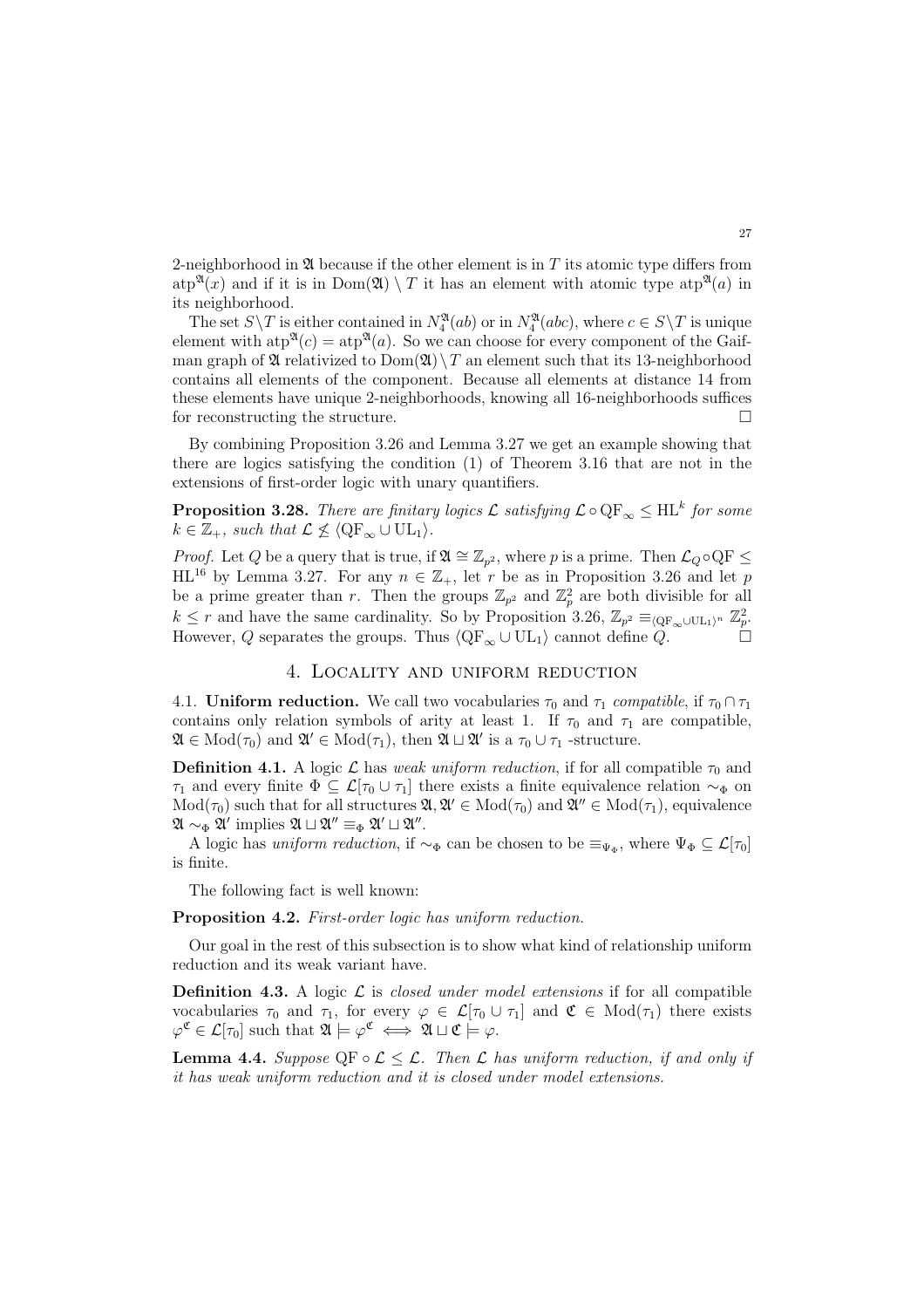2-neighborhood in $\mathfrak{A}$ because if the other element is in $T$ its atomic type differs from $\mathrm{atp}^{\mathfrak{A}}(x)$ and if it is in $\mathrm{Dom}(\mathfrak{A}) \setminus T$ it has an element with atomic type $\mathrm{atp}^{\mathfrak{A}}(a)$ in its neighborhood.

The set $S \setminus T$ is either contained in $N_4^{\mathfrak{A}}(ab)$ or in $N_4^{\mathfrak{A}}(abc)$, where $c \in S \setminus T$ is unique element with $\mathrm{atp}^{\mathfrak{A}}(c) = \mathrm{atp}^{\mathfrak{A}}(a)$. So we can choose for every component of the Gaifman graph of $\mathfrak{A}$ relativized to $\mathrm{Dom}(\mathfrak{A}) \setminus T$ an element such that its 13-neighborhood contains all elements of the component. Because all elements at distance 14 from these elements have unique 2-neighborhoods, knowing all 16-neighborhoods suffices for reconstructing the structure. □

By combining Proposition 3.26 and Lemma 3.27 we get an example showing that there are logics satisfying the condition (1) of Theorem 3.16 that are not in the extensions of first-order logic with unary quantifiers.

**Proposition 3.28.** *There are finitary logics $\mathcal{L}$ satisfying $\mathcal{L} \circ \mathrm{QF}_\infty \leq \mathrm{HL}^k$ for some $k \in \mathbb{Z}_+$, such that $\mathcal{L} \not\leq \langle \mathrm{QF}_\infty \cup \mathrm{UL}_1 \rangle$.*

*Proof.* Let $Q$ be a query that is true, if $\mathfrak{A} \cong \mathbb{Z}_{p^2}$, where $p$ is a prime. Then $\mathcal{L}_Q \circ \mathrm{QF} \leq \mathrm{HL}^{16}$ by Lemma 3.27. For any $n \in \mathbb{Z}_+$, let $r$ be as in Proposition 3.26 and let $p$ be a prime greater than $r$. Then the groups $\mathbb{Z}_{p^2}$ and $\mathbb{Z}_p^2$ are both divisible for all $k \leq r$ and have the same cardinality. So by Proposition 3.26, $\mathbb{Z}_{p^2} \equiv_{\langle \mathrm{QF}_\infty \cup \mathrm{UL}_1 \rangle^n} \mathbb{Z}_p^2$. However, $Q$ separates the groups. Thus $\langle \mathrm{QF}_\infty \cup \mathrm{UL}_1 \rangle$ cannot define $Q$. □

# 4. Locality and uniform reduction

4.1. **Uniform reduction.** We call two vocabularies $\tau_0$ and $\tau_1$ *compatible*, if $\tau_0 \cap \tau_1$ contains only relation symbols of arity at least 1. If $\tau_0$ and $\tau_1$ are compatible, $\mathfrak{A} \in \mathrm{Mod}(\tau_0)$ and $\mathfrak{A}' \in \mathrm{Mod}(\tau_1)$, then $\mathfrak{A} \sqcup \mathfrak{A}'$ is a $\tau_0 \cup \tau_1$ -structure.

**Definition 4.1.** A logic $\mathcal{L}$ has *weak uniform reduction*, if for all compatible $\tau_0$ and $\tau_1$ and every finite $\Phi \subseteq \mathcal{L}[\tau_0 \cup \tau_1]$ there exists a finite equivalence relation $\sim_\Phi$ on $\mathrm{Mod}(\tau_0)$ such that for all structures $\mathfrak{A}, \mathfrak{A}' \in \mathrm{Mod}(\tau_0)$ and $\mathfrak{A}'' \in \mathrm{Mod}(\tau_1)$, equivalence $\mathfrak{A} \sim_\Phi \mathfrak{A}'$ implies $\mathfrak{A} \sqcup \mathfrak{A}'' \equiv_\Phi \mathfrak{A}' \sqcup \mathfrak{A}''$.

A logic has *uniform reduction*, if $\sim_\Phi$ can be chosen to be $\equiv_{\Psi_\Phi}$, where $\Psi_\Phi \subseteq \mathcal{L}[\tau_0]$ is finite.

The following fact is well known:

**Proposition 4.2.** *First-order logic has uniform reduction.*

Our goal in the rest of this subsection is to show what kind of relationship uniform reduction and its weak variant have.

**Definition 4.3.** A logic $\mathcal{L}$ is *closed under model extensions* if for all compatible vocabularies $\tau_0$ and $\tau_1$, for every $\varphi \in \mathcal{L}[\tau_0 \cup \tau_1]$ and $\mathfrak{C} \in \mathrm{Mod}(\tau_1)$ there exists $\varphi^{\mathfrak{C}} \in \mathcal{L}[\tau_0]$ such that $\mathfrak{A} \models \varphi^{\mathfrak{C}} \iff \mathfrak{A} \sqcup \mathfrak{C} \models \varphi$.

**Lemma 4.4.** *Suppose $\mathrm{QF} \circ \mathcal{L} \leq \mathcal{L}$. Then $\mathcal{L}$ has uniform reduction, if and only if it has weak uniform reduction and it is closed under model extensions.*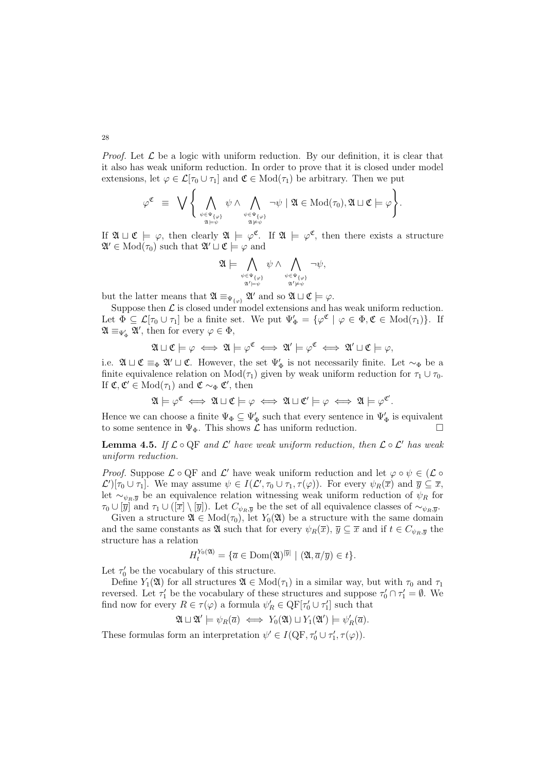*Proof.* Let $\mathcal{L}$ be a logic with uniform reduction. By our definition, it is clear that it also has weak uniform reduction. In order to prove that it is closed under model extensions, let $\varphi \in \mathcal{L}[\tau_0 \cup \tau_1]$ and $\mathfrak{C} \in \mathrm{Mod}(\tau_1)$ be arbitrary. Then we put

$$\varphi^{\mathfrak{C}} \;\equiv\; \bigvee \left\{ \bigwedge_{\substack{\psi \in \Psi_{\{\varphi\}} \\ \mathfrak{A} \models \psi}} \psi \wedge \bigwedge_{\substack{\psi \in \Psi_{\{\varphi\}} \\ \mathfrak{A} \not\models \psi}} \neg\psi \mid \mathfrak{A} \in \mathrm{Mod}(\tau_0), \mathfrak{A} \sqcup \mathfrak{C} \models \varphi \right\}.$$

If $\mathfrak{A} \sqcup \mathfrak{C} \models \varphi$, then clearly $\mathfrak{A} \models \varphi^{\mathfrak{C}}$. If $\mathfrak{A} \models \varphi^{\mathfrak{C}}$, then there exists a structure $\mathfrak{A}' \in \mathrm{Mod}(\tau_0)$ such that $\mathfrak{A}' \sqcup \mathfrak{C} \models \varphi$ and

$$\mathfrak{A} \models \bigwedge_{\substack{\psi \in \Psi_{\{\varphi\}} \\ \mathfrak{A}' \models \psi}} \psi \wedge \bigwedge_{\substack{\psi \in \Psi_{\{\varphi\}} \\ \mathfrak{A}' \not\models \psi}} \neg\psi,$$

but the latter means that $\mathfrak{A} \equiv_{\Psi_{\{\varphi\}}} \mathfrak{A}'$ and so $\mathfrak{A} \sqcup \mathfrak{C} \models \varphi$.

Suppose then $\mathcal{L}$ is closed under model extensions and has weak uniform reduction. Let $\Phi \subseteq \mathcal{L}[\tau_0 \cup \tau_1]$ be a finite set. We put $\Psi'_\Phi = \{\varphi^{\mathfrak{C}} \mid \varphi \in \Phi, \mathfrak{C} \in \mathrm{Mod}(\tau_1)\}$. If $\mathfrak{A} \equiv_{\Psi'_\Phi} \mathfrak{A}'$, then for every $\varphi \in \Phi$,

$$\mathfrak{A} \sqcup \mathfrak{C} \models \varphi \iff \mathfrak{A} \models \varphi^{\mathfrak{C}} \iff \mathfrak{A}' \models \varphi^{\mathfrak{C}} \iff \mathfrak{A}' \sqcup \mathfrak{C} \models \varphi,$$

i.e. $\mathfrak{A} \sqcup \mathfrak{C} \equiv_\Phi \mathfrak{A}' \sqcup \mathfrak{C}$. However, the set $\Psi'_\Phi$ is not necessarily finite. Let $\sim_\Phi$ be a finite equivalence relation on $\mathrm{Mod}(\tau_1)$ given by weak uniform reduction for $\tau_1 \cup \tau_0$. If $\mathfrak{C}, \mathfrak{C}' \in \mathrm{Mod}(\tau_1)$ and $\mathfrak{C} \sim_\Phi \mathfrak{C}'$, then

$$\mathfrak{A} \models \varphi^{\mathfrak{C}} \iff \mathfrak{A} \sqcup \mathfrak{C} \models \varphi \iff \mathfrak{A} \sqcup \mathfrak{C}' \models \varphi \iff \mathfrak{A} \models \varphi^{\mathfrak{C}'}.$$

Hence we can choose a finite $\Psi_\Phi \subseteq \Psi'_\Phi$ such that every sentence in $\Psi'_\Phi$ is equivalent to some sentence in $\Psi_\Phi$. This shows $\mathcal{L}$ has uniform reduction. $\square$

**Lemma 4.5.** *If $\mathcal{L} \circ \mathrm{QF}$ and $\mathcal{L}'$ have weak uniform reduction, then $\mathcal{L} \circ \mathcal{L}'$ has weak uniform reduction.*

*Proof.* Suppose $\mathcal{L} \circ \mathrm{QF}$ and $\mathcal{L}'$ have weak uniform reduction and let $\varphi \circ \psi \in (\mathcal{L} \circ \mathcal{L}')[\tau_0 \cup \tau_1]$. We may assume $\psi \in I(\mathcal{L}', \tau_0 \cup \tau_1, \tau(\varphi))$. For every $\psi_R(\overline{x})$ and $\overline{y} \subseteq \overline{x}$, let $\sim_{\psi_R, \overline{y}}$ be an equivalence relation witnessing weak uniform reduction of $\psi_R$ for $\tau_0 \cup [\overline{y}]$ and $\tau_1 \cup ([\overline{x}] \setminus [\overline{y}])$. Let $C_{\psi_R, \overline{y}}$ be the set of all equivalence classes of $\sim_{\psi_R, \overline{y}}$.

Given a structure $\mathfrak{A} \in \mathrm{Mod}(\tau_0)$, let $Y_0(\mathfrak{A})$ be a structure with the same domain and the same constants as $\mathfrak{A}$ such that for every $\psi_R(\overline{x})$, $\overline{y} \subseteq \overline{x}$ and if $t \in C_{\psi_R, \overline{y}}$ the structure has a relation

$$H_t^{Y_0(\mathfrak{A})} = \{\overline{a} \in \mathrm{Dom}(\mathfrak{A})^{|\overline{y}|} \mid (\mathfrak{A}, \overline{a}/\overline{y}) \in t\}.$$

Let $\tau'_0$ be the vocabulary of this structure.

Define $Y_1(\mathfrak{A})$ for all structures $\mathfrak{A} \in \mathrm{Mod}(\tau_1)$ in a similar way, but with $\tau_0$ and $\tau_1$ reversed. Let $\tau'_1$ be the vocabulary of these structures and suppose $\tau'_0 \cap \tau'_1 = \emptyset$. We find now for every $R \in \tau(\varphi)$ a formula $\psi'_R \in \mathrm{QF}[\tau'_0 \cup \tau'_1]$ such that

$$\mathfrak{A} \sqcup \mathfrak{A}' \models \psi_R(\overline{a}) \iff Y_0(\mathfrak{A}) \sqcup Y_1(\mathfrak{A}') \models \psi'_R(\overline{a}).$$

These formulas form an interpretation $\psi' \in I(\mathrm{QF}, \tau'_0 \cup \tau'_1, \tau(\varphi))$.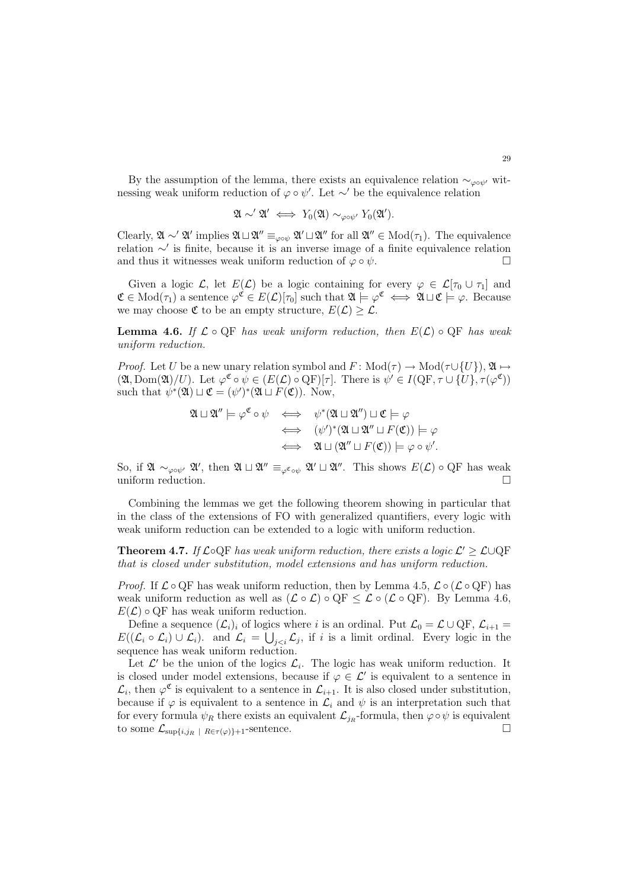By the assumption of the lemma, there exists an equivalence relation $\sim_{\varphi\circ\psi'}$ witnessing weak uniform reduction of $\varphi \circ \psi'$. Let $\sim'$ be the equivalence relation

$$\mathfrak{A} \sim' \mathfrak{A}' \iff Y_0(\mathfrak{A}) \sim_{\varphi\circ\psi'} Y_0(\mathfrak{A}').$$

Clearly, $\mathfrak{A} \sim' \mathfrak{A}'$ implies $\mathfrak{A} \sqcup \mathfrak{A}'' \equiv_{\varphi\circ\psi} \mathfrak{A}' \sqcup \mathfrak{A}''$ for all $\mathfrak{A}'' \in \mathrm{Mod}(\tau_1)$. The equivalence relation $\sim'$ is finite, because it is an inverse image of a finite equivalence relation and thus it witnesses weak uniform reduction of $\varphi \circ \psi$. $\square$

Given a logic $\mathcal{L}$, let $E(\mathcal{L})$ be a logic containing for every $\varphi \in \mathcal{L}[\tau_0 \cup \tau_1]$ and $\mathfrak{C} \in \mathrm{Mod}(\tau_1)$ a sentence $\varphi^{\mathfrak{C}} \in E(\mathcal{L})[\tau_0]$ such that $\mathfrak{A} \models \varphi^{\mathfrak{C}} \iff \mathfrak{A} \sqcup \mathfrak{C} \models \varphi$. Because we may choose $\mathfrak{C}$ to be an empty structure, $E(\mathcal{L}) \geq \mathcal{L}$.

**Lemma 4.6.** *If $\mathcal{L} \circ \mathrm{QF}$ has weak uniform reduction, then $E(\mathcal{L}) \circ \mathrm{QF}$ has weak uniform reduction.*

*Proof.* Let $U$ be a new unary relation symbol and $F \colon \mathrm{Mod}(\tau) \to \mathrm{Mod}(\tau \cup \{U\})$, $\mathfrak{A} \mapsto (\mathfrak{A}, \mathrm{Dom}(\mathfrak{A})/U)$. Let $\varphi^{\mathfrak{C}} \circ \psi \in (E(\mathcal{L}) \circ \mathrm{QF})[\tau]$. There is $\psi' \in I(\mathrm{QF}, \tau \cup \{U\}, \tau(\varphi^{\mathfrak{C}}))$ such that $\psi^*(\mathfrak{A}) \sqcup \mathfrak{C} = (\psi')^*(\mathfrak{A} \sqcup F(\mathfrak{C}))$. Now,

$$\begin{aligned}
\mathfrak{A} \sqcup \mathfrak{A}'' \models \varphi^{\mathfrak{C}} \circ \psi &\iff \psi^*(\mathfrak{A} \sqcup \mathfrak{A}'') \sqcup \mathfrak{C} \models \varphi \\
&\iff (\psi')^*(\mathfrak{A} \sqcup \mathfrak{A}'' \sqcup F(\mathfrak{C})) \models \varphi \\
&\iff \mathfrak{A} \sqcup (\mathfrak{A}'' \sqcup F(\mathfrak{C})) \models \varphi \circ \psi'.
\end{aligned}$$

So, if $\mathfrak{A} \sim_{\varphi\circ\psi'} \mathfrak{A}'$, then $\mathfrak{A} \sqcup \mathfrak{A}'' \equiv_{\varphi^{\mathfrak{C}}\circ\psi} \mathfrak{A}' \sqcup \mathfrak{A}''$. This shows $E(\mathcal{L}) \circ \mathrm{QF}$ has weak uniform reduction. $\square$

Combining the lemmas we get the following theorem showing in particular that in the class of the extensions of FO with generalized quantifiers, every logic with weak uniform reduction can be extended to a logic with uniform reduction.

**Theorem 4.7.** *If $\mathcal{L} \circ \mathrm{QF}$ has weak uniform reduction, there exists a logic $\mathcal{L}' \geq \mathcal{L} \cup \mathrm{QF}$ that is closed under substitution, model extensions and has uniform reduction.*

*Proof.* If $\mathcal{L} \circ \mathrm{QF}$ has weak uniform reduction, then by Lemma 4.5, $\mathcal{L} \circ (\mathcal{L} \circ \mathrm{QF})$ has weak uniform reduction as well as $(\mathcal{L} \circ \mathcal{L}) \circ \mathrm{QF} \leq \mathcal{L} \circ (\mathcal{L} \circ \mathrm{QF})$. By Lemma 4.6, $E(\mathcal{L}) \circ \mathrm{QF}$ has weak uniform reduction.

Define a sequence $(\mathcal{L}_i)_i$ of logics where $i$ is an ordinal. Put $\mathcal{L}_0 = \mathcal{L} \cup \mathrm{QF}$, $\mathcal{L}_{i+1} = E((\mathcal{L}_i \circ \mathcal{L}_i) \cup \mathcal{L}_i)$. and $\mathcal{L}_i = \bigcup_{j<i} \mathcal{L}_j$, if $i$ is a limit ordinal. Every logic in the sequence has weak uniform reduction.

Let $\mathcal{L}'$ be the union of the logics $\mathcal{L}_i$. The logic has weak uniform reduction. It is closed under model extensions, because if $\varphi \in \mathcal{L}'$ is equivalent to a sentence in $\mathcal{L}_i$, then $\varphi^{\mathfrak{C}}$ is equivalent to a sentence in $\mathcal{L}_{i+1}$. It is also closed under substitution, because if $\varphi$ is equivalent to a sentence in $\mathcal{L}_i$ and $\psi$ is an interpretation such that for every formula $\psi_R$ there exists an equivalent $\mathcal{L}_{j_R}$-formula, then $\varphi \circ \psi$ is equivalent to some $\mathcal{L}_{\sup\{i, j_R \ | \ R \in \tau(\varphi)\}+1}$-sentence. $\square$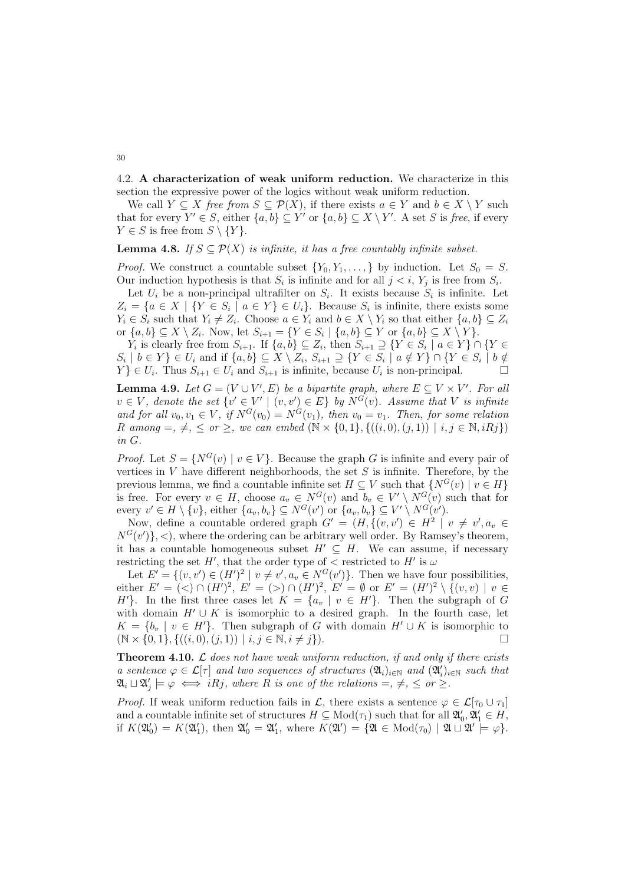### 4.2. **A characterization of weak uniform reduction.**

We characterize in this section the expressive power of the logics without weak uniform reduction.

We call $Y \subseteq X$ *free from* $S \subseteq \mathcal{P}(X)$, if there exists $a \in Y$ and $b \in X \setminus Y$ such that for every $Y' \in S$, either $\{a, b\} \subseteq Y'$ or $\{a, b\} \subseteq X \setminus Y'$. A set $S$ is *free*, if every $Y \in S$ is free from $S \setminus \{Y\}$.

**Lemma 4.8.** *If $S \subseteq \mathcal{P}(X)$ is infinite, it has a free countably infinite subset.*

*Proof.* We construct a countable subset $\{Y_0, Y_1, \dots, \}$ by induction. Let $S_0 = S$. Our induction hypothesis is that $S_i$ is infinite and for all $j < i$, $Y_j$ is free from $S_i$.

Let $U_i$ be a non-principal ultrafilter on $S_i$. It exists because $S_i$ is infinite. Let $Z_i = \{a \in X \mid \{Y \in S_i \mid a \in Y\} \in U_i\}$. Because $S_i$ is infinite, there exists some $Y_i \in S_i$ such that $Y_i \neq Z_i$. Choose $a \in Y_i$ and $b \in X \setminus Y_i$ so that either $\{a, b\} \subseteq Z_i$ or $\{a, b\} \subseteq X \setminus Z_i$. Now, let $S_{i+1} = \{Y \in S_i \mid \{a, b\} \subseteq Y \text{ or } \{a, b\} \subseteq X \setminus Y\}$.

$Y_i$ is clearly free from $S_{i+1}$. If $\{a, b\} \subseteq Z_i$, then $S_{i+1} \supseteq \{Y \in S_i \mid a \in Y\} \cap \{Y \in S_i \mid b \in Y\} \in U_i$ and if $\{a, b\} \subseteq X \setminus Z_i$, $S_{i+1} \supseteq \{Y \in S_i \mid a \notin Y\} \cap \{Y \in S_i \mid b \notin Y\} \in U_i$. Thus $S_{i+1} \in U_i$ and $S_{i+1}$ is infinite, because $U_i$ is non-principal. $\square$

**Lemma 4.9.** *Let $G = (V \cup V', E)$ be a bipartite graph, where $E \subseteq V \times V'$. For all $v \in V$, denote the set $\{v' \in V' \mid (v, v') \in E\}$ by $N^G(v)$. Assume that $V$ is infinite and for all $v_0, v_1 \in V$, if $N^G(v_0) = N^G(v_1)$, then $v_0 = v_1$. Then, for some relation $R$ among $=$, $\neq$, $\leq$ or $\geq$, we can embed $(\mathbb{N} \times \{0, 1\}, \{((i, 0), (j, 1)) \mid i, j \in \mathbb{N}, iRj\})$ in $G$.*

*Proof.* Let $S = \{N^G(v) \mid v \in V\}$. Because the graph $G$ is infinite and every pair of vertices in $V$ have different neighborhoods, the set $S$ is infinite. Therefore, by the previous lemma, we find a countable infinite set $H \subseteq V$ such that $\{N^G(v) \mid v \in H\}$ is free. For every $v \in H$, choose $a_v \in N^G(v)$ and $b_v \in V' \setminus N^G(v)$ such that for every $v' \in H \setminus \{v\}$, either $\{a_v, b_v\} \subseteq N^G(v')$ or $\{a_v, b_v\} \subseteq V' \setminus N^G(v')$.

Now, define a countable ordered graph $G' = (H, \{(v, v') \in H^2 \mid v \neq v', a_v \in N^G(v')\}, <)$, where the ordering can be arbitrary well order. By Ramsey's theorem, it has a countable homogeneous subset $H' \subseteq H$. We can assume, if necessary restricting the set $H'$, that the order type of $<$ restricted to $H'$ is $\omega$

Let $E' = \{(v, v') \in (H')^2 \mid v \neq v', a_v \in N^G(v')\}$. Then we have four possibilities, either $E' = (<) \cap (H')^2$, $E' = (>) \cap (H')^2$, $E' = \emptyset$ or $E' = (H')^2 \setminus \{(v, v) \mid v \in H'\}$. In the first three cases let $K = \{a_v \mid v \in H'\}$. Then the subgraph of $G$ with domain $H' \cup K$ is isomorphic to a desired graph. In the fourth case, let $K = \{b_v \mid v \in H'\}$. Then subgraph of $G$ with domain $H' \cup K$ is isomorphic to $(\mathbb{N} \times \{0, 1\}, \{((i, 0), (j, 1)) \mid i, j \in \mathbb{N}, i \neq j\})$. $\square$

**Theorem 4.10.** *$\mathcal{L}$ does not have weak uniform reduction, if and only if there exists a sentence $\varphi \in \mathcal{L}[\tau]$ and two sequences of structures $(\mathfrak{A}_i)_{i \in \mathbb{N}}$ and $(\mathfrak{A}'_i)_{i \in \mathbb{N}}$ such that $\mathfrak{A}_i \sqcup \mathfrak{A}'_j \models \varphi \iff iRj$, where $R$ is one of the relations $=$, $\neq$, $\leq$ or $\geq$.*

*Proof.* If weak uniform reduction fails in $\mathcal{L}$, there exists a sentence $\varphi \in \mathcal{L}[\tau_0 \cup \tau_1]$ and a countable infinite set of structures $H \subseteq \mathrm{Mod}(\tau_1)$ such that for all $\mathfrak{A}'_0, \mathfrak{A}'_1 \in H$, if $K(\mathfrak{A}'_0) = K(\mathfrak{A}'_1)$, then $\mathfrak{A}'_0 = \mathfrak{A}'_1$, where $K(\mathfrak{A}') = \{\mathfrak{A} \in \mathrm{Mod}(\tau_0) \mid \mathfrak{A} \sqcup \mathfrak{A}' \models \varphi\}$.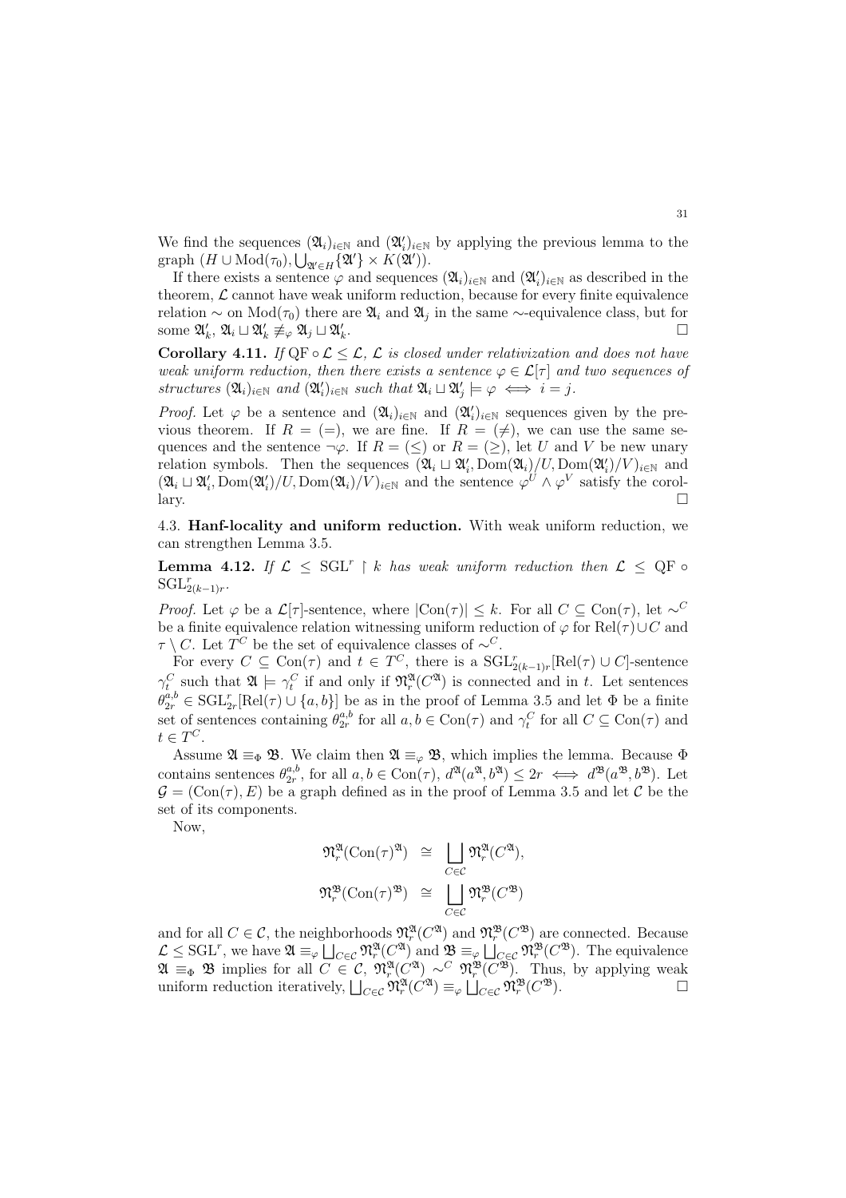We find the sequences $(\mathfrak{A}_i)_{i\in\mathbb{N}}$ and $(\mathfrak{A}'_i)_{i\in\mathbb{N}}$ by applying the previous lemma to the graph $(H \cup \mathrm{Mod}(\tau_0), \bigcup_{\mathfrak{A}'\in H}\{\mathfrak{A}'\} \times K(\mathfrak{A}'))$.

If there exists a sentence $\varphi$ and sequences $(\mathfrak{A}_i)_{i\in\mathbb{N}}$ and $(\mathfrak{A}'_i)_{i\in\mathbb{N}}$ as described in the theorem, $\mathcal{L}$ cannot have weak uniform reduction, because for every finite equivalence relation $\sim$ on $\mathrm{Mod}(\tau_0)$ there are $\mathfrak{A}_i$ and $\mathfrak{A}_j$ in the same $\sim$-equivalence class, but for some $\mathfrak{A}'_k$, $\mathfrak{A}_i \sqcup \mathfrak{A}'_k \not\equiv_\varphi \mathfrak{A}_j \sqcup \mathfrak{A}'_k$. □

**Corollary 4.11.** *If $\mathrm{QF} \circ \mathcal{L} \leq \mathcal{L}$, $\mathcal{L}$ is closed under relativization and does not have weak uniform reduction, then there exists a sentence $\varphi \in \mathcal{L}[\tau]$ and two sequences of structures $(\mathfrak{A}_i)_{i\in\mathbb{N}}$ and $(\mathfrak{A}'_i)_{i\in\mathbb{N}}$ such that $\mathfrak{A}_i \sqcup \mathfrak{A}'_j \models \varphi \iff i = j$.*

*Proof.* Let $\varphi$ be a sentence and $(\mathfrak{A}_i)_{i\in\mathbb{N}}$ and $(\mathfrak{A}'_i)_{i\in\mathbb{N}}$ sequences given by the previous theorem. If $R = (=)$, we are fine. If $R = (\neq)$, we can use the same sequences and the sentence $\neg\varphi$. If $R = (\leq)$ or $R = (\geq)$, let $U$ and $V$ be new unary relation symbols. Then the sequences $(\mathfrak{A}_i \sqcup \mathfrak{A}'_i, \mathrm{Dom}(\mathfrak{A}_i)/U, \mathrm{Dom}(\mathfrak{A}'_i)/V)_{i\in\mathbb{N}}$ and $(\mathfrak{A}_i \sqcup \mathfrak{A}'_i, \mathrm{Dom}(\mathfrak{A}'_i)/U, \mathrm{Dom}(\mathfrak{A}_i)/V)_{i\in\mathbb{N}}$ and the sentence $\varphi^U \wedge \varphi^V$ satisfy the corollary. □

## 4.3. Hanf-locality and uniform reduction.

With weak uniform reduction, we can strengthen Lemma 3.5.

**Lemma 4.12.** *If $\mathcal{L} \leq \mathrm{SGL}^r \restriction k$ has weak uniform reduction then $\mathcal{L} \leq \mathrm{QF} \circ \mathrm{SGL}^r_{2(k-1)r}$.*

*Proof.* Let $\varphi$ be a $\mathcal{L}[\tau]$-sentence, where $|\mathrm{Con}(\tau)| \leq k$. For all $C \subseteq \mathrm{Con}(\tau)$, let $\sim^C$ be a finite equivalence relation witnessing uniform reduction of $\varphi$ for $\mathrm{Rel}(\tau) \cup C$ and $\tau \setminus C$. Let $T^C$ be the set of equivalence classes of $\sim^C$.

For every $C \subseteq \mathrm{Con}(\tau)$ and $t \in T^C$, there is a $\mathrm{SGL}^r_{2(k-1)r}[\mathrm{Rel}(\tau) \cup C]$-sentence $\gamma^C_t$ such that $\mathfrak{A} \models \gamma^C_t$ if and only if $\mathfrak{N}^{\mathfrak{A}}_r(C^{\mathfrak{A}})$ is connected and in $t$. Let sentences $\theta^{a,b}_{2r} \in \mathrm{SGL}^r_{2r}[\mathrm{Rel}(\tau) \cup \{a,b\}]$ be as in the proof of Lemma 3.5 and let $\Phi$ be a finite set of sentences containing $\theta^{a,b}_{2r}$ for all $a, b \in \mathrm{Con}(\tau)$ and $\gamma^C_t$ for all $C \subseteq \mathrm{Con}(\tau)$ and $t \in T^C$.

Assume $\mathfrak{A} \equiv_\Phi \mathfrak{B}$. We claim then $\mathfrak{A} \equiv_\varphi \mathfrak{B}$, which implies the lemma. Because $\Phi$ contains sentences $\theta^{a,b}_{2r}$, for all $a, b \in \mathrm{Con}(\tau)$, $d^{\mathfrak{A}}(a^{\mathfrak{A}}, b^{\mathfrak{A}}) \leq 2r \iff d^{\mathfrak{B}}(a^{\mathfrak{B}}, b^{\mathfrak{B}})$. Let $\mathcal{G} = (\mathrm{Con}(\tau), E)$ be a graph defined as in the proof of Lemma 3.5 and let $\mathcal{C}$ be the set of its components.

Now,

$$
\begin{aligned}
\mathfrak{N}^{\mathfrak{A}}_r(\mathrm{Con}(\tau)^{\mathfrak{A}}) &\cong \bigsqcup_{C\in\mathcal{C}} \mathfrak{N}^{\mathfrak{A}}_r(C^{\mathfrak{A}}),\\
\mathfrak{N}^{\mathfrak{B}}_r(\mathrm{Con}(\tau)^{\mathfrak{B}}) &\cong \bigsqcup_{C\in\mathcal{C}} \mathfrak{N}^{\mathfrak{B}}_r(C^{\mathfrak{B}})
\end{aligned}
$$

and for all $C \in \mathcal{C}$, the neighborhoods $\mathfrak{N}^{\mathfrak{A}}_r(C^{\mathfrak{A}})$ and $\mathfrak{N}^{\mathfrak{B}}_r(C^{\mathfrak{B}})$ are connected. Because $\mathcal{L} \leq \mathrm{SGL}^r$, we have $\mathfrak{A} \equiv_\varphi \bigsqcup_{C\in\mathcal{C}} \mathfrak{N}^{\mathfrak{A}}_r(C^{\mathfrak{A}})$ and $\mathfrak{B} \equiv_\varphi \bigsqcup_{C\in\mathcal{C}} \mathfrak{N}^{\mathfrak{B}}_r(C^{\mathfrak{B}})$. The equivalence $\mathfrak{A} \equiv_\Phi \mathfrak{B}$ implies for all $C \in \mathcal{C}$, $\mathfrak{N}^{\mathfrak{A}}_r(C^{\mathfrak{A}}) \sim^C \mathfrak{N}^{\mathfrak{B}}_r(C^{\mathfrak{B}})$. Thus, by applying weak uniform reduction iteratively, $\bigsqcup_{C\in\mathcal{C}} \mathfrak{N}^{\mathfrak{A}}_r(C^{\mathfrak{A}}) \equiv_\varphi \bigsqcup_{C\in\mathcal{C}} \mathfrak{N}^{\mathfrak{B}}_r(C^{\mathfrak{B}})$. □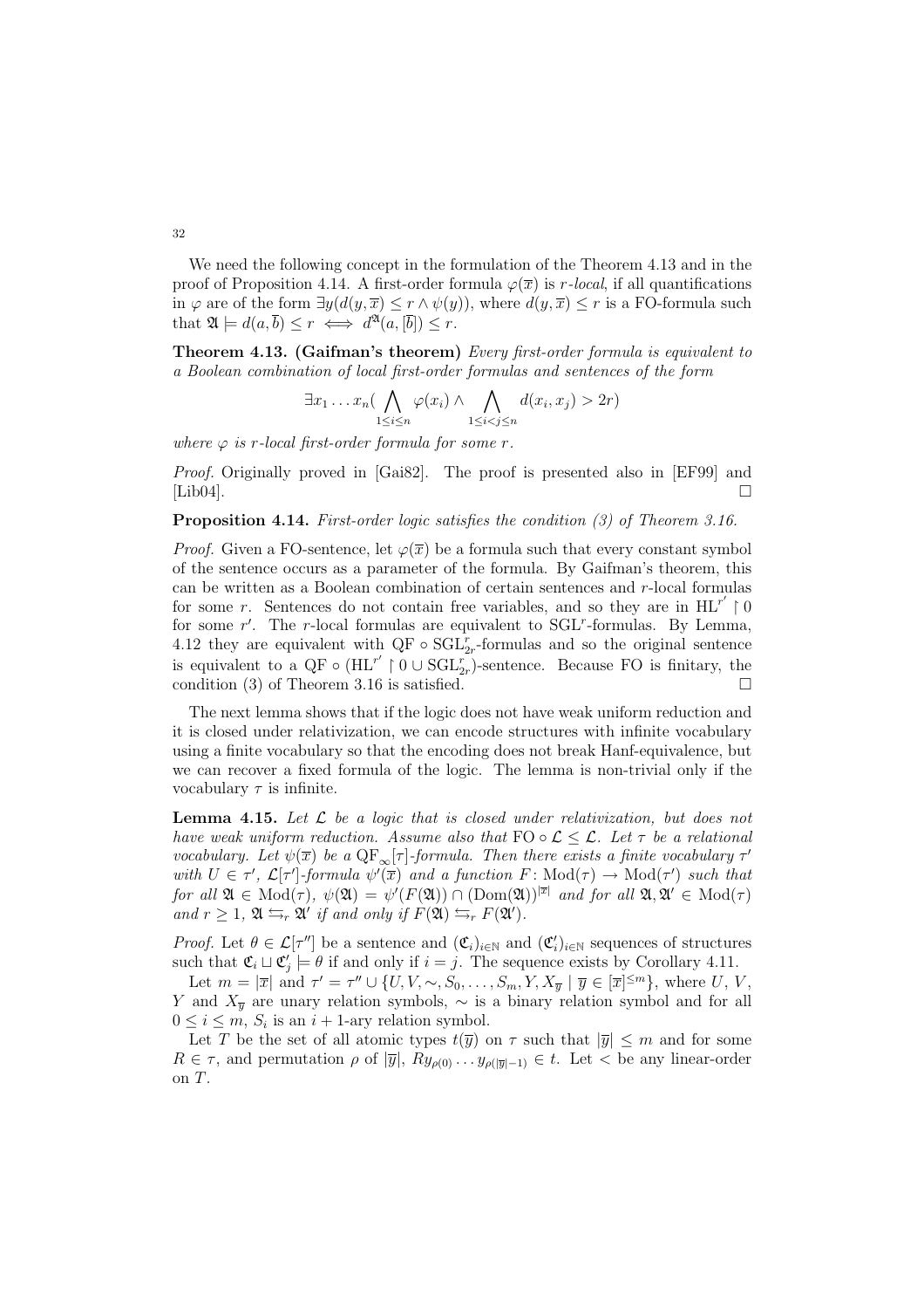We need the following concept in the formulation of the Theorem 4.13 and in the proof of Proposition 4.14. A first-order formula $\varphi(\overline{x})$ is *r-local*, if all quantifications in $\varphi$ are of the form $\exists y(d(y, \overline{x}) \leq r \wedge \psi(y))$, where $d(y, \overline{x}) \leq r$ is a FO-formula such that $\mathfrak{A} \models d(a, \overline{b}) \leq r \iff d^{\mathfrak{A}}(a, [\overline{b}]) \leq r$.

**Theorem 4.13. (Gaifman's theorem)** *Every first-order formula is equivalent to a Boolean combination of local first-order formulas and sentences of the form*

$$\exists x_1 \ldots x_n (\bigwedge_{1 \leq i \leq n} \varphi(x_i) \wedge \bigwedge_{1 \leq i < j \leq n} d(x_i, x_j) > 2r)$$

*where $\varphi$ is r-local first-order formula for some r.*

*Proof.* Originally proved in [Gai82]. The proof is presented also in [EF99] and [Lib04]. □

**Proposition 4.14.** *First-order logic satisfies the condition (3) of Theorem 3.16.*

*Proof.* Given a FO-sentence, let $\varphi(\overline{x})$ be a formula such that every constant symbol of the sentence occurs as a parameter of the formula. By Gaifman's theorem, this can be written as a Boolean combination of certain sentences and $r$-local formulas for some $r$. Sentences do not contain free variables, and so they are in $\mathrm{HL}^{r'} \upharpoonright 0$ for some $r'$. The $r$-local formulas are equivalent to $\mathrm{SGL}^r$-formulas. By Lemma, 4.12 they are equivalent with $\mathrm{QF} \circ \mathrm{SGL}^r_{2r}$-formulas and so the original sentence is equivalent to a $\mathrm{QF} \circ (\mathrm{HL}^{r'} \upharpoonright 0 \cup \mathrm{SGL}^r_{2r})$-sentence. Because FO is finitary, the condition (3) of Theorem 3.16 is satisfied. □

The next lemma shows that if the logic does not have weak uniform reduction and it is closed under relativization, we can encode structures with infinite vocabulary using a finite vocabulary so that the encoding does not break Hanf-equivalence, but we can recover a fixed formula of the logic. The lemma is non-trivial only if the vocabulary $\tau$ is infinite.

**Lemma 4.15.** *Let $\mathcal{L}$ be a logic that is closed under relativization, but does not have weak uniform reduction. Assume also that $\mathrm{FO} \circ \mathcal{L} \leq \mathcal{L}$. Let $\tau$ be a relational vocabulary. Let $\psi(\overline{x})$ be a $\mathrm{QF}_\infty[\tau]$-formula. Then there exists a finite vocabulary $\tau'$ with $U \in \tau'$, $\mathcal{L}[\tau']$-formula $\psi'(\overline{x})$ and a function $F\colon \mathrm{Mod}(\tau) \to \mathrm{Mod}(\tau')$ such that for all $\mathfrak{A} \in \mathrm{Mod}(\tau)$, $\psi(\mathfrak{A}) = \psi'(F(\mathfrak{A})) \cap (\mathrm{Dom}(\mathfrak{A}))^{|\overline{x}|}$ and for all $\mathfrak{A}, \mathfrak{A}' \in \mathrm{Mod}(\tau)$ and $r \geq 1$, $\mathfrak{A} \leftrightarrows_r \mathfrak{A}'$ if and only if $F(\mathfrak{A}) \leftrightarrows_r F(\mathfrak{A}')$.*

*Proof.* Let $\theta \in \mathcal{L}[\tau'']$ be a sentence and $(\mathfrak{C}_i)_{i\in\mathbb{N}}$ and $(\mathfrak{C}'_i)_{i\in\mathbb{N}}$ sequences of structures such that $\mathfrak{C}_i \sqcup \mathfrak{C}'_j \models \theta$ if and only if $i = j$. The sequence exists by Corollary 4.11.

Let $m = |\overline{x}|$ and $\tau' = \tau'' \cup \{U, V, \sim, S_0, \ldots, S_m, Y, X_{\overline{y}} \mid \overline{y} \in [\overline{x}]^{\leq m}\}$, where $U$, $V$, $Y$ and $X_{\overline{y}}$ are unary relation symbols, $\sim$ is a binary relation symbol and for all $0 \leq i \leq m$, $S_i$ is an $i+1$-ary relation symbol.

Let $T$ be the set of all atomic types $t(\overline{y})$ on $\tau$ such that $|\overline{y}| \leq m$ and for some $R \in \tau$, and permutation $\rho$ of $|\overline{y}|$, $Ry_{\rho(0)} \ldots y_{\rho(|\overline{y}|-1)} \in t$. Let $<$ be any linear-order on $T$.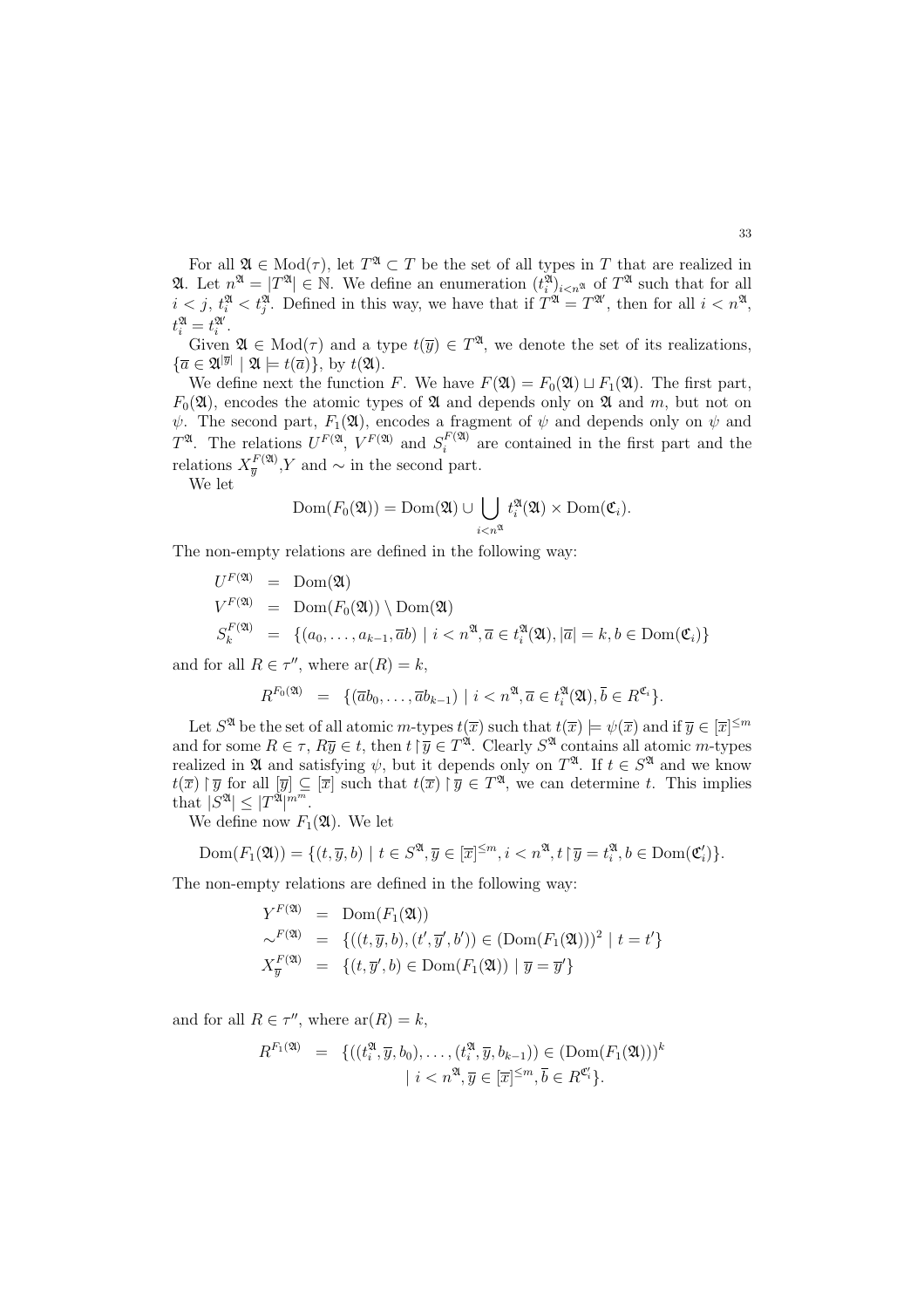For all $\mathfrak{A} \in \mathrm{Mod}(\tau)$, let $T^{\mathfrak{A}} \subset T$ be the set of all types in $T$ that are realized in $\mathfrak{A}$. Let $n^{\mathfrak{A}} = |T^{\mathfrak{A}}| \in \mathbb{N}$. We define an enumeration $(t_i^{\mathfrak{A}})_{i<n^{\mathfrak{A}}}$ of $T^{\mathfrak{A}}$ such that for all $i < j$, $t_i^{\mathfrak{A}} < t_j^{\mathfrak{A}}$. Defined in this way, we have that if $T^{\mathfrak{A}} = T^{\mathfrak{A}'}$, then for all $i < n^{\mathfrak{A}}$, $t_i^{\mathfrak{A}} = t_i^{\mathfrak{A}'}$.

Given $\mathfrak{A} \in \mathrm{Mod}(\tau)$ and a type $t(\overline{y}) \in T^{\mathfrak{A}}$, we denote the set of its realizations, $\{\overline{a} \in \mathfrak{A}^{|\overline{y}|} \mid \mathfrak{A} \models t(\overline{a})\}$, by $t(\mathfrak{A})$.

We define next the function $F$. We have $F(\mathfrak{A}) = F_0(\mathfrak{A}) \sqcup F_1(\mathfrak{A})$. The first part, $F_0(\mathfrak{A})$, encodes the atomic types of $\mathfrak{A}$ and depends only on $\mathfrak{A}$ and $m$, but not on $\psi$. The second part, $F_1(\mathfrak{A})$, encodes a fragment of $\psi$ and depends only on $\psi$ and $T^{\mathfrak{A}}$. The relations $U^{F(\mathfrak{A}}$, $V^{F(\mathfrak{A})}$ and $S_i^{F(\mathfrak{A})}$ are contained in the first part and the relations $X_{\overline{y}}^{F(\mathfrak{A})}$,$Y$ and $\sim$ in the second part.

We let

$$\mathrm{Dom}(F_0(\mathfrak{A})) = \mathrm{Dom}(\mathfrak{A}) \cup \bigcup_{i<n^{\mathfrak{A}}} t_i^{\mathfrak{A}}(\mathfrak{A}) \times \mathrm{Dom}(\mathfrak{C}_i).$$

The non-empty relations are defined in the following way:

$$\begin{aligned}
U^{F(\mathfrak{A})} &= \mathrm{Dom}(\mathfrak{A}) \\
V^{F(\mathfrak{A})} &= \mathrm{Dom}(F_0(\mathfrak{A})) \setminus \mathrm{Dom}(\mathfrak{A}) \\
S_k^{F(\mathfrak{A})} &= \{(a_0, \ldots, a_{k-1}, \overline{a}b) \mid i < n^{\mathfrak{A}}, \overline{a} \in t_i^{\mathfrak{A}}(\mathfrak{A}), |\overline{a}| = k, b \in \mathrm{Dom}(\mathfrak{C}_i)\}
\end{aligned}$$

and for all $R \in \tau''$, where $\mathrm{ar}(R) = k$,

$$R^{F_0(\mathfrak{A})} = \{(\overline{a}b_0, \ldots, \overline{a}b_{k-1}) \mid i < n^{\mathfrak{A}}, \overline{a} \in t_i^{\mathfrak{A}}(\mathfrak{A}), \overline{b} \in R^{\mathfrak{C}_i}\}.$$

Let $S^{\mathfrak{A}}$ be the set of all atomic $m$-types $t(\overline{x})$ such that $t(\overline{x}) \models \psi(\overline{x})$ and if $\overline{y} \in [\overline{x}]^{\leq m}$ and for some $R \in \tau$, $R\overline{y} \in t$, then $t \restriction \overline{y} \in T^{\mathfrak{A}}$. Clearly $S^{\mathfrak{A}}$ contains all atomic $m$-types realized in $\mathfrak{A}$ and satisfying $\psi$, but it depends only on $T^{\mathfrak{A}}$. If $t \in S^{\mathfrak{A}}$ and we know $t(\overline{x}) \restriction \overline{y}$ for all $[\overline{y}] \subseteq [\overline{x}]$ such that $t(\overline{x}) \restriction \overline{y} \in T^{\mathfrak{A}}$, we can determine $t$. This implies that $|S^{\mathfrak{A}}| \leq |T^{\mathfrak{A}}|^{m^m}$.

We define now $F_1(\mathfrak{A})$. We let

$$\mathrm{Dom}(F_1(\mathfrak{A})) = \{(t, \overline{y}, b) \mid t \in S^{\mathfrak{A}}, \overline{y} \in [\overline{x}]^{\leq m}, i < n^{\mathfrak{A}}, t \restriction \overline{y} = t_i^{\mathfrak{A}}, b \in \mathrm{Dom}(\mathfrak{C}'_i)\}.$$

The non-empty relations are defined in the following way:

$$\begin{aligned}
Y^{F(\mathfrak{A})} &= \mathrm{Dom}(F_1(\mathfrak{A})) \\
\sim^{F(\mathfrak{A})} &= \{((t, \overline{y}, b), (t', \overline{y}', b')) \in (\mathrm{Dom}(F_1(\mathfrak{A})))^2 \mid t = t'\} \\
X_{\overline{y}}^{F(\mathfrak{A})} &= \{(t, \overline{y}', b) \in \mathrm{Dom}(F_1(\mathfrak{A})) \mid \overline{y} = \overline{y}'\}
\end{aligned}$$

and for all $R \in \tau''$, where $\mathrm{ar}(R) = k$,

$$\begin{aligned}
R^{F_1(\mathfrak{A})} = \{&((t_i^{\mathfrak{A}}, \overline{y}, b_0), \ldots, (t_i^{\mathfrak{A}}, \overline{y}, b_{k-1})) \in (\mathrm{Dom}(F_1(\mathfrak{A})))^k \\
&\mid i < n^{\mathfrak{A}}, \overline{y} \in [\overline{x}]^{\leq m}, \overline{b} \in R^{\mathfrak{C}'_i}\}.
\end{aligned}$$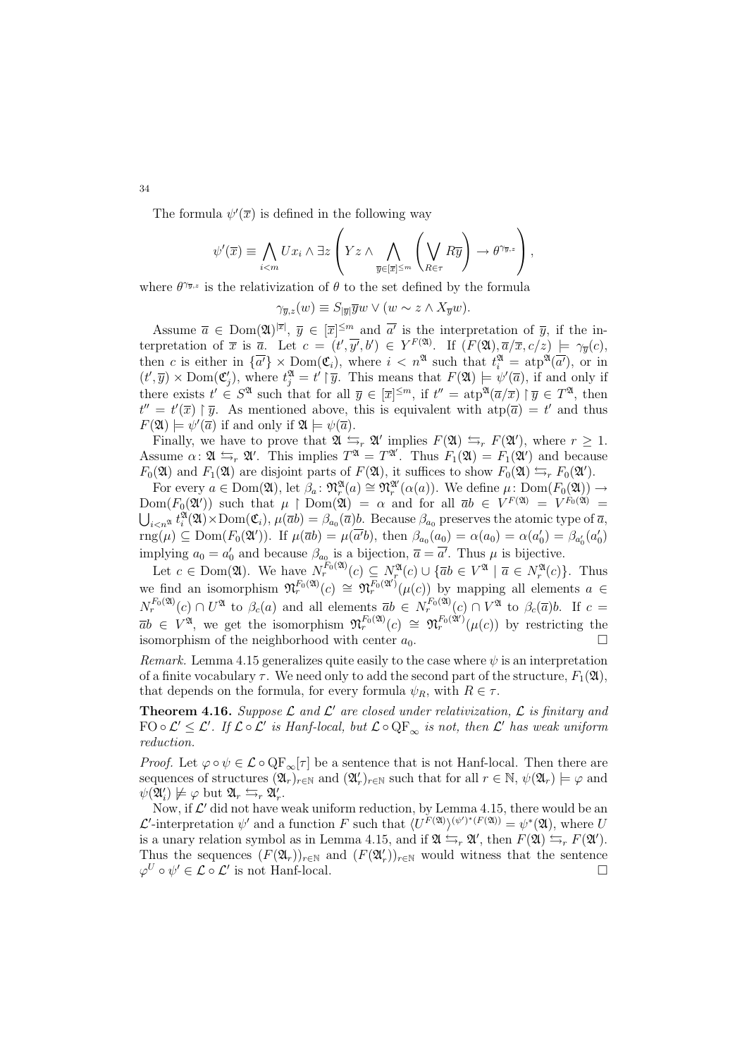The formula $\psi'(\overline{x})$ is defined in the following way

$$\psi'(\overline{x}) \equiv \bigwedge_{i<m} Ux_i \wedge \exists z \left( Yz \wedge \bigwedge_{\overline{y}\in[\overline{x}]^{\le m}} \left( \bigvee_{R\in\tau} R\overline{y} \right) \to \theta^{\gamma_{\overline{y},z}} \right),$$

where $\theta^{\gamma_{\overline{y},z}}$ is the relativization of $\theta$ to the set defined by the formula

$$\gamma_{\overline{y},z}(w) \equiv S_{|\overline{y}|}\overline{y}w \vee (w \sim z \wedge X_{\overline{y}}w).$$

Assume $\overline{a} \in \mathrm{Dom}(\mathfrak{A})^{|\overline{x}|}$, $\overline{y} \in [\overline{x}]^{\le m}$ and $\overline{a'}$ is the interpretation of $\overline{y}$, if the interpretation of $\overline{x}$ is $\overline{a}$. Let $c = (t', \overline{y'}, b') \in Y^{F(\mathfrak{A})}$. If $(F(\mathfrak{A}), \overline{a}/\overline{x}, c/z) \models \gamma_{\overline{y}}(c)$, then $c$ is either in $\{\overline{a'}\} \times \mathrm{Dom}(\mathfrak{C}_i)$, where $i < n^{\mathfrak{A}}$ such that $t_i^{\mathfrak{A}} = \mathrm{atp}^{\mathfrak{A}}(\overline{a'})$, or in $(t', \overline{y}) \times \mathrm{Dom}(\mathfrak{C}'_j)$, where $t_j^{\mathfrak{A}} = t' \restriction \overline{y}$. This means that $F(\mathfrak{A}) \models \psi'(\overline{a})$, if and only if there exists $t' \in S^{\mathfrak{A}}$ such that for all $\overline{y} \in [\overline{x}]^{\le m}$, if $t'' = \mathrm{atp}^{\mathfrak{A}}(\overline{a}/\overline{x}) \restriction \overline{y} \in T^{\mathfrak{A}}$, then $t'' = t'(\overline{x}) \restriction \overline{y}$. As mentioned above, this is equivalent with $\mathrm{atp}(\overline{a}) = t'$ and thus $F(\mathfrak{A}) \models \psi'(\overline{a})$ if and only if $\mathfrak{A} \models \psi(\overline{a})$.

Finally, we have to prove that $\mathfrak{A} \leftrightarrows_r \mathfrak{A}'$ implies $F(\mathfrak{A}) \leftrightarrows_r F(\mathfrak{A}')$, where $r \ge 1$. Assume $\alpha \colon \mathfrak{A} \leftrightarrows_r \mathfrak{A}'$. This implies $T^{\mathfrak{A}} = T^{\mathfrak{A}'}$. Thus $F_1(\mathfrak{A}) = F_1(\mathfrak{A}')$ and because $F_0(\mathfrak{A})$ and $F_1(\mathfrak{A})$ are disjoint parts of $F(\mathfrak{A})$, it suffices to show $F_0(\mathfrak{A}) \leftrightarrows_r F_0(\mathfrak{A}')$.

For every $a \in \mathrm{Dom}(\mathfrak{A})$, let $\beta_a \colon \mathfrak{N}_r^{\mathfrak{A}}(a) \cong \mathfrak{N}_r^{\mathfrak{A}'}(\alpha(a))$. We define $\mu \colon \mathrm{Dom}(F_0(\mathfrak{A})) \to \mathrm{Dom}(F_0(\mathfrak{A}'))$ such that $\mu \restriction \mathrm{Dom}(\mathfrak{A}) = \alpha$ and for all $\overline{a}b \in V^{F(\mathfrak{A})} = V^{F_0(\mathfrak{A})} = \bigcup_{i<n^{\mathfrak{A}}} t_i^{\mathfrak{A}}(\mathfrak{A}) \times \mathrm{Dom}(\mathfrak{C}_i)$, $\mu(\overline{a}b) = \beta_{a_0}(\overline{a})b$. Because $\beta_{a_0}$ preserves the atomic type of $\overline{a}$, $\mathrm{rng}(\mu) \subseteq \mathrm{Dom}(F_0(\mathfrak{A}'))$. If $\mu(\overline{a}b) = \mu(\overline{a'}b)$, then $\beta_{a_0}(a_0) = \alpha(a_0) = \alpha(a'_0) = \beta_{a'_0}(a'_0)$ implying $a_0 = a'_0$ and because $\beta_{a_0}$ is a bijection, $\overline{a} = \overline{a'}$. Thus $\mu$ is bijective.

Let $c \in \mathrm{Dom}(\mathfrak{A})$. We have $N_r^{F_0(\mathfrak{A})}(c) \subseteq N_r^{\mathfrak{A}}(c) \cup \{\overline{a}b \in V^{\mathfrak{A}} \mid \overline{a} \in N_r^{\mathfrak{A}}(c)\}$. Thus we find an isomorphism $\mathfrak{N}_r^{F_0(\mathfrak{A})}(c) \cong \mathfrak{N}_r^{F_0(\mathfrak{A}')}(\mu(c))$ by mapping all elements $a \in N_r^{F_0(\mathfrak{A})}(c) \cap U^{\mathfrak{A}}$ to $\beta_c(a)$ and all elements $\overline{a}b \in N_r^{F_0(\mathfrak{A})}(c) \cap V^{\mathfrak{A}}$ to $\beta_c(\overline{a})b$. If $c = \overline{a}b \in V^{\mathfrak{A}}$, we get the isomorphism $\mathfrak{N}_r^{F_0(\mathfrak{A})}(c) \cong \mathfrak{N}_r^{F_0(\mathfrak{A}')}(\mu(c))$ by restricting the isomorphism of the neighborhood with center $a_0$. $\square$

*Remark.* Lemma 4.15 generalizes quite easily to the case where $\psi$ is an interpretation of a finite vocabulary $\tau$. We need only to add the second part of the structure, $F_1(\mathfrak{A})$, that depends on the formula, for every formula $\psi_R$, with $R \in \tau$.

**Theorem 4.16.** *Suppose $\mathcal{L}$ and $\mathcal{L}'$ are closed under relativization, $\mathcal{L}$ is finitary and $\mathrm{FO} \circ \mathcal{L}' \le \mathcal{L}'$. If $\mathcal{L} \circ \mathcal{L}'$ is Hanf-local, but $\mathcal{L} \circ \mathrm{QF}_{\infty}$ is not, then $\mathcal{L}'$ has weak uniform reduction.*

*Proof.* Let $\varphi \circ \psi \in \mathcal{L} \circ \mathrm{QF}_{\infty}[\tau]$ be a sentence that is not Hanf-local. Then there are sequences of structures $(\mathfrak{A}_r)_{r\in\mathbb{N}}$ and $(\mathfrak{A}'_r)_{r\in\mathbb{N}}$ such that for all $r \in \mathbb{N}$, $\psi(\mathfrak{A}_r) \models \varphi$ and $\psi(\mathfrak{A}'_i) \not\models \varphi$ but $\mathfrak{A}_r \leftrightarrows_r \mathfrak{A}'_r$.

Now, if $\mathcal{L}'$ did not have weak uniform reduction, by Lemma 4.15, there would be an $\mathcal{L}'$-interpretation $\psi'$ and a function $F$ such that $\langle U^{F(\mathfrak{A})} \rangle^{(\psi')^*(F(\mathfrak{A}))} = \psi^*(\mathfrak{A})$, where $U$ is a unary relation symbol as in Lemma 4.15, and if $\mathfrak{A} \leftrightarrows_r \mathfrak{A}'$, then $F(\mathfrak{A}) \leftrightarrows_r F(\mathfrak{A}')$. Thus the sequences $(F(\mathfrak{A}_r))_{r\in\mathbb{N}}$ and $(F(\mathfrak{A}'_r))_{r\in\mathbb{N}}$ would witness that the sentence $\varphi^U \circ \psi' \in \mathcal{L} \circ \mathcal{L}'$ is not Hanf-local. $\square$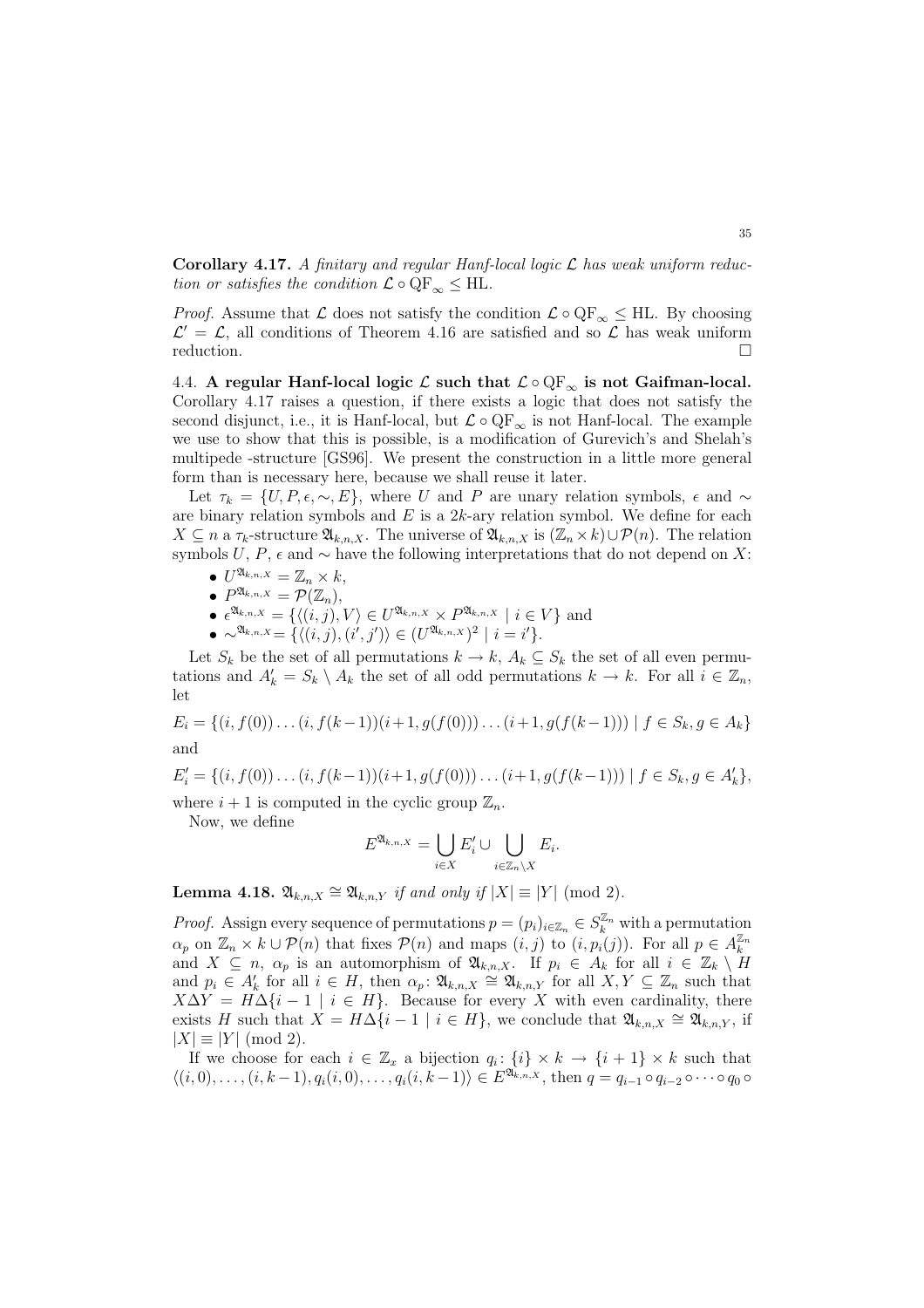**Corollary 4.17.** *A finitary and regular Hanf-local logic $\mathcal{L}$ has weak uniform reduction or satisfies the condition $\mathcal{L} \circ \mathrm{QF}_\infty \leq \mathrm{HL}$.*

*Proof.* Assume that $\mathcal{L}$ does not satisfy the condition $\mathcal{L} \circ \mathrm{QF}_\infty \leq \mathrm{HL}$. By choosing $\mathcal{L}' = \mathcal{L}$, all conditions of Theorem 4.16 are satisfied and so $\mathcal{L}$ has weak uniform reduction. □

4.4. **A regular Hanf-local logic $\mathcal{L}$ such that $\mathcal{L} \circ \mathrm{QF}_\infty$ is not Gaifman-local.** Corollary 4.17 raises a question, if there exists a logic that does not satisfy the second disjunct, i.e., it is Hanf-local, but $\mathcal{L} \circ \mathrm{QF}_\infty$ is not Hanf-local. The example we use to show that this is possible, is a modification of Gurevich's and Shelah's multipede -structure [GS96]. We present the construction in a little more general form than is necessary here, because we shall reuse it later.

Let $\tau_k = \{U, P, \epsilon, \sim, E\}$, where $U$ and $P$ are unary relation symbols, $\epsilon$ and $\sim$ are binary relation symbols and $E$ is a $2k$-ary relation symbol. We define for each $X \subseteq n$ a $\tau_k$-structure $\mathfrak{A}_{k,n,X}$. The universe of $\mathfrak{A}_{k,n,X}$ is $(\mathbb{Z}_n \times k) \cup \mathcal{P}(n)$. The relation symbols $U$, $P$, $\epsilon$ and $\sim$ have the following interpretations that do not depend on $X$:

- $U^{\mathfrak{A}_{k,n,X}} = \mathbb{Z}_n \times k$,
- $P^{\mathfrak{A}_{k,n,X}} = \mathcal{P}(\mathbb{Z}_n)$,
- $\epsilon^{\mathfrak{A}_{k,n,X}} = \{\langle (i,j), V\rangle \in U^{\mathfrak{A}_{k,n,X}} \times P^{\mathfrak{A}_{k,n,X}} \mid i \in V\}$ and
- $\sim^{\mathfrak{A}_{k,n,X}} = \{\langle (i,j), (i',j')\rangle \in (U^{\mathfrak{A}_{k,n,X}})^2 \mid i = i'\}$.

Let $S_k$ be the set of all permutations $k \to k$, $A_k \subseteq S_k$ the set of all even permutations and $A'_k = S_k \setminus A_k$ the set of all odd permutations $k \to k$. For all $i \in \mathbb{Z}_n$, let

$$E_i = \{(i, f(0)) \dots (i, f(k-1))(i+1, g(f(0))) \dots (i+1, g(f(k-1))) \mid f \in S_k, g \in A_k\}$$

and

$$E'_i = \{(i, f(0)) \dots (i, f(k-1))(i+1, g(f(0))) \dots (i+1, g(f(k-1))) \mid f \in S_k, g \in A'_k\},$$

where $i+1$ is computed in the cyclic group $\mathbb{Z}_n$.

Now, we define

$$E^{\mathfrak{A}_{k,n,X}} = \bigcup_{i \in X} E'_i \cup \bigcup_{i \in \mathbb{Z}_n \setminus X} E_i.$$

**Lemma 4.18.** *$\mathfrak{A}_{k,n,X} \cong \mathfrak{A}_{k,n,Y}$ if and only if $|X| \equiv |Y| \pmod 2$.*

*Proof.* Assign every sequence of permutations $p = (p_i)_{i \in \mathbb{Z}_n} \in S_k^{\mathbb{Z}_n}$ with a permutation $\alpha_p$ on $\mathbb{Z}_n \times k \cup \mathcal{P}(n)$ that fixes $\mathcal{P}(n)$ and maps $(i,j)$ to $(i, p_i(j))$. For all $p \in A_k^{\mathbb{Z}_n}$ and $X \subseteq n$, $\alpha_p$ is an automorphism of $\mathfrak{A}_{k,n,X}$. If $p_i \in A_k$ for all $i \in \mathbb{Z}_k \setminus H$ and $p_i \in A'_k$ for all $i \in H$, then $\alpha_p \colon \mathfrak{A}_{k,n,X} \cong \mathfrak{A}_{k,n,Y}$ for all $X, Y \subseteq \mathbb{Z}_n$ such that $X \Delta Y = H \Delta \{i-1 \mid i \in H\}$. Because for every $X$ with even cardinality, there exists $H$ such that $X = H \Delta \{i-1 \mid i \in H\}$, we conclude that $\mathfrak{A}_{k,n,X} \cong \mathfrak{A}_{k,n,Y}$, if $|X| \equiv |Y| \pmod 2$.

If we choose for each $i \in \mathbb{Z}_x$ a bijection $q_i \colon \{i\} \times k \to \{i+1\} \times k$ such that $\langle (i,0), \dots, (i,k-1), q_i(i,0), \dots, q_i(i,k-1)\rangle \in E^{\mathfrak{A}_{k,n,X}}$, then $q = q_{i-1} \circ q_{i-2} \circ \dots \circ q_0 \circ$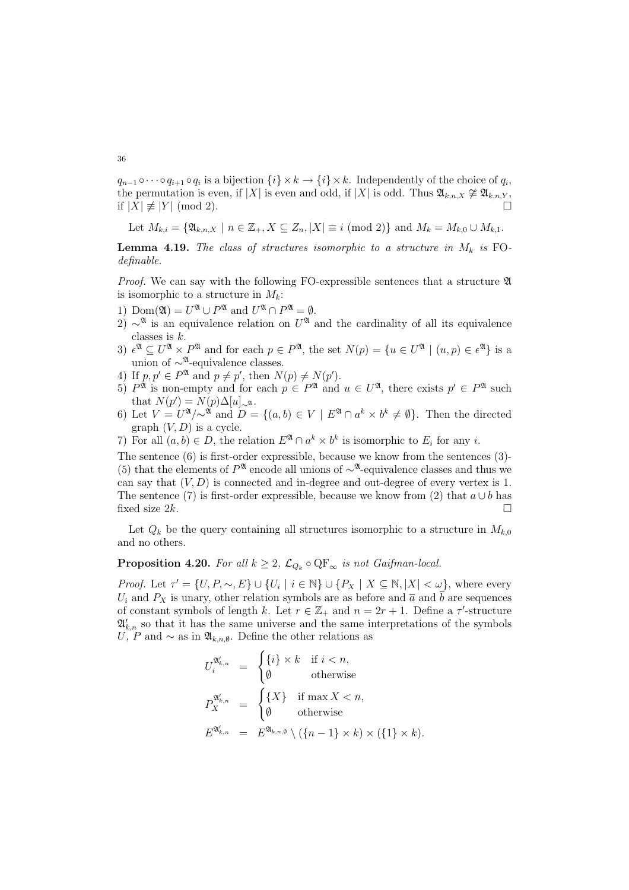$q_{n-1} \circ \cdots \circ q_{i+1} \circ q_i$ is a bijection $\{i\} \times k \to \{i\} \times k$. Independently of the choice of $q_i$, the permutation is even, if $|X|$ is even and odd, if $|X|$ is odd. Thus $\mathfrak{A}_{k,n,X} \not\cong \mathfrak{A}_{k,n,Y}$, if $|X| \not\equiv |Y| \pmod 2$. $\square$

Let $M_{k,i} = \{\mathfrak{A}_{k,n,X} \mid n \in \mathbb{Z}_+, X \subseteq Z_n, |X| \equiv i \pmod 2\}$ and $M_k = M_{k,0} \cup M_{k,1}$.

**Lemma 4.19.** *The class of structures isomorphic to a structure in $M_k$ is FO-definable.*

*Proof.* We can say with the following FO-expressible sentences that a structure $\mathfrak{A}$ is isomorphic to a structure in $M_k$:

1) $\mathrm{Dom}(\mathfrak{A}) = U^{\mathfrak{A}} \cup P^{\mathfrak{A}}$ and $U^{\mathfrak{A}} \cap P^{\mathfrak{A}} = \emptyset$.
2) $\sim^{\mathfrak{A}}$ is an equivalence relation on $U^{\mathfrak{A}}$ and the cardinality of all its equivalence classes is $k$.
3) $\epsilon^{\mathfrak{A}} \subseteq U^{\mathfrak{A}} \times P^{\mathfrak{A}}$ and for each $p \in P^{\mathfrak{A}}$, the set $N(p) = \{u \in U^{\mathfrak{A}} \mid (u,p) \in \epsilon^{\mathfrak{A}}\}$ is a union of $\sim^{\mathfrak{A}}$-equivalence classes.
4) If $p, p' \in P^{\mathfrak{A}}$ and $p \neq p'$, then $N(p) \neq N(p')$.
5) $P^{\mathfrak{A}}$ is non-empty and for each $p \in P^{\mathfrak{A}}$ and $u \in U^{\mathfrak{A}}$, there exists $p' \in P^{\mathfrak{A}}$ such that $N(p') = N(p) \Delta [u]_{\sim^{\mathfrak{A}}}$.
6) Let $V = U^{\mathfrak{A}}/\sim^{\mathfrak{A}}$ and $D = \{(a,b) \in V \mid E^{\mathfrak{A}} \cap a^k \times b^k \neq \emptyset\}$. Then the directed graph $(V, D)$ is a cycle.
7) For all $(a,b) \in D$, the relation $E^{\mathfrak{A}} \cap a^k \times b^k$ is isomorphic to $E_i$ for any $i$.

The sentence (6) is first-order expressible, because we know from the sentences (3)-(5) that the elements of $P^{\mathfrak{A}}$ encode all unions of $\sim^{\mathfrak{A}}$-equivalence classes and thus we can say that $(V, D)$ is connected and in-degree and out-degree of every vertex is 1. The sentence (7) is first-order expressible, because we know from (2) that $a \cup b$ has fixed size $2k$. $\square$

Let $Q_k$ be the query containing all structures isomorphic to a structure in $M_{k,0}$ and no others.

**Proposition 4.20.** *For all $k \geq 2$, $\mathcal{L}_{Q_k} \circ \mathrm{QF}_\infty$ is not Gaifman-local.*

*Proof.* Let $\tau' = \{U, P, \sim, E\} \cup \{U_i \mid i \in \mathbb{N}\} \cup \{P_X \mid X \subseteq \mathbb{N}, |X| < \omega\}$, where every $U_i$ and $P_X$ is unary, other relation symbols are as before and $\overline{a}$ and $\overline{b}$ are sequences of constant symbols of length $k$. Let $r \in \mathbb{Z}_+$ and $n = 2r+1$. Define a $\tau'$-structure $\mathfrak{A}'_{k,n}$ so that it has the same universe and the same interpretations of the symbols $U$, $P$ and $\sim$ as in $\mathfrak{A}_{k,n,\emptyset}$. Define the other relations as

$$
\begin{aligned}
U_i^{\mathfrak{A}'_{k,n}} &= \begin{cases} \{i\} \times k & \text{if } i < n, \\ \emptyset & \text{otherwise} \end{cases} \\
P_X^{\mathfrak{A}'_{k,n}} &= \begin{cases} \{X\} & \text{if } \max X < n, \\ \emptyset & \text{otherwise} \end{cases} \\
E^{\mathfrak{A}'_{k,n}} &= E^{\mathfrak{A}_{k,n,\emptyset}} \setminus (\{n-1\} \times k) \times (\{1\} \times k).
\end{aligned}
$$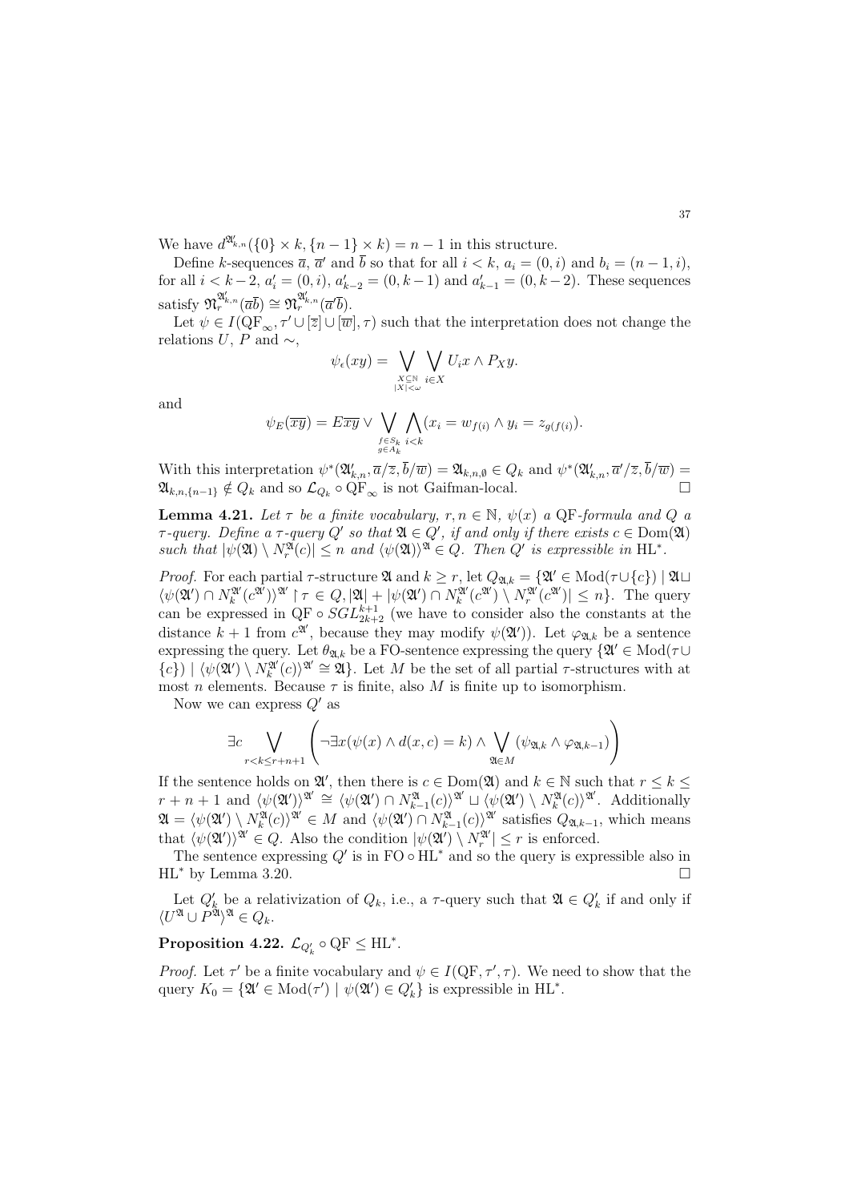We have $d^{\mathfrak{A}'_{k,n}}(\{0\} \times k, \{n-1\} \times k) = n-1$ in this structure.

Define $k$-sequences $\overline{a}$, $\overline{a}'$ and $\overline{b}$ so that for all $i < k$, $a_i = (0, i)$ and $b_i = (n-1, i)$, for all $i < k-2$, $a'_i = (0, i)$, $a'_{k-2} = (0, k-1)$ and $a'_{k-1} = (0, k-2)$. These sequences satisfy $\mathfrak{N}_r^{\mathfrak{A}'_{k,n}}(\overline{a}\overline{b}) \cong \mathfrak{N}_r^{\mathfrak{A}'_{k,n}}(\overline{a}'\overline{b})$.

Let $\psi \in I(\mathrm{QF}_\infty, \tau' \cup [\overline{z}] \cup [\overline{w}], \tau)$ such that the interpretation does not change the relations $U$, $P$ and $\sim$,

$$\psi_\epsilon(xy) = \bigvee_{\substack{X \subseteq \mathbb{N} \\ |X| < \omega}} \bigvee_{i \in X} U_i x \wedge P_X y.$$

and

$$\psi_E(\overline{xy}) = E\overline{xy} \vee \bigvee_{\substack{f \in S_k \\ g \in A_k}} \bigwedge_{i<k} (x_i = w_{f(i)} \wedge y_i = z_{g(f(i))}).$$

With this interpretation $\psi^*(\mathfrak{A}'_{k,n}, \overline{a}/\overline{z}, \overline{b}/\overline{w}) = \mathfrak{A}_{k,n,\emptyset} \in Q_k$ and $\psi^*(\mathfrak{A}'_{k,n}, \overline{a}'/\overline{z}, \overline{b}/\overline{w}) = \mathfrak{A}_{k,n,\{n-1\}} \notin Q_k$ and so $\mathcal{L}_{Q_k} \circ \mathrm{QF}_\infty$ is not Gaifman-local. □

**Lemma 4.21.** *Let $\tau$ be a finite vocabulary, $r, n \in \mathbb{N}$, $\psi(x)$ a* QF*-formula and $Q$ a $\tau$-query. Define a $\tau$-query $Q'$ so that $\mathfrak{A} \in Q'$, if and only if there exists $c \in \mathrm{Dom}(\mathfrak{A})$ such that $|\psi(\mathfrak{A}) \setminus N_r^{\mathfrak{A}}(c)| \leq n$ and $\langle \psi(\mathfrak{A}) \rangle^{\mathfrak{A}} \in Q$. Then $Q'$ is expressible in* $\mathrm{HL}^*$.

*Proof.* For each partial $\tau$-structure $\mathfrak{A}$ and $k \geq r$, let $Q_{\mathfrak{A},k} = \{\mathfrak{A}' \in \mathrm{Mod}(\tau \cup \{c\}) \mid \mathfrak{A} \sqcup \langle \psi(\mathfrak{A}') \cap N_k^{\mathfrak{A}'}(c^{\mathfrak{A}'}) \rangle^{\mathfrak{A}'} \restriction \tau \in Q, |\mathfrak{A}| + |\psi(\mathfrak{A}') \cap N_k^{\mathfrak{A}'}(c^{\mathfrak{A}'}) \setminus N_r^{\mathfrak{A}'}(c^{\mathfrak{A}'})| \leq n\}$. The query can be expressed in $\mathrm{QF} \circ SGL_{2k+2}^{k+1}$ (we have to consider also the constants at the distance $k+1$ from $c^{\mathfrak{A}'}$, because they may modify $\psi(\mathfrak{A}')$). Let $\varphi_{\mathfrak{A},k}$ be a sentence expressing the query. Let $\theta_{\mathfrak{A},k}$ be a FO-sentence expressing the query $\{\mathfrak{A}' \in \mathrm{Mod}(\tau \cup \{c\}) \mid \langle \psi(\mathfrak{A}') \setminus N_k^{\mathfrak{A}'}(c) \rangle^{\mathfrak{A}'} \cong \mathfrak{A}\}$. Let $M$ be the set of all partial $\tau$-structures with at most $n$ elements. Because $\tau$ is finite, also $M$ is finite up to isomorphism.

Now we can express $Q'$ as

$$\exists c \bigvee_{r < k \leq r+n+1} \left( \neg \exists x (\psi(x) \wedge d(x, c) = k) \wedge \bigvee_{\mathfrak{A} \in M} (\psi_{\mathfrak{A},k} \wedge \varphi_{\mathfrak{A},k-1}) \right)$$

If the sentence holds on $\mathfrak{A}'$, then there is $c \in \mathrm{Dom}(\mathfrak{A})$ and $k \in \mathbb{N}$ such that $r \leq k \leq r+n+1$ and $\langle \psi(\mathfrak{A}') \rangle^{\mathfrak{A}'} \cong \langle \psi(\mathfrak{A}') \cap N_{k-1}^{\mathfrak{A}}(c) \rangle^{\mathfrak{A}'} \sqcup \langle \psi(\mathfrak{A}') \setminus N_k^{\mathfrak{A}}(c) \rangle^{\mathfrak{A}'}$. Additionally $\mathfrak{A} = \langle \psi(\mathfrak{A}') \setminus N_k^{\mathfrak{A}}(c) \rangle^{\mathfrak{A}'} \in M$ and $\langle \psi(\mathfrak{A}') \cap N_{k-1}^{\mathfrak{A}}(c) \rangle^{\mathfrak{A}'}$ satisfies $Q_{\mathfrak{A},k-1}$, which means that $\langle \psi(\mathfrak{A}') \rangle^{\mathfrak{A}'} \in Q$. Also the condition $|\psi(\mathfrak{A}') \setminus N_r^{\mathfrak{A}'}| \leq r$ is enforced.

The sentence expressing $Q'$ is in $\mathrm{FO} \circ \mathrm{HL}^*$ and so the query is expressible also in $\mathrm{HL}^*$ by Lemma 3.20. □

Let $Q'_k$ be a relativization of $Q_k$, i.e., a $\tau$-query such that $\mathfrak{A} \in Q'_k$ if and only if $\langle U^{\mathfrak{A}} \cup P^{\mathfrak{A}} \rangle^{\mathfrak{A}} \in Q_k$.

**Proposition 4.22.** $\mathcal{L}_{Q'_k} \circ \mathrm{QF} \leq \mathrm{HL}^*$.

*Proof.* Let $\tau'$ be a finite vocabulary and $\psi \in I(\mathrm{QF}, \tau', \tau)$. We need to show that the query $K_0 = \{\mathfrak{A}' \in \mathrm{Mod}(\tau') \mid \psi(\mathfrak{A}') \in Q'_k\}$ is expressible in $\mathrm{HL}^*$.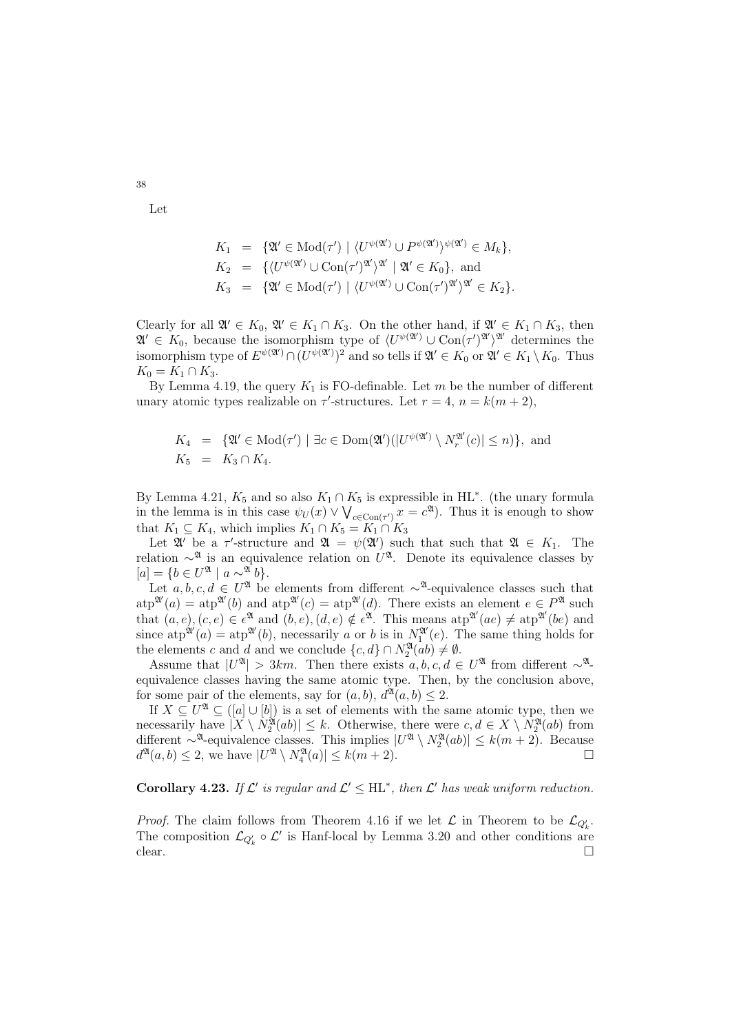Let

$$
\begin{aligned}
K_1 &= \{\mathfrak{A}' \in \mathrm{Mod}(\tau') \mid \langle U^{\psi(\mathfrak{A}')} \cup P^{\psi(\mathfrak{A}')}\rangle^{\psi(\mathfrak{A}')} \in M_k\}, \\
K_2 &= \{\langle U^{\psi(\mathfrak{A}')} \cup \mathrm{Con}(\tau')^{\mathfrak{A}'}\rangle^{\mathfrak{A}'} \mid \mathfrak{A}' \in K_0\}, \text{ and} \\
K_3 &= \{\mathfrak{A}' \in \mathrm{Mod}(\tau') \mid \langle U^{\psi(\mathfrak{A}')} \cup \mathrm{Con}(\tau')^{\mathfrak{A}'}\rangle^{\mathfrak{A}'} \in K_2\}.
\end{aligned}
$$

Clearly for all $\mathfrak{A}' \in K_0$, $\mathfrak{A}' \in K_1 \cap K_3$. On the other hand, if $\mathfrak{A}' \in K_1 \cap K_3$, then $\mathfrak{A}' \in K_0$, because the isomorphism type of $\langle U^{\psi(\mathfrak{A}')} \cup \mathrm{Con}(\tau')^{\mathfrak{A}'}\rangle^{\mathfrak{A}'}$ determines the isomorphism type of $E^{\psi(\mathfrak{A}')} \cap (U^{\psi(\mathfrak{A}')})^2$ and so tells if $\mathfrak{A}' \in K_0$ or $\mathfrak{A}' \in K_1 \setminus K_0$. Thus $K_0 = K_1 \cap K_3$.

By Lemma 4.19, the query $K_1$ is FO-definable. Let $m$ be the number of different unary atomic types realizable on $\tau'$-structures. Let $r = 4$, $n = k(m+2)$,

$$
\begin{aligned}
K_4 &= \{\mathfrak{A}' \in \mathrm{Mod}(\tau') \mid \exists c \in \mathrm{Dom}(\mathfrak{A}')(|U^{\psi(\mathfrak{A}')} \setminus N_r^{\mathfrak{A}'}(c)| \le n)\}, \text{ and} \\
K_5 &= K_3 \cap K_4.
\end{aligned}
$$

By Lemma 4.21, $K_5$ and so also $K_1 \cap K_5$ is expressible in $\mathrm{HL}^*$. (the unary formula in the lemma is in this case $\psi_U(x) \vee \bigvee_{c \in \mathrm{Con}(\tau')} x = c^{\mathfrak{A}}$). Thus it is enough to show that $K_1 \subseteq K_4$, which implies $K_1 \cap K_5 = K_1 \cap K_3$

Let $\mathfrak{A}'$ be a $\tau'$-structure and $\mathfrak{A} = \psi(\mathfrak{A}')$ such that such that $\mathfrak{A} \in K_1$. The relation $\sim^{\mathfrak{A}}$ is an equivalence relation on $U^{\mathfrak{A}}$. Denote its equivalence classes by $[a] = \{b \in U^{\mathfrak{A}} \mid a \sim^{\mathfrak{A}} b\}$.

Let $a, b, c, d \in U^{\mathfrak{A}}$ be elements from different $\sim^{\mathfrak{A}}$-equivalence classes such that $\mathrm{atp}^{\mathfrak{A}'}(a) = \mathrm{atp}^{\mathfrak{A}'}(b)$ and $\mathrm{atp}^{\mathfrak{A}'}(c) = \mathrm{atp}^{\mathfrak{A}'}(d)$. There exists an element $e \in P^{\mathfrak{A}}$ such that $(a, e), (c, e) \in \epsilon^{\mathfrak{A}}$ and $(b, e), (d, e) \notin \epsilon^{\mathfrak{A}}$. This means $\mathrm{atp}^{\mathfrak{A}'}(ae) \ne \mathrm{atp}^{\mathfrak{A}'}(be)$ and since $\mathrm{atp}^{\mathfrak{A}'}(a) = \mathrm{atp}^{\mathfrak{A}'}(b)$, necessarily $a$ or $b$ is in $N_1^{\mathfrak{A}'}(e)$. The same thing holds for the elements $c$ and $d$ and we conclude $\{c, d\} \cap N_2^{\mathfrak{A}}(ab) \ne \emptyset$.

Assume that $|U^{\mathfrak{A}}| > 3km$. Then there exists $a, b, c, d \in U^{\mathfrak{A}}$ from different $\sim^{\mathfrak{A}}$-equivalence classes having the same atomic type. Then, by the conclusion above, for some pair of the elements, say for $(a, b)$, $d^{\mathfrak{A}}(a, b) \le 2$.

If $X \subseteq U^{\mathfrak{A}} \subseteq ([a] \cup [b])$ is a set of elements with the same atomic type, then we necessarily have $|X \setminus N_2^{\mathfrak{A}}(ab)| \le k$. Otherwise, there were $c, d \in X \setminus N_2^{\mathfrak{A}}(ab)$ from different $\sim^{\mathfrak{A}}$-equivalence classes. This implies $|U^{\mathfrak{A}} \setminus N_2^{\mathfrak{A}}(ab)| \le k(m+2)$. Because $d^{\mathfrak{A}}(a, b) \le 2$, we have $|U^{\mathfrak{A}} \setminus N_4^{\mathfrak{A}}(a)| \le k(m+2)$. □

**Corollary 4.23.** *If $\mathcal{L}'$ is regular and $\mathcal{L}' \le \mathrm{HL}^*$, then $\mathcal{L}'$ has weak uniform reduction.*

*Proof.* The claim follows from Theorem 4.16 if we let $\mathcal{L}$ in Theorem to be $\mathcal{L}_{Q'_k}$. The composition $\mathcal{L}_{Q'_k} \circ \mathcal{L}'$ is Hanf-local by Lemma 3.20 and other conditions are clear. □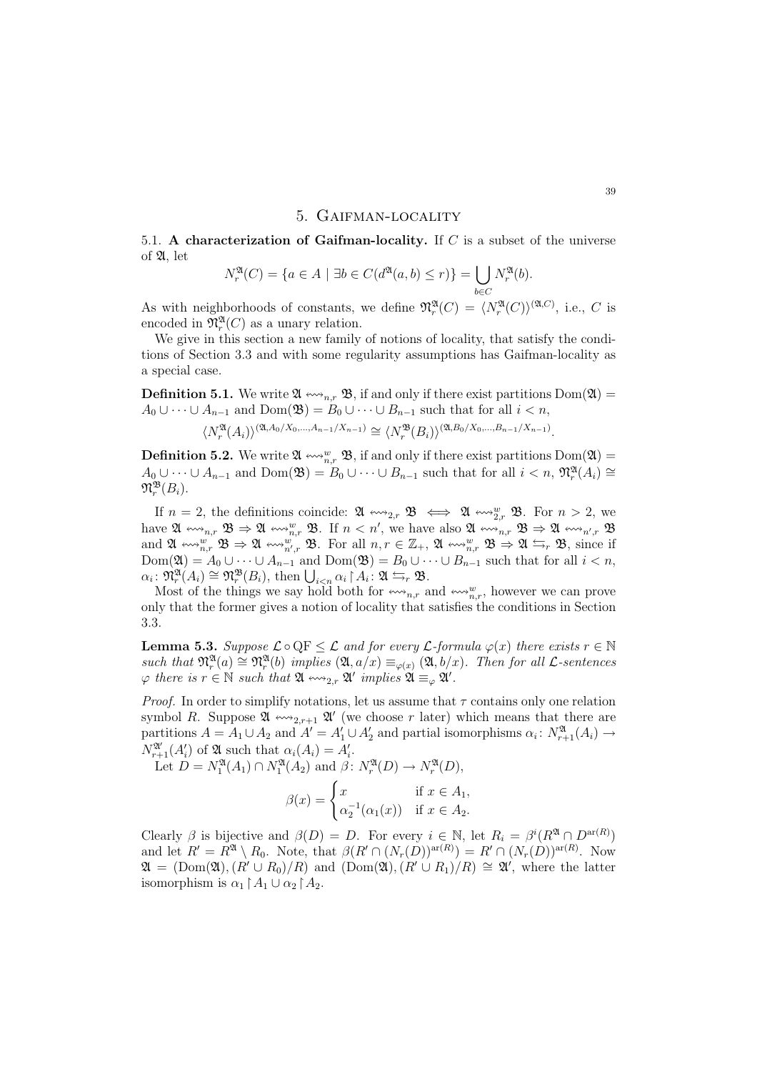# 5. Gaifman-locality

**5.1. A characterization of Gaifman-locality.** If $C$ is a subset of the universe of $\mathfrak{A}$, let

$$N_r^{\mathfrak{A}}(C) = \{a \in A \mid \exists b \in C(d^{\mathfrak{A}}(a,b) \leq r)\} = \bigcup_{b \in C} N_r^{\mathfrak{A}}(b).$$

As with neighborhoods of constants, we define $\mathfrak{N}_r^{\mathfrak{A}}(C) = \langle N_r^{\mathfrak{A}}(C)\rangle^{(\mathfrak{A},C)}$, i.e., $C$ is encoded in $\mathfrak{N}_r^{\mathfrak{A}}(C)$ as a unary relation.

We give in this section a new family of notions of locality, that satisfy the conditions of Section 3.3 and with some regularity assumptions has Gaifman-locality as a special case.

**Definition 5.1.** We write $\mathfrak{A} \leftrightsquigarrow_{n,r} \mathfrak{B}$, if and only if there exist partitions $\mathrm{Dom}(\mathfrak{A}) = A_0 \cup \cdots \cup A_{n-1}$ and $\mathrm{Dom}(\mathfrak{B}) = B_0 \cup \cdots \cup B_{n-1}$ such that for all $i < n$,

$$\langle N_r^{\mathfrak{A}}(A_i)\rangle^{(\mathfrak{A},A_0/X_0,\ldots,A_{n-1}/X_{n-1})} \cong \langle N_r^{\mathfrak{B}}(B_i)\rangle^{(\mathfrak{A},B_0/X_0,\ldots,B_{n-1}/X_{n-1})}.$$

**Definition 5.2.** We write $\mathfrak{A} \leftrightsquigarrow_{n,r}^{w} \mathfrak{B}$, if and only if there exist partitions $\mathrm{Dom}(\mathfrak{A}) = A_0 \cup \cdots \cup A_{n-1}$ and $\mathrm{Dom}(\mathfrak{B}) = B_0 \cup \cdots \cup B_{n-1}$ such that for all $i < n$, $\mathfrak{N}_r^{\mathfrak{A}}(A_i) \cong \mathfrak{N}_r^{\mathfrak{B}}(B_i)$.

If $n = 2$, the definitions coincide: $\mathfrak{A} \leftrightsquigarrow_{2,r} \mathfrak{B} \iff \mathfrak{A} \leftrightsquigarrow_{2,r}^{w} \mathfrak{B}$. For $n > 2$, we have $\mathfrak{A} \leftrightsquigarrow_{n,r} \mathfrak{B} \Rightarrow \mathfrak{A} \leftrightsquigarrow_{n,r}^{w} \mathfrak{B}$. If $n < n'$, we have also $\mathfrak{A} \leftrightsquigarrow_{n,r} \mathfrak{B} \Rightarrow \mathfrak{A} \leftrightsquigarrow_{n',r} \mathfrak{B}$ and $\mathfrak{A} \leftrightsquigarrow_{n,r}^{w} \mathfrak{B} \Rightarrow \mathfrak{A} \leftrightsquigarrow_{n',r}^{w} \mathfrak{B}$. For all $n, r \in \mathbb{Z}_+$, $\mathfrak{A} \leftrightsquigarrow_{n,r}^{w} \mathfrak{B} \Rightarrow \mathfrak{A} \leftrightarrows_r \mathfrak{B}$, since if $\mathrm{Dom}(\mathfrak{A}) = A_0 \cup \cdots \cup A_{n-1}$ and $\mathrm{Dom}(\mathfrak{B}) = B_0 \cup \cdots \cup B_{n-1}$ such that for all $i < n$, $\alpha_i \colon \mathfrak{N}_r^{\mathfrak{A}}(A_i) \cong \mathfrak{N}_r^{\mathfrak{B}}(B_i)$, then $\bigcup_{i<n} \alpha_i \restriction A_i \colon \mathfrak{A} \leftrightarrows_r \mathfrak{B}$.

Most of the things we say hold both for $\leftrightsquigarrow_{n,r}$ and $\leftrightsquigarrow_{n,r}^{w}$, however we can prove only that the former gives a notion of locality that satisfies the conditions in Section 3.3.

**Lemma 5.3.** *Suppose $\mathcal{L} \circ \mathrm{QF} \leq \mathcal{L}$ and for every $\mathcal{L}$-formula $\varphi(x)$ there exists $r \in \mathbb{N}$ such that $\mathfrak{N}_r^{\mathfrak{A}}(a) \cong \mathfrak{N}_r^{\mathfrak{A}}(b)$ implies $(\mathfrak{A}, a/x) \equiv_{\varphi(x)} (\mathfrak{A}, b/x)$. Then for all $\mathcal{L}$-sentences $\varphi$ there is $r \in \mathbb{N}$ such that $\mathfrak{A} \leftrightsquigarrow_{2,r} \mathfrak{A}'$ implies $\mathfrak{A} \equiv_{\varphi} \mathfrak{A}'$.*

*Proof.* In order to simplify notations, let us assume that $\tau$ contains only one relation symbol $R$. Suppose $\mathfrak{A} \leftrightsquigarrow_{2,r+1} \mathfrak{A}'$ (we choose $r$ later) which means that there are partitions $A = A_1 \cup A_2$ and $A' = A'_1 \cup A'_2$ and partial isomorphisms $\alpha_i \colon N_{r+1}^{\mathfrak{A}}(A_i) \to N_{r+1}^{\mathfrak{A}'}(A'_i)$ of $\mathfrak{A}$ such that $\alpha_i(A_i) = A'_i$.

Let $D = N_1^{\mathfrak{A}}(A_1) \cap N_1^{\mathfrak{A}}(A_2)$ and $\beta \colon N_r^{\mathfrak{A}}(D) \to N_r^{\mathfrak{A}}(D)$,

$$\beta(x) = \begin{cases} x & \text{if } x \in A_1, \\ \alpha_2^{-1}(\alpha_1(x)) & \text{if } x \in A_2. \end{cases}$$

Clearly $\beta$ is bijective and $\beta(D) = D$. For every $i \in \mathbb{N}$, let $R_i = \beta^i(R^{\mathfrak{A}} \cap D^{\mathrm{ar}(R)})$ and let $R' = R^{\mathfrak{A}} \setminus R_0$. Note, that $\beta(R' \cap (N_r(D))^{\mathrm{ar}(R)}) = R' \cap (N_r(D))^{\mathrm{ar}(R)}$. Now $\mathfrak{A} = (\mathrm{Dom}(\mathfrak{A}), (R' \cup R_0)/R)$ and $(\mathrm{Dom}(\mathfrak{A}), (R' \cup R_1)/R) \cong \mathfrak{A}'$, where the latter isomorphism is $\alpha_1 \restriction A_1 \cup \alpha_2 \restriction A_2$.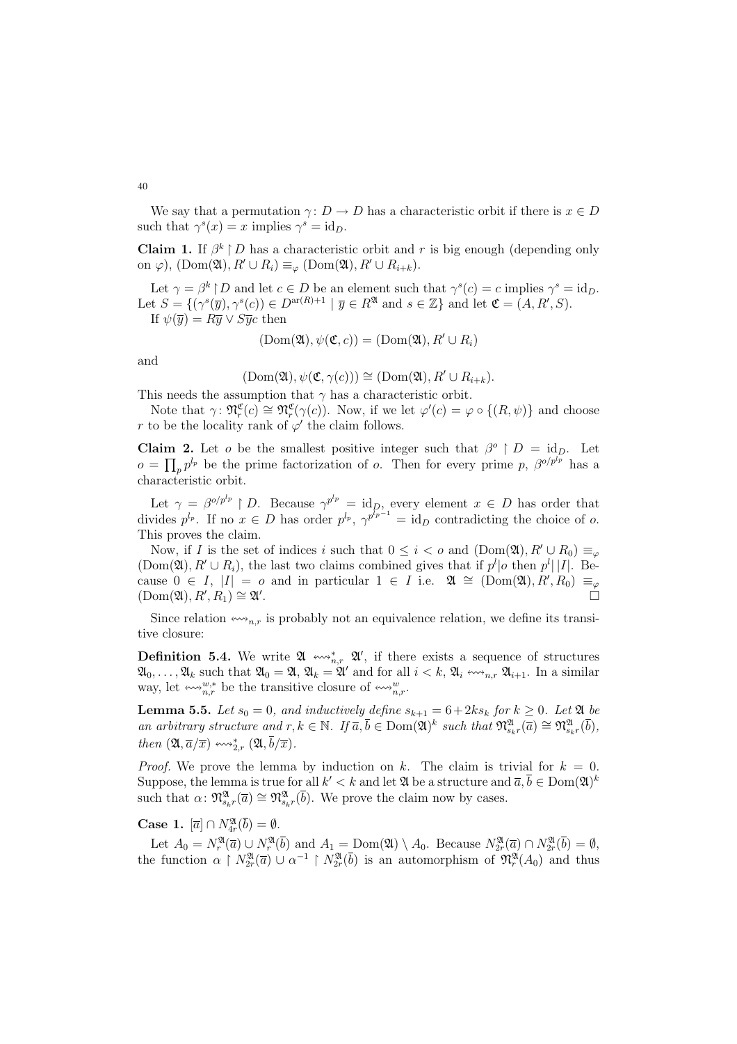We say that a permutation $\gamma\colon D \to D$ has a characteristic orbit if there is $x \in D$ such that $\gamma^s(x) = x$ implies $\gamma^s = \mathrm{id}_D$.

**Claim 1.** If $\beta^k \restriction D$ has a characteristic orbit and $r$ is big enough (depending only on $\varphi$), $(\mathrm{Dom}(\mathfrak{A}), R' \cup R_i) \equiv_\varphi (\mathrm{Dom}(\mathfrak{A}), R' \cup R_{i+k})$.

Let $\gamma = \beta^k \restriction D$ and let $c \in D$ be an element such that $\gamma^s(c) = c$ implies $\gamma^s = \mathrm{id}_D$. Let $S = \{(\gamma^s(\overline{y}), \gamma^s(c)) \in D^{\mathrm{ar}(R)+1} \mid \overline{y} \in R^{\mathfrak{A}} \text{ and } s \in \mathbb{Z}\}$ and let $\mathfrak{C} = (A, R', S)$.

If $\psi(\overline{y}) = R\overline{y} \vee S\overline{y}c$ then

$$(\mathrm{Dom}(\mathfrak{A}), \psi(\mathfrak{C}, c)) = (\mathrm{Dom}(\mathfrak{A}), R' \cup R_i)$$

and

$$(\mathrm{Dom}(\mathfrak{A}), \psi(\mathfrak{C}, \gamma(c))) \cong (\mathrm{Dom}(\mathfrak{A}), R' \cup R_{i+k}).$$

This needs the assumption that $\gamma$ has a characteristic orbit.

Note that $\gamma\colon \mathfrak{N}^{\mathfrak{C}}_r(c) \cong \mathfrak{N}^{\mathfrak{C}}_r(\gamma(c))$. Now, if we let $\varphi'(c) = \varphi \circ \{(R, \psi)\}$ and choose $r$ to be the locality rank of $\varphi'$ the claim follows.

**Claim 2.** Let $o$ be the smallest positive integer such that $\beta^o \restriction D = \mathrm{id}_D$. Let $o = \prod_p p^{l_p}$ be the prime factorization of $o$. Then for every prime $p$, $\beta^{o/p^{l_p}}$ has a characteristic orbit.

Let $\gamma = \beta^{o/p^{l_p}} \restriction D$. Because $\gamma^{p^{l_p}} = \mathrm{id}_D$, every element $x \in D$ has order that divides $p^{l_p}$. If no $x \in D$ has order $p^{l_p}$, $\gamma^{p^{l_p - 1}} = \mathrm{id}_D$ contradicting the choice of $o$. This proves the claim.

Now, if $I$ is the set of indices $i$ such that $0 \le i < o$ and $(\mathrm{Dom}(\mathfrak{A}), R' \cup R_0) \equiv_\varphi (\mathrm{Dom}(\mathfrak{A}), R' \cup R_i)$, the last two claims combined gives that if $p^l | o$ then $p^l | |I|$. Because $0 \in I$, $|I| = o$ and in particular $1 \in I$ i.e. $\mathfrak{A} \cong (\mathrm{Dom}(\mathfrak{A}), R', R_0) \equiv_\varphi (\mathrm{Dom}(\mathfrak{A}), R', R_1) \cong \mathfrak{A}'$. $\square$

Since relation $\leftrightsquigarrow_{n,r}$ is probably not an equivalence relation, we define its transitive closure:

**Definition 5.4.** We write $\mathfrak{A} \leftrightsquigarrow^*_{n,r} \mathfrak{A}'$, if there exists a sequence of structures $\mathfrak{A}_0, \ldots, \mathfrak{A}_k$ such that $\mathfrak{A}_0 = \mathfrak{A}$, $\mathfrak{A}_k = \mathfrak{A}'$ and for all $i < k$, $\mathfrak{A}_i \leftrightsquigarrow_{n,r} \mathfrak{A}_{i+1}$. In a similar way, let $\leftrightsquigarrow^{w,*}_{n,r}$ be the transitive closure of $\leftrightsquigarrow^w_{n,r}$.

**Lemma 5.5.** *Let $s_0 = 0$, and inductively define $s_{k+1} = 6 + 2ks_k$ for $k \ge 0$. Let $\mathfrak{A}$ be an arbitrary structure and $r, k \in \mathbb{N}$. If $\overline{a}, \overline{b} \in \mathrm{Dom}(\mathfrak{A})^k$ such that $\mathfrak{N}^{\mathfrak{A}}_{s_k r}(\overline{a}) \cong \mathfrak{N}^{\mathfrak{A}}_{s_k r}(\overline{b})$, then $(\mathfrak{A}, \overline{a}/\overline{x}) \leftrightsquigarrow^*_{2,r} (\mathfrak{A}, \overline{b}/\overline{x})$.*

*Proof.* We prove the lemma by induction on $k$. The claim is trivial for $k = 0$. Suppose, the lemma is true for all $k' < k$ and let $\mathfrak{A}$ be a structure and $\overline{a}, \overline{b} \in \mathrm{Dom}(\mathfrak{A})^k$ such that $\alpha\colon \mathfrak{N}^{\mathfrak{A}}_{s_k r}(\overline{a}) \cong \mathfrak{N}^{\mathfrak{A}}_{s_k r}(\overline{b})$. We prove the claim now by cases.

**Case 1.** $[\overline{a}] \cap N^{\mathfrak{A}}_{4r}(\overline{b}) = \emptyset$.

Let $A_0 = N^{\mathfrak{A}}_r(\overline{a}) \cup N^{\mathfrak{A}}_r(\overline{b})$ and $A_1 = \mathrm{Dom}(\mathfrak{A}) \setminus A_0$. Because $N^{\mathfrak{A}}_{2r}(\overline{a}) \cap N^{\mathfrak{A}}_{2r}(\overline{b}) = \emptyset$, the function $\alpha \restriction N^{\mathfrak{A}}_{2r}(\overline{a}) \cup \alpha^{-1} \restriction N^{\mathfrak{A}}_{2r}(\overline{b})$ is an automorphism of $\mathfrak{N}^{\mathfrak{A}}_r(A_0)$ and thus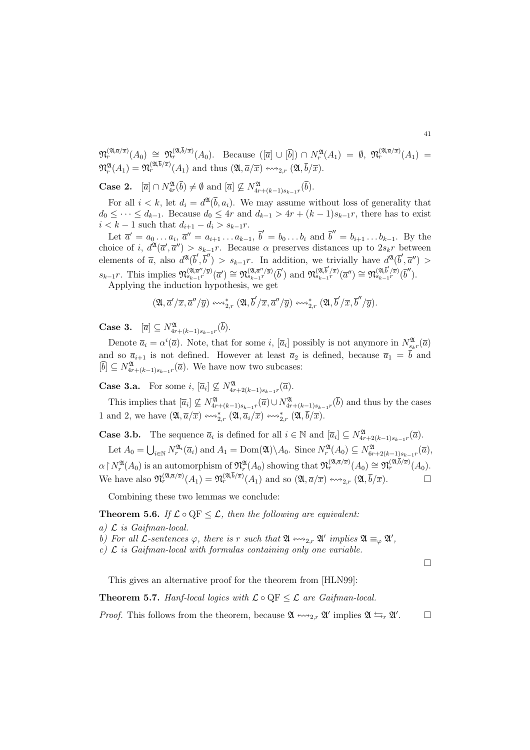$\mathfrak{N}_r^{(\mathfrak{A},\overline{a}/\overline{x})}(A_0) \cong \mathfrak{N}_r^{(\mathfrak{A},\overline{b}/\overline{x})}(A_0)$. Because $([\overline{a}] \cup [\overline{b}]) \cap N_r^{\mathfrak{A}}(A_1) = \emptyset$, $\mathfrak{N}_r^{(\mathfrak{A},\overline{a}/\overline{x})}(A_1) = \mathfrak{N}_r^{\mathfrak{A}}(A_1) = \mathfrak{N}_r^{(\mathfrak{A},\overline{b}/\overline{x})}(A_1)$ and thus $(\mathfrak{A}, \overline{a}/\overline{x}) \leftrightsquigarrow_{2,r} (\mathfrak{A}, \overline{b}/\overline{x})$.

**Case 2.** $[\overline{a}] \cap N_{4r}^{\mathfrak{A}}(\overline{b}) \neq \emptyset$ and $[\overline{a}] \not\subseteq N_{4r+(k-1)s_{k-1}r}^{\mathfrak{A}}(\overline{b})$.

For all $i < k$, let $d_i = d^{\mathfrak{A}}(\overline{b}, a_i)$. We may assume without loss of generality that $d_0 \leq \cdots \leq d_{k-1}$. Because $d_0 \leq 4r$ and $d_{k-1} > 4r + (k-1)s_{k-1}r$, there has to exist $i < k-1$ such that $d_{i+1} - d_i > s_{k-1}r$.

Let $\overline{a}' = a_0 \dots a_i$, $\overline{a}'' = a_{i+1} \dots a_{k-1}$, $\overline{b}' = b_0 \dots b_i$ and $\overline{b}'' = b_{i+1} \dots b_{k-1}$. By the choice of $i$, $d^{\mathfrak{A}}(\overline{a}', \overline{a}'') > s_{k-1}r$. Because $\alpha$ preserves distances up to $2s_k r$ between elements of $\overline{a}$, also $d^{\mathfrak{A}}(\overline{b}', \overline{b}'') > s_{k-1}r$. In addition, we trivially have $d^{\mathfrak{A}}(\overline{b}', \overline{a}'') > s_{k-1}r$. This implies $\mathfrak{N}_{s_{k-1}r}^{(\mathfrak{A},\overline{a}''/\overline{y})}(\overline{a}') \cong \mathfrak{N}_{s_{k-1}r}^{(\mathfrak{A},\overline{a}''/\overline{y})}(\overline{b}')$ and $\mathfrak{N}_{s_{k-1}r}^{(\mathfrak{A},\overline{b}'/\overline{x})}(\overline{a}'') \cong \mathfrak{N}_{s_{k-1}r}^{(\mathfrak{A},\overline{b}'/\overline{x})}(\overline{b}'')$.

Applying the induction hypothesis, we get

$$(\mathfrak{A}, \overline{a}'/\overline{x}, \overline{a}''/\overline{y}) \leftrightsquigarrow_{2,r}^{*} (\mathfrak{A}, \overline{b}'/\overline{x}, \overline{a}''/\overline{y}) \leftrightsquigarrow_{2,r}^{*} (\mathfrak{A}, \overline{b}'/\overline{x}, \overline{b}''/\overline{y}).$$

**Case 3.** $[\overline{a}] \subseteq N_{4r+(k-1)s_{k-1}r}^{\mathfrak{A}}(\overline{b})$.

Denote $\overline{a}_i = \alpha^i(\overline{a})$. Note, that for some $i$, $[\overline{a}_i]$ possibly is not anymore in $N_{s_k r}^{\mathfrak{A}}(\overline{a})$ and so $\overline{a}_{i+1}$ is not defined. However at least $\overline{a}_2$ is defined, because $\overline{a}_1 = \overline{b}$ and $[\overline{b}] \subseteq N_{4r+(k-1)s_{k-1}r}^{\mathfrak{A}}(\overline{a})$. We have now two subcases:

**Case 3.a.** For some $i$, $[\overline{a}_i] \not\subseteq N_{4r+2(k-1)s_{k-1}r}^{\mathfrak{A}}(\overline{a})$.

This implies that $[\overline{a}_i] \not\subseteq N_{4r+(k-1)s_{k-1}r}^{\mathfrak{A}}(\overline{a}) \cup N_{4r+(k-1)s_{k-1}r}^{\mathfrak{A}}(\overline{b})$ and thus by the cases 1 and 2, we have $(\mathfrak{A}, \overline{a}/\overline{x}) \leftrightsquigarrow_{2,r}^{*} (\mathfrak{A}, \overline{a}_i/\overline{x}) \leftrightsquigarrow_{2,r}^{*} (\mathfrak{A}, \overline{b}/\overline{x})$.

**Case 3.b.** The sequence $\overline{a}_i$ is defined for all $i \in \mathbb{N}$ and $[\overline{a}_i] \subseteq N_{4r+2(k-1)s_{k-1}r}^{\mathfrak{A}}(\overline{a})$.

Let $A_0 = \bigcup_{i \in \mathbb{N}} N_r^{\mathfrak{A}_i}(\overline{a}_i)$ and $A_1 = \mathrm{Dom}(\mathfrak{A}) \backslash A_0$. Since $N_r^{\mathfrak{A}}(A_0) \subseteq N_{6r+2(k-1)s_{k-1}r}^{\mathfrak{A}}(\overline{a})$, $\alpha \restriction N_r^{\mathfrak{A}}(A_0)$ is an automorphism of $\mathfrak{N}_r^{\mathfrak{A}}(A_0)$ showing that $\mathfrak{N}_r^{(\mathfrak{A},\overline{a}/\overline{x})}(A_0) \cong \mathfrak{N}_r^{(\mathfrak{A},\overline{b}/\overline{x})}(A_0)$. We have also $\mathfrak{N}_r^{(\mathfrak{A},\overline{a}/\overline{x})}(A_1) = \mathfrak{N}_r^{(\mathfrak{A},\overline{b}/\overline{x})}(A_1)$ and so $(\mathfrak{A}, \overline{a}/\overline{x}) \leftrightsquigarrow_{2,r} (\mathfrak{A}, \overline{b}/\overline{x})$. □

Combining these two lemmas we conclude:

**Theorem 5.6.** *If $\mathcal{L} \circ \mathrm{QF} \leq \mathcal{L}$, then the following are equivalent:*

*a) $\mathcal{L}$ is Gaifman-local.*

*b) For all $\mathcal{L}$-sentences $\varphi$, there is $r$ such that $\mathfrak{A} \leftrightsquigarrow_{2,r} \mathfrak{A}'$ implies $\mathfrak{A} \equiv_{\varphi} \mathfrak{A}'$,*

*c) $\mathcal{L}$ is Gaifman-local with formulas containing only one variable.*

□

This gives an alternative proof for the theorem from [HLN99]:

**Theorem 5.7.** *Hanf-local logics with $\mathcal{L} \circ \mathrm{QF} \leq \mathcal{L}$ are Gaifman-local.*

*Proof.* This follows from the theorem, because $\mathfrak{A} \leftrightsquigarrow_{2,r} \mathfrak{A}'$ implies $\mathfrak{A} \leftrightarrows_r \mathfrak{A}'$. □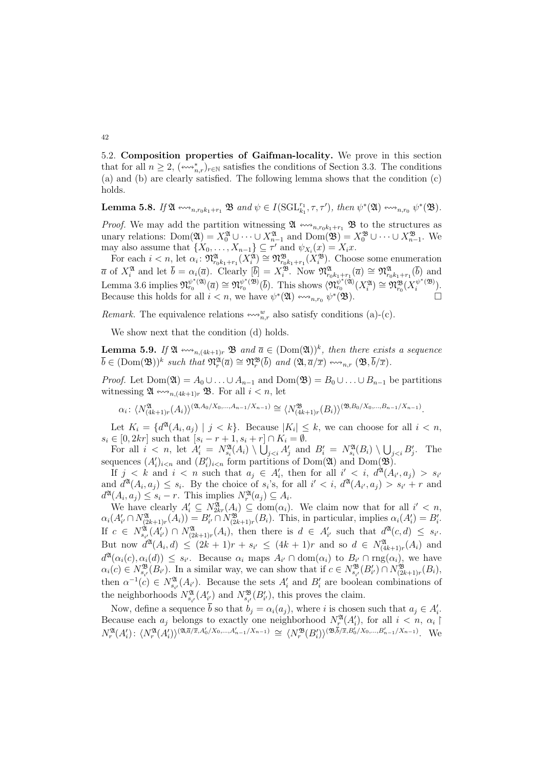5.2. **Composition properties of Gaifman-locality.** We prove in this section that for all $n \geq 2$, $(\leftrightsquigarrow^*_{n,r})_{r\in\mathbb{N}}$ satisfies the conditions of Section 3.3. The conditions (a) and (b) are clearly satisfied. The following lemma shows that the condition (c) holds.

**Lemma 5.8.** *If $\mathfrak{A} \leftrightsquigarrow_{n,r_0k_1+r_1} \mathfrak{B}$ and $\psi \in I(\mathrm{SGL}^{r_1}_{k_1}, \tau, \tau')$, then $\psi^*(\mathfrak{A}) \leftrightsquigarrow_{n,r_0} \psi^*(\mathfrak{B})$.*

*Proof.* We may add the partition witnessing $\mathfrak{A} \leftrightsquigarrow_{n,r_0k_1+r_1} \mathfrak{B}$ to the structures as unary relations: $\mathrm{Dom}(\mathfrak{A}) = X^{\mathfrak{A}}_0 \cup \cdots \cup X^{\mathfrak{A}}_{n-1}$ and $\mathrm{Dom}(\mathfrak{B}) = X^{\mathfrak{B}}_0 \cup \cdots \cup X^{\mathfrak{B}}_{n-1}$. We may also assume that $\{X_0, \ldots, X_{n-1}\} \subseteq \tau'$ and $\psi_{X_i}(x) = X_i x$.

For each $i < n$, let $\alpha_i \colon \mathfrak{N}^{\mathfrak{A}}_{r_0k_1+r_1}(X^{\mathfrak{A}}_i) \cong \mathfrak{N}^{\mathfrak{B}}_{r_0k_1+r_1}(X^{\mathfrak{B}}_i)$. Choose some enumeration $\overline{a}$ of $X^{\mathfrak{A}}_i$ and let $\overline{b} = \alpha_i(\overline{a})$. Clearly $[\overline{b}] = X^{\mathfrak{B}}_i$. Now $\mathfrak{N}^{\mathfrak{A}}_{r_0k_1+r_1}(\overline{a}) \cong \mathfrak{N}^{\mathfrak{A}}_{r_0k_1+r_1}(\overline{b})$ and Lemma 3.6 implies $\mathfrak{N}^{\psi^*(\mathfrak{A})}_{r_0}(\overline{a}) \cong \mathfrak{N}^{\psi^*(\mathfrak{B})}_{r_0}(\overline{b})$. This shows $\langle\mathfrak{N}^{\psi^*(\mathfrak{A})}_{r_0}(X^{\mathfrak{A}}_i) \cong \mathfrak{N}^{\mathfrak{B}}_{r_0}(X^{\psi^*(\mathfrak{B})}_i)$. Because this holds for all $i < n$, we have $\psi^*(\mathfrak{A}) \leftrightsquigarrow_{n,r_0} \psi^*(\mathfrak{B})$. $\square$

*Remark.* The equivalence relations $\leftrightsquigarrow^w_{n,r}$ also satisfy conditions (a)-(c).

We show next that the condition (d) holds.

**Lemma 5.9.** *If $\mathfrak{A} \leftrightsquigarrow_{n,(4k+1)r} \mathfrak{B}$ and $\overline{a} \in (\mathrm{Dom}(\mathfrak{A}))^k$, then there exists a sequence $\overline{b} \in (\mathrm{Dom}(\mathfrak{B}))^k$ such that $\mathfrak{N}^{\mathfrak{A}}_r(\overline{a}) \cong \mathfrak{N}^{\mathfrak{B}}_r(\overline{b})$ and $(\mathfrak{A}, \overline{a}/\overline{x}) \leftrightsquigarrow_{n,r} (\mathfrak{B}, \overline{b}/\overline{x})$.*

*Proof.* Let $\mathrm{Dom}(\mathfrak{A}) = A_0 \cup \ldots \cup A_{n-1}$ and $\mathrm{Dom}(\mathfrak{B}) = B_0 \cup \ldots \cup B_{n-1}$ be partitions witnessing $\mathfrak{A} \leftrightsquigarrow_{n,(4k+1)r} \mathfrak{B}$. For all $i < n$, let

$$\alpha_i \colon \langle N^{\mathfrak{A}}_{(4k+1)r}(A_i)\rangle^{(\mathfrak{A}, A_0/X_0, \ldots, A_{n-1}/X_{n-1})} \cong \langle N^{\mathfrak{B}}_{(4k+1)r}(B_i)\rangle^{(\mathfrak{B}, B_0/X_0, \ldots, B_{n-1}/X_{n-1})}.$$

Let $K_i = \{d^{\mathfrak{A}}(A_i, a_j) \mid j < k\}$. Because $|K_i| \leq k$, we can choose for all $i < n$, $s_i \in [0, 2kr]$ such that $[s_i - r + 1, s_i + r] \cap K_i = \emptyset$.

For all $i < n$, let $A'_i = N^{\mathfrak{A}}_{s_i}(A_i) \setminus \bigcup_{j<i} A'_j$ and $B'_i = N^{\mathfrak{B}}_{s_i}(B_i) \setminus \bigcup_{j<i} B'_j$. The sequences $(A'_i)_{i<n}$ and $(B'_i)_{i<n}$ form partitions of $\mathrm{Dom}(\mathfrak{A})$ and $\mathrm{Dom}(\mathfrak{B})$.

If $j < k$ and $i < n$ such that $a_j \in A'_i$, then for all $i' < i$, $d^{\mathfrak{A}}(A_{i'}, a_j) > s_{i'}$ and $d^{\mathfrak{A}}(A_i, a_j) \leq s_i$. By the choice of $s_i$'s, for all $i' < i$, $d^{\mathfrak{A}}(A_{i'}, a_j) > s_{i'} + r$ and $d^{\mathfrak{A}}(A_i, a_j) \leq s_i - r$. This implies $N^{\mathfrak{A}}_r(a_j) \subseteq A_i$.

We have clearly $A'_i \subseteq N^{\mathfrak{A}}_{2kr}(A_i) \subseteq \mathrm{dom}(\alpha_i)$. We claim now that for all $i' < n$, $\alpha_i(A'_{i'} \cap N^{\mathfrak{A}}_{(2k+1)r}(A_i)) = B'_{i'} \cap N^{\mathfrak{B}}_{(2k+1)r}(B_i)$. This, in particular, implies $\alpha_i(A'_i) = B'_i$. If $c \in N^{\mathfrak{A}}_{s_{i'}}(A'_{i'}) \cap N^{\mathfrak{A}}_{(2k+1)r}(A_i)$, then there is $d \in A'_{i'}$ such that $d^{\mathfrak{A}}(c, d) \leq s_{i'}$. But now $d^{\mathfrak{A}}(A_i, d) \leq (2k+1)r + s_{i'} \leq (4k+1)r$ and so $d \in N^{\mathfrak{A}}_{(4k+1)r}(A_i)$ and $d^{\mathfrak{A}}(\alpha_i(c), \alpha_i(d)) \leq s_{i'}$. Because $\alpha_i$ maps $A_{i'} \cap \mathrm{dom}(\alpha_i)$ to $B_{i'} \cap \mathrm{rng}(\alpha_i)$, we have $\alpha_i(c) \in N^{\mathfrak{B}}_{s_{i'}}(B_{i'})$. In a similar way, we can show that if $c \in N^{\mathfrak{B}}_{s_{i'}}(B'_{i'}) \cap N^{\mathfrak{B}}_{(2k+1)r}(B_i)$, then $\alpha^{-1}(c) \in N^{\mathfrak{A}}_{s_{i'}}(A_{i'})$. Because the sets $A'_i$ and $B'_i$ are boolean combinations of the neighborhoods $N^{\mathfrak{A}}_{s_{i'}}(A'_{i'})$ and $N^{\mathfrak{B}}_{s_{i'}}(B'_{i'})$, this proves the claim.

Now, define a sequence $\overline{b}$ so that $b_j = \alpha_i(a_j)$, where $i$ is chosen such that $a_j \in A'_i$. Because each $a_j$ belongs to exactly one neighborhood $N^{\mathfrak{A}}_r(A'_i)$, for all $i < n$, $\alpha_i \restriction N^{\mathfrak{A}}_r(A'_i) \colon \langle N^{\mathfrak{A}}_r(A'_i)\rangle^{(\mathfrak{A}, \overline{a}/\overline{x}, A'_0/X_0, \ldots, A'_{n-1}/X_{n-1})} \cong \langle N^{\mathfrak{B}}_r(B'_i)\rangle^{(\mathfrak{B}, \overline{b}/\overline{x}, B'_0/X_0, \ldots, B'_{n-1}/X_{n-1})}$. We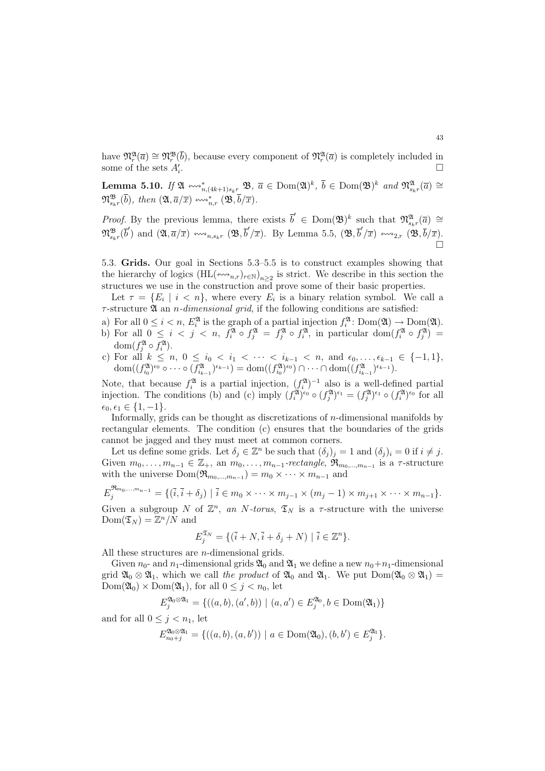have $\mathfrak{N}^{\mathfrak{A}}_r(\overline{a}) \cong \mathfrak{N}^{\mathfrak{B}}_r(\overline{b})$, because every component of $\mathfrak{N}^{\mathfrak{A}}_r(\overline{a})$ is completely included in some of the sets $A'_i$. □

**Lemma 5.10.** *If $\mathfrak{A} \rightsquigarrow^*_{n,(4k+1)s_k r} \mathfrak{B}$, $\overline{a} \in \mathrm{Dom}(\mathfrak{A})^k$, $\overline{b} \in \mathrm{Dom}(\mathfrak{B})^k$ and $\mathfrak{N}^{\mathfrak{A}}_{s_k r}(\overline{a}) \cong \mathfrak{N}^{\mathfrak{B}}_{s_k r}(\overline{b})$, then $(\mathfrak{A}, \overline{a}/\overline{x}) \rightsquigarrow^*_{n,r} (\mathfrak{B}, \overline{b}/\overline{x})$.*

*Proof.* By the previous lemma, there exists $\overline{b}' \in \mathrm{Dom}(\mathfrak{B})^k$ such that $\mathfrak{N}^{\mathfrak{A}}_{s_k r}(\overline{a}) \cong \mathfrak{N}^{\mathfrak{B}}_{s_k r}(\overline{b}')$ and $(\mathfrak{A}, \overline{a}/\overline{x}) \rightsquigarrow_{n,s_k r} (\mathfrak{B}, \overline{b}'/\overline{x})$. By Lemma 5.5, $(\mathfrak{B}, \overline{b}'/\overline{x}) \rightsquigarrow_{2,r} (\mathfrak{B}, \overline{b}/\overline{x})$. □

5.3. **Grids.** Our goal in Sections 5.3–5.5 is to construct examples showing that the hierarchy of logics $(\mathrm{HL}(\rightsquigarrow_{n,r})_{r \in \mathbb{N}})_{n \geq 2}$ is strict. We describe in this section the structures we use in the construction and prove some of their basic properties.

Let $\tau = \{E_i \mid i < n\}$, where every $E_i$ is a binary relation symbol. We call a $\tau$-structure $\mathfrak{A}$ an *$n$-dimensional grid*, if the following conditions are satisfied:

a) For all $0 \leq i < n$, $E^{\mathfrak{A}}_i$ is the graph of a partial injection $f^{\mathfrak{A}}_i \colon \mathrm{Dom}(\mathfrak{A}) \to \mathrm{Dom}(\mathfrak{A})$.
b) For all $0 \leq i < j < n$, $f^{\mathfrak{A}}_i \circ f^{\mathfrak{A}}_j = f^{\mathfrak{A}}_j \circ f^{\mathfrak{A}}_i$, in particular $\mathrm{dom}(f^{\mathfrak{A}}_i \circ f^{\mathfrak{A}}_j) = \mathrm{dom}(f^{\mathfrak{A}}_j \circ f^{\mathfrak{A}}_i)$.
c) For all $k \leq n$, $0 \leq i_0 < i_1 < \cdots < i_{k-1} < n$, and $\epsilon_0, \ldots, \epsilon_{k-1} \in \{-1, 1\}$, $\mathrm{dom}((f^{\mathfrak{A}}_{i_0})^{\epsilon_0} \circ \cdots \circ (f^{\mathfrak{A}}_{i_{k-1}})^{\epsilon_{k-1}}) = \mathrm{dom}((f^{\mathfrak{A}}_{i_0})^{\epsilon_0}) \cap \cdots \cap \mathrm{dom}((f^{\mathfrak{A}}_{i_{k-1}})^{\epsilon_{k-1}})$.

Note, that because $f^{\mathfrak{A}}_i$ is a partial injection, $(f^{\mathfrak{A}}_i)^{-1}$ also is a well-defined partial injection. The conditions (b) and (c) imply $(f^{\mathfrak{A}}_i)^{\epsilon_0} \circ (f^{\mathfrak{A}}_j)^{\epsilon_1} = (f^{\mathfrak{A}}_j)^{\epsilon_1} \circ (f^{\mathfrak{A}}_i)^{\epsilon_0}$ for all $\epsilon_0, \epsilon_1 \in \{1, -1\}$.

Informally, grids can be thought as discretizations of $n$-dimensional manifolds by rectangular elements. The condition (c) ensures that the boundaries of the grids cannot be jagged and they must meet at common corners.

Let us define some grids. Let $\delta_j \in \mathbb{Z}^n$ be such that $(\delta_j)_j = 1$ and $(\delta_j)_i = 0$ if $i \neq j$. Given $m_0, \ldots, m_{n-1} \in \mathbb{Z}_+$, an $m_0, \ldots, m_{n-1}$*-rectangle*, $\mathfrak{R}_{m_0,\ldots,m_{n-1}}$ is a $\tau$-structure with the universe $\mathrm{Dom}(\mathfrak{R}_{m_0,\ldots,m_{n-1}}) = m_0 \times \cdots \times m_{n-1}$ and

$$E^{\mathfrak{R}_{m_0,\ldots,m_{n-1}}}_j = \{(\overline{i}, \overline{i} + \delta_j) \mid \overline{i} \in m_0 \times \cdots \times m_{j-1} \times (m_j - 1) \times m_{j+1} \times \cdots \times m_{n-1}\}.$$

Given a subgroup $N$ of $\mathbb{Z}^n$, *an $N$-torus*, $\mathfrak{T}_N$ is a $\tau$-structure with the universe $\mathrm{Dom}(\mathfrak{T}_N) = \mathbb{Z}^n/N$ and

$$E^{\mathfrak{T}_N}_j = \{(\overline{i} + N, \overline{i} + \delta_j + N) \mid \overline{i} \in \mathbb{Z}^n\}.$$

All these structures are $n$-dimensional grids.

Given $n_0$- and $n_1$-dimensional grids $\mathfrak{A}_0$ and $\mathfrak{A}_1$ we define a new $n_0+n_1$-dimensional grid $\mathfrak{A}_0 \otimes \mathfrak{A}_1$, which we call *the product* of $\mathfrak{A}_0$ and $\mathfrak{A}_1$. We put $\mathrm{Dom}(\mathfrak{A}_0 \otimes \mathfrak{A}_1) = \mathrm{Dom}(\mathfrak{A}_0) \times \mathrm{Dom}(\mathfrak{A}_1)$, for all $0 \leq j < n_0$, let

$$E^{\mathfrak{A}_0 \otimes \mathfrak{A}_1}_j = \{((a, b), (a', b)) \mid (a, a') \in E^{\mathfrak{A}_0}_j, b \in \mathrm{Dom}(\mathfrak{A}_1)\}$$

and for all $0 \leq j < n_1$, let

$$E^{\mathfrak{A}_0 \otimes \mathfrak{A}_1}_{n_0+j} = \{((a, b), (a, b')) \mid a \in \mathrm{Dom}(\mathfrak{A}_0), (b, b') \in E^{\mathfrak{A}_1}_j\}.$$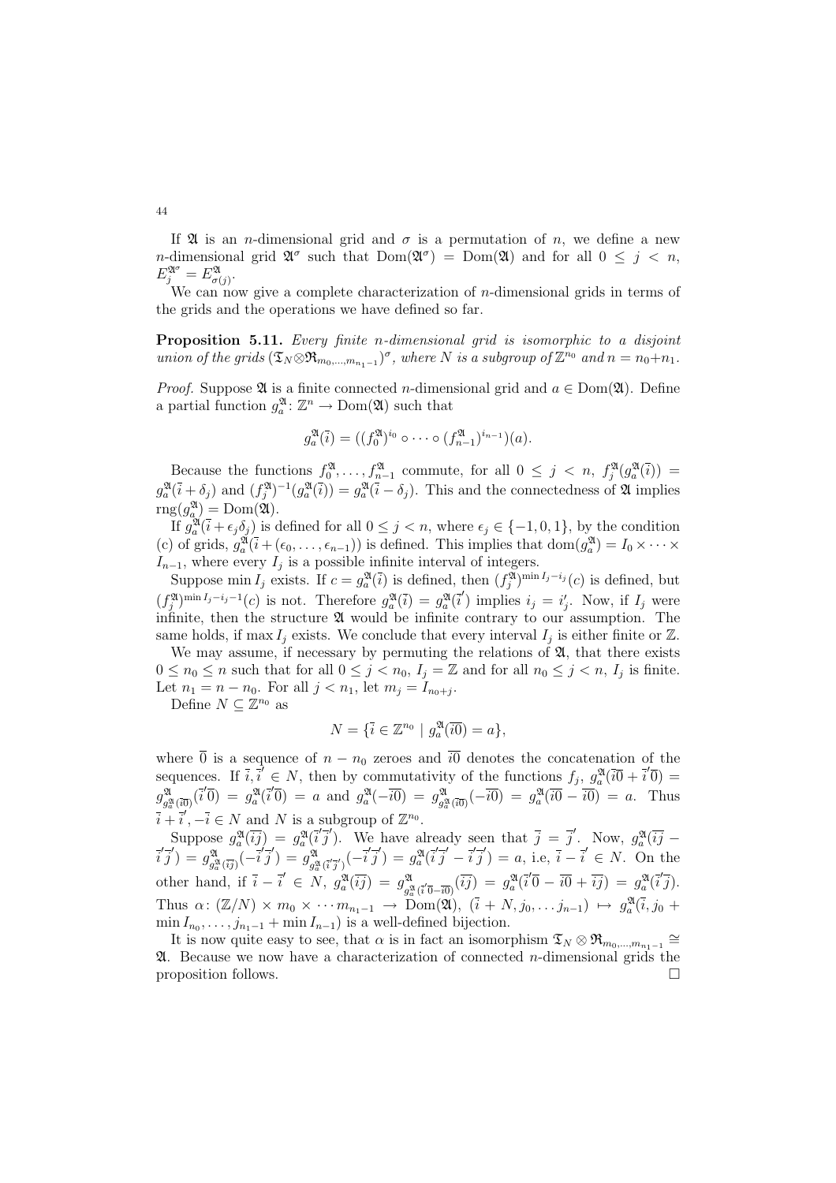If $\mathfrak{A}$ is an $n$-dimensional grid and $\sigma$ is a permutation of $n$, we define a new $n$-dimensional grid $\mathfrak{A}^\sigma$ such that $\mathrm{Dom}(\mathfrak{A}^\sigma) = \mathrm{Dom}(\mathfrak{A})$ and for all $0 \leq j < n$, $E_j^{\mathfrak{A}^\sigma} = E_{\sigma(j)}^{\mathfrak{A}}$.

We can now give a complete characterization of $n$-dimensional grids in terms of the grids and the operations we have defined so far.

**Proposition 5.11.** *Every finite $n$-dimensional grid is isomorphic to a disjoint union of the grids $(\mathfrak{T}_N \otimes \mathfrak{R}_{m_0,\dots,m_{n_1-1}})^\sigma$, where $N$ is a subgroup of $\mathbb{Z}^{n_0}$ and $n = n_0 + n_1$.*

*Proof.* Suppose $\mathfrak{A}$ is a finite connected $n$-dimensional grid and $a \in \mathrm{Dom}(\mathfrak{A})$. Define a partial function $g_a^{\mathfrak{A}} \colon \mathbb{Z}^n \to \mathrm{Dom}(\mathfrak{A})$ such that

$$g_a^{\mathfrak{A}}(\overline{i}) = ((f_0^{\mathfrak{A}})^{i_0} \circ \dots \circ (f_{n-1}^{\mathfrak{A}})^{i_{n-1}})(a).$$

Because the functions $f_0^{\mathfrak{A}}, \dots, f_{n-1}^{\mathfrak{A}}$ commute, for all $0 \leq j < n$, $f_j^{\mathfrak{A}}(g_a^{\mathfrak{A}}(\overline{i})) = g_a^{\mathfrak{A}}(\overline{i} + \delta_j)$ and $(f_j^{\mathfrak{A}})^{-1}(g_a^{\mathfrak{A}}(\overline{i})) = g_a^{\mathfrak{A}}(\overline{i} - \delta_j)$. This and the connectedness of $\mathfrak{A}$ implies $\mathrm{rng}(g_a^{\mathfrak{A}}) = \mathrm{Dom}(\mathfrak{A})$.

If $g_a^{\mathfrak{A}}(\overline{i} + \epsilon_j \delta_j)$ is defined for all $0 \leq j < n$, where $\epsilon_j \in \{-1, 0, 1\}$, by the condition (c) of grids, $g_a^{\mathfrak{A}}(\overline{i} + (\epsilon_0, \dots, \epsilon_{n-1}))$ is defined. This implies that $\mathrm{dom}(g_a^{\mathfrak{A}}) = I_0 \times \dots \times I_{n-1}$, where every $I_j$ is a possible infinite interval of integers.

Suppose $\min I_j$ exists. If $c = g_a^{\mathfrak{A}}(\overline{i})$ is defined, then $(f_j^{\mathfrak{A}})^{\min I_j - i_j}(c)$ is defined, but $(f_j^{\mathfrak{A}})^{\min I_j - i_j - 1}(c)$ is not. Therefore $g_a^{\mathfrak{A}}(\overline{i}) = g_a^{\mathfrak{A}}(\overline{i}')$ implies $i_j = i_j'$. Now, if $I_j$ were infinite, then the structure $\mathfrak{A}$ would be infinite contrary to our assumption. The same holds, if $\max I_j$ exists. We conclude that every interval $I_j$ is either finite or $\mathbb{Z}$.

We may assume, if necessary by permuting the relations of $\mathfrak{A}$, that there exists $0 \leq n_0 \leq n$ such that for all $0 \leq j < n_0$, $I_j = \mathbb{Z}$ and for all $n_0 \leq j < n$, $I_j$ is finite. Let $n_1 = n - n_0$. For all $j < n_1$, let $m_j = I_{n_0 + j}$.

Define $N \subseteq \mathbb{Z}^{n_0}$ as

$$N = \{\overline{i} \in \mathbb{Z}^{n_0} \mid g_a^{\mathfrak{A}}(\overline{i}\overline{0}) = a\},$$

where $\overline{0}$ is a sequence of $n - n_0$ zeroes and $\overline{i}\overline{0}$ denotes the concatenation of the sequences. If $\overline{i}, \overline{i}' \in N$, then by commutativity of the functions $f_j$, $g_a^{\mathfrak{A}}(\overline{i}\overline{0} + \overline{i}'\overline{0}) = g_{g_a^{\mathfrak{A}}(\overline{i}\overline{0})}^{\mathfrak{A}}(\overline{i}'\overline{0}) = g_a^{\mathfrak{A}}(\overline{i}'\overline{0}) = a$ and $g_a^{\mathfrak{A}}(-\overline{i}\overline{0}) = g_{g_a^{\mathfrak{A}}(\overline{i}\overline{0})}^{\mathfrak{A}}(-\overline{i}\overline{0}) = g_a^{\mathfrak{A}}(\overline{i}\overline{0} - \overline{i}\overline{0}) = a$. Thus $\overline{i} + \overline{i}', -\overline{i} \in N$ and $N$ is a subgroup of $\mathbb{Z}^{n_0}$.

Suppose $g_a^{\mathfrak{A}}(\overline{i}\overline{j}) = g_a^{\mathfrak{A}}(\overline{i}'\overline{j}')$. We have already seen that $\overline{j} = \overline{j}'$. Now, $g_a^{\mathfrak{A}}(\overline{i}\overline{j} - \overline{i}'\overline{j}') = g_{g_a^{\mathfrak{A}}(\overline{i}\overline{j})}^{\mathfrak{A}}(-\overline{i}'\overline{j}') = g_{g_a^{\mathfrak{A}}(\overline{i}'\overline{j}')}^{\mathfrak{A}}(-\overline{i}'\overline{j}') = g_a^{\mathfrak{A}}(\overline{i}'\overline{j}' - \overline{i}'\overline{j}') = a$, i.e, $\overline{i} - \overline{i}' \in N$. On the other hand, if $\overline{i} - \overline{i}' \in N$, $g_a^{\mathfrak{A}}(\overline{i}\overline{j}) = g_{g_a^{\mathfrak{A}}(\overline{i}'\overline{0} - \overline{i}\overline{0})}^{\mathfrak{A}}(\overline{i}\overline{j}) = g_a^{\mathfrak{A}}(\overline{i}'\overline{0} - \overline{i}\overline{0} + \overline{i}\overline{j}) = g_a^{\mathfrak{A}}(\overline{i}'\overline{j})$. Thus $\alpha \colon (\mathbb{Z}/N) \times m_0 \times \dots m_{n_1-1} \to \mathrm{Dom}(\mathfrak{A})$, $(\overline{i} + N, j_0, \dots j_{n-1}) \mapsto g_a^{\mathfrak{A}}(\overline{i}, j_0 + \min I_{n_0}, \dots, j_{n_1-1} + \min I_{n-1})$ is a well-defined bijection.

It is now quite easy to see, that $\alpha$ is in fact an isomorphism $\mathfrak{T}_N \otimes \mathfrak{R}_{m_0,\dots,m_{n_1-1}} \cong \mathfrak{A}$. Because we now have a characterization of connected $n$-dimensional grids the proposition follows. $\square$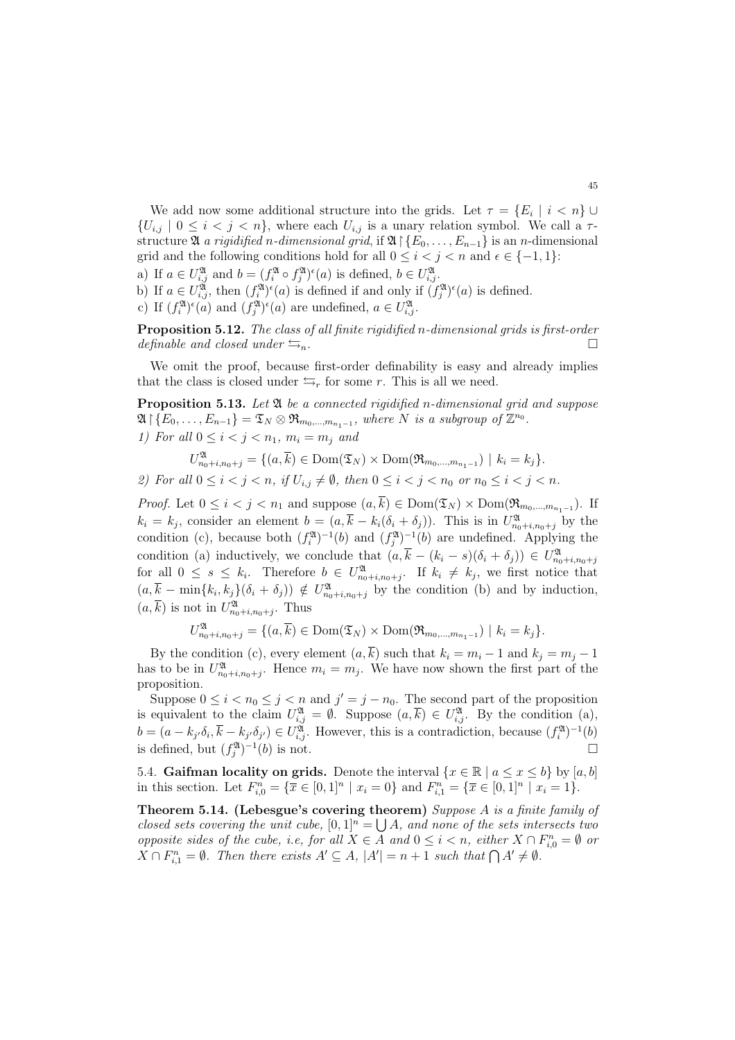We add now some additional structure into the grids. Let $\tau = \{E_i \mid i < n\} \cup \{U_{i,j} \mid 0 \le i < j < n\}$, where each $U_{i,j}$ is a unary relation symbol. We call a $\tau$-structure $\mathfrak{A}$ *a rigidified n-dimensional grid*, if $\mathfrak{A}\restriction\{E_0,\ldots,E_{n-1}\}$ is an $n$-dimensional grid and the following conditions hold for all $0 \le i < j < n$ and $\epsilon \in \{-1,1\}$:

a) If $a \in U^{\mathfrak{A}}_{i,j}$ and $b = (f^{\mathfrak{A}}_i \circ f^{\mathfrak{A}}_j)^\epsilon(a)$ is defined, $b \in U^{\mathfrak{A}}_{i,j}$.

b) If $a \in U^{\mathfrak{A}}_{i,j}$, then $(f^{\mathfrak{A}}_i)^\epsilon(a)$ is defined if and only if $(f^{\mathfrak{A}}_j)^\epsilon(a)$ is defined.

c) If $(f^{\mathfrak{A}}_i)^\epsilon(a)$ and $(f^{\mathfrak{A}}_j)^\epsilon(a)$ are undefined, $a \in U^{\mathfrak{A}}_{i,j}$.

**Proposition 5.12.** *The class of all finite rigidified n-dimensional grids is first-order definable and closed under $\leftrightarrows_n$.* □

We omit the proof, because first-order definability is easy and already implies that the class is closed under $\leftrightarrows_r$ for some $r$. This is all we need.

**Proposition 5.13.** *Let $\mathfrak{A}$ be a connected rigidified n-dimensional grid and suppose $\mathfrak{A}\restriction\{E_0,\ldots,E_{n-1}\} = \mathfrak{T}_N \otimes \mathfrak{R}_{m_0,\ldots,m_{n_1-1}}$, where $N$ is a subgroup of $\mathbb{Z}^{n_0}$.*

*1) For all $0 \le i < j < n_1$, $m_i = m_j$ and*

$$U^{\mathfrak{A}}_{n_0+i,n_0+j} = \{(a,\overline{k}) \in \mathrm{Dom}(\mathfrak{T}_N) \times \mathrm{Dom}(\mathfrak{R}_{m_0,\ldots,m_{n_1-1}}) \mid k_i = k_j\}.$$

*2) For all $0 \le i < j < n$, if $U_{i,j} \ne \emptyset$, then $0 \le i < j < n_0$ or $n_0 \le i < j < n$.*

*Proof.* Let $0 \le i < j < n_1$ and suppose $(a,\overline{k}) \in \mathrm{Dom}(\mathfrak{T}_N) \times \mathrm{Dom}(\mathfrak{R}_{m_0,\ldots,m_{n_1-1}})$. If $k_i = k_j$, consider an element $b = (a, \overline{k} - k_i(\delta_i + \delta_j))$. This is in $U^{\mathfrak{A}}_{n_0+i,n_0+j}$ by the condition (c), because both $(f^{\mathfrak{A}}_i)^{-1}(b)$ and $(f^{\mathfrak{A}}_j)^{-1}(b)$ are undefined. Applying the condition (a) inductively, we conclude that $(a, \overline{k} - (k_i - s)(\delta_i + \delta_j)) \in U^{\mathfrak{A}}_{n_0+i,n_0+j}$ for all $0 \le s \le k_i$. Therefore $b \in U^{\mathfrak{A}}_{n_0+i,n_0+j}$. If $k_i \ne k_j$, we first notice that $(a, \overline{k} - \min\{k_i,k_j\}(\delta_i+\delta_j)) \notin U^{\mathfrak{A}}_{n_0+i,n_0+j}$ by the condition (b) and by induction, $(a,\overline{k})$ is not in $U^{\mathfrak{A}}_{n_0+i,n_0+j}$. Thus

$$U^{\mathfrak{A}}_{n_0+i,n_0+j} = \{(a,\overline{k}) \in \mathrm{Dom}(\mathfrak{T}_N) \times \mathrm{Dom}(\mathfrak{R}_{m_0,\ldots,m_{n_1-1}}) \mid k_i = k_j\}.$$

By the condition (c), every element $(a,\overline{k})$ such that $k_i = m_i - 1$ and $k_j = m_j - 1$ has to be in $U^{\mathfrak{A}}_{n_0+i,n_0+j}$. Hence $m_i = m_j$. We have now shown the first part of the proposition.

Suppose $0 \le i < n_0 \le j < n$ and $j' = j - n_0$. The second part of the proposition is equivalent to the claim $U^{\mathfrak{A}}_{i,j} = \emptyset$. Suppose $(a,\overline{k}) \in U^{\mathfrak{A}}_{i,j}$. By the condition (a), $b = (a - k_{j'}\delta_i, \overline{k} - k_{j'}\delta_{j'}) \in U^{\mathfrak{A}}_{i,j}$. However, this is a contradiction, because $(f^{\mathfrak{A}}_i)^{-1}(b)$ is defined, but $(f^{\mathfrak{A}}_j)^{-1}(b)$ is not. □

5.4. **Gaifman locality on grids.** Denote the interval $\{x \in \mathbb{R} \mid a \le x \le b\}$ by $[a,b]$ in this section. Let $F^n_{i,0} = \{\overline{x} \in [0,1]^n \mid x_i = 0\}$ and $F^n_{i,1} = \{\overline{x} \in [0,1]^n \mid x_i = 1\}$.

**Theorem 5.14. (Lebesgue's covering theorem)** *Suppose $A$ is a finite family of closed sets covering the unit cube, $[0,1]^n = \bigcup A$, and none of the sets intersects two opposite sides of the cube, i.e, for all $X \in A$ and $0 \le i < n$, either $X \cap F^n_{i,0} = \emptyset$ or $X \cap F^n_{i,1} = \emptyset$. Then there exists $A' \subseteq A$, $|A'| = n+1$ such that $\bigcap A' \ne \emptyset$.*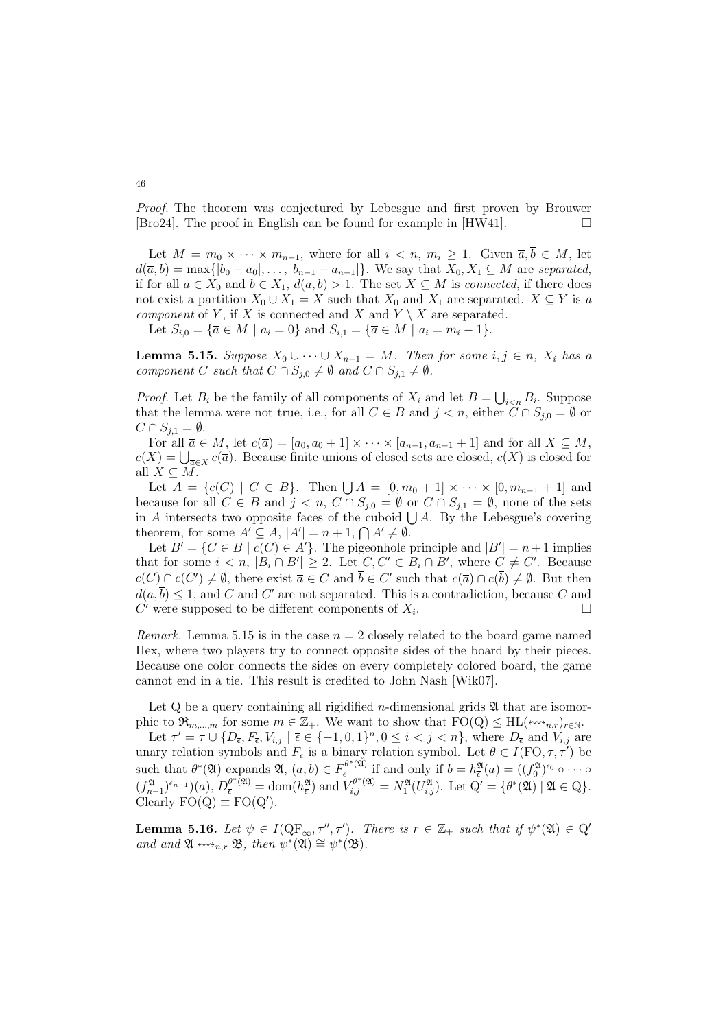*Proof.* The theorem was conjectured by Lebesgue and first proven by Brouwer [Bro24]. The proof in English can be found for example in [HW41]. □

Let $M = m_0 \times \cdots \times m_{n-1}$, where for all $i < n$, $m_i \geq 1$. Given $\overline{a}, \overline{b} \in M$, let $d(\overline{a}, \overline{b}) = \max\{|b_0 - a_0|, \ldots, |b_{n-1} - a_{n-1}|\}$. We say that $X_0, X_1 \subseteq M$ are *separated*, if for all $a \in X_0$ and $b \in X_1$, $d(a, b) > 1$. The set $X \subseteq M$ is *connected*, if there does not exist a partition $X_0 \cup X_1 = X$ such that $X_0$ and $X_1$ are separated. $X \subseteq Y$ is *a component* of $Y$, if $X$ is connected and $X$ and $Y \setminus X$ are separated.

Let $S_{i,0} = \{\overline{a} \in M \mid a_i = 0\}$ and $S_{i,1} = \{\overline{a} \in M \mid a_i = m_i - 1\}$.

**Lemma 5.15.** *Suppose $X_0 \cup \cdots \cup X_{n-1} = M$. Then for some $i, j \in n$, $X_i$ has a component $C$ such that $C \cap S_{j,0} \neq \emptyset$ and $C \cap S_{j,1} \neq \emptyset$.*

*Proof.* Let $B_i$ be the family of all components of $X_i$ and let $B = \bigcup_{i<n} B_i$. Suppose that the lemma were not true, i.e., for all $C \in B$ and $j < n$, either $C \cap S_{j,0} = \emptyset$ or $C \cap S_{j,1} = \emptyset$.

For all $\overline{a} \in M$, let $c(\overline{a}) = [a_0, a_0 + 1] \times \cdots \times [a_{n-1}, a_{n-1} + 1]$ and for all $X \subseteq M$, $c(X) = \bigcup_{\overline{a} \in X} c(\overline{a})$. Because finite unions of closed sets are closed, $c(X)$ is closed for all $X \subseteq M$.

Let $A = \{c(C) \mid C \in B\}$. Then $\bigcup A = [0, m_0 + 1] \times \cdots \times [0, m_{n-1} + 1]$ and because for all $C \in B$ and $j < n$, $C \cap S_{j,0} = \emptyset$ or $C \cap S_{j,1} = \emptyset$, none of the sets in $A$ intersects two opposite faces of the cuboid $\bigcup A$. By the Lebesgue's covering theorem, for some $A' \subseteq A$, $|A'| = n + 1$, $\bigcap A' \neq \emptyset$.

Let $B' = \{C \in B \mid c(C) \in A'\}$. The pigeonhole principle and $|B'| = n+1$ implies that for some $i < n$, $|B_i \cap B'| \geq 2$. Let $C, C' \in B_i \cap B'$, where $C \neq C'$. Because $c(C) \cap c(C') \neq \emptyset$, there exist $\overline{a} \in C$ and $\overline{b} \in C'$ such that $c(\overline{a}) \cap c(\overline{b}) \neq \emptyset$. But then $d(\overline{a}, \overline{b}) \leq 1$, and $C$ and $C'$ are not separated. This is a contradiction, because $C$ and $C'$ were supposed to be different components of $X_i$. □

*Remark.* Lemma 5.15 is in the case $n = 2$ closely related to the board game named Hex, where two players try to connect opposite sides of the board by their pieces. Because one color connects the sides on every completely colored board, the game cannot end in a tie. This result is credited to John Nash [Wik07].

Let Q be a query containing all rigidified $n$-dimensional grids $\mathfrak{A}$ that are isomorphic to $\mathfrak{R}_{m,\ldots,m}$ for some $m \in \mathbb{Z}_+$. We want to show that $\mathrm{FO}(\mathrm{Q}) \leq \mathrm{HL}(\leftrightsquigarrow_{n,r})_{r \in \mathbb{N}}$.

Let $\tau' = \tau \cup \{D_{\overline{\epsilon}}, F_{\overline{\epsilon}}, V_{i,j} \mid \overline{\epsilon} \in \{-1, 0, 1\}^n, 0 \leq i < j < n\}$, where $D_{\overline{\epsilon}}$ and $V_{i,j}$ are unary relation symbols and $F_{\overline{\epsilon}}$ is a binary relation symbol. Let $\theta \in I(\mathrm{FO}, \tau, \tau')$ be such that $\theta^*(\mathfrak{A})$ expands $\mathfrak{A}$, $(a, b) \in F_{\overline{\epsilon}}^{\theta^*(\mathfrak{A})}$ if and only if $b = h_{\overline{\epsilon}}^{\mathfrak{A}}(a) = ((f_0^{\mathfrak{A}})^{\epsilon_0} \circ \cdots \circ (f_{n-1}^{\mathfrak{A}})^{\epsilon_{n-1}})(a)$, $D_{\overline{\epsilon}}^{\theta^*(\mathfrak{A})} = \mathrm{dom}(h_{\overline{\epsilon}}^{\mathfrak{A}})$ and $V_{i,j}^{\theta^*(\mathfrak{A})} = N_1^{\mathfrak{A}}(U_{i,j}^{\mathfrak{A}})$. Let $\mathrm{Q}' = \{\theta^*(\mathfrak{A}) \mid \mathfrak{A} \in \mathrm{Q}\}$. Clearly $\mathrm{FO}(\mathrm{Q}) \equiv \mathrm{FO}(\mathrm{Q}')$.

**Lemma 5.16.** *Let $\psi \in I(\mathrm{QF}_\infty, \tau'', \tau')$. There is $r \in \mathbb{Z}_+$ such that if $\psi^*(\mathfrak{A}) \in \mathrm{Q}'$ and and $\mathfrak{A} \leftrightsquigarrow_{n,r} \mathfrak{B}$, then $\psi^*(\mathfrak{A}) \cong \psi^*(\mathfrak{B})$.*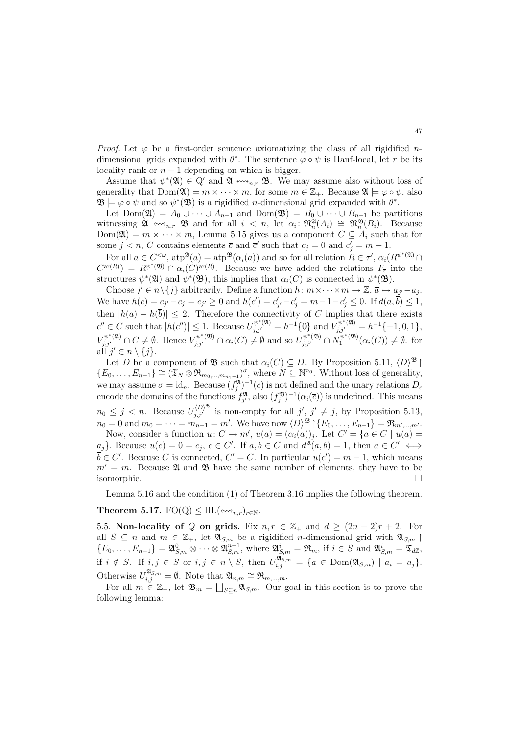*Proof.* Let $\varphi$ be a first-order sentence axiomatizing the class of all rigidified $n$-dimensional grids expanded with $\theta^*$. The sentence $\varphi \circ \psi$ is Hanf-local, let $r$ be its locality rank or $n+1$ depending on which is bigger.

Assume that $\psi^*(\mathfrak{A}) \in \mathrm{Q}'$ and $\mathfrak{A} \leftrightsquigarrow_{n,r} \mathfrak{B}$. We may assume also without loss of generality that $\mathrm{Dom}(\mathfrak{A}) = m \times \cdots \times m$, for some $m \in \mathbb{Z}_+$. Because $\mathfrak{A} \models \varphi \circ \psi$, also $\mathfrak{B} \models \varphi \circ \psi$ and so $\psi^*(\mathfrak{B})$ is a rigidified $n$-dimensional grid expanded with $\theta^*$.

Let $\mathrm{Dom}(\mathfrak{A}) = A_0 \cup \cdots \cup A_{n-1}$ and $\mathrm{Dom}(\mathfrak{B}) = B_0 \cup \cdots \cup B_{n-1}$ be partitions witnessing $\mathfrak{A} \leftrightsquigarrow_{n,r} \mathfrak{B}$ and for all $i < n$, let $\alpha_i \colon \mathfrak{N}_n^{\mathfrak{A}}(A_i) \cong \mathfrak{N}_n^{\mathfrak{B}}(B_i)$. Because $\mathrm{Dom}(\mathfrak{A}) = m \times \cdots \times m$, Lemma 5.15 gives us a component $C \subseteq A_i$ such that for some $j < n$, $C$ contains elements $\overline{c}$ and $\overline{c}'$ such that $c_j = 0$ and $c'_j = m-1$.

For all $\overline{a} \in C^{<\omega}$, $\mathrm{atp}^{\mathfrak{A}}(\overline{a}) = \mathrm{atp}^{\mathfrak{B}}(\alpha_i(\overline{a}))$ and so for all relation $R \in \tau'$, $\alpha_i(R^{\psi^*(\mathfrak{A})} \cap C^{\mathrm{ar}(R)}) = R^{\psi^*(\mathfrak{B})} \cap \alpha_i(C)^{\mathrm{ar}(R)}$. Because we have added the relations $F_{\overline{\epsilon}}$ into the structures $\psi^*(\mathfrak{A})$ and $\psi^*(\mathfrak{B})$, this implies that $\alpha_i(C)$ is connected in $\psi^*(\mathfrak{B})$.

Choose $j' \in n \setminus \{j\}$ arbitrarily. Define a function $h \colon m \times \cdots \times m \to \mathbb{Z}$, $\overline{a} \mapsto a_{j'} - a_j$. We have $h(\overline{c}) = c_{j'} - c_j = c_{j'} \geq 0$ and $h(\overline{c}') = c'_{j'} - c'_j = m - 1 - c'_j \leq 0$. If $d(\overline{a}, \overline{b}) \leq 1$, then $|h(\overline{a}) - h(\overline{b})| \leq 2$. Therefore the connectivity of $C$ implies that there exists $\overline{c}'' \in C$ such that $|h(\overline{c}'')| \leq 1$. Because $U_{j,j'}^{\psi^*(\mathfrak{A})} = h^{-1}\{0\}$ and $V_{j,j'}^{\psi^*(\mathfrak{A})} = h^{-1}\{-1,0,1\}$, $V_{j,j'}^{\psi^*(\mathfrak{A})} \cap C \neq \emptyset$. Hence $V_{j,j'}^{\psi^*(\mathfrak{B})} \cap \alpha_i(C) \neq \emptyset$ and so $U_{j,j'}^{\psi^*(\mathfrak{B})} \cap N_1^{\psi^*(\mathfrak{B})}(\alpha_i(C)) \neq \emptyset$. for all $j' \in n \setminus \{j\}$.

Let $D$ be a component of $\mathfrak{B}$ such that $\alpha_i(C) \subseteq D$. By Proposition 5.11, $\langle D \rangle^{\mathfrak{B}} \restriction \{E_0, \ldots, E_{n-1}\} \cong (\mathfrak{T}_N \otimes \mathfrak{R}_{m_0,\ldots,m_{n_1-1}})^{\sigma}$, where $N \subseteq \mathbb{N}^{n_0}$. Without loss of generality, we may assume $\sigma = \mathrm{id}_n$. Because $(f_j^{\mathfrak{A}})^{-1}(\overline{c})$ is not defined and the unary relations $D_{\overline{\epsilon}}$ encode the domains of the functions $f_{j'}^{\mathfrak{A}}$, also $(f_j^{\mathfrak{B}})^{-1}(\alpha_i(\overline{c}))$ is undefined. This means $n_0 \leq j < n$. Because $U_{j,j'}^{\langle D \rangle^{\mathfrak{B}}}$ is non-empty for all $j'$, $j' \neq j$, by Proposition 5.13, $n_0 = 0$ and $m_0 = \cdots = m_{n-1} = m'$. We have now $\langle D \rangle^{\mathfrak{B}} \restriction \{E_0, \ldots, E_{n-1}\} = \mathfrak{R}_{m',\ldots,m'}$.

Now, consider a function $u \colon C \to m'$, $u(\overline{a}) = (\alpha_i(\overline{a}))_j$. Let $C' = \{\overline{a} \in C \mid u(\overline{a}) = a_j\}$. Because $u(\overline{c}) = 0 = c_j$, $\overline{c} \in C'$. If $\overline{a}, \overline{b} \in C$ and $d^{\mathfrak{A}}(\overline{a}, \overline{b}) = 1$, then $\overline{a} \in C' \iff \overline{b} \in C'$. Because $C$ is connected, $C' = C$. In particular $u(\overline{c}') = m - 1$, which means $m' = m$. Because $\mathfrak{A}$ and $\mathfrak{B}$ have the same number of elements, they have to be isomorphic. $\square$

Lemma 5.16 and the condition (1) of Theorem 3.16 implies the following theorem.

**Theorem 5.17.** $\mathrm{FO}(\mathrm{Q}) \leq \mathrm{HL}(\leftrightsquigarrow_{n,r})_{r \in \mathbb{N}}$.

5.5. **Non-locality of $Q$ on grids.** Fix $n, r \in \mathbb{Z}_+$ and $d \geq (2n+2)r + 2$. For all $S \subseteq n$ and $m \in \mathbb{Z}_+$, let $\mathfrak{A}_{S,m}$ be a rigidified $n$-dimensional grid with $\mathfrak{A}_{S,m} \restriction \{E_0, \ldots, E_{n-1}\} = \mathfrak{A}_{S,m}^0 \otimes \cdots \otimes \mathfrak{A}_{S,m}^{n-1}$, where $\mathfrak{A}_{S,m}^i = \mathfrak{R}_m$, if $i \in S$ and $\mathfrak{A}_{S,m}^i = \mathfrak{T}_{d\mathbb{Z}}$, if $i \notin S$. If $i, j \in S$ or $i, j \in n \setminus S$, then $U_{i,j}^{\mathfrak{A}_{S,m}} = \{\overline{a} \in \mathrm{Dom}(\mathfrak{A}_{S,m}) \mid a_i = a_j\}$. Otherwise $U_{i,j}^{\mathfrak{A}_{S,m}} = \emptyset$. Note that $\mathfrak{A}_{n,m} \cong \mathfrak{R}_{m,\ldots,m}$.

For all $m \in \mathbb{Z}_+$, let $\mathfrak{B}_m = \bigsqcup_{S \subseteq n} \mathfrak{A}_{S,m}$. Our goal in this section is to prove the following lemma: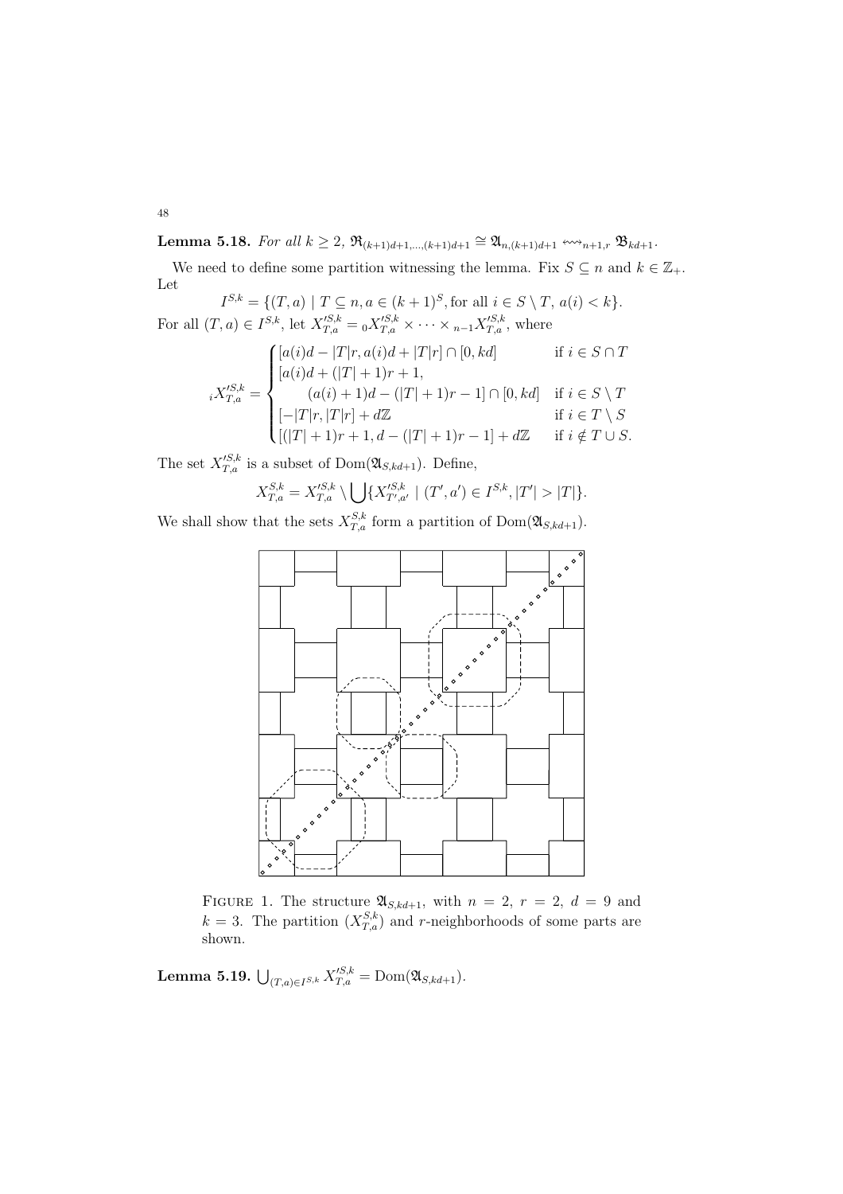**Lemma 5.18.** *For all $k \geq 2$, $\mathfrak{R}_{(k+1)d+1,\dots,(k+1)d+1} \cong \mathfrak{A}_{n,(k+1)d+1} \leftrightsquigarrow_{n+1,r} \mathfrak{B}_{kd+1}$.*

We need to define some partition witnessing the lemma. Fix $S \subseteq n$ and $k \in \mathbb{Z}_+$. Let

$$I^{S,k} = \{(T,a) \mid T \subseteq n, a \in (k+1)^S, \text{for all } i \in S \setminus T,\ a(i) < k\}.$$

For all $(T,a) \in I^{S,k}$, let $X'^{S,k}_{T,a} = {}_0X'^{S,k}_{T,a} \times \cdots \times {}_{n-1}X'^{S,k}_{T,a}$, where

$${}_iX'^{S,k}_{T,a} = \begin{cases} [a(i)d - |T|r, a(i)d + |T|r] \cap [0, kd] & \text{if } i \in S \cap T \\ [a(i)d + (|T|+1)r + 1, \\ \qquad (a(i)+1)d - (|T|+1)r - 1] \cap [0, kd] & \text{if } i \in S \setminus T \\ [-|T|r, |T|r] + d\mathbb{Z} & \text{if } i \in T \setminus S \\ [(|T|+1)r + 1, d - (|T|+1)r - 1] + d\mathbb{Z} & \text{if } i \notin T \cup S. \end{cases}$$

The set $X'^{S,k}_{T,a}$ is a subset of $\operatorname{Dom}(\mathfrak{A}_{S,kd+1})$. Define,

$$X^{S,k}_{T,a} = X'^{S,k}_{T,a} \setminus \bigcup \{X'^{S,k}_{T',a'} \mid (T',a') \in I^{S,k}, |T'| > |T|\}.$$

We shall show that the sets $X^{S,k}_{T,a}$ form a partition of $\operatorname{Dom}(\mathfrak{A}_{S,kd+1})$.

Figure 1. The structure $\mathfrak{A}_{S,kd+1}$, with $n = 2$, $r = 2$, $d = 9$ and $k = 3$. The partition $(X^{S,k}_{T,a})$ and $r$-neighborhoods of some parts are shown.

**Lemma 5.19.** $\bigcup_{(T,a) \in I^{S,k}} X'^{S,k}_{T,a} = \operatorname{Dom}(\mathfrak{A}_{S,kd+1})$.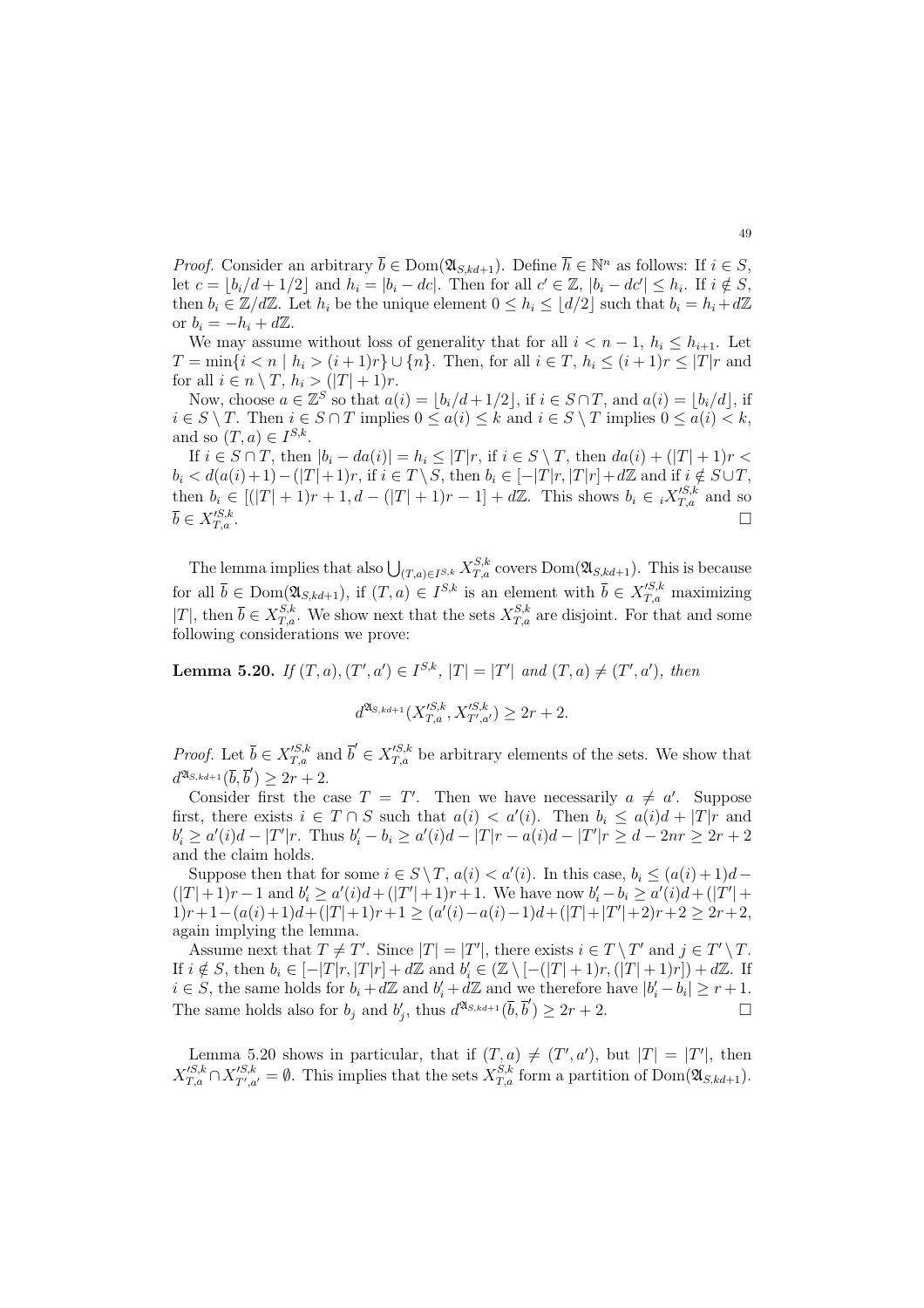*Proof.* Consider an arbitrary $\overline{b} \in \mathrm{Dom}(\mathfrak{A}_{S,kd+1})$. Define $\overline{h} \in \mathbb{N}^n$ as follows: If $i \in S$, let $c = \lfloor b_i/d + 1/2 \rfloor$ and $h_i = |b_i - dc|$. Then for all $c' \in \mathbb{Z}$, $|b_i - dc'| \le h_i$. If $i \notin S$, then $b_i \in \mathbb{Z}/d\mathbb{Z}$. Let $h_i$ be the unique element $0 \le h_i \le \lfloor d/2 \rfloor$ such that $b_i = h_i + d\mathbb{Z}$ or $b_i = -h_i + d\mathbb{Z}$.

We may assume without loss of generality that for all $i < n-1$, $h_i \le h_{i+1}$. Let $T = \min\{i < n \mid h_i > (i+1)r\} \cup \{n\}$. Then, for all $i \in T$, $h_i \le (i+1)r \le |T|r$ and for all $i \in n \setminus T$, $h_i > (|T|+1)r$.

Now, choose $a \in \mathbb{Z}^S$ so that $a(i) = \lfloor b_i/d + 1/2 \rfloor$, if $i \in S \cap T$, and $a(i) = \lfloor b_i/d \rfloor$, if $i \in S \setminus T$. Then $i \in S \cap T$ implies $0 \le a(i) \le k$ and $i \in S \setminus T$ implies $0 \le a(i) < k$, and so $(T, a) \in I^{S,k}$.

If $i \in S \cap T$, then $|b_i - da(i)| = h_i \le |T|r$, if $i \in S \setminus T$, then $da(i) + (|T|+1)r < b_i < d(a(i)+1) - (|T|+1)r$, if $i \in T \setminus S$, then $b_i \in [-|T|r, |T|r] + d\mathbb{Z}$ and if $i \notin S \cup T$, then $b_i \in [(|T|+1)r + 1, d - (|T|+1)r - 1] + d\mathbb{Z}$. This shows $b_i \in {}_iX'^{S,k}_{T,a}$ and so $\overline{b} \in X'^{S,k}_{T,a}$. $\square$

The lemma implies that also $\bigcup_{(T,a) \in I^{S,k}} X^{S,k}_{T,a}$ covers $\mathrm{Dom}(\mathfrak{A}_{S,kd+1})$. This is because for all $\overline{b} \in \mathrm{Dom}(\mathfrak{A}_{S,kd+1})$, if $(T, a) \in I^{S,k}$ is an element with $\overline{b} \in X'^{S,k}_{T,a}$ maximizing $|T|$, then $\overline{b} \in X^{S,k}_{T,a}$. We show next that the sets $X^{S,k}_{T,a}$ are disjoint. For that and some following considerations we prove:

**Lemma 5.20.** *If $(T, a), (T', a') \in I^{S,k}$, $|T| = |T'|$ and $(T, a) \ne (T', a')$, then*

$$d^{\mathfrak{A}_{S,kd+1}}(X'^{S,k}_{T,a}, X'^{S,k}_{T',a'}) \ge 2r + 2.$$

*Proof.* Let $\overline{b} \in X'^{S,k}_{T,a}$ and $\overline{b}' \in X'^{S,k}_{T,a}$ be arbitrary elements of the sets. We show that $d^{\mathfrak{A}_{S,kd+1}}(\overline{b}, \overline{b}') \ge 2r + 2$.

Consider first the case $T = T'$. Then we have necessarily $a \ne a'$. Suppose first, there exists $i \in T \cap S$ such that $a(i) < a'(i)$. Then $b_i \le a(i)d + |T|r$ and $b'_i \ge a'(i)d - |T'|r$. Thus $b'_i - b_i \ge a'(i)d - |T|r - a(i)d - |T'|r \ge d - 2nr \ge 2r + 2$ and the claim holds.

Suppose then that for some $i \in S \setminus T$, $a(i) < a'(i)$. In this case, $b_i \le (a(i)+1)d - (|T|+1)r - 1$ and $b'_i \ge a'(i)d + (|T'|+1)r + 1$. We have now $b'_i - b_i \ge a'(i)d + (|T'|+1)r + 1 - (a(i)+1)d + (|T|+1)r + 1 \ge (a'(i) - a(i) - 1)d + (|T| + |T'| + 2)r + 2 \ge 2r + 2$, again implying the lemma.

Assume next that $T \ne T'$. Since $|T| = |T'|$, there exists $i \in T \setminus T'$ and $j \in T' \setminus T$. If $i \notin S$, then $b_i \in [-|T|r, |T|r] + d\mathbb{Z}$ and $b'_i \in (\mathbb{Z} \setminus [-(|T|+1)r, (|T|+1)r]) + d\mathbb{Z}$. If $i \in S$, the same holds for $b_i + d\mathbb{Z}$ and $b'_i + d\mathbb{Z}$ and we therefore have $|b'_i - b_i| \ge r + 1$. The same holds also for $b_j$ and $b'_j$, thus $d^{\mathfrak{A}_{S,kd+1}}(\overline{b}, \overline{b}') \ge 2r + 2$. $\square$

Lemma 5.20 shows in particular, that if $(T, a) \ne (T', a')$, but $|T| = |T'|$, then $X'^{S,k}_{T,a} \cap X'^{S,k}_{T',a'} = \emptyset$. This implies that the sets $X^{S,k}_{T,a}$ form a partition of $\mathrm{Dom}(\mathfrak{A}_{S,kd+1})$.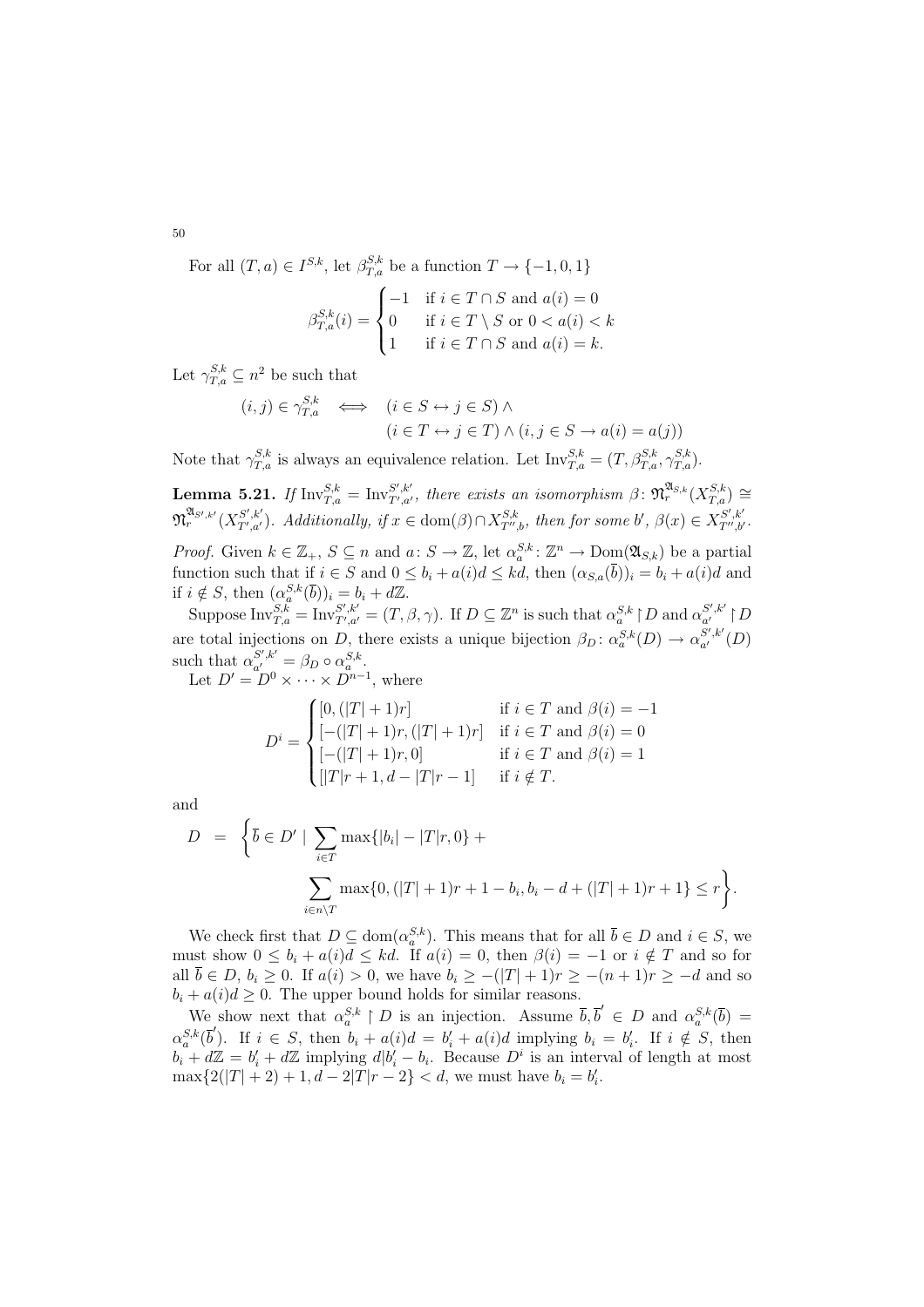For all $(T, a) \in I^{S,k}$, let $\beta^{S,k}_{T,a}$ be a function $T \to \{-1, 0, 1\}$

$$\beta^{S,k}_{T,a}(i) = \begin{cases} -1 & \text{if } i \in T \cap S \text{ and } a(i) = 0 \\ 0 & \text{if } i \in T \setminus S \text{ or } 0 < a(i) < k \\ 1 & \text{if } i \in T \cap S \text{ and } a(i) = k. \end{cases}$$

Let $\gamma^{S,k}_{T,a} \subseteq n^2$ be such that

$$\begin{aligned} (i,j) \in \gamma^{S,k}_{T,a} \iff \quad & (i \in S \leftrightarrow j \in S) \wedge \\ & (i \in T \leftrightarrow j \in T) \wedge (i, j \in S \to a(i) = a(j)) \end{aligned}$$

Note that $\gamma^{S,k}_{T,a}$ is always an equivalence relation. Let $\mathrm{Inv}^{S,k}_{T,a} = (T, \beta^{S,k}_{T,a}, \gamma^{S,k}_{T,a})$.

**Lemma 5.21.** *If $\mathrm{Inv}^{S,k}_{T,a} = \mathrm{Inv}^{S',k'}_{T',a'}$, there exists an isomorphism $\beta \colon \mathfrak{N}^{\mathfrak{A}_{S,k}}_r(X^{S,k}_{T,a}) \cong \mathfrak{N}^{\mathfrak{A}_{S',k'}}_r(X^{S',k'}_{T',a'})$. Additionally, if $x \in \mathrm{dom}(\beta) \cap X^{S,k}_{T'',b}$, then for some $b'$, $\beta(x) \in X^{S',k'}_{T'',b'}$.*

*Proof.* Given $k \in \mathbb{Z}_+$, $S \subseteq n$ and $a \colon S \to \mathbb{Z}$, let $\alpha^{S,k}_a \colon \mathbb{Z}^n \to \mathrm{Dom}(\mathfrak{A}_{S,k})$ be a partial function such that if $i \in S$ and $0 \leq b_i + a(i)d \leq kd$, then $(\alpha_{S,a}(\overline{b}))_i = b_i + a(i)d$ and if $i \notin S$, then $(\alpha^{S,k}_a(\overline{b}))_i = b_i + d\mathbb{Z}$.

Suppose $\mathrm{Inv}^{S,k}_{T,a} = \mathrm{Inv}^{S',k'}_{T',a'} = (T, \beta, \gamma)$. If $D \subseteq \mathbb{Z}^n$ is such that $\alpha^{S,k}_a \restriction D$ and $\alpha^{S',k'}_{a'} \restriction D$ are total injections on $D$, there exists a unique bijection $\beta_D \colon \alpha^{S,k}_a(D) \to \alpha^{S',k'}_{a'}(D)$ such that $\alpha^{S',k'}_{a'} = \beta_D \circ \alpha^{S,k}_a$.

Let $D' = D^0 \times \cdots \times D^{n-1}$, where

$$D^i = \begin{cases} [0, (|T|+1)r] & \text{if } i \in T \text{ and } \beta(i) = -1 \\ [-(|T|+1)r, (|T|+1)r] & \text{if } i \in T \text{ and } \beta(i) = 0 \\ [-(|T|+1)r, 0] & \text{if } i \in T \text{ and } \beta(i) = 1 \\ [|T|r+1, d - |T|r - 1] & \text{if } i \notin T. \end{cases}$$

and

$$\begin{aligned} D \;=\; \Bigg\{ \overline{b} \in D' \mid & \sum_{i \in T} \max\{|b_i| - |T|r, 0\} + \\ & \sum_{i \in n \setminus T} \max\{0, (|T|+1)r + 1 - b_i, b_i - d + (|T|+1)r + 1\} \leq r \Bigg\}. \end{aligned}$$

We check first that $D \subseteq \mathrm{dom}(\alpha^{S,k}_a)$. This means that for all $\overline{b} \in D$ and $i \in S$, we must show $0 \leq b_i + a(i)d \leq kd$. If $a(i) = 0$, then $\beta(i) = -1$ or $i \notin T$ and so for all $\overline{b} \in D$, $b_i \geq 0$. If $a(i) > 0$, we have $b_i \geq -(|T|+1)r \geq -(n+1)r \geq -d$ and so $b_i + a(i)d \geq 0$. The upper bound holds for similar reasons.

We show next that $\alpha^{S,k}_a \restriction D$ is an injection. Assume $\overline{b}, \overline{b}' \in D$ and $\alpha^{S,k}_a(\overline{b}) = \alpha^{S,k}_a(\overline{b}')$. If $i \in S$, then $b_i + a(i)d = b'_i + a(i)d$ implying $b_i = b'_i$. If $i \notin S$, then $b_i + d\mathbb{Z} = b'_i + d\mathbb{Z}$ implying $d | b'_i - b_i$. Because $D^i$ is an interval of length at most $\max\{2(|T|+2)+1, d - 2|T|r - 2\} < d$, we must have $b_i = b'_i$.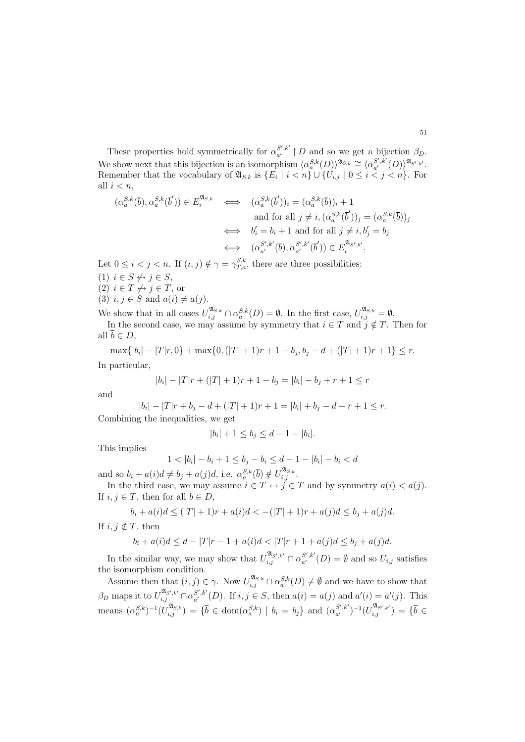These properties hold symmetrically for $\alpha_{a'}^{S',k'} \restriction D$ and so we get a bijection $\beta_D$. We show next that this bijection is an isomorphism $\langle \alpha_a^{S,k}(D) \rangle^{\mathfrak{A}_{S,k}} \cong \langle \alpha_{a'}^{S',k'}(D) \rangle^{\mathfrak{A}_{S',k'}}$. Remember that the vocabulary of $\mathfrak{A}_{S,k}$ is $\{E_i \mid i < n\} \cup \{U_{i,j} \mid 0 \leq i < j < n\}$. For all $i < n$,

$$
\begin{aligned}
(\alpha_a^{S,k}(\overline{b}), \alpha_a^{S,k}(\overline{b}')) \in E_i^{\mathfrak{A}_{S,k}} \iff & (\alpha_a^{S,k}(\overline{b}'))_i = (\alpha_a^{S,k}(\overline{b}))_i + 1 \\
& \text{and for all } j \neq i, (\alpha_a^{S,k}(\overline{b}'))_j = (\alpha_a^{S,k}(\overline{b}))_j \\
\iff & b'_i = b_i + 1 \text{ and for all } j \neq i, b'_j = b_j \\
\iff & (\alpha_{a'}^{S',k'}(\overline{b}), \alpha_{a'}^{S',k'}(\overline{b}')) \in E_i^{\mathfrak{A}_{S',k'}}.
\end{aligned}
$$

Let $0 \leq i < j < n$. If $(i,j) \notin \gamma = \gamma_{T,a}^{S,k}$, there are three possibilities:
(1) $i \in S \not\leftrightarrow j \in S$,
(2) $i \in T \not\leftrightarrow j \in T$, or
(3) $i, j \in S$ and $a(i) \neq a(j)$.

We show that in all cases $U_{i,j}^{\mathfrak{A}_{S,k}} \cap \alpha_a^{S,k}(D) = \emptyset$. In the first case, $U_{i,j}^{\mathfrak{A}_{S,k}} = \emptyset$.

In the second case, we may assume by symmetry that $i \in T$ and $j \notin T$. Then for all $\overline{b} \in D$,

$$\max\{|b_i| - |T|r, 0\} + \max\{0, (|T|+1)r + 1 - b_j, b_j - d + (|T|+1)r + 1\} \leq r.$$

In particular,

$$|b_i| - |T|r + (|T|+1)r + 1 - b_j = |b_i| - b_j + r + 1 \leq r$$

and

$$|b_i| - |T|r + b_j - d + (|T|+1)r + 1 = |b_i| + b_j - d + r + 1 \leq r.$$

Combining the inequalities, we get

$$|b_i| + 1 \leq b_j \leq d - 1 - |b_i|.$$

This implies

$$1 < |b_i| - b_i + 1 \leq b_j - b_i \leq d - 1 - |b_i| - b_i < d$$

and so $b_i + a(i)d \neq b_j + a(j)d$, i.e. $\alpha_a^{S,k}(\overline{b}) \notin U_{i,j}^{\mathfrak{A}_{S,k}}$.

In the third case, we may assume $i \in T \leftrightarrow j \in T$ and by symmetry $a(i) < a(j)$. If $i, j \in T$, then for all $\overline{b} \in D$,

$$b_i + a(i)d \leq (|T|+1)r + a(i)d < -(|T|+1)r + a(j)d \leq b_j + a(j)d.$$

If $i, j \notin T$, then

$$b_i + a(i)d \leq d - |T|r - 1 + a(i)d < |T|r + 1 + a(j)d \leq b_j + a(j)d.$$

In the similar way, we may show that $U_{i,j}^{\mathfrak{A}_{S',k'}} \cap \alpha_{a'}^{S',k'}(D) = \emptyset$ and so $U_{i,j}$ satisfies the isomorphism condition.

Assume then that $(i,j) \in \gamma$. Now $U_{i,j}^{\mathfrak{A}_{S,k}} \cap \alpha_a^{S,k}(D) \neq \emptyset$ and we have to show that $\beta_D$ maps it to $U_{i,j}^{\mathfrak{A}_{S',k'}} \cap \alpha_{a'}^{S',k'}(D)$. If $i, j \in S$, then $a(i) = a(j)$ and $a'(i) = a'(j)$. This means $(\alpha_a^{S,k})^{-1}(U_{i,j}^{\mathfrak{A}_{S,k}}) = \{\overline{b} \in \mathrm{dom}(\alpha_a^{S,k}) \mid b_i = b_j\}$ and $(\alpha_{a'}^{S',k'})^{-1}(U_{i,j}^{\mathfrak{A}_{S',k'}}) = \{\overline{b} \in$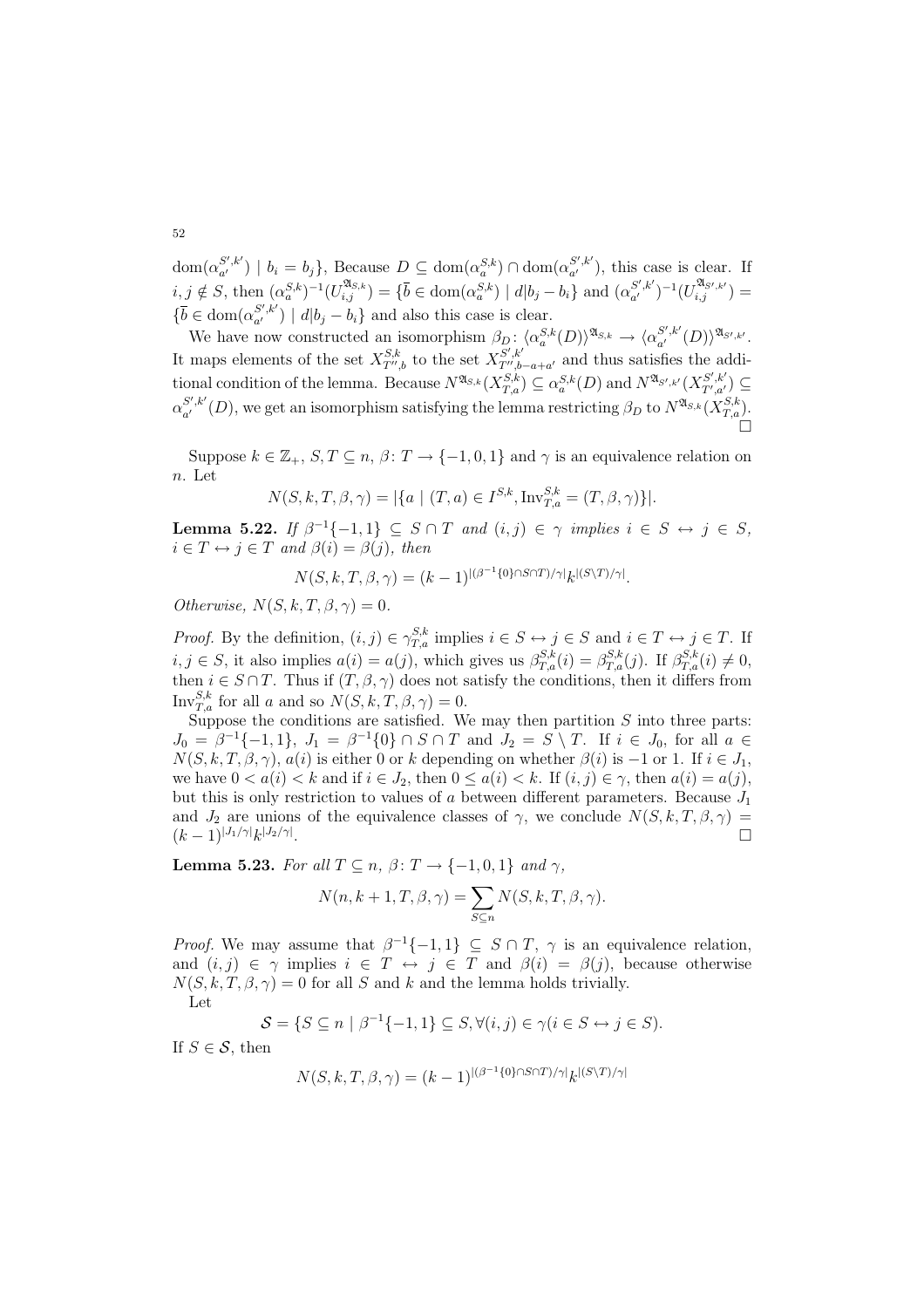$\mathrm{dom}(\alpha_{a'}^{S',k'}) \mid b_i = b_j\}$, Because $D \subseteq \mathrm{dom}(\alpha_a^{S,k}) \cap \mathrm{dom}(\alpha_{a'}^{S',k'})$, this case is clear. If $i, j \notin S$, then $(\alpha_a^{S,k})^{-1}(U_{i,j}^{\mathfrak{A}_{S,k}}) = \{\bar{b} \in \mathrm{dom}(\alpha_a^{S,k}) \mid d|b_j - b_i\}$ and $(\alpha_{a'}^{S',k'})^{-1}(U_{i,j}^{\mathfrak{A}_{S',k'}}) = \{\bar{b} \in \mathrm{dom}(\alpha_{a'}^{S',k'}) \mid d|b_j - b_i\}$ and also this case is clear.

We have now constructed an isomorphism $\beta_D \colon \langle \alpha_a^{S,k}(D)\rangle^{\mathfrak{A}_{S,k}} \to \langle \alpha_{a'}^{S',k'}(D)\rangle^{\mathfrak{A}_{S',k'}}$. It maps elements of the set $X_{T'',b}^{S,k}$ to the set $X_{T'',b-a+a'}^{S',k'}$ and thus satisfies the additional condition of the lemma. Because $N^{\mathfrak{A}_{S,k}}(X_{T,a}^{S,k}) \subseteq \alpha_a^{S,k}(D)$ and $N^{\mathfrak{A}_{S',k'}}(X_{T',a'}^{S',k'}) \subseteq \alpha_{a'}^{S',k'}(D)$, we get an isomorphism satisfying the lemma restricting $\beta_D$ to $N^{\mathfrak{A}_{S,k}}(X_{T,a}^{S,k})$. □

Suppose $k \in \mathbb{Z}_+$, $S, T \subseteq n$, $\beta \colon T \to \{-1, 0, 1\}$ and $\gamma$ is an equivalence relation on $n$. Let

$$N(S, k, T, \beta, \gamma) = |\{a \mid (T, a) \in I^{S,k}, \mathrm{Inv}_{T,a}^{S,k} = (T, \beta, \gamma)\}|.$$

**Lemma 5.22.** *If $\beta^{-1}\{-1, 1\} \subseteq S \cap T$ and $(i, j) \in \gamma$ implies $i \in S \leftrightarrow j \in S$, $i \in T \leftrightarrow j \in T$ and $\beta(i) = \beta(j)$, then*

$$N(S, k, T, \beta, \gamma) = (k-1)^{|(\beta^{-1}\{0\} \cap S \cap T)/\gamma|} k^{|(S \setminus T)/\gamma|}.$$

*Otherwise, $N(S, k, T, \beta, \gamma) = 0$.*

*Proof.* By the definition, $(i, j) \in \gamma_{T,a}^{S,k}$ implies $i \in S \leftrightarrow j \in S$ and $i \in T \leftrightarrow j \in T$. If $i, j \in S$, it also implies $a(i) = a(j)$, which gives us $\beta_{T,a}^{S,k}(i) = \beta_{T,a}^{S,k}(j)$. If $\beta_{T,a}^{S,k}(i) \neq 0$, then $i \in S \cap T$. Thus if $(T, \beta, \gamma)$ does not satisfy the conditions, then it differs from $\mathrm{Inv}_{T,a}^{S,k}$ for all $a$ and so $N(S, k, T, \beta, \gamma) = 0$.

Suppose the conditions are satisfied. We may then partition $S$ into three parts: $J_0 = \beta^{-1}\{-1, 1\}$, $J_1 = \beta^{-1}\{0\} \cap S \cap T$ and $J_2 = S \setminus T$. If $i \in J_0$, for all $a \in N(S, k, T, \beta, \gamma)$, $a(i)$ is either 0 or $k$ depending on whether $\beta(i)$ is $-1$ or 1. If $i \in J_1$, we have $0 < a(i) < k$ and if $i \in J_2$, then $0 \leq a(i) < k$. If $(i, j) \in \gamma$, then $a(i) = a(j)$, but this is only restriction to values of $a$ between different parameters. Because $J_1$ and $J_2$ are unions of the equivalence classes of $\gamma$, we conclude $N(S, k, T, \beta, \gamma) = (k-1)^{|J_1/\gamma|} k^{|J_2/\gamma|}$. □

**Lemma 5.23.** *For all $T \subseteq n$, $\beta \colon T \to \{-1, 0, 1\}$ and $\gamma$,*

$$N(n, k+1, T, \beta, \gamma) = \sum_{S \subseteq n} N(S, k, T, \beta, \gamma).$$

*Proof.* We may assume that $\beta^{-1}\{-1, 1\} \subseteq S \cap T$, $\gamma$ is an equivalence relation, and $(i, j) \in \gamma$ implies $i \in T \leftrightarrow j \in T$ and $\beta(i) = \beta(j)$, because otherwise $N(S, k, T, \beta, \gamma) = 0$ for all $S$ and $k$ and the lemma holds trivially.

Let

$$\mathcal{S} = \{S \subseteq n \mid \beta^{-1}\{-1, 1\} \subseteq S, \forall (i, j) \in \gamma (i \in S \leftrightarrow j \in S).$$

If $S \in \mathcal{S}$, then

$$N(S, k, T, \beta, \gamma) = (k-1)^{|(\beta^{-1}\{0\} \cap S \cap T)/\gamma|} k^{|(S \setminus T)/\gamma|}$$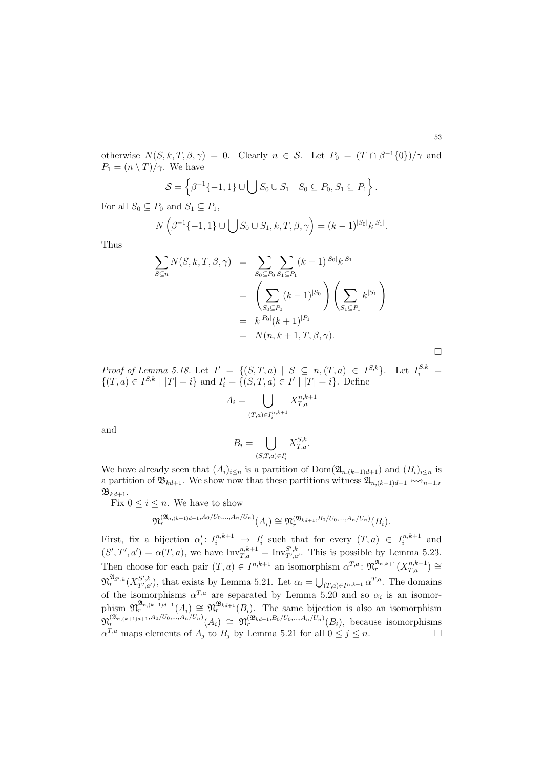otherwise $N(S, k, T, \beta, \gamma) = 0$. Clearly $n \in \mathcal{S}$. Let $P_0 = (T \cap \beta^{-1}\{0\})/\gamma$ and $P_1 = (n \setminus T)/\gamma$. We have

$$\mathcal{S} = \left\{ \beta^{-1}\{-1, 1\} \cup \bigcup S_0 \cup S_1 \mid S_0 \subseteq P_0, S_1 \subseteq P_1 \right\}.$$

For all $S_0 \subseteq P_0$ and $S_1 \subseteq P_1$,

$$N\left(\beta^{-1}\{-1, 1\} \cup \bigcup S_0 \cup S_1, k, T, \beta, \gamma\right) = (k-1)^{|S_0|} k^{|S_1|}.$$

Thus

$$\begin{aligned}
\sum_{S \subseteq n} N(S, k, T, \beta, \gamma) &= \sum_{S_0 \subseteq P_0} \sum_{S_1 \subseteq P_1} (k-1)^{|S_0|} k^{|S_1|} \\
&= \left( \sum_{S_0 \subseteq P_0} (k-1)^{|S_0|} \right) \left( \sum_{S_1 \subseteq P_1} k^{|S_1|} \right) \\
&= k^{|P_0|} (k+1)^{|P_1|} \\
&= N(n, k+1, T, \beta, \gamma).
\end{aligned}$$

□

*Proof of Lemma 5.18.* Let $I' = \{(S, T, a) \mid S \subseteq n, (T, a) \in I^{S,k}\}$. Let $I_i^{S,k} = \{(T, a) \in I^{S,k} \mid |T| = i\}$ and $I'_i = \{(S, T, a) \in I' \mid |T| = i\}$. Define

$$A_i = \bigcup_{(T,a) \in I_i^{n,k+1}} X_{T,a}^{n,k+1}$$

and

$$B_i = \bigcup_{(S,T,a) \in I'_i} X_{T,a}^{S,k}.$$

We have already seen that $(A_i)_{i \le n}$ is a partition of $\mathrm{Dom}(\mathfrak{A}_{n,(k+1)d+1})$ and $(B_i)_{i \le n}$ is a partition of $\mathfrak{B}_{kd+1}$. We show now that these partitions witness $\mathfrak{A}_{n,(k+1)d+1} \leftrightsquigarrow_{n+1,r} \mathfrak{B}_{kd+1}$.

Fix $0 \le i \le n$. We have to show

$$\mathfrak{N}_r^{(\mathfrak{A}_{n,(k+1)d+1}, A_0/U_0, \ldots, A_n/U_n)}(A_i) \cong \mathfrak{N}_r^{(\mathfrak{B}_{kd+1}, B_0/U_0, \ldots, A_n/U_n)}(B_i).$$

First, fix a bijection $\alpha'_i \colon I_i^{n,k+1} \to I'_i$ such that for every $(T, a) \in I_i^{n,k+1}$ and $(S', T', a') = \alpha(T, a)$, we have $\mathrm{Inv}_{T,a}^{n,k+1} = \mathrm{Inv}_{T',a'}^{S',k}$. This is possible by Lemma 5.23. Then choose for each pair $(T, a) \in I^{n,k+1}$ an isomorphism $\alpha^{T,a} \colon \mathfrak{N}_r^{\mathfrak{A}_{n,k+1}}(X_{T,a}^{n,k+1}) \cong \mathfrak{N}_r^{\mathfrak{A}_{S',k}}(X_{T',a'}^{S',k})$, that exists by Lemma 5.21. Let $\alpha_i = \bigcup_{(T,a) \in I^{n,k+1}} \alpha^{T,a}$. The domains of the isomorphisms $\alpha^{T,a}$ are separated by Lemma 5.20 and so $\alpha_i$ is an isomorphism $\mathfrak{N}_r^{\mathfrak{A}_{n,(k+1)d+1}}(A_i) \cong \mathfrak{N}_r^{\mathfrak{B}_{kd+1}}(B_i)$. The same bijection is also an isomorphism $\mathfrak{N}_r^{(\mathfrak{A}_{n,(k+1)d+1}, A_0/U_0, \ldots, A_n/U_n)}(A_i) \cong \mathfrak{N}_r^{(\mathfrak{B}_{kd+1}, B_0/U_0, \ldots, A_n/U_n)}(B_i)$, because isomorphisms $\alpha^{T,a}$ maps elements of $A_j$ to $B_j$ by Lemma 5.21 for all $0 \le j \le n$. □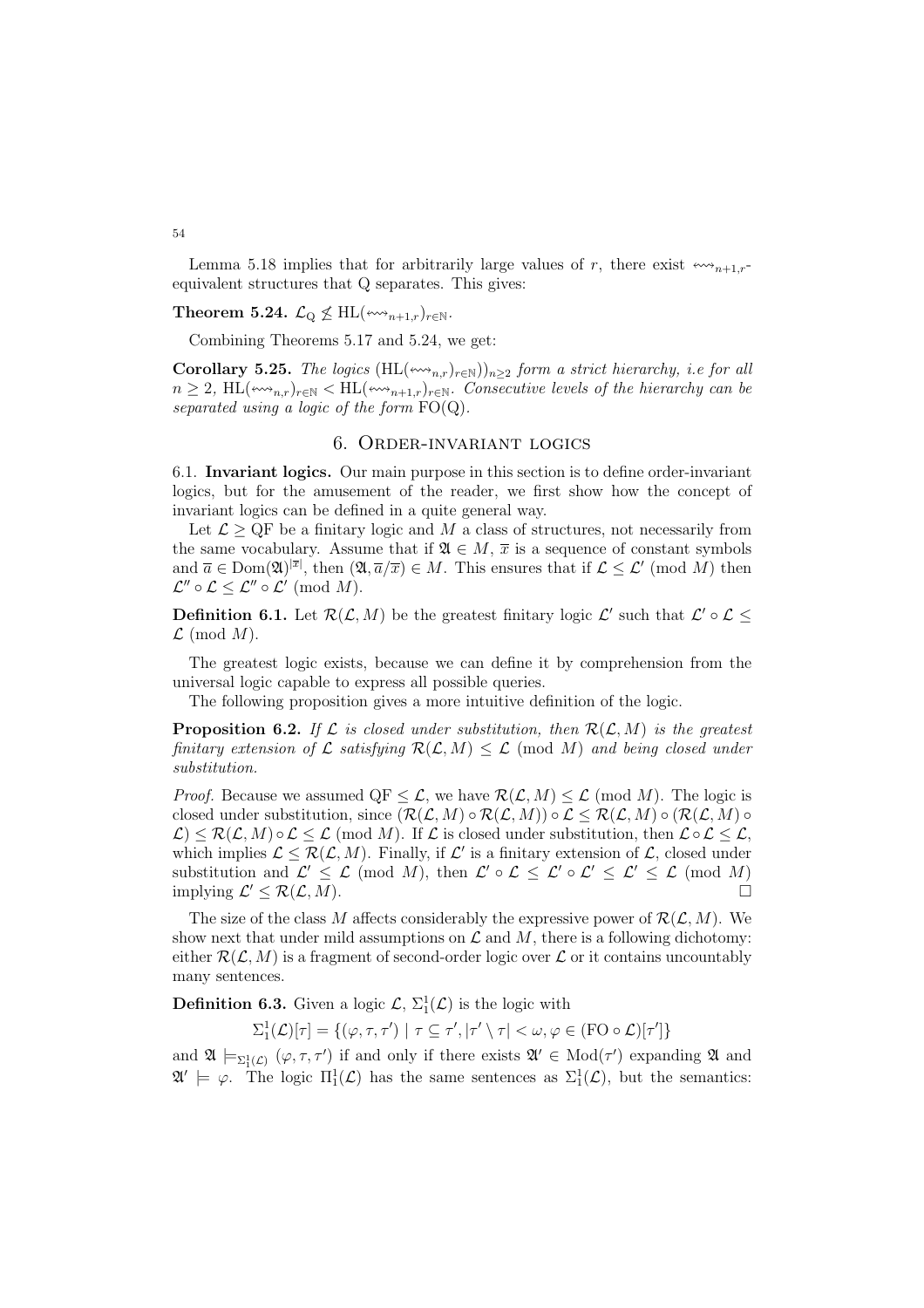Lemma 5.18 implies that for arbitrarily large values of $r$, there exist $\leftrightsquigarrow_{n+1,r}$-equivalent structures that Q separates. This gives:

**Theorem 5.24.** $\mathcal{L}_{\mathrm{Q}} \not\leq \mathrm{HL}(\leftrightsquigarrow_{n+1,r})_{r\in\mathbb{N}}$.

Combining Theorems 5.17 and 5.24, we get:

**Corollary 5.25.** *The logics $(\mathrm{HL}(\leftrightsquigarrow_{n,r})_{r\in\mathbb{N}}))_{n\geq 2}$ form a strict hierarchy, i.e for all $n \geq 2$, $\mathrm{HL}(\leftrightsquigarrow_{n,r})_{r\in\mathbb{N}} < \mathrm{HL}(\leftrightsquigarrow_{n+1,r})_{r\in\mathbb{N}}$. Consecutive levels of the hierarchy can be separated using a logic of the form* $\mathrm{FO}(\mathrm{Q})$.

## 6. Order-invariant logics

6.1. **Invariant logics.** Our main purpose in this section is to define order-invariant logics, but for the amusement of the reader, we first show how the concept of invariant logics can be defined in a quite general way.

Let $\mathcal{L} \geq \mathrm{QF}$ be a finitary logic and $M$ a class of structures, not necessarily from the same vocabulary. Assume that if $\mathfrak{A} \in M$, $\overline{x}$ is a sequence of constant symbols and $\overline{a} \in \mathrm{Dom}(\mathfrak{A})^{|\overline{x}|}$, then $(\mathfrak{A}, \overline{a}/\overline{x}) \in M$. This ensures that if $\mathcal{L} \leq \mathcal{L}' \pmod M$ then $\mathcal{L}'' \circ \mathcal{L} \leq \mathcal{L}'' \circ \mathcal{L}' \pmod M$.

**Definition 6.1.** Let $\mathcal{R}(\mathcal{L}, M)$ be the greatest finitary logic $\mathcal{L}'$ such that $\mathcal{L}' \circ \mathcal{L} \leq \mathcal{L} \pmod M$.

The greatest logic exists, because we can define it by comprehension from the universal logic capable to express all possible queries.

The following proposition gives a more intuitive definition of the logic.

**Proposition 6.2.** *If $\mathcal{L}$ is closed under substitution, then $\mathcal{R}(\mathcal{L}, M)$ is the greatest finitary extension of $\mathcal{L}$ satisfying $\mathcal{R}(\mathcal{L}, M) \leq \mathcal{L} \pmod M$ and being closed under substitution.*

*Proof.* Because we assumed $\mathrm{QF} \leq \mathcal{L}$, we have $\mathcal{R}(\mathcal{L}, M) \leq \mathcal{L} \pmod M$. The logic is closed under substitution, since $(\mathcal{R}(\mathcal{L}, M) \circ \mathcal{R}(\mathcal{L}, M)) \circ \mathcal{L} \leq \mathcal{R}(\mathcal{L}, M) \circ (\mathcal{R}(\mathcal{L}, M) \circ \mathcal{L}) \leq \mathcal{R}(\mathcal{L}, M) \circ \mathcal{L} \leq \mathcal{L} \pmod M$. If $\mathcal{L}$ is closed under substitution, then $\mathcal{L} \circ \mathcal{L} \leq \mathcal{L}$, which implies $\mathcal{L} \leq \mathcal{R}(\mathcal{L}, M)$. Finally, if $\mathcal{L}'$ is a finitary extension of $\mathcal{L}$, closed under substitution and $\mathcal{L}' \leq \mathcal{L} \pmod M$, then $\mathcal{L}' \circ \mathcal{L} \leq \mathcal{L}' \circ \mathcal{L}' \leq \mathcal{L}' \leq \mathcal{L} \pmod M$ implying $\mathcal{L}' \leq \mathcal{R}(\mathcal{L}, M)$. $\square$

The size of the class $M$ affects considerably the expressive power of $\mathcal{R}(\mathcal{L}, M)$. We show next that under mild assumptions on $\mathcal{L}$ and $M$, there is a following dichotomy: either $\mathcal{R}(\mathcal{L}, M)$ is a fragment of second-order logic over $\mathcal{L}$ or it contains uncountably many sentences.

**Definition 6.3.** Given a logic $\mathcal{L}$, $\Sigma_1^1(\mathcal{L})$ is the logic with

$$\Sigma_1^1(\mathcal{L})[\tau] = \{(\varphi, \tau, \tau') \mid \tau \subseteq \tau', |\tau' \setminus \tau| < \omega, \varphi \in (\mathrm{FO} \circ \mathcal{L})[\tau']\}$$

and $\mathfrak{A} \models_{\Sigma_1^1(\mathcal{L})} (\varphi, \tau, \tau')$ if and only if there exists $\mathfrak{A}' \in \mathrm{Mod}(\tau')$ expanding $\mathfrak{A}$ and $\mathfrak{A}' \models \varphi$. The logic $\Pi_1^1(\mathcal{L})$ has the same sentences as $\Sigma_1^1(\mathcal{L})$, but the semantics: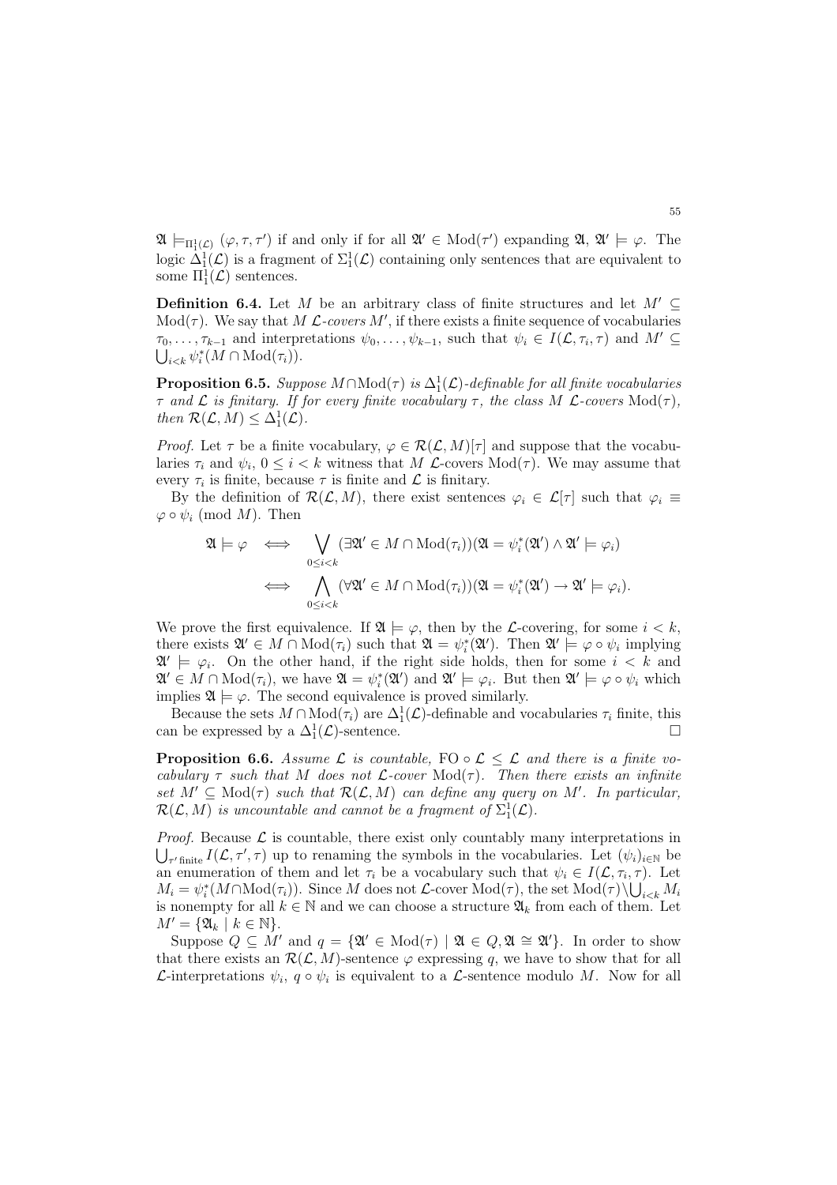$\mathfrak{A} \models_{\Pi^1_1(\mathcal{L})} (\varphi, \tau, \tau')$ if and only if for all $\mathfrak{A}' \in \mathrm{Mod}(\tau')$ expanding $\mathfrak{A}$, $\mathfrak{A}' \models \varphi$. The logic $\Delta^1_1(\mathcal{L})$ is a fragment of $\Sigma^1_1(\mathcal{L})$ containing only sentences that are equivalent to some $\Pi^1_1(\mathcal{L})$ sentences.

**Definition 6.4.** Let $M$ be an arbitrary class of finite structures and let $M' \subseteq \mathrm{Mod}(\tau)$. We say that $M$ *$\mathcal{L}$-covers* $M'$, if there exists a finite sequence of vocabularies $\tau_0, \ldots, \tau_{k-1}$ and interpretations $\psi_0, \ldots, \psi_{k-1}$, such that $\psi_i \in I(\mathcal{L}, \tau_i, \tau)$ and $M' \subseteq \bigcup_{i<k} \psi_i^*(M \cap \mathrm{Mod}(\tau_i))$.

**Proposition 6.5.** *Suppose $M \cap \mathrm{Mod}(\tau)$ is $\Delta^1_1(\mathcal{L})$-definable for all finite vocabularies $\tau$ and $\mathcal{L}$ is finitary. If for every finite vocabulary $\tau$, the class $M$ $\mathcal{L}$-covers $\mathrm{Mod}(\tau)$, then $\mathcal{R}(\mathcal{L}, M) \leq \Delta^1_1(\mathcal{L})$.*

*Proof.* Let $\tau$ be a finite vocabulary, $\varphi \in \mathcal{R}(\mathcal{L}, M)[\tau]$ and suppose that the vocabularies $\tau_i$ and $\psi_i$, $0 \leq i < k$ witness that $M$ $\mathcal{L}$-covers $\mathrm{Mod}(\tau)$. We may assume that every $\tau_i$ is finite, because $\tau$ is finite and $\mathcal{L}$ is finitary.

By the definition of $\mathcal{R}(\mathcal{L}, M)$, there exist sentences $\varphi_i \in \mathcal{L}[\tau]$ such that $\varphi_i \equiv \varphi \circ \psi_i \pmod{M}$. Then

$$
\begin{aligned}
\mathfrak{A} \models \varphi \quad &\iff \quad \bigvee_{0 \leq i < k} (\exists \mathfrak{A}' \in M \cap \mathrm{Mod}(\tau_i))(\mathfrak{A} = \psi_i^*(\mathfrak{A}') \wedge \mathfrak{A}' \models \varphi_i) \\
&\iff \quad \bigwedge_{0 \leq i < k} (\forall \mathfrak{A}' \in M \cap \mathrm{Mod}(\tau_i))(\mathfrak{A} = \psi_i^*(\mathfrak{A}') \rightarrow \mathfrak{A}' \models \varphi_i).
\end{aligned}
$$

We prove the first equivalence. If $\mathfrak{A} \models \varphi$, then by the $\mathcal{L}$-covering, for some $i < k$, there exists $\mathfrak{A}' \in M \cap \mathrm{Mod}(\tau_i)$ such that $\mathfrak{A} = \psi_i^*(\mathfrak{A}')$. Then $\mathfrak{A}' \models \varphi \circ \psi_i$ implying $\mathfrak{A}' \models \varphi_i$. On the other hand, if the right side holds, then for some $i < k$ and $\mathfrak{A}' \in M \cap \mathrm{Mod}(\tau_i)$, we have $\mathfrak{A} = \psi_i^*(\mathfrak{A}')$ and $\mathfrak{A}' \models \varphi_i$. But then $\mathfrak{A}' \models \varphi \circ \psi_i$ which implies $\mathfrak{A} \models \varphi$. The second equivalence is proved similarly.

Because the sets $M \cap \mathrm{Mod}(\tau_i)$ are $\Delta^1_1(\mathcal{L})$-definable and vocabularies $\tau_i$ finite, this can be expressed by a $\Delta^1_1(\mathcal{L})$-sentence. □

**Proposition 6.6.** *Assume $\mathcal{L}$ is countable, $\mathrm{FO} \circ \mathcal{L} \leq \mathcal{L}$ and there is a finite vocabulary $\tau$ such that $M$ does not $\mathcal{L}$-cover $\mathrm{Mod}(\tau)$. Then there exists an infinite set $M' \subseteq \mathrm{Mod}(\tau)$ such that $\mathcal{R}(\mathcal{L}, M)$ can define any query on $M'$. In particular, $\mathcal{R}(\mathcal{L}, M)$ is uncountable and cannot be a fragment of $\Sigma^1_1(\mathcal{L})$.*

*Proof.* Because $\mathcal{L}$ is countable, there exist only countably many interpretations in $\bigcup_{\tau' \text{finite}} I(\mathcal{L}, \tau', \tau)$ up to renaming the symbols in the vocabularies. Let $(\psi_i)_{i \in \mathbb{N}}$ be an enumeration of them and let $\tau_i$ be a vocabulary such that $\psi_i \in I(\mathcal{L}, \tau_i, \tau)$. Let $M_i = \psi_i^*(M \cap \mathrm{Mod}(\tau_i))$. Since $M$ does not $\mathcal{L}$-cover $\mathrm{Mod}(\tau)$, the set $\mathrm{Mod}(\tau) \setminus \bigcup_{i<k} M_i$ is nonempty for all $k \in \mathbb{N}$ and we can choose a structure $\mathfrak{A}_k$ from each of them. Let $M' = \{\mathfrak{A}_k \mid k \in \mathbb{N}\}$.

Suppose $Q \subseteq M'$ and $q = \{\mathfrak{A}' \in \mathrm{Mod}(\tau) \mid \mathfrak{A} \in Q, \mathfrak{A} \cong \mathfrak{A}'\}$. In order to show that there exists an $\mathcal{R}(\mathcal{L}, M)$-sentence $\varphi$ expressing $q$, we have to show that for all $\mathcal{L}$-interpretations $\psi_i$, $q \circ \psi_i$ is equivalent to a $\mathcal{L}$-sentence modulo $M$. Now for all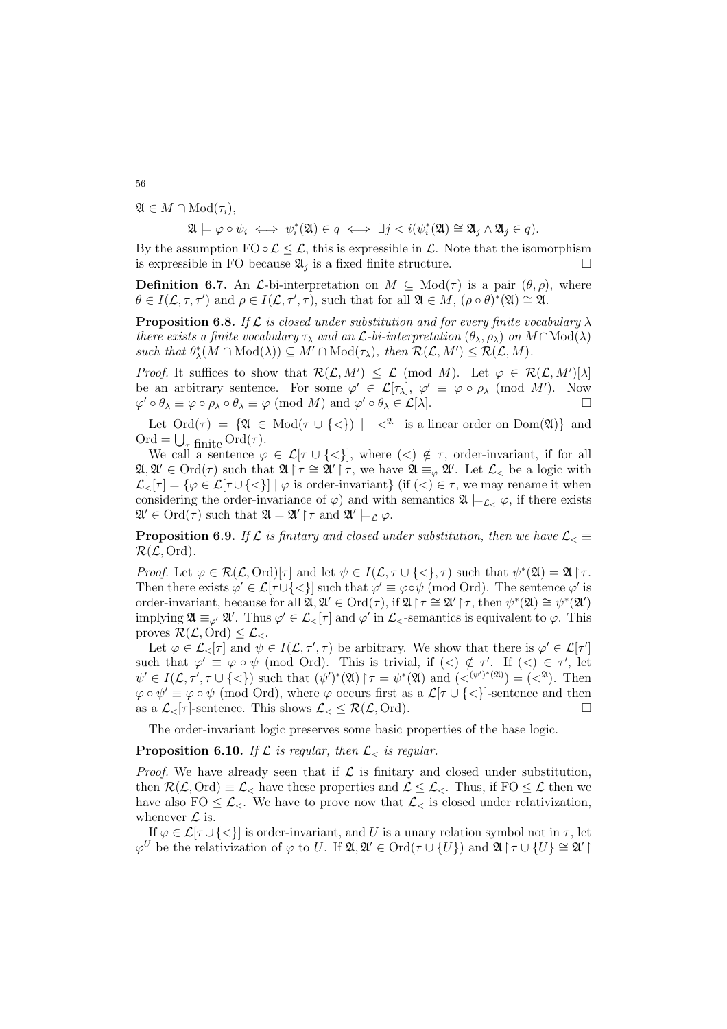$\mathfrak{A} \in M \cap \mathrm{Mod}(\tau_i)$,

$$\mathfrak{A} \models \varphi \circ \psi_i \iff \psi_i^*(\mathfrak{A}) \in q \iff \exists j < i(\psi_i^*(\mathfrak{A}) \cong \mathfrak{A}_j \wedge \mathfrak{A}_j \in q).$$

By the assumption $\mathrm{FO} \circ \mathcal{L} \leq \mathcal{L}$, this is expressible in $\mathcal{L}$. Note that the isomorphism is expressible in FO because $\mathfrak{A}_j$ is a fixed finite structure. □

**Definition 6.7.** An $\mathcal{L}$-bi-interpretation on $M \subseteq \mathrm{Mod}(\tau)$ is a pair $(\theta, \rho)$, where $\theta \in I(\mathcal{L}, \tau, \tau')$ and $\rho \in I(\mathcal{L}, \tau', \tau)$, such that for all $\mathfrak{A} \in M$, $(\rho \circ \theta)^*(\mathfrak{A}) \cong \mathfrak{A}$.

**Proposition 6.8.** *If $\mathcal{L}$ is closed under substitution and for every finite vocabulary $\lambda$ there exists a finite vocabulary $\tau_\lambda$ and an $\mathcal{L}$-bi-interpretation $(\theta_\lambda, \rho_\lambda)$ on $M \cap \mathrm{Mod}(\lambda)$ such that $\theta_\lambda^*(M \cap \mathrm{Mod}(\lambda)) \subseteq M' \cap \mathrm{Mod}(\tau_\lambda)$, then $\mathcal{R}(\mathcal{L}, M') \leq \mathcal{R}(\mathcal{L}, M)$.*

*Proof.* It suffices to show that $\mathcal{R}(\mathcal{L}, M') \leq \mathcal{L} \pmod{M}$. Let $\varphi \in \mathcal{R}(\mathcal{L}, M')[\lambda]$ be an arbitrary sentence. For some $\varphi' \in \mathcal{L}[\tau_\lambda]$, $\varphi' \equiv \varphi \circ \rho_\lambda \pmod{M'}$. Now $\varphi' \circ \theta_\lambda \equiv \varphi \circ \rho_\lambda \circ \theta_\lambda \equiv \varphi \pmod{M}$ and $\varphi' \circ \theta_\lambda \in \mathcal{L}[\lambda]$. □

Let $\mathrm{Ord}(\tau) = \{\mathfrak{A} \in \mathrm{Mod}(\tau \cup \{<\}) \mid <^{\mathfrak{A}}$ is a linear order on $\mathrm{Dom}(\mathfrak{A})\}$ and $\mathrm{Ord} = \bigcup_{\tau \text{ finite}} \mathrm{Ord}(\tau)$.

We call a sentence $\varphi \in \mathcal{L}[\tau \cup \{<\}]$, where $(<) \notin \tau$, order-invariant, if for all $\mathfrak{A}, \mathfrak{A}' \in \mathrm{Ord}(\tau)$ such that $\mathfrak{A} \restriction \tau \cong \mathfrak{A}' \restriction \tau$, we have $\mathfrak{A} \equiv_\varphi \mathfrak{A}'$. Let $\mathcal{L}_<$ be a logic with $\mathcal{L}_<[\tau] = \{\varphi \in \mathcal{L}[\tau \cup \{<\}] \mid \varphi$ is order-invariant$\}$ (if $(<) \in \tau$, we may rename it when considering the order-invariance of $\varphi$) and with semantics $\mathfrak{A} \models_{\mathcal{L}_<} \varphi$, if there exists $\mathfrak{A}' \in \mathrm{Ord}(\tau)$ such that $\mathfrak{A} = \mathfrak{A}' \restriction \tau$ and $\mathfrak{A}' \models_{\mathcal{L}} \varphi$.

**Proposition 6.9.** *If $\mathcal{L}$ is finitary and closed under substitution, then we have $\mathcal{L}_< \equiv \mathcal{R}(\mathcal{L}, \mathrm{Ord})$.*

*Proof.* Let $\varphi \in \mathcal{R}(\mathcal{L}, \mathrm{Ord})[\tau]$ and let $\psi \in I(\mathcal{L}, \tau \cup \{<\}, \tau)$ such that $\psi^*(\mathfrak{A}) = \mathfrak{A} \restriction \tau$. Then there exists $\varphi' \in \mathcal{L}[\tau \cup \{<\}]$ such that $\varphi' \equiv \varphi \circ \psi \pmod{\mathrm{Ord}}$. The sentence $\varphi'$ is order-invariant, because for all $\mathfrak{A}, \mathfrak{A}' \in \mathrm{Ord}(\tau)$, if $\mathfrak{A} \restriction \tau \cong \mathfrak{A}' \restriction \tau$, then $\psi^*(\mathfrak{A}) \cong \psi^*(\mathfrak{A}')$ implying $\mathfrak{A} \equiv_{\varphi'} \mathfrak{A}'$. Thus $\varphi' \in \mathcal{L}_<[\tau]$ and $\varphi'$ in $\mathcal{L}_<$-semantics is equivalent to $\varphi$. This proves $\mathcal{R}(\mathcal{L}, \mathrm{Ord}) \leq \mathcal{L}_<$.

Let $\varphi \in \mathcal{L}_<[\tau]$ and $\psi \in I(\mathcal{L}, \tau', \tau)$ be arbitrary. We show that there is $\varphi' \in \mathcal{L}[\tau']$ such that $\varphi' \equiv \varphi \circ \psi \pmod{\mathrm{Ord}}$. This is trivial, if $(<) \notin \tau'$. If $(<) \in \tau'$, let $\psi' \in I(\mathcal{L}, \tau', \tau \cup \{<\})$ such that $(\psi')^*(\mathfrak{A}) \restriction \tau = \psi^*(\mathfrak{A})$ and $(<^{(\psi')^*(\mathfrak{A})}) = (<^{\mathfrak{A}})$. Then $\varphi \circ \psi' \equiv \varphi \circ \psi \pmod{\mathrm{Ord}}$, where $\varphi$ occurs first as a $\mathcal{L}[\tau \cup \{<\}]$-sentence and then as a $\mathcal{L}_<[\tau]$-sentence. This shows $\mathcal{L}_< \leq \mathcal{R}(\mathcal{L}, \mathrm{Ord})$. □

The order-invariant logic preserves some basic properties of the base logic.

**Proposition 6.10.** *If $\mathcal{L}$ is regular, then $\mathcal{L}_<$ is regular.*

*Proof.* We have already seen that if $\mathcal{L}$ is finitary and closed under substitution, then $\mathcal{R}(\mathcal{L}, \mathrm{Ord}) \equiv \mathcal{L}_<$ have these properties and $\mathcal{L} \leq \mathcal{L}_<$. Thus, if $\mathrm{FO} \leq \mathcal{L}$ then we have also $\mathrm{FO} \leq \mathcal{L}_<$. We have to prove now that $\mathcal{L}_<$ is closed under relativization, whenever $\mathcal{L}$ is.

If $\varphi \in \mathcal{L}[\tau \cup \{<\}]$ is order-invariant, and $U$ is a unary relation symbol not in $\tau$, let $\varphi^U$ be the relativization of $\varphi$ to $U$. If $\mathfrak{A}, \mathfrak{A}' \in \mathrm{Ord}(\tau \cup \{U\})$ and $\mathfrak{A} \restriction \tau \cup \{U\} \cong \mathfrak{A}' \restriction$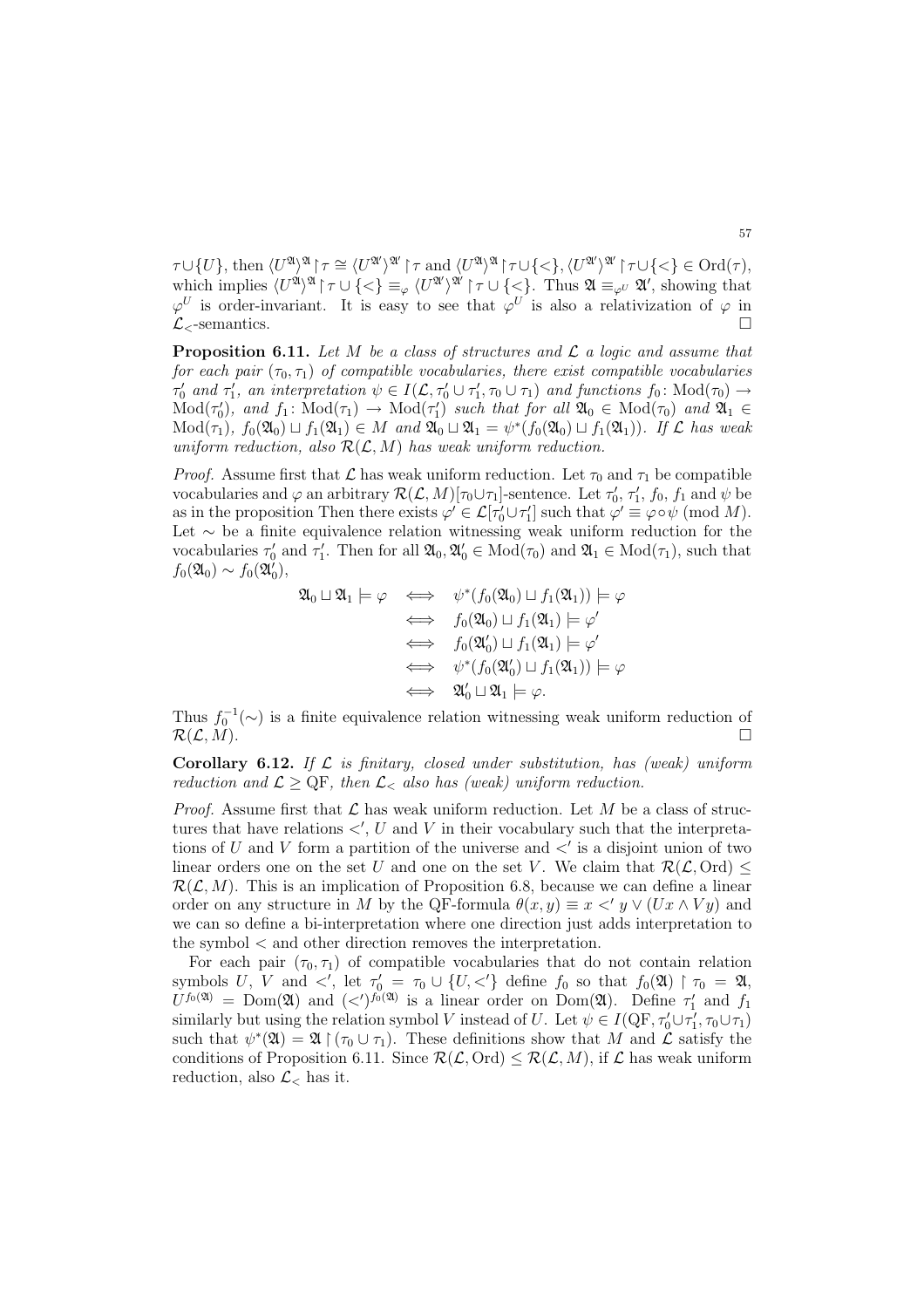$\tau \cup \{U\}$, then $\langle U^{\mathfrak{A}}\rangle^{\mathfrak{A}}\restriction\tau \cong \langle U^{\mathfrak{A}'}\rangle^{\mathfrak{A}'}\restriction\tau$ and $\langle U^{\mathfrak{A}}\rangle^{\mathfrak{A}}\restriction\tau\cup\{<\}, \langle U^{\mathfrak{A}'}\rangle^{\mathfrak{A}'}\restriction\tau\cup\{<\} \in \mathrm{Ord}(\tau)$, which implies $\langle U^{\mathfrak{A}}\rangle^{\mathfrak{A}}\restriction\tau\cup\{<\} \equiv_{\varphi} \langle U^{\mathfrak{A}'}\rangle^{\mathfrak{A}'}\restriction\tau\cup\{<\}$. Thus $\mathfrak{A} \equiv_{\varphi^U} \mathfrak{A}'$, showing that $\varphi^U$ is order-invariant. It is easy to see that $\varphi^U$ is also a relativization of $\varphi$ in $\mathcal{L}_<$-semantics. □

**Proposition 6.11.** *Let $M$ be a class of structures and $\mathcal{L}$ a logic and assume that for each pair $(\tau_0, \tau_1)$ of compatible vocabularies, there exist compatible vocabularies $\tau_0'$ and $\tau_1'$, an interpretation $\psi \in I(\mathcal{L}, \tau_0' \cup \tau_1', \tau_0 \cup \tau_1)$ and functions $f_0 \colon \mathrm{Mod}(\tau_0) \to \mathrm{Mod}(\tau_0')$, and $f_1 \colon \mathrm{Mod}(\tau_1) \to \mathrm{Mod}(\tau_1')$ such that for all $\mathfrak{A}_0 \in \mathrm{Mod}(\tau_0)$ and $\mathfrak{A}_1 \in \mathrm{Mod}(\tau_1)$, $f_0(\mathfrak{A}_0) \sqcup f_1(\mathfrak{A}_1) \in M$ and $\mathfrak{A}_0 \sqcup \mathfrak{A}_1 = \psi^*(f_0(\mathfrak{A}_0) \sqcup f_1(\mathfrak{A}_1))$. If $\mathcal{L}$ has weak uniform reduction, also $\mathcal{R}(\mathcal{L}, M)$ has weak uniform reduction.*

*Proof.* Assume first that $\mathcal{L}$ has weak uniform reduction. Let $\tau_0$ and $\tau_1$ be compatible vocabularies and $\varphi$ an arbitrary $\mathcal{R}(\mathcal{L}, M)[\tau_0 \cup \tau_1]$-sentence. Let $\tau_0'$, $\tau_1'$, $f_0$, $f_1$ and $\psi$ be as in the proposition Then there exists $\varphi' \in \mathcal{L}[\tau_0' \cup \tau_1']$ such that $\varphi' \equiv \varphi \circ \psi \pmod{M}$. Let $\sim$ be a finite equivalence relation witnessing weak uniform reduction for the vocabularies $\tau_0'$ and $\tau_1'$. Then for all $\mathfrak{A}_0, \mathfrak{A}_0' \in \mathrm{Mod}(\tau_0)$ and $\mathfrak{A}_1 \in \mathrm{Mod}(\tau_1)$, such that $f_0(\mathfrak{A}_0) \sim f_0(\mathfrak{A}_0')$,

$$
\begin{aligned}
\mathfrak{A}_0 \sqcup \mathfrak{A}_1 \models \varphi \quad &\iff \quad \psi^*(f_0(\mathfrak{A}_0) \sqcup f_1(\mathfrak{A}_1)) \models \varphi \\
&\iff \quad f_0(\mathfrak{A}_0) \sqcup f_1(\mathfrak{A}_1) \models \varphi' \\
&\iff \quad f_0(\mathfrak{A}_0') \sqcup f_1(\mathfrak{A}_1) \models \varphi' \\
&\iff \quad \psi^*(f_0(\mathfrak{A}_0') \sqcup f_1(\mathfrak{A}_1)) \models \varphi \\
&\iff \quad \mathfrak{A}_0' \sqcup \mathfrak{A}_1 \models \varphi.
\end{aligned}
$$

Thus $f_0^{-1}(\sim)$ is a finite equivalence relation witnessing weak uniform reduction of $\mathcal{R}(\mathcal{L}, M)$. □

**Corollary 6.12.** *If $\mathcal{L}$ is finitary, closed under substitution, has (weak) uniform reduction and $\mathcal{L} \geq \mathrm{QF}$, then $\mathcal{L}_<$ also has (weak) uniform reduction.*

*Proof.* Assume first that $\mathcal{L}$ has weak uniform reduction. Let $M$ be a class of structures that have relations $<'$, $U$ and $V$ in their vocabulary such that the interpretations of $U$ and $V$ form a partition of the universe and $<'$ is a disjoint union of two linear orders one on the set $U$ and one on the set $V$. We claim that $\mathcal{R}(\mathcal{L}, \mathrm{Ord}) \leq \mathcal{R}(\mathcal{L}, M)$. This is an implication of Proposition 6.8, because we can define a linear order on any structure in $M$ by the QF-formula $\theta(x, y) \equiv x <' y \vee (Ux \wedge Vy)$ and we can so define a bi-interpretation where one direction just adds interpretation to the symbol $<$ and other direction removes the interpretation.

For each pair $(\tau_0, \tau_1)$ of compatible vocabularies that do not contain relation symbols $U$, $V$ and $<'$, let $\tau_0' = \tau_0 \cup \{U, <'\}$ define $f_0$ so that $f_0(\mathfrak{A}) \restriction \tau_0 = \mathfrak{A}$, $U^{f_0(\mathfrak{A})} = \mathrm{Dom}(\mathfrak{A})$ and $(<')^{f_0(\mathfrak{A})}$ is a linear order on $\mathrm{Dom}(\mathfrak{A})$. Define $\tau_1'$ and $f_1$ similarly but using the relation symbol $V$ instead of $U$. Let $\psi \in I(\mathrm{QF}, \tau_0' \cup \tau_1', \tau_0 \cup \tau_1)$ such that $\psi^*(\mathfrak{A}) = \mathfrak{A} \restriction (\tau_0 \cup \tau_1)$. These definitions show that $M$ and $\mathcal{L}$ satisfy the conditions of Proposition 6.11. Since $\mathcal{R}(\mathcal{L}, \mathrm{Ord}) \leq \mathcal{R}(\mathcal{L}, M)$, if $\mathcal{L}$ has weak uniform reduction, also $\mathcal{L}_<$ has it.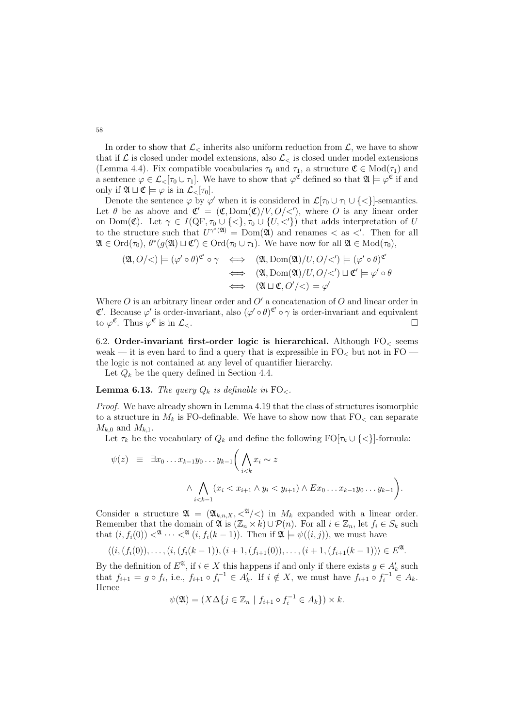In order to show that $\mathcal{L}_<$ inherits also uniform reduction from $\mathcal{L}$, we have to show that if $\mathcal{L}$ is closed under model extensions, also $\mathcal{L}_<$ is closed under model extensions (Lemma 4.4). Fix compatible vocabularies $\tau_0$ and $\tau_1$, a structure $\mathfrak{C} \in \mathrm{Mod}(\tau_1)$ and a sentence $\varphi \in \mathcal{L}_<[\tau_0 \cup \tau_1]$. We have to show that $\varphi^{\mathfrak{C}}$ defined so that $\mathfrak{A} \models \varphi^{\mathfrak{C}}$ if and only if $\mathfrak{A} \sqcup \mathfrak{C} \models \varphi$ is in $\mathcal{L}_<[\tau_0]$.

Denote the sentence $\varphi$ by $\varphi'$ when it is considered in $\mathcal{L}[\tau_0 \cup \tau_1 \cup \{<\}]$-semantics. Let $\theta$ be as above and $\mathfrak{C}' = (\mathfrak{C}, \mathrm{Dom}(\mathfrak{C})/V, O/<')$, where $O$ is any linear order on $\mathrm{Dom}(\mathfrak{C})$. Let $\gamma \in I(\mathrm{QF}, \tau_0 \cup \{<\}, \tau_0 \cup \{U, <'\})$ that adds interpretation of $U$ to the structure such that $U^{\gamma^*(\mathfrak{A})} = \mathrm{Dom}(\mathfrak{A})$ and renames $<$ as $<'$. Then for all $\mathfrak{A} \in \mathrm{Ord}(\tau_0)$, $\theta^*(g(\mathfrak{A}) \sqcup \mathfrak{C}') \in \mathrm{Ord}(\tau_0 \cup \tau_1)$. We have now for all $\mathfrak{A} \in \mathrm{Mod}(\tau_0)$,

$$
\begin{aligned}
(\mathfrak{A}, O/<) \models (\varphi' \circ \theta)^{\mathfrak{C}'} \circ \gamma \quad &\iff \quad (\mathfrak{A}, \mathrm{Dom}(\mathfrak{A})/U, O/<') \models (\varphi' \circ \theta)^{\mathfrak{C}'} \\
&\iff \quad (\mathfrak{A}, \mathrm{Dom}(\mathfrak{A})/U, O/<') \sqcup \mathfrak{C}' \models \varphi' \circ \theta \\
&\iff \quad (\mathfrak{A} \sqcup \mathfrak{C}, O'/<) \models \varphi'
\end{aligned}
$$

Where $O$ is an arbitrary linear order and $O'$ a concatenation of $O$ and linear order in $\mathfrak{C}'$. Because $\varphi'$ is order-invariant, also $(\varphi' \circ \theta)^{\mathfrak{C}'} \circ \gamma$ is order-invariant and equivalent to $\varphi^{\mathfrak{C}}$. Thus $\varphi^{\mathfrak{C}}$ is in $\mathcal{L}_<$. □

6.2. **Order-invariant first-order logic is hierarchical.** Although $\mathrm{FO}_<$ seems weak — it is even hard to find a query that is expressible in $\mathrm{FO}_<$ but not in FO — the logic is not contained at any level of quantifier hierarchy.

Let $Q_k$ be the query defined in Section 4.4.

**Lemma 6.13.** *The query $Q_k$ is definable in* $\mathrm{FO}_<$.

*Proof.* We have already shown in Lemma 4.19 that the class of structures isomorphic to a structure in $M_k$ is FO-definable. We have to show now that $\mathrm{FO}_<$ can separate $M_{k,0}$ and $M_{k,1}$.

Let $\tau_k$ be the vocabulary of $Q_k$ and define the following $\mathrm{FO}[\tau_k \cup \{<\}]$-formula:

$$
\psi(z) \;\equiv\; \exists x_0 \dots x_{k-1} y_0 \dots y_{k-1} \bigg( \bigwedge_{i<k} x_i \sim z \\
\wedge \bigwedge_{i<k-1} (x_i < x_{i+1} \wedge y_i < y_{i+1}) \wedge E x_0 \dots x_{k-1} y_0 \dots y_{k-1} \bigg).
$$

Consider a structure $\mathfrak{A} = (\mathfrak{A}_{k,n,X}, <^{\mathfrak{A}}/<)$ in $M_k$ expanded with a linear order. Remember that the domain of $\mathfrak{A}$ is $(\mathbb{Z}_n \times k) \cup \mathcal{P}(n)$. For all $i \in \mathbb{Z}_n$, let $f_i \in S_k$ such that $(i, f_i(0)) <^{\mathfrak{A}} \cdots <^{\mathfrak{A}} (i, f_i(k-1))$. Then if $\mathfrak{A} \models \psi((i,j))$, we must have

$$
\langle (i, (f_i(0)), \dots, (i, (f_i(k-1)), (i+1, (f_{i+1}(0)), \dots, (i+1, (f_{i+1}(k-1)) \rangle \in E^{\mathfrak{A}}.
$$

By the definition of $E^{\mathfrak{A}}$, if $i \in X$ this happens if and only if there exists $g \in A'_k$ such that $f_{i+1} = g \circ f_i$, i.e., $f_{i+1} \circ f_i^{-1} \in A'_k$. If $i \notin X$, we must have $f_{i+1} \circ f_i^{-1} \in A_k$. Hence

$$
\psi(\mathfrak{A}) = (X \Delta \{ j \in \mathbb{Z}_n \mid f_{i+1} \circ f_i^{-1} \in A_k \}) \times k.
$$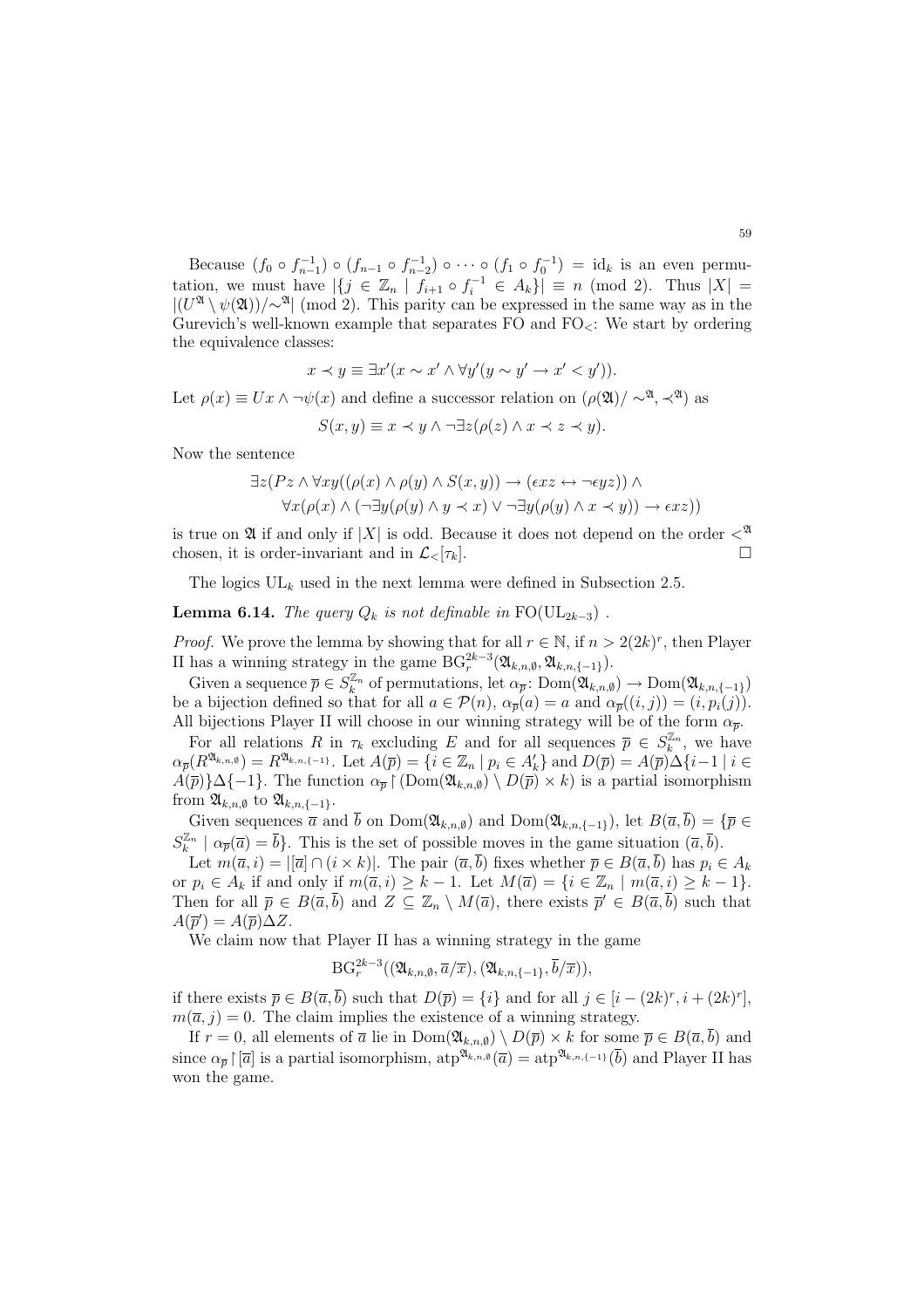Because $(f_0 \circ f_{n-1}^{-1}) \circ (f_{n-1} \circ f_{n-2}^{-1}) \circ \cdots \circ (f_1 \circ f_0^{-1}) = \mathrm{id}_k$ is an even permutation, we must have $|\{j \in \mathbb{Z}_n \mid f_{i+1} \circ f_i^{-1} \in A_k\}| \equiv n \pmod 2$. Thus $|X| = |(U^{\mathfrak{A}} \setminus \psi(\mathfrak{A}))/{\sim^{\mathfrak{A}}}| \pmod 2$. This parity can be expressed in the same way as in the Gurevich's well-known example that separates FO and $\mathrm{FO}_<$: We start by ordering the equivalence classes:

$$x \prec y \equiv \exists x'(x \sim x' \wedge \forall y'(y \sim y' \rightarrow x' < y')).$$

Let $\rho(x) \equiv Ux \wedge \neg\psi(x)$ and define a successor relation on $(\rho(\mathfrak{A})/{\sim^{\mathfrak{A}}}, \prec^{\mathfrak{A}})$ as

$$S(x, y) \equiv x \prec y \wedge \neg\exists z(\rho(z) \wedge x \prec z \prec y).$$

Now the sentence

$$\begin{aligned} &\exists z(Pz \wedge \forall xy((\rho(x) \wedge \rho(y) \wedge S(x, y)) \rightarrow (\epsilon xz \leftrightarrow \neg\epsilon yz)) \wedge \\ &\quad \forall x(\rho(x) \wedge (\neg\exists y(\rho(y) \wedge y \prec x) \vee \neg\exists y(\rho(y) \wedge x \prec y)) \rightarrow \epsilon xz)) \end{aligned}$$

is true on $\mathfrak{A}$ if and only if $|X|$ is odd. Because it does not depend on the order $<^{\mathfrak{A}}$ chosen, it is order-invariant and in $\mathcal{L}_<[\tau_k]$. □

The logics $\mathrm{UL}_k$ used in the next lemma were defined in Subsection 2.5.

**Lemma 6.14.** *The query $Q_k$ is not definable in $\mathrm{FO}(\mathrm{UL}_{2k-3})$ .*

*Proof.* We prove the lemma by showing that for all $r \in \mathbb{N}$, if $n > 2(2k)^r$, then Player II has a winning strategy in the game $\mathrm{BG}_r^{2k-3}(\mathfrak{A}_{k,n,\emptyset}, \mathfrak{A}_{k,n,\{-1\}})$.

Given a sequence $\overline{p} \in S_k^{\mathbb{Z}_n}$ of permutations, let $\alpha_{\overline{p}} \colon \mathrm{Dom}(\mathfrak{A}_{k,n,\emptyset}) \to \mathrm{Dom}(\mathfrak{A}_{k,n,\{-1\}})$ be a bijection defined so that for all $a \in \mathcal{P}(n)$, $\alpha_{\overline{p}}(a) = a$ and $\alpha_{\overline{p}}((i, j)) = (i, p_i(j))$. All bijections Player II will choose in our winning strategy will be of the form $\alpha_{\overline{p}}$.

For all relations $R$ in $\tau_k$ excluding $E$ and for all sequences $\overline{p} \in S_k^{\mathbb{Z}_n}$, we have $\alpha_{\overline{p}}(R^{\mathfrak{A}_{k,n,\emptyset}}) = R^{\mathfrak{A}_{k,n,\{-1\}}}$. Let $A(\overline{p}) = \{i \in \mathbb{Z}_n \mid p_i \in A_k'\}$ and $D(\overline{p}) = A(\overline{p})\Delta\{i-1 \mid i \in A(\overline{p})\}\Delta\{-1\}$. The function $\alpha_{\overline{p}} \restriction (\mathrm{Dom}(\mathfrak{A}_{k,n,\emptyset}) \setminus D(\overline{p}) \times k)$ is a partial isomorphism from $\mathfrak{A}_{k,n,\emptyset}$ to $\mathfrak{A}_{k,n,\{-1\}}$.

Given sequences $\overline{a}$ and $\overline{b}$ on $\mathrm{Dom}(\mathfrak{A}_{k,n,\emptyset})$ and $\mathrm{Dom}(\mathfrak{A}_{k,n,\{-1\}})$, let $B(\overline{a}, \overline{b}) = \{\overline{p} \in S_k^{\mathbb{Z}_n} \mid \alpha_{\overline{p}}(\overline{a}) = \overline{b}\}$. This is the set of possible moves in the game situation $(\overline{a}, \overline{b})$.

Let $m(\overline{a}, i) = |[\overline{a}] \cap (i \times k)|$. The pair $(\overline{a}, \overline{b})$ fixes whether $\overline{p} \in B(\overline{a}, \overline{b})$ has $p_i \in A_k$ or $p_i \in A_k$ if and only if $m(\overline{a}, i) \geq k - 1$. Let $M(\overline{a}) = \{i \in \mathbb{Z}_n \mid m(\overline{a}, i) \geq k - 1\}$. Then for all $\overline{p} \in B(\overline{a}, \overline{b})$ and $Z \subseteq \mathbb{Z}_n \setminus M(\overline{a})$, there exists $\overline{p}' \in B(\overline{a}, \overline{b})$ such that $A(\overline{p}') = A(\overline{p})\Delta Z$.

We claim now that Player II has a winning strategy in the game

$$\mathrm{BG}_r^{2k-3}((\mathfrak{A}_{k,n,\emptyset}, \overline{a}/\overline{x}), (\mathfrak{A}_{k,n,\{-1\}}, \overline{b}/\overline{x})),$$

if there exists $\overline{p} \in B(\overline{a}, \overline{b})$ such that $D(\overline{p}) = \{i\}$ and for all $j \in [i - (2k)^r, i + (2k)^r]$, $m(\overline{a}, j) = 0$. The claim implies the existence of a winning strategy.

If $r = 0$, all elements of $\overline{a}$ lie in $\mathrm{Dom}(\mathfrak{A}_{k,n,\emptyset}) \setminus D(\overline{p}) \times k$ for some $\overline{p} \in B(\overline{a}, \overline{b})$ and since $\alpha_{\overline{p}} \restriction [\overline{a}]$ is a partial isomorphism, $\mathrm{atp}^{\mathfrak{A}_{k,n,\emptyset}}(\overline{a}) = \mathrm{atp}^{\mathfrak{A}_{k,n,\{-1\}}}(\overline{b})$ and Player II has won the game.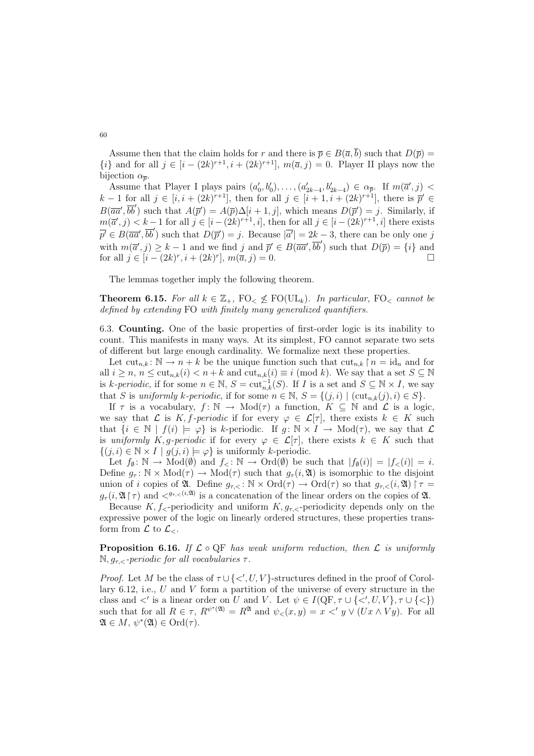Assume then that the claim holds for $r$ and there is $\overline{p} \in B(\overline{a}, \overline{b})$ such that $D(\overline{p}) = \{i\}$ and for all $j \in [i - (2k)^{r+1}, i + (2k)^{r+1}]$, $m(\overline{a}, j) = 0$. Player II plays now the bijection $\alpha_{\overline{p}}$.

Assume that Player I plays pairs $(a'_0, b'_0), \dots, (a'_{2k-4}, b'_{2k-4}) \in \alpha_{\overline{p}}$. If $m(\overline{a}', j) < k - 1$ for all $j \in [i, i + (2k)^{r+1}]$, then for all $j \in [i + 1, i + (2k)^{r+1}]$, there is $\overline{p}' \in B(\overline{aa}', \overline{bb}')$ such that $A(\overline{p}') = A(\overline{p})\Delta[i + 1, j]$, which means $D(\overline{p}') = j$. Similarly, if $m(\overline{a}', j) < k - 1$ for all $j \in [i - (2k)^{r+1}, i]$, then for all $j \in [i - (2k)^{r+1}, i]$ there exists $\overline{p}' \in B(\overline{aa}', \overline{bb}')$ such that $D(\overline{p}') = j$. Because $|\overline{a}'| = 2k - 3$, there can be only one $j$ with $m(\overline{a}', j) \geq k - 1$ and we find $j$ and $\overline{p}' \in B(\overline{aa}', \overline{bb}')$ such that $D(\overline{p}) = \{i\}$ and for all $j \in [i - (2k)^r, i + (2k)^r]$, $m(\overline{a}, j) = 0$. □

The lemmas together imply the following theorem.

**Theorem 6.15.** *For all $k \in \mathbb{Z}_+$, $\mathrm{FO}_< \not\leq \mathrm{FO}(\mathrm{UL}_k)$. In particular, $\mathrm{FO}_<$ cannot be defined by extending* FO *with finitely many generalized quantifiers.*

6.3. **Counting.** One of the basic properties of first-order logic is its inability to count. This manifests in many ways. At its simplest, FO cannot separate two sets of different but large enough cardinality. We formalize next these properties.

Let $\mathrm{cut}_{n,k} \colon \mathbb{N} \to n + k$ be the unique function such that $\mathrm{cut}_{n,k} \restriction n = \mathrm{id}_n$ and for all $i \geq n$, $n \leq \mathrm{cut}_{n,k}(i) < n + k$ and $\mathrm{cut}_{n,k}(i) \equiv i \pmod{k}$. We say that a set $S \subseteq \mathbb{N}$ is *$k$-periodic*, if for some $n \in \mathbb{N}$, $S = \mathrm{cut}_{n,k}^{-1}(S)$. If $I$ is a set and $S \subseteq \mathbb{N} \times I$, we say that $S$ is *uniformly $k$-periodic*, if for some $n \in \mathbb{N}$, $S = \{(j, i) \mid (\mathrm{cut}_{n,k}(j), i) \in S\}$.

If $\tau$ is a vocabulary, $f \colon \mathbb{N} \to \mathrm{Mod}(\tau)$ a function, $K \subseteq \mathbb{N}$ and $\mathcal{L}$ is a logic, we say that $\mathcal{L}$ is *$K, f$-periodic* if for every $\varphi \in \mathcal{L}[\tau]$, there exists $k \in K$ such that $\{i \in \mathbb{N} \mid f(i) \models \varphi\}$ is $k$-periodic. If $g \colon \mathbb{N} \times I \to \mathrm{Mod}(\tau)$, we say that $\mathcal{L}$ is *uniformly $K, g$-periodic* if for every $\varphi \in \mathcal{L}[\tau]$, there exists $k \in K$ such that $\{(j, i) \in \mathbb{N} \times I \mid g(j, i) \models \varphi\}$ is uniformly $k$-periodic.

Let $f_\emptyset \colon \mathbb{N} \to \mathrm{Mod}(\emptyset)$ and $f_< \colon \mathbb{N} \to \mathrm{Ord}(\emptyset)$ be such that $|f_\emptyset(i)| = |f_<(i)| = i$. Define $g_\tau \colon \mathbb{N} \times \mathrm{Mod}(\tau) \to \mathrm{Mod}(\tau)$ such that $g_\tau(i, \mathfrak{A})$ is isomorphic to the disjoint union of $i$ copies of $\mathfrak{A}$. Define $g_{\tau,<} \colon \mathbb{N} \times \mathrm{Ord}(\tau) \to \mathrm{Ord}(\tau)$ so that $g_{\tau,<}(i, \mathfrak{A}) \restriction \tau = g_\tau(i, \mathfrak{A} \restriction \tau)$ and $<^{g_{\tau,<}(i,\mathfrak{A})}$ is a concatenation of the linear orders on the copies of $\mathfrak{A}$.

Because $K, f_<$-periodicity and uniform $K, g_{\tau,<}$-periodicity depends only on the expressive power of the logic on linearly ordered structures, these properties transform from $\mathcal{L}$ to $\mathcal{L}_<$.

**Proposition 6.16.** *If $\mathcal{L} \circ \mathrm{QF}$ has weak uniform reduction, then $\mathcal{L}$ is uniformly $\mathbb{N}, g_{\tau,<}$-periodic for all vocabularies $\tau$.*

*Proof.* Let $M$ be the class of $\tau \cup \{<', U, V\}$-structures defined in the proof of Corollary 6.12, i.e., $U$ and $V$ form a partition of the universe of every structure in the class and $<'$ is a linear order on $U$ and $V$. Let $\psi \in I(\mathrm{QF}, \tau \cup \{<', U, V\}, \tau \cup \{<\})$ such that for all $R \in \tau$, $R^{\psi^*(\mathfrak{A})} = R^{\mathfrak{A}}$ and $\psi_<(x, y) = x <' y \vee (Ux \wedge Vy)$. For all $\mathfrak{A} \in M$, $\psi^*(\mathfrak{A}) \in \mathrm{Ord}(\tau)$.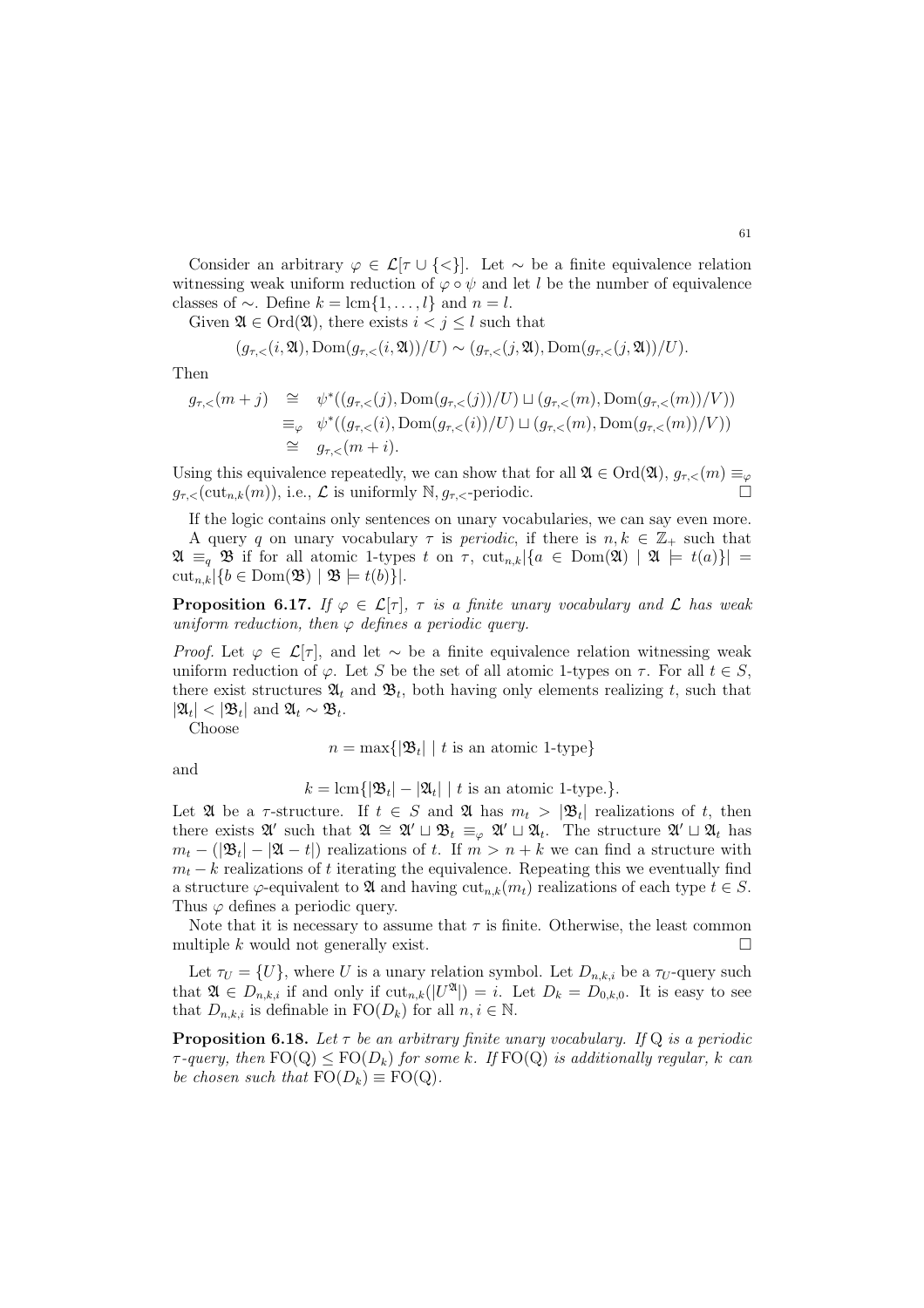Consider an arbitrary $\varphi \in \mathcal{L}[\tau \cup \{<\}]$. Let $\sim$ be a finite equivalence relation witnessing weak uniform reduction of $\varphi \circ \psi$ and let $l$ be the number of equivalence classes of $\sim$. Define $k = \operatorname{lcm}\{1, \ldots, l\}$ and $n = l$.

Given $\mathfrak{A} \in \operatorname{Ord}(\mathfrak{A})$, there exists $i < j \leq l$ such that

$$(g_{\tau,<}(i, \mathfrak{A}), \operatorname{Dom}(g_{\tau,<}(i, \mathfrak{A}))/U) \sim (g_{\tau,<}(j, \mathfrak{A}), \operatorname{Dom}(g_{\tau,<}(j, \mathfrak{A}))/U).$$

Then

$$\begin{aligned} g_{\tau,<}(m + j) &\cong \psi^*((g_{\tau,<}(j), \operatorname{Dom}(g_{\tau,<}(j))/U) \sqcup (g_{\tau,<}(m), \operatorname{Dom}(g_{\tau,<}(m))/V)) \\ &\equiv_\varphi \psi^*((g_{\tau,<}(i), \operatorname{Dom}(g_{\tau,<}(i))/U) \sqcup (g_{\tau,<}(m), \operatorname{Dom}(g_{\tau,<}(m))/V)) \\ &\cong g_{\tau,<}(m + i). \end{aligned}$$

Using this equivalence repeatedly, we can show that for all $\mathfrak{A} \in \operatorname{Ord}(\mathfrak{A})$, $g_{\tau,<}(m) \equiv_\varphi g_{\tau,<}(\operatorname{cut}_{n,k}(m))$, i.e., $\mathcal{L}$ is uniformly $\mathbb{N}, g_{\tau,<}$-periodic. $\square$

If the logic contains only sentences on unary vocabularies, we can say even more.

A query $q$ on unary vocabulary $\tau$ is *periodic*, if there is $n, k \in \mathbb{Z}_+$ such that $\mathfrak{A} \equiv_q \mathfrak{B}$ if for all atomic 1-types $t$ on $\tau$, $\operatorname{cut}_{n,k}|\{a \in \operatorname{Dom}(\mathfrak{A}) \mid \mathfrak{A} \models t(a)\}| = \operatorname{cut}_{n,k}|\{b \in \operatorname{Dom}(\mathfrak{B}) \mid \mathfrak{B} \models t(b)\}|$.

**Proposition 6.17.** *If $\varphi \in \mathcal{L}[\tau]$, $\tau$ is a finite unary vocabulary and $\mathcal{L}$ has weak uniform reduction, then $\varphi$ defines a periodic query.*

*Proof.* Let $\varphi \in \mathcal{L}[\tau]$, and let $\sim$ be a finite equivalence relation witnessing weak uniform reduction of $\varphi$. Let $S$ be the set of all atomic 1-types on $\tau$. For all $t \in S$, there exist structures $\mathfrak{A}_t$ and $\mathfrak{B}_t$, both having only elements realizing $t$, such that $|\mathfrak{A}_t| < |\mathfrak{B}_t|$ and $\mathfrak{A}_t \sim \mathfrak{B}_t$.

Choose

$$n = \max\{|\mathfrak{B}_t| \mid t \text{ is an atomic 1-type}\}$$

and

$$k = \operatorname{lcm}\{|\mathfrak{B}_t| - |\mathfrak{A}_t| \mid t \text{ is an atomic 1-type.}\}.$$

Let $\mathfrak{A}$ be a $\tau$-structure. If $t \in S$ and $\mathfrak{A}$ has $m_t > |\mathfrak{B}_t|$ realizations of $t$, then there exists $\mathfrak{A}'$ such that $\mathfrak{A} \cong \mathfrak{A}' \sqcup \mathfrak{B}_t \equiv_\varphi \mathfrak{A}' \sqcup \mathfrak{A}_t$. The structure $\mathfrak{A}' \sqcup \mathfrak{A}_t$ has $m_t - (|\mathfrak{B}_t| - |\mathfrak{A} - t|)$ realizations of $t$. If $m > n + k$ we can find a structure with $m_t - k$ realizations of $t$ iterating the equivalence. Repeating this we eventually find a structure $\varphi$-equivalent to $\mathfrak{A}$ and having $\operatorname{cut}_{n,k}(m_t)$ realizations of each type $t \in S$. Thus $\varphi$ defines a periodic query.

Note that it is necessary to assume that $\tau$ is finite. Otherwise, the least common multiple $k$ would not generally exist. $\square$

Let $\tau_U = \{U\}$, where $U$ is a unary relation symbol. Let $D_{n,k,i}$ be a $\tau_U$-query such that $\mathfrak{A} \in D_{n,k,i}$ if and only if $\operatorname{cut}_{n,k}(|U^{\mathfrak{A}}|) = i$. Let $D_k = D_{0,k,0}$. It is easy to see that $D_{n,k,i}$ is definable in $\operatorname{FO}(D_k)$ for all $n, i \in \mathbb{N}$.

**Proposition 6.18.** *Let $\tau$ be an arbitrary finite unary vocabulary. If $\mathrm{Q}$ is a periodic $\tau$-query, then $\operatorname{FO}(\mathrm{Q}) \leq \operatorname{FO}(D_k)$ for some $k$. If $\operatorname{FO}(\mathrm{Q})$ is additionally regular, $k$ can be chosen such that $\operatorname{FO}(D_k) \equiv \operatorname{FO}(\mathrm{Q})$.*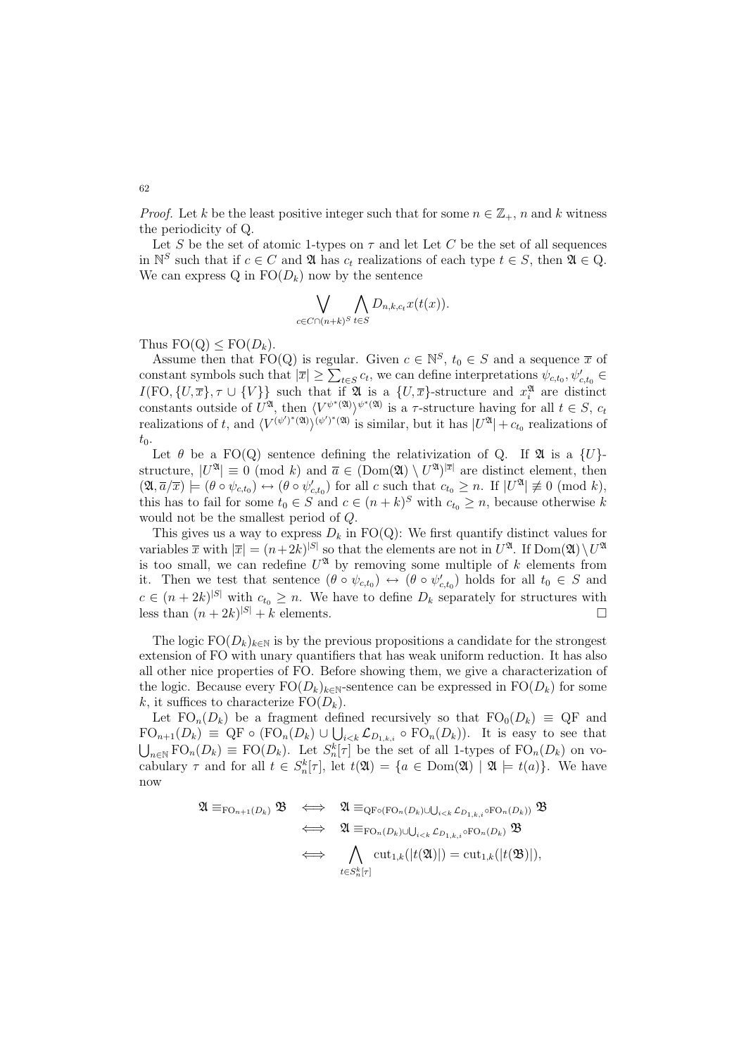*Proof.* Let $k$ be the least positive integer such that for some $n \in \mathbb{Z}_+$, $n$ and $k$ witness the periodicity of Q.

Let $S$ be the set of atomic 1-types on $\tau$ and let Let $C$ be the set of all sequences in $\mathbb{N}^S$ such that if $c \in C$ and $\mathfrak{A}$ has $c_t$ realizations of each type $t \in S$, then $\mathfrak{A} \in \mathrm{Q}$. We can express Q in $\mathrm{FO}(D_k)$ now by the sentence

$$\bigvee_{c \in C \cap (n+k)^S} \bigwedge_{t \in S} D_{n,k,c_t} x(t(x)).$$

Thus $\mathrm{FO}(\mathrm{Q}) \leq \mathrm{FO}(D_k)$.

Assume then that $\mathrm{FO}(\mathrm{Q})$ is regular. Given $c \in \mathbb{N}^S$, $t_0 \in S$ and a sequence $\overline{x}$ of constant symbols such that $|\overline{x}| \geq \sum_{t \in S} c_t$, we can define interpretations $\psi_{c,t_0}, \psi'_{c,t_0} \in I(\mathrm{FO}, \{U, \overline{x}\}, \tau \cup \{V\}\}$ such that if $\mathfrak{A}$ is a $\{U, \overline{x}\}$-structure and $x_i^{\mathfrak{A}}$ are distinct constants outside of $U^{\mathfrak{A}}$, then $\langle V^{\psi^*(\mathfrak{A})} \rangle^{\psi^*(\mathfrak{A})}$ is a $\tau$-structure having for all $t \in S$, $c_t$ realizations of $t$, and $\langle V^{(\psi')^*(\mathfrak{A})} \rangle^{(\psi')^*(\mathfrak{A})}$ is similar, but it has $|U^{\mathfrak{A}}| + c_{t_0}$ realizations of $t_0$.

Let $\theta$ be a $\mathrm{FO}(\mathrm{Q})$ sentence defining the relativization of Q. If $\mathfrak{A}$ is a $\{U\}$-structure, $|U^{\mathfrak{A}}| \equiv 0 \pmod{k}$ and $\overline{a} \in (\mathrm{Dom}(\mathfrak{A}) \setminus U^{\mathfrak{A}})^{|\overline{x}|}$ are distinct element, then $(\mathfrak{A}, \overline{a}/\overline{x}) \models (\theta \circ \psi_{c,t_0}) \leftrightarrow (\theta \circ \psi'_{c,t_0})$ for all $c$ such that $c_{t_0} \geq n$. If $|U^{\mathfrak{A}}| \not\equiv 0 \pmod{k}$, this has to fail for some $t_0 \in S$ and $c \in (n+k)^S$ with $c_{t_0} \geq n$, because otherwise $k$ would not be the smallest period of $Q$.

This gives us a way to express $D_k$ in $\mathrm{FO}(\mathrm{Q})$: We first quantify distinct values for variables $\overline{x}$ with $|\overline{x}| = (n+2k)^{|S|}$ so that the elements are not in $U^{\mathfrak{A}}$. If $\mathrm{Dom}(\mathfrak{A}) \setminus U^{\mathfrak{A}}$ is too small, we can redefine $U^{\mathfrak{A}}$ by removing some multiple of $k$ elements from it. Then we test that sentence $(\theta \circ \psi_{c,t_0}) \leftrightarrow (\theta \circ \psi'_{c,t_0})$ holds for all $t_0 \in S$ and $c \in (n+2k)^{|S|}$ with $c_{t_0} \geq n$. We have to define $D_k$ separately for structures with less than $(n+2k)^{|S|} + k$ elements. $\square$

The logic $\mathrm{FO}(D_k)_{k \in \mathbb{N}}$ is by the previous propositions a candidate for the strongest extension of FO with unary quantifiers that has weak uniform reduction. It has also all other nice properties of FO. Before showing them, we give a characterization of the logic. Because every $\mathrm{FO}(D_k)_{k \in \mathbb{N}}$-sentence can be expressed in $\mathrm{FO}(D_k)$ for some $k$, it suffices to characterize $\mathrm{FO}(D_k)$.

Let $\mathrm{FO}_n(D_k)$ be a fragment defined recursively so that $\mathrm{FO}_0(D_k) \equiv \mathrm{QF}$ and $\mathrm{FO}_{n+1}(D_k) \equiv \mathrm{QF} \circ (\mathrm{FO}_n(D_k) \cup \bigcup_{i<k} \mathcal{L}_{D_{1,k,i}} \circ \mathrm{FO}_n(D_k))$. It is easy to see that $\bigcup_{n \in \mathbb{N}} \mathrm{FO}_n(D_k) \equiv \mathrm{FO}(D_k)$. Let $S_n^k[\tau]$ be the set of all 1-types of $\mathrm{FO}_n(D_k)$ on vocabulary $\tau$ and for all $t \in S_n^k[\tau]$, let $t(\mathfrak{A}) = \{a \in \mathrm{Dom}(\mathfrak{A}) \mid \mathfrak{A} \models t(a)\}$. We have now

$$\begin{aligned}
\mathfrak{A} \equiv_{\mathrm{FO}_{n+1}(D_k)} \mathfrak{B} &\iff \mathfrak{A} \equiv_{\mathrm{QF} \circ (\mathrm{FO}_n(D_k) \cup \bigcup_{i<k} \mathcal{L}_{D_{1,k,i}} \circ \mathrm{FO}_n(D_k))} \mathfrak{B} \\
&\iff \mathfrak{A} \equiv_{\mathrm{FO}_n(D_k) \cup \bigcup_{i<k} \mathcal{L}_{D_{1,k,i}} \circ \mathrm{FO}_n(D_k)} \mathfrak{B} \\
&\iff \bigwedge_{t \in S_n^k[\tau]} \mathrm{cut}_{1,k}(|t(\mathfrak{A})|) = \mathrm{cut}_{1,k}(|t(\mathfrak{B})|),
\end{aligned}$$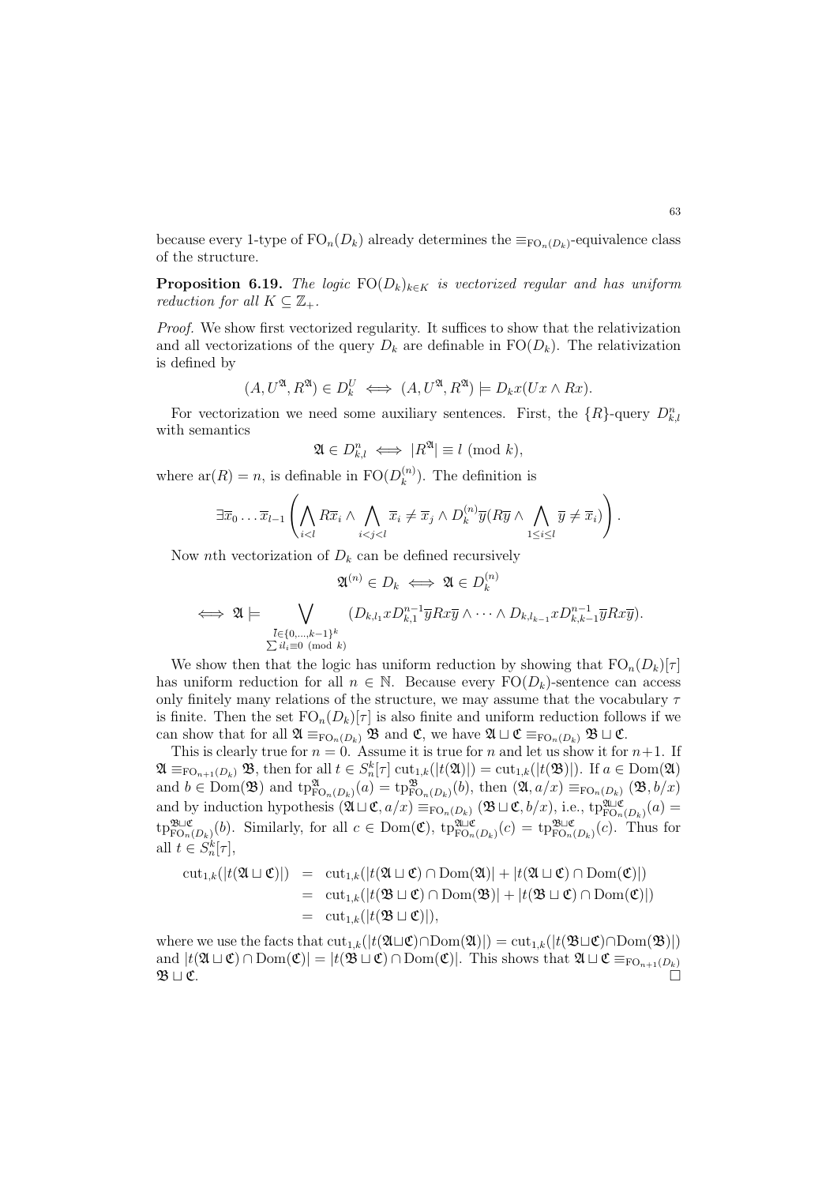because every 1-type of $\mathrm{FO}_n(D_k)$ already determines the $\equiv_{\mathrm{FO}_n(D_k)}$-equivalence class of the structure.

**Proposition 6.19.** *The logic* $\mathrm{FO}(D_k)_{k\in K}$ *is vectorized regular and has uniform reduction for all* $K \subseteq \mathbb{Z}_+$.

*Proof.* We show first vectorized regularity. It suffices to show that the relativization and all vectorizations of the query $D_k$ are definable in $\mathrm{FO}(D_k)$. The relativization is defined by

$$(A, U^{\mathfrak{A}}, R^{\mathfrak{A}}) \in D_k^U \iff (A, U^{\mathfrak{A}}, R^{\mathfrak{A}}) \models D_k x(Ux \wedge Rx).$$

For vectorization we need some auxiliary sentences. First, the $\{R\}$-query $D_{k,l}^n$ with semantics

$$\mathfrak{A} \in D_{k,l}^n \iff |R^{\mathfrak{A}}| \equiv l \pmod{k},$$

where $\mathrm{ar}(R) = n$, is definable in $\mathrm{FO}(D_k^{(n)})$. The definition is

$$\exists \overline{x}_0 \ldots \overline{x}_{l-1} \left( \bigwedge_{i<l} R\overline{x}_i \wedge \bigwedge_{i<j<l} \overline{x}_i \neq \overline{x}_j \wedge D_k^{(n)} \overline{y}(R\overline{y} \wedge \bigwedge_{1\leq i\leq l} \overline{y} \neq \overline{x}_i) \right).$$

Now $n$th vectorization of $D_k$ can be defined recursively

$$\mathfrak{A}^{(n)} \in D_k \iff \mathfrak{A} \in D_k^{(n)}$$

$$\iff \mathfrak{A} \models \bigvee_{\substack{\overline{l}\in\{0,\ldots,k-1\}^k \\ \sum il_i \equiv 0 \pmod{k}}} (D_{k,l_1} x D_{k,1}^{n-1} \overline{y} Rx\overline{y} \wedge \cdots \wedge D_{k,l_{k-1}} x D_{k,k-1}^{n-1} \overline{y} Rx\overline{y}).$$

We show then that the logic has uniform reduction by showing that $\mathrm{FO}_n(D_k)[\tau]$ has uniform reduction for all $n \in \mathbb{N}$. Because every $\mathrm{FO}(D_k)$-sentence can access only finitely many relations of the structure, we may assume that the vocabulary $\tau$ is finite. Then the set $\mathrm{FO}_n(D_k)[\tau]$ is also finite and uniform reduction follows if we can show that for all $\mathfrak{A} \equiv_{\mathrm{FO}_n(D_k)} \mathfrak{B}$ and $\mathfrak{C}$, we have $\mathfrak{A} \sqcup \mathfrak{C} \equiv_{\mathrm{FO}_n(D_k)} \mathfrak{B} \sqcup \mathfrak{C}$.

This is clearly true for $n = 0$. Assume it is true for $n$ and let us show it for $n+1$. If $\mathfrak{A} \equiv_{\mathrm{FO}_{n+1}(D_k)} \mathfrak{B}$, then for all $t \in S_n^k[\tau]$ $\mathrm{cut}_{1,k}(|t(\mathfrak{A})|) = \mathrm{cut}_{1,k}(|t(\mathfrak{B})|)$. If $a \in \mathrm{Dom}(\mathfrak{A})$ and $b \in \mathrm{Dom}(\mathfrak{B})$ and $\mathrm{tp}^{\mathfrak{A}}_{\mathrm{FO}_n(D_k)}(a) = \mathrm{tp}^{\mathfrak{B}}_{\mathrm{FO}_n(D_k)}(b)$, then $(\mathfrak{A}, a/x) \equiv_{\mathrm{FO}_n(D_k)} (\mathfrak{B}, b/x)$ and by induction hypothesis $(\mathfrak{A} \sqcup \mathfrak{C}, a/x) \equiv_{\mathrm{FO}_n(D_k)} (\mathfrak{B} \sqcup \mathfrak{C}, b/x)$, i.e., $\mathrm{tp}^{\mathfrak{A}\sqcup\mathfrak{C}}_{\mathrm{FO}_n(D_k)}(a) = \mathrm{tp}^{\mathfrak{B}\sqcup\mathfrak{C}}_{\mathrm{FO}_n(D_k)}(b)$. Similarly, for all $c \in \mathrm{Dom}(\mathfrak{C})$, $\mathrm{tp}^{\mathfrak{A}\sqcup\mathfrak{C}}_{\mathrm{FO}_n(D_k)}(c) = \mathrm{tp}^{\mathfrak{B}\sqcup\mathfrak{C}}_{\mathrm{FO}_n(D_k)}(c)$. Thus for all $t \in S_n^k[\tau]$,

$$\begin{aligned}
\mathrm{cut}_{1,k}(|t(\mathfrak{A} \sqcup \mathfrak{C})|) &= \mathrm{cut}_{1,k}(|t(\mathfrak{A} \sqcup \mathfrak{C}) \cap \mathrm{Dom}(\mathfrak{A})| + |t(\mathfrak{A} \sqcup \mathfrak{C}) \cap \mathrm{Dom}(\mathfrak{C})|) \\
&= \mathrm{cut}_{1,k}(|t(\mathfrak{B} \sqcup \mathfrak{C}) \cap \mathrm{Dom}(\mathfrak{B})| + |t(\mathfrak{B} \sqcup \mathfrak{C}) \cap \mathrm{Dom}(\mathfrak{C})|) \\
&= \mathrm{cut}_{1,k}(|t(\mathfrak{B} \sqcup \mathfrak{C})|),
\end{aligned}$$

where we use the facts that $\mathrm{cut}_{1,k}(|t(\mathfrak{A}\sqcup\mathfrak{C}) \cap \mathrm{Dom}(\mathfrak{A})|) = \mathrm{cut}_{1,k}(|t(\mathfrak{B}\sqcup\mathfrak{C}) \cap \mathrm{Dom}(\mathfrak{B})|)$ and $|t(\mathfrak{A} \sqcup \mathfrak{C}) \cap \mathrm{Dom}(\mathfrak{C})| = |t(\mathfrak{B} \sqcup \mathfrak{C}) \cap \mathrm{Dom}(\mathfrak{C})|$. This shows that $\mathfrak{A} \sqcup \mathfrak{C} \equiv_{\mathrm{FO}_{n+1}(D_k)} \mathfrak{B} \sqcup \mathfrak{C}$. $\square$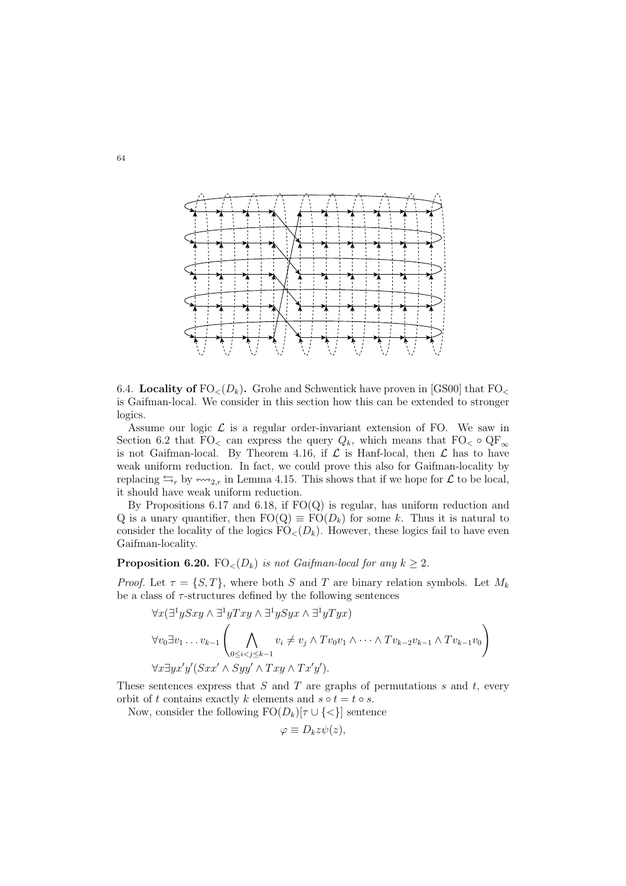6.4. **Locality of** $\mathrm{FO}_<(D_k)$**.** Grohe and Schwentick have proven in [GS00] that $\mathrm{FO}_<$ is Gaifman-local. We consider in this section how this can be extended to stronger logics.

Assume our logic $\mathcal{L}$ is a regular order-invariant extension of FO. We saw in Section 6.2 that $\mathrm{FO}_<$ can express the query $Q_k$, which means that $\mathrm{FO}_< \circ \mathrm{QF}_\infty$ is not Gaifman-local. By Theorem 4.16, if $\mathcal{L}$ is Hanf-local, then $\mathcal{L}$ has to have weak uniform reduction. In fact, we could prove this also for Gaifman-locality by replacing $\leftrightarrows_r$ by $\leftrightsquigarrow_{2,r}$ in Lemma 4.15. This shows that if we hope for $\mathcal{L}$ to be local, it should have weak uniform reduction.

By Propositions 6.17 and 6.18, if FO(Q) is regular, has uniform reduction and Q is a unary quantifier, then $\mathrm{FO(Q)} \equiv \mathrm{FO}(D_k)$ for some $k$. Thus it is natural to consider the locality of the logics $\mathrm{FO}_<(D_k)$. However, these logics fail to have even Gaifman-locality.

**Proposition 6.20.** *$\mathrm{FO}_<(D_k)$ is not Gaifman-local for any $k \geq 2$.*

*Proof.* Let $\tau = \{S, T\}$, where both $S$ and $T$ are binary relation symbols. Let $M_k$ be a class of $\tau$-structures defined by the following sentences

$$\forall x(\exists^1 y Sxy \wedge \exists^1 y Txy \wedge \exists^1 y Syx \wedge \exists^1 y Tyx)$$

$$\forall v_0 \exists v_1 \dots v_{k-1} \left( \bigwedge_{0 \leq i < j \leq k-1} v_i \neq v_j \wedge Tv_0v_1 \wedge \dots \wedge Tv_{k-2}v_{k-1} \wedge Tv_{k-1}v_0 \right)$$

$$\forall x \exists y x' y' (Sxx' \wedge Syy' \wedge Txy \wedge Tx'y').$$

These sentences express that $S$ and $T$ are graphs of permutations $s$ and $t$, every orbit of $t$ contains exactly $k$ elements and $s \circ t = t \circ s$.

Now, consider the following $\mathrm{FO}(D_k)[\tau \cup \{<\}]$ sentence

$$\varphi \equiv D_k z \psi(z),$$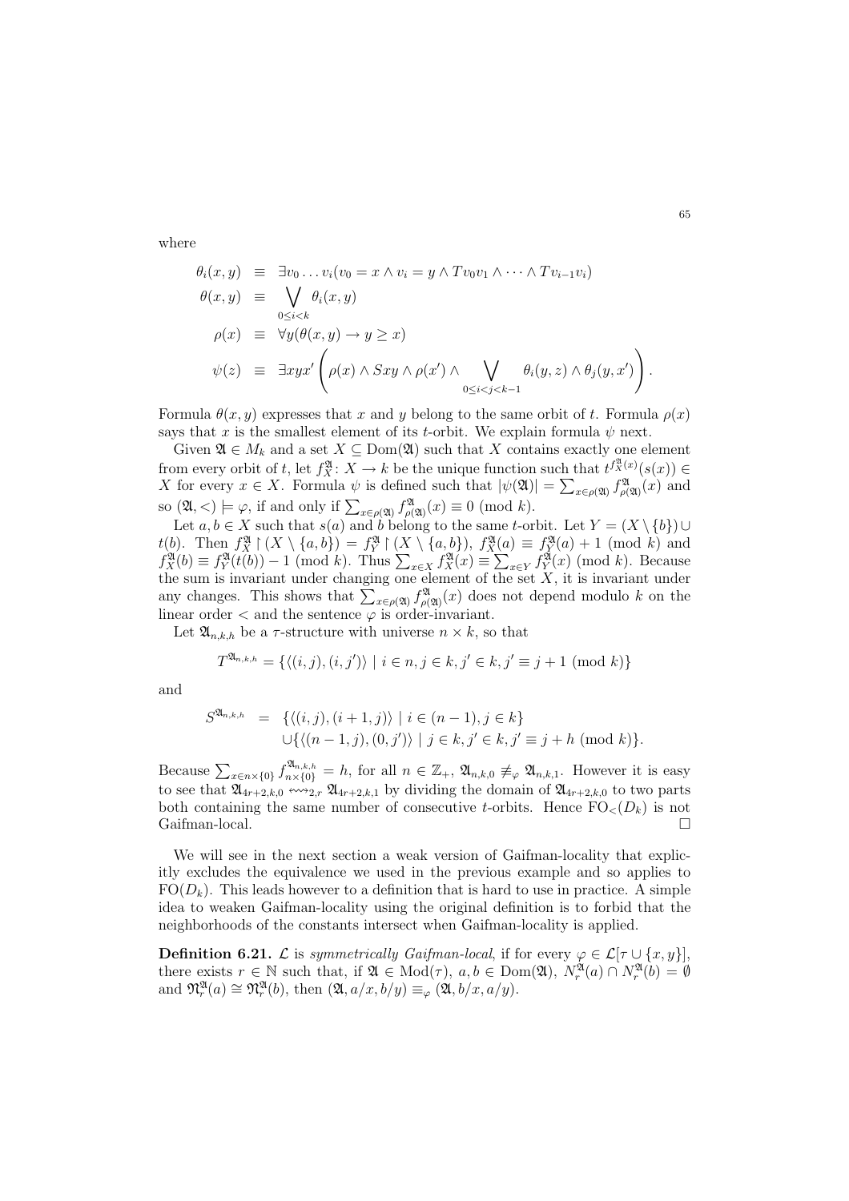where

$$
\begin{aligned}
\theta_i(x,y) &\equiv \exists v_0 \dots v_i (v_0 = x \wedge v_i = y \wedge Tv_0v_1 \wedge \dots \wedge Tv_{i-1}v_i) \\
\theta(x,y) &\equiv \bigvee_{0 \le i < k} \theta_i(x,y) \\
\rho(x) &\equiv \forall y (\theta(x,y) \to y \ge x) \\
\psi(z) &\equiv \exists xyx' \left( \rho(x) \wedge Sxy \wedge \rho(x') \wedge \bigvee_{0 \le i < j < k-1} \theta_i(y,z) \wedge \theta_j(y,x') \right).
\end{aligned}
$$

Formula $\theta(x,y)$ expresses that $x$ and $y$ belong to the same orbit of $t$. Formula $\rho(x)$ says that $x$ is the smallest element of its $t$-orbit. We explain formula $\psi$ next.

Given $\mathfrak{A} \in M_k$ and a set $X \subseteq \mathrm{Dom}(\mathfrak{A})$ such that $X$ contains exactly one element from every orbit of $t$, let $f^{\mathfrak{A}}_X \colon X \to k$ be the unique function such that $t^{f^{\mathfrak{A}}_X(x)}(s(x)) \in X$ for every $x \in X$. Formula $\psi$ is defined such that $|\psi(\mathfrak{A})| = \sum_{x \in \rho(\mathfrak{A})} f^{\mathfrak{A}}_{\rho(\mathfrak{A})}(x)$ and so $(\mathfrak{A}, <) \models \varphi$, if and only if $\sum_{x \in \rho(\mathfrak{A})} f^{\mathfrak{A}}_{\rho(\mathfrak{A})}(x) \equiv 0 \pmod{k}$.

Let $a, b \in X$ such that $s(a)$ and $b$ belong to the same $t$-orbit. Let $Y = (X \setminus \{b\}) \cup t(b)$. Then $f^{\mathfrak{A}}_X \restriction (X \setminus \{a,b\}) = f^{\mathfrak{A}}_Y \restriction (X \setminus \{a,b\})$, $f^{\mathfrak{A}}_X(a) \equiv f^{\mathfrak{A}}_Y(a) + 1 \pmod{k}$ and $f^{\mathfrak{A}}_X(b) \equiv f^{\mathfrak{A}}_Y(t(b)) - 1 \pmod{k}$. Thus $\sum_{x \in X} f^{\mathfrak{A}}_X(x) \equiv \sum_{x \in Y} f^{\mathfrak{A}}_Y(x) \pmod{k}$. Because the sum is invariant under changing one element of the set $X$, it is invariant under any changes. This shows that $\sum_{x \in \rho(\mathfrak{A})} f^{\mathfrak{A}}_{\rho(\mathfrak{A})}(x)$ does not depend modulo $k$ on the linear order $<$ and the sentence $\varphi$ is order-invariant.

Let $\mathfrak{A}_{n,k,h}$ be a $\tau$-structure with universe $n \times k$, so that

$$
T^{\mathfrak{A}_{n,k,h}} = \{ \langle (i,j), (i,j') \rangle \mid i \in n, j \in k, j' \in k, j' \equiv j + 1 \pmod{k} \}
$$

and

$$
\begin{aligned}
S^{\mathfrak{A}_{n,k,h}} &= \{ \langle (i,j), (i+1,j) \rangle \mid i \in (n-1), j \in k \} \\
&\quad \cup \{ \langle (n-1,j), (0,j') \rangle \mid j \in k, j' \in k, j' \equiv j + h \pmod{k} \}.
\end{aligned}
$$

Because $\sum_{x \in n \times \{0\}} f^{\mathfrak{A}_{n,k,h}}_{n \times \{0\}} = h$, for all $n \in \mathbb{Z}_+$, $\mathfrak{A}_{n,k,0} \not\equiv_\varphi \mathfrak{A}_{n,k,1}$. However it is easy to see that $\mathfrak{A}_{4r+2,k,0} \leftrightsquigarrow_{2,r} \mathfrak{A}_{4r+2,k,1}$ by dividing the domain of $\mathfrak{A}_{4r+2,k,0}$ to two parts both containing the same number of consecutive $t$-orbits. Hence $\mathrm{FO}_<(D_k)$ is not Gaifman-local. □

We will see in the next section a weak version of Gaifman-locality that explicitly excludes the equivalence we used in the previous example and so applies to $\mathrm{FO}(D_k)$. This leads however to a definition that is hard to use in practice. A simple idea to weaken Gaifman-locality using the original definition is to forbid that the neighborhoods of the constants intersect when Gaifman-locality is applied.

**Definition 6.21.** $\mathcal{L}$ is *symmetrically Gaifman-local*, if for every $\varphi \in \mathcal{L}[\tau \cup \{x,y\}]$, there exists $r \in \mathbb{N}$ such that, if $\mathfrak{A} \in \mathrm{Mod}(\tau)$, $a, b \in \mathrm{Dom}(\mathfrak{A})$, $N^{\mathfrak{A}}_r(a) \cap N^{\mathfrak{A}}_r(b) = \emptyset$ and $\mathfrak{N}^{\mathfrak{A}}_r(a) \cong \mathfrak{N}^{\mathfrak{A}}_r(b)$, then $(\mathfrak{A}, a/x, b/y) \equiv_\varphi (\mathfrak{A}, b/x, a/y)$.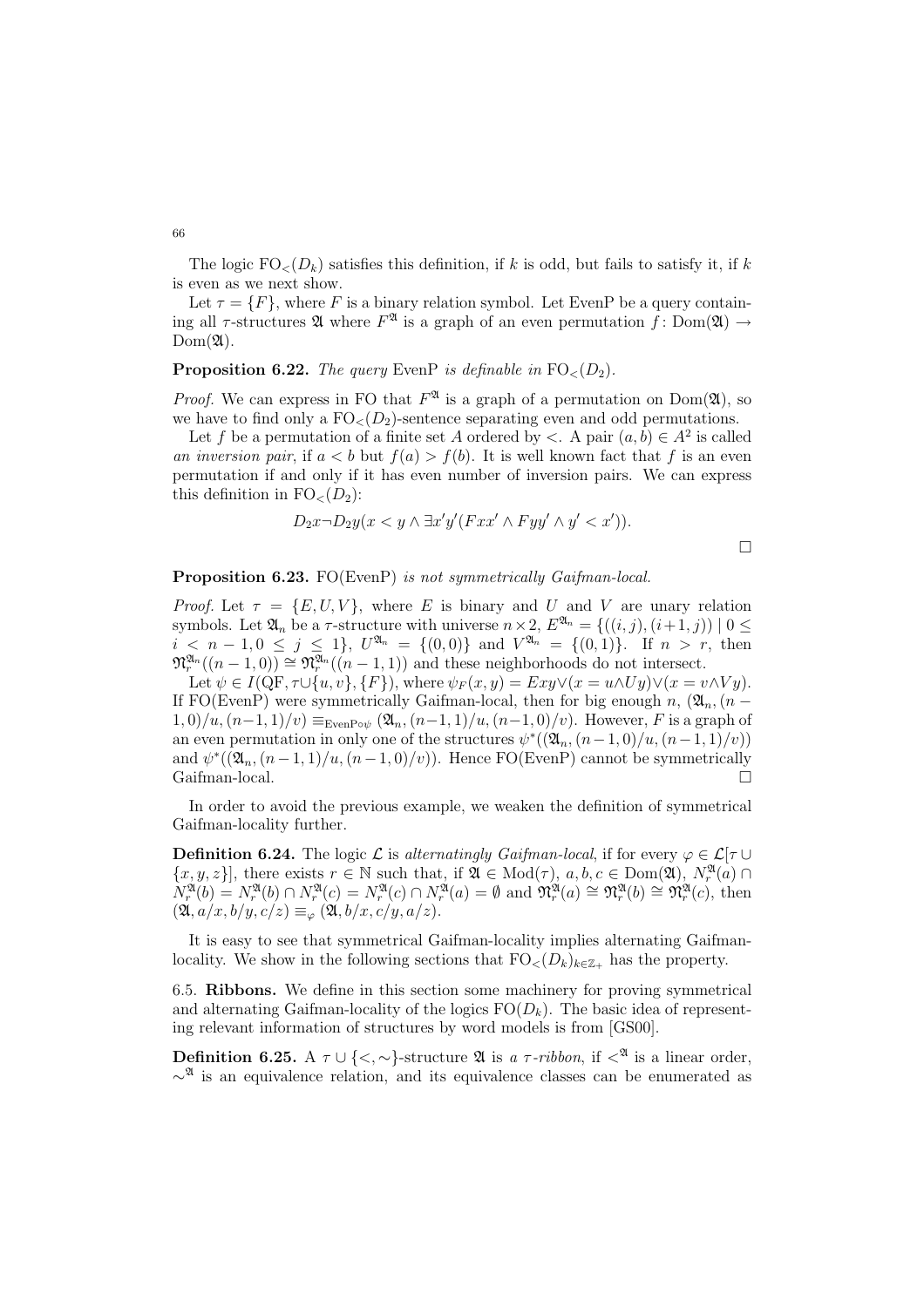The logic $\mathrm{FO}_<(D_k)$ satisfies this definition, if $k$ is odd, but fails to satisfy it, if $k$ is even as we next show.

Let $\tau = \{F\}$, where $F$ is a binary relation symbol. Let EvenP be a query containing all $\tau$-structures $\mathfrak{A}$ where $F^{\mathfrak{A}}$ is a graph of an even permutation $f\colon \mathrm{Dom}(\mathfrak{A}) \to \mathrm{Dom}(\mathfrak{A})$.

**Proposition 6.22.** *The query* EvenP *is definable in* $\mathrm{FO}_<(D_2)$.

*Proof.* We can express in FO that $F^{\mathfrak{A}}$ is a graph of a permutation on $\mathrm{Dom}(\mathfrak{A})$, so we have to find only a $\mathrm{FO}_<(D_2)$-sentence separating even and odd permutations.

Let $f$ be a permutation of a finite set $A$ ordered by $<$. A pair $(a,b) \in A^2$ is called *an inversion pair*, if $a < b$ but $f(a) > f(b)$. It is well known fact that $f$ is an even permutation if and only if it has even number of inversion pairs. We can express this definition in $\mathrm{FO}_<(D_2)$:

$$D_2 x \neg D_2 y (x < y \wedge \exists x' y' (Fxx' \wedge Fyy' \wedge y' < x')).$$

□

**Proposition 6.23.** $\mathrm{FO}(\mathrm{EvenP})$ *is not symmetrically Gaifman-local.*

*Proof.* Let $\tau = \{E, U, V\}$, where $E$ is binary and $U$ and $V$ are unary relation symbols. Let $\mathfrak{A}_n$ be a $\tau$-structure with universe $n \times 2$, $E^{\mathfrak{A}_n} = \{((i,j),(i+1,j)) \mid 0 \le i < n-1, 0 \le j \le 1\}$, $U^{\mathfrak{A}_n} = \{(0,0)\}$ and $V^{\mathfrak{A}_n} = \{(0,1)\}$. If $n > r$, then $\mathfrak{N}_r^{\mathfrak{A}_n}((n-1,0)) \cong \mathfrak{N}_r^{\mathfrak{A}_n}((n-1,1))$ and these neighborhoods do not intersect.

Let $\psi \in I(\mathrm{QF}, \tau \cup \{u,v\}, \{F\})$, where $\psi_F(x,y) = Exy \vee (x = u \wedge Uy) \vee (x = v \wedge Vy)$. If $\mathrm{FO}(\mathrm{EvenP})$ were symmetrically Gaifman-local, then for big enough $n$, $(\mathfrak{A}_n, (n-1,0)/u, (n-1,1)/v) \equiv_{\mathrm{EvenP}\circ\psi} (\mathfrak{A}_n, (n-1,1)/u, (n-1,0)/v)$. However, $F$ is a graph of an even permutation in only one of the structures $\psi^*((\mathfrak{A}_n, (n-1,0)/u, (n-1,1)/v))$ and $\psi^*((\mathfrak{A}_n, (n-1,1)/u, (n-1,0)/v))$. Hence $\mathrm{FO}(\mathrm{EvenP})$ cannot be symmetrically Gaifman-local. □

In order to avoid the previous example, we weaken the definition of symmetrical Gaifman-locality further.

**Definition 6.24.** The logic $\mathcal{L}$ is *alternatingly Gaifman-local*, if for every $\varphi \in \mathcal{L}[\tau \cup \{x,y,z\}]$, there exists $r \in \mathbb{N}$ such that, if $\mathfrak{A} \in \mathrm{Mod}(\tau)$, $a,b,c \in \mathrm{Dom}(\mathfrak{A})$, $N_r^{\mathfrak{A}}(a) \cap N_r^{\mathfrak{A}}(b) = N_r^{\mathfrak{A}}(b) \cap N_r^{\mathfrak{A}}(c) = N_r^{\mathfrak{A}}(c) \cap N_r^{\mathfrak{A}}(a) = \emptyset$ and $\mathfrak{N}_r^{\mathfrak{A}}(a) \cong \mathfrak{N}_r^{\mathfrak{A}}(b) \cong \mathfrak{N}_r^{\mathfrak{A}}(c)$, then $(\mathfrak{A}, a/x, b/y, c/z) \equiv_\varphi (\mathfrak{A}, b/x, c/y, a/z)$.

It is easy to see that symmetrical Gaifman-locality implies alternating Gaifman-locality. We show in the following sections that $\mathrm{FO}_<(D_k)_{k \in \mathbb{Z}_+}$ has the property.

6.5. **Ribbons.** We define in this section some machinery for proving symmetrical and alternating Gaifman-locality of the logics $\mathrm{FO}(D_k)$. The basic idea of representing relevant information of structures by word models is from [GS00].

**Definition 6.25.** A $\tau \cup \{<, \sim\}$-structure $\mathfrak{A}$ is *a $\tau$-ribbon*, if $<^{\mathfrak{A}}$ is a linear order, $\sim^{\mathfrak{A}}$ is an equivalence relation, and its equivalence classes can be enumerated as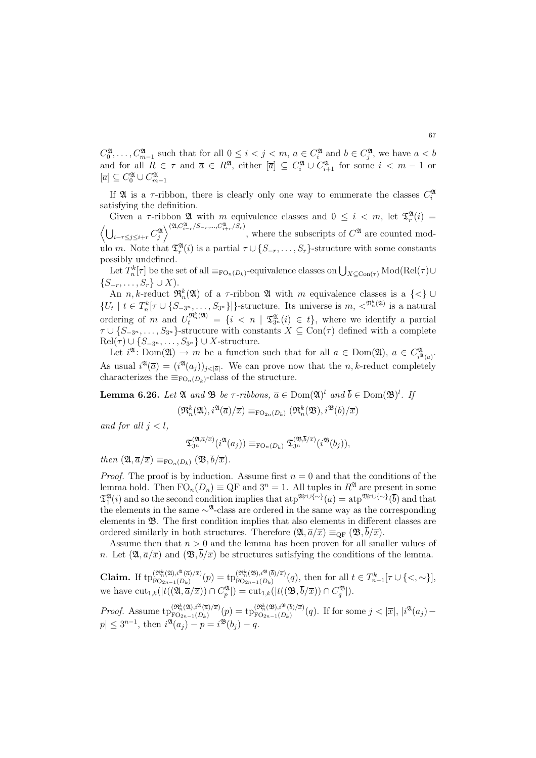$C_0^{\mathfrak{A}}, \ldots, C_{m-1}^{\mathfrak{A}}$ such that for all $0 \leq i < j < m$, $a \in C_i^{\mathfrak{A}}$ and $b \in C_j^{\mathfrak{A}}$, we have $a < b$ and for all $R \in \tau$ and $\overline{a} \in R^{\mathfrak{A}}$, either $[\overline{a}] \subseteq C_i^{\mathfrak{A}} \cup C_{i+1}^{\mathfrak{A}}$ for some $i < m-1$ or $[\overline{a}] \subseteq C_0^{\mathfrak{A}} \cup C_{m-1}^{\mathfrak{A}}$

If $\mathfrak{A}$ is a $\tau$-ribbon, there is clearly only one way to enumerate the classes $C_i^{\mathfrak{A}}$ satisfying the definition.

Given a $\tau$-ribbon $\mathfrak{A}$ with $m$ equivalence classes and $0 \leq i < m$, let $\mathfrak{T}_r^{\mathfrak{A}}(i) = \left\langle \bigcup_{i-r \leq j \leq i+r} C_j^{\mathfrak{A}} \right\rangle^{(\mathfrak{A}, C_{i-r}^{\mathfrak{A}}/S_{-r}, \ldots, C_{i+r}^{\mathfrak{A}}/S_r)}$, where the subscripts of $C^{\mathfrak{A}}$ are counted modulo $m$. Note that $\mathfrak{T}_r^{\mathfrak{A}}(i)$ is a partial $\tau \cup \{S_{-r}, \ldots, S_r\}$-structure with some constants possibly undefined.

Let $T_n^k[\tau]$ be the set of all $\equiv_{\mathrm{FO}_n(D_k)}$-equivalence classes on $\bigcup_{X \subseteq \mathrm{Con}(\tau)} \mathrm{Mod}(\mathrm{Rel}(\tau) \cup \{S_{-r}, \ldots, S_r\} \cup X)$.

An $n,k$-reduct $\mathfrak{R}_n^k(\mathfrak{A})$ of a $\tau$-ribbon $\mathfrak{A}$ with $m$ equivalence classes is a $\{<\} \cup \{U_t \mid t \in T_n^k[\tau \cup \{S_{-3^n}, \ldots, S_{3^n}\}]\}$-structure. Its universe is $m$, $<^{\mathfrak{R}_n^k(\mathfrak{A})}$ is a natural ordering of $m$ and $U_t^{\mathfrak{R}_n^k(\mathfrak{A})} = \{i < n \mid \mathfrak{T}_{3^n}^{\mathfrak{A}}(i) \in t\}$, where we identify a partial $\tau \cup \{S_{-3^n}, \ldots, S_{3^n}\}$-structure with constants $X \subseteq \mathrm{Con}(\tau)$ defined with a complete $\mathrm{Rel}(\tau) \cup \{S_{-3^n}, \ldots, S_{3^n}\} \cup X$-structure.

Let $i^{\mathfrak{A}} \colon \mathrm{Dom}(\mathfrak{A}) \to m$ be a function such that for all $a \in \mathrm{Dom}(\mathfrak{A})$, $a \in C_{i^{\mathfrak{A}}(a)}^{\mathfrak{A}}$. As usual $i^{\mathfrak{A}}(\overline{a}) = (i^{\mathfrak{A}}(a_j))_{j<|\overline{a}|}$. We can prove now that the $n,k$-reduct completely characterizes the $\equiv_{\mathrm{FO}_n(D_k)}$-class of the structure.

**Lemma 6.26.** *Let $\mathfrak{A}$ and $\mathfrak{B}$ be $\tau$-ribbons, $\overline{a} \in \mathrm{Dom}(\mathfrak{A})^l$ and $\overline{b} \in \mathrm{Dom}(\mathfrak{B})^l$. If*

$$(\mathfrak{R}_n^k(\mathfrak{A}), i^{\mathfrak{A}}(\overline{a})/\overline{x}) \equiv_{\mathrm{FO}_{2n}(D_k)} (\mathfrak{R}_n^k(\mathfrak{B}), i^{\mathfrak{B}}(\overline{b})/\overline{x})$$

*and for all $j < l$,*

$$\mathfrak{T}_{3^n}^{(\mathfrak{A},\overline{a}/\overline{x})}(i^{\mathfrak{A}}(a_j)) \equiv_{\mathrm{FO}_n(D_k)} \mathfrak{T}_{3^n}^{(\mathfrak{B},\overline{b}/\overline{x})}(i^{\mathfrak{B}}(b_j)),$$

*then $(\mathfrak{A}, \overline{a}/\overline{x}) \equiv_{\mathrm{FO}_n(D_k)} (\mathfrak{B}, \overline{b}/\overline{x})$.*

*Proof.* The proof is by induction. Assume first $n = 0$ and that the conditions of the lemma hold. Then $\mathrm{FO}_n(D_n) \equiv \mathrm{QF}$ and $3^n = 1$. All tuples in $R^{\mathfrak{A}}$ are present in some $\mathfrak{T}_1^{\mathfrak{A}}(i)$ and so the second condition implies that $\mathrm{atp}^{\mathfrak{A} \restriction \tau \cup \{\sim\}}(\overline{a}) = \mathrm{atp}^{\mathfrak{B} \restriction \tau \cup \{\sim\}}(\overline{b})$ and that the elements in the same $\sim^{\mathfrak{A}}$-class are ordered in the same way as the corresponding elements in $\mathfrak{B}$. The first condition implies that also elements in different classes are ordered similarly in both structures. Therefore $(\mathfrak{A}, \overline{a}/\overline{x}) \equiv_{\mathrm{QF}} (\mathfrak{B}, \overline{b}/\overline{x})$.

Assume then that $n > 0$ and the lemma has been proven for all smaller values of $n$. Let $(\mathfrak{A}, \overline{a}/\overline{x})$ and $(\mathfrak{B}, \overline{b}/\overline{x})$ be structures satisfying the conditions of the lemma.

**Claim.** If $\mathrm{tp}_{\mathrm{FO}_{2n-1}(D_k)}^{(\mathfrak{R}_n^k(\mathfrak{A}), i^{\mathfrak{A}}(\overline{a})/\overline{x})}(p) = \mathrm{tp}_{\mathrm{FO}_{2n-1}(D_k)}^{(\mathfrak{R}_n^k(\mathfrak{B}), i^{\mathfrak{B}}(\overline{b})/\overline{x})}(q)$, then for all $t \in T_{n-1}^k[\tau \cup \{<, \sim\}]$, we have $\mathrm{cut}_{1,k}(|t((\mathfrak{A}, \overline{a}/\overline{x})) \cap C_p^{\mathfrak{A}}|) = \mathrm{cut}_{1,k}(|t((\mathfrak{B}, \overline{b}/\overline{x})) \cap C_q^{\mathfrak{B}}|)$.

*Proof.* Assume $\mathrm{tp}_{\mathrm{FO}_{2n-1}(D_k)}^{(\mathfrak{R}_n^k(\mathfrak{A}), i^{\mathfrak{A}}(\overline{a})/\overline{x})}(p) = \mathrm{tp}_{\mathrm{FO}_{2n-1}(D_k)}^{(\mathfrak{R}_n^k(\mathfrak{B}), i^{\mathfrak{B}}(\overline{b})/\overline{x})}(q)$. If for some $j < |\overline{x}|$, $|i^{\mathfrak{A}}(a_j) - p| \leq 3^{n-1}$, then $i^{\mathfrak{A}}(a_j) - p = i^{\mathfrak{B}}(b_j) - q$.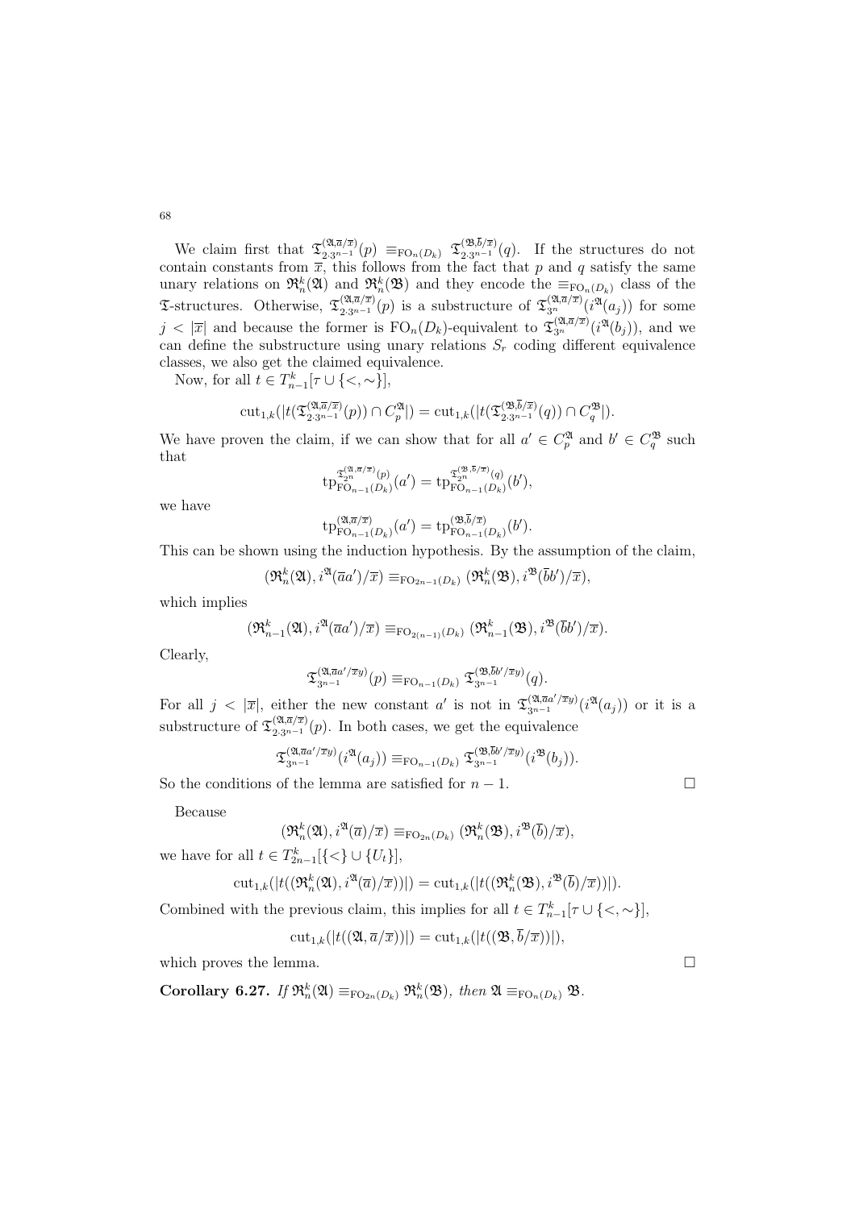We claim first that $\mathfrak{T}^{(\mathfrak{A},\overline{a}/\overline{x})}_{2\cdot 3^{n-1}}(p) \equiv_{\mathrm{FO}_n(D_k)} \mathfrak{T}^{(\mathfrak{B},\overline{b}/\overline{x})}_{2\cdot 3^{n-1}}(q)$. If the structures do not contain constants from $\overline{x}$, this follows from the fact that $p$ and $q$ satisfy the same unary relations on $\mathfrak{R}^k_n(\mathfrak{A})$ and $\mathfrak{R}^k_n(\mathfrak{B})$ and they encode the $\equiv_{\mathrm{FO}_n(D_k)}$ class of the $\mathfrak{T}$-structures. Otherwise, $\mathfrak{T}^{(\mathfrak{A},\overline{a}/\overline{x})}_{2\cdot 3^{n-1}}(p)$ is a substructure of $\mathfrak{T}^{(\mathfrak{A},\overline{a}/\overline{x})}_{3^n}(i^{\mathfrak{A}}(a_j))$ for some $j < |\overline{x}|$ and because the former is $\mathrm{FO}_n(D_k)$-equivalent to $\mathfrak{T}^{(\mathfrak{A},\overline{a}/\overline{x})}_{3^n}(i^{\mathfrak{A}}(b_j))$, and we can define the substructure using unary relations $S_r$ coding different equivalence classes, we also get the claimed equivalence.

Now, for all $t \in T^k_{n-1}[\tau \cup \{<, \sim\}]$,

$$\mathrm{cut}_{1,k}(|t(\mathfrak{T}^{(\mathfrak{A},\overline{a}/\overline{x})}_{2\cdot 3^{n-1}}(p)) \cap C^{\mathfrak{A}}_p|) = \mathrm{cut}_{1,k}(|t(\mathfrak{T}^{(\mathfrak{B},\overline{b}/\overline{x})}_{2\cdot 3^{n-1}}(q)) \cap C^{\mathfrak{B}}_q|).$$

We have proven the claim, if we can show that for all $a' \in C^{\mathfrak{A}}_p$ and $b' \in C^{\mathfrak{B}}_q$ such that

$$\mathrm{tp}^{\mathfrak{T}^{(\mathfrak{A},\overline{a}/\overline{x})}_{2^n}(p)}_{\mathrm{FO}_{n-1}(D_k)}(a') = \mathrm{tp}^{\mathfrak{T}^{(\mathfrak{B},\overline{b}/\overline{x})}_{2^n}(q)}_{\mathrm{FO}_{n-1}(D_k)}(b'),$$

we have

$$\mathrm{tp}^{(\mathfrak{A},\overline{a}/\overline{x})}_{\mathrm{FO}_{n-1}(D_k)}(a') = \mathrm{tp}^{(\mathfrak{B},\overline{b}/\overline{x})}_{\mathrm{FO}_{n-1}(D_k)}(b').$$

This can be shown using the induction hypothesis. By the assumption of the claim,

$$(\mathfrak{R}^k_n(\mathfrak{A}), i^{\mathfrak{A}}(\overline{a}a')/\overline{x}) \equiv_{\mathrm{FO}_{2n-1}(D_k)} (\mathfrak{R}^k_n(\mathfrak{B}), i^{\mathfrak{B}}(\overline{b}b')/\overline{x}),$$

which implies

$$(\mathfrak{R}^k_{n-1}(\mathfrak{A}), i^{\mathfrak{A}}(\overline{a}a')/\overline{x}) \equiv_{\mathrm{FO}_{2(n-1)}(D_k)} (\mathfrak{R}^k_{n-1}(\mathfrak{B}), i^{\mathfrak{B}}(\overline{b}b')/\overline{x}).$$

Clearly,

$$\mathfrak{T}^{(\mathfrak{A},\overline{a}a'/\overline{x}y)}_{3^{n-1}}(p) \equiv_{\mathrm{FO}_{n-1}(D_k)} \mathfrak{T}^{(\mathfrak{B},\overline{b}b'/\overline{x}y)}_{3^{n-1}}(q).$$

For all $j < |\overline{x}|$, either the new constant $a'$ is not in $\mathfrak{T}^{(\mathfrak{A},\overline{a}a'/\overline{x}y)}_{3^{n-1}}(i^{\mathfrak{A}}(a_j))$ or it is a substructure of $\mathfrak{T}^{(\mathfrak{A},\overline{a}/\overline{x})}_{2\cdot 3^{n-1}}(p)$. In both cases, we get the equivalence

$$\mathfrak{T}^{(\mathfrak{A},\overline{a}a'/\overline{x}y)}_{3^{n-1}}(i^{\mathfrak{A}}(a_j)) \equiv_{\mathrm{FO}_{n-1}(D_k)} \mathfrak{T}^{(\mathfrak{B},\overline{b}b'/\overline{x}y)}_{3^{n-1}}(i^{\mathfrak{B}}(b_j)).$$

So the conditions of the lemma are satisfied for $n-1$. □

Because

$$(\mathfrak{R}^k_n(\mathfrak{A}), i^{\mathfrak{A}}(\overline{a})/\overline{x}) \equiv_{\mathrm{FO}_{2n}(D_k)} (\mathfrak{R}^k_n(\mathfrak{B}), i^{\mathfrak{B}}(\overline{b})/\overline{x}),$$

we have for all $t \in T^k_{2n-1}[\{<\} \cup \{U_t\}]$,

$$\mathrm{cut}_{1,k}(|t((\mathfrak{R}^k_n(\mathfrak{A}), i^{\mathfrak{A}}(\overline{a})/\overline{x}))|) = \mathrm{cut}_{1,k}(|t((\mathfrak{R}^k_n(\mathfrak{B}), i^{\mathfrak{B}}(\overline{b})/\overline{x}))|).$$

Combined with the previous claim, this implies for all $t \in T^k_{n-1}[\tau \cup \{<, \sim\}]$,

$$\mathrm{cut}_{1,k}(|t((\mathfrak{A}, \overline{a}/\overline{x}))|) = \mathrm{cut}_{1,k}(|t((\mathfrak{B}, \overline{b}/\overline{x}))|),$$

which proves the lemma. □

**Corollary 6.27.** *If* $\mathfrak{R}^k_n(\mathfrak{A}) \equiv_{\mathrm{FO}_{2n}(D_k)} \mathfrak{R}^k_n(\mathfrak{B})$*, then* $\mathfrak{A} \equiv_{\mathrm{FO}_n(D_k)} \mathfrak{B}$.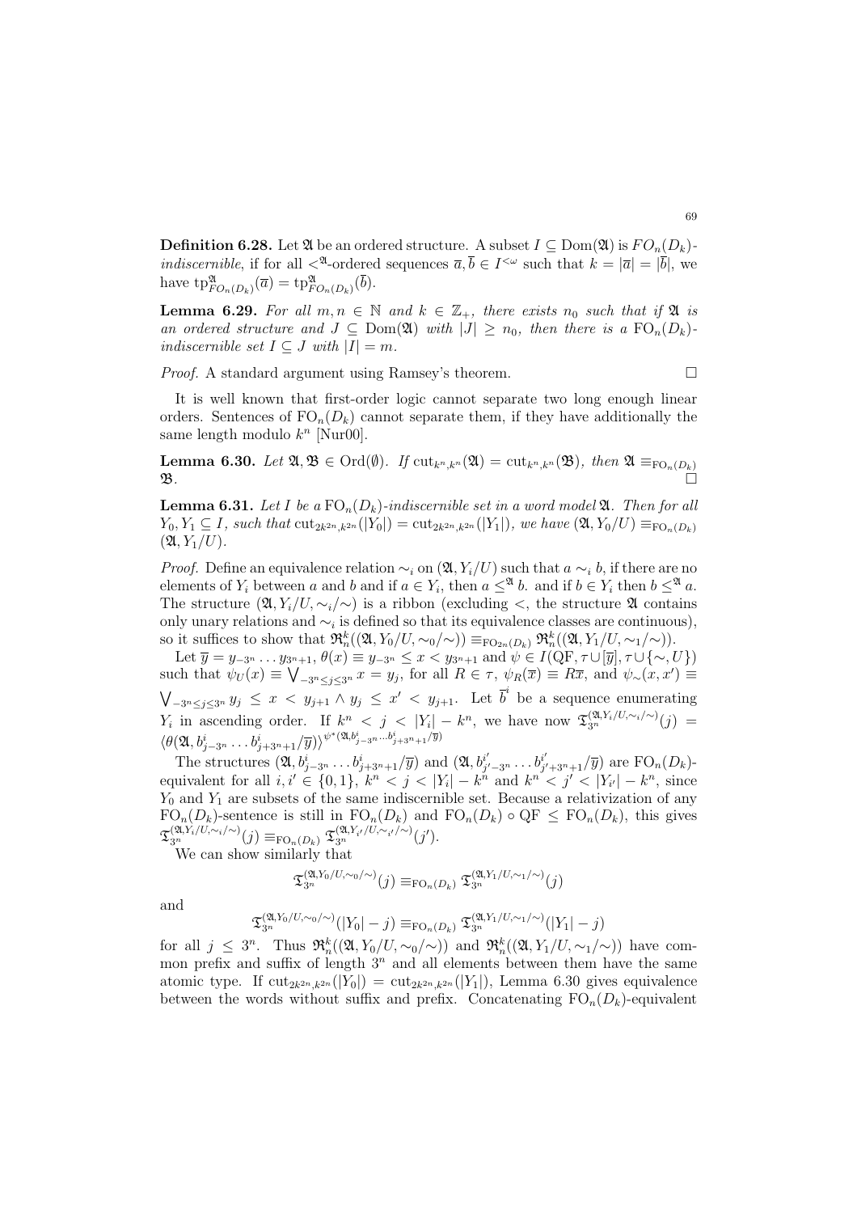**Definition 6.28.** Let $\mathfrak{A}$ be an ordered structure. A subset $I \subseteq \mathrm{Dom}(\mathfrak{A})$ is *$FO_n(D_k)$-indiscernible*, if for all $<^{\mathfrak{A}}$-ordered sequences $\overline{a}, \overline{b} \in I^{<\omega}$ such that $k = |\overline{a}| = |\overline{b}|$, we have $\mathrm{tp}^{\mathfrak{A}}_{FO_n(D_k)}(\overline{a}) = \mathrm{tp}^{\mathfrak{A}}_{FO_n(D_k)}(\overline{b})$.

**Lemma 6.29.** *For all $m, n \in \mathbb{N}$ and $k \in \mathbb{Z}_+$, there exists $n_0$ such that if $\mathfrak{A}$ is an ordered structure and $J \subseteq \mathrm{Dom}(\mathfrak{A})$ with $|J| \geq n_0$, then there is a $\mathrm{FO}_n(D_k)$-indiscernible set $I \subseteq J$ with $|I| = m$.*

*Proof.* A standard argument using Ramsey's theorem. $\square$

It is well known that first-order logic cannot separate two long enough linear orders. Sentences of $\mathrm{FO}_n(D_k)$ cannot separate them, if they have additionally the same length modulo $k^n$ [Nur00].

**Lemma 6.30.** *Let $\mathfrak{A}, \mathfrak{B} \in \mathrm{Ord}(\emptyset)$. If $\mathrm{cut}_{k^n,k^n}(\mathfrak{A}) = \mathrm{cut}_{k^n,k^n}(\mathfrak{B})$, then $\mathfrak{A} \equiv_{\mathrm{FO}_n(D_k)} \mathfrak{B}$.* $\square$

**Lemma 6.31.** *Let $I$ be a $\mathrm{FO}_n(D_k)$-indiscernible set in a word model $\mathfrak{A}$. Then for all $Y_0, Y_1 \subseteq I$, such that $\mathrm{cut}_{2k^{2n},k^{2n}}(|Y_0|) = \mathrm{cut}_{2k^{2n},k^{2n}}(|Y_1|)$, we have $(\mathfrak{A}, Y_0/U) \equiv_{\mathrm{FO}_n(D_k)} (\mathfrak{A}, Y_1/U)$.*

*Proof.* Define an equivalence relation $\sim_i$ on $(\mathfrak{A}, Y_i/U)$ such that $a \sim_i b$, if there are no elements of $Y_i$ between $a$ and $b$ and if $a \in Y_i$, then $a \leq^{\mathfrak{A}} b$. and if $b \in Y_i$ then $b \leq^{\mathfrak{A}} a$. The structure $(\mathfrak{A}, Y_i/U, \sim_i/\sim)$ is a ribbon (excluding $<$, the structure $\mathfrak{A}$ contains only unary relations and $\sim_i$ is defined so that its equivalence classes are continuous), so it suffices to show that $\mathfrak{R}^k_n((\mathfrak{A}, Y_0/U, \sim_0/\sim)) \equiv_{\mathrm{FO}_{2n}(D_k)} \mathfrak{R}^k_n((\mathfrak{A}, Y_1/U, \sim_1/\sim))$.

Let $\overline{y} = y_{-3^n} \dots y_{3^n+1}$, $\theta(x) \equiv y_{-3^n} \leq x < y_{3^n+1}$ and $\psi \in I(\mathrm{QF}, \tau \cup [\overline{y}], \tau \cup \{\sim, U\})$ such that $\psi_U(x) \equiv \bigvee_{-3^n \leq j \leq 3^n} x = y_j$, for all $R \in \tau$, $\psi_R(\overline{x}) \equiv R\overline{x}$, and $\psi_\sim(x, x') \equiv \bigvee_{-3^n \leq j \leq 3^n} y_j \leq x < y_{j+1} \wedge y_j \leq x' < y_{j+1}$. Let $\overline{b}^i$ be a sequence enumerating $Y_i$ in ascending order. If $k^n < j < |Y_i| - k^n$, we have now $\mathfrak{T}^{(\mathfrak{A}, Y_i/U, \sim_i/\sim)}_{3^n}(j) = \langle \theta(\mathfrak{A}, b^i_{j-3^n} \dots b^i_{j+3^n+1}/\overline{y}) \rangle^{\psi^*(\mathfrak{A}, b^i_{j-3^n} \dots b^i_{j+3^n+1}/\overline{y})}$

The structures $(\mathfrak{A}, b^i_{j-3^n} \dots b^i_{j+3^n+1}/\overline{y})$ and $(\mathfrak{A}, b^{i'}_{j'-3^n} \dots b^{i'}_{j'+3^n+1}/\overline{y})$ are $\mathrm{FO}_n(D_k)$-equivalent for all $i, i' \in \{0,1\}$, $k^n < j < |Y_i| - k^n$ and $k^n < j' < |Y_{i'}| - k^n$, since $Y_0$ and $Y_1$ are subsets of the same indiscernible set. Because a relativization of any $\mathrm{FO}_n(D_k)$-sentence is still in $\mathrm{FO}_n(D_k)$ and $\mathrm{FO}_n(D_k) \circ \mathrm{QF} \leq \mathrm{FO}_n(D_k)$, this gives $\mathfrak{T}^{(\mathfrak{A}, Y_i/U, \sim_i/\sim)}_{3^n}(j) \equiv_{\mathrm{FO}_n(D_k)} \mathfrak{T}^{(\mathfrak{A}, Y_{i'}/U, \sim_{i'}/\sim)}_{3^n}(j')$.

We can show similarly that

$$\mathfrak{T}^{(\mathfrak{A}, Y_0/U, \sim_0/\sim)}_{3^n}(j) \equiv_{\mathrm{FO}_n(D_k)} \mathfrak{T}^{(\mathfrak{A}, Y_1/U, \sim_1/\sim)}_{3^n}(j)$$

and

$$\mathfrak{T}^{(\mathfrak{A}, Y_0/U, \sim_0/\sim)}_{3^n}(|Y_0| - j) \equiv_{\mathrm{FO}_n(D_k)} \mathfrak{T}^{(\mathfrak{A}, Y_1/U, \sim_1/\sim)}_{3^n}(|Y_1| - j)$$

for all $j \leq 3^n$. Thus $\mathfrak{R}^k_n((\mathfrak{A}, Y_0/U, \sim_0/\sim))$ and $\mathfrak{R}^k_n((\mathfrak{A}, Y_1/U, \sim_1/\sim))$ have common prefix and suffix of length $3^n$ and all elements between them have the same atomic type. If $\mathrm{cut}_{2k^{2n},k^{2n}}(|Y_0|) = \mathrm{cut}_{2k^{2n},k^{2n}}(|Y_1|)$, Lemma 6.30 gives equivalence between the words without suffix and prefix. Concatenating $\mathrm{FO}_n(D_k)$-equivalent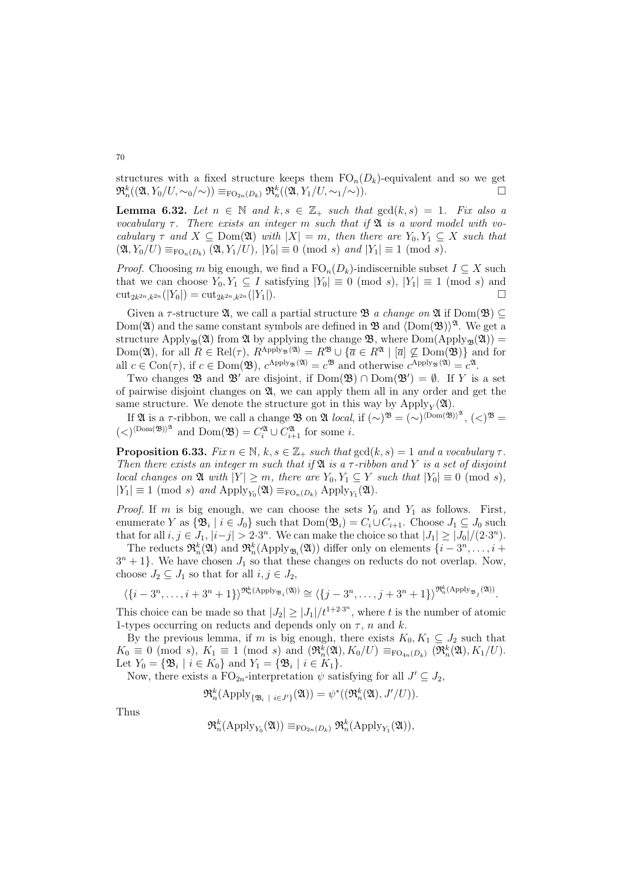structures with a fixed structure keeps them $\mathrm{FO}_n(D_k)$-equivalent and so we get $\mathfrak{R}^k_n((\mathfrak{A}, Y_0/U, \sim_0/\sim)) \equiv_{\mathrm{FO}_{2n}(D_k)} \mathfrak{R}^k_n((\mathfrak{A}, Y_1/U, \sim_1/\sim))$. $\square$

**Lemma 6.32.** *Let $n \in \mathbb{N}$ and $k, s \in \mathbb{Z}_+$ such that $\gcd(k, s) = 1$. Fix also a vocabulary $\tau$. There exists an integer $m$ such that if $\mathfrak{A}$ is a word model with vocabulary $\tau$ and $X \subseteq \mathrm{Dom}(\mathfrak{A})$ with $|X| = m$, then there are $Y_0, Y_1 \subseteq X$ such that $(\mathfrak{A}, Y_0/U) \equiv_{\mathrm{FO}_n(D_k)} (\mathfrak{A}, Y_1/U)$, $|Y_0| \equiv 0 \pmod s$ and $|Y_1| \equiv 1 \pmod s$.*

*Proof.* Choosing $m$ big enough, we find a $\mathrm{FO}_n(D_k)$-indiscernible subset $I \subseteq X$ such that we can choose $Y_0, Y_1 \subseteq I$ satisfying $|Y_0| \equiv 0 \pmod s$, $|Y_1| \equiv 1 \pmod s$ and $\mathrm{cut}_{2k^{2n}, k^{2n}}(|Y_0|) = \mathrm{cut}_{2k^{2n}, k^{2n}}(|Y_1|)$. $\square$

Given a $\tau$-structure $\mathfrak{A}$, we call a partial structure $\mathfrak{B}$ *a change on* $\mathfrak{A}$ if $\mathrm{Dom}(\mathfrak{B}) \subseteq \mathrm{Dom}(\mathfrak{A})$ and the same constant symbols are defined in $\mathfrak{B}$ and $\langle \mathrm{Dom}(\mathfrak{B}) \rangle^{\mathfrak{A}}$. We get a structure $\mathrm{Apply}_{\mathfrak{B}}(\mathfrak{A})$ from $\mathfrak{A}$ by applying the change $\mathfrak{B}$, where $\mathrm{Dom}(\mathrm{Apply}_{\mathfrak{B}}(\mathfrak{A})) = \mathrm{Dom}(\mathfrak{A})$, for all $R \in \mathrm{Rel}(\tau)$, $R^{\mathrm{Apply}_{\mathfrak{B}}(\mathfrak{A})} = R^{\mathfrak{B}} \cup \{\overline{a} \in R^{\mathfrak{A}} \mid [\overline{a}] \nsubseteq \mathrm{Dom}(\mathfrak{B})\}$ and for all $c \in \mathrm{Con}(\tau)$, if $c \in \mathrm{Dom}(\mathfrak{B})$, $c^{\mathrm{Apply}_{\mathfrak{B}}(\mathfrak{A})} = c^{\mathfrak{B}}$ and otherwise $c^{\mathrm{Apply}_{\mathfrak{B}}(\mathfrak{A})} = c^{\mathfrak{A}}$.

Two changes $\mathfrak{B}$ and $\mathfrak{B}'$ are disjoint, if $\mathrm{Dom}(\mathfrak{B}) \cap \mathrm{Dom}(\mathfrak{B}') = \emptyset$. If $Y$ is a set of pairwise disjoint changes on $\mathfrak{A}$, we can apply them all in any order and get the same structure. We denote the structure got in this way by $\mathrm{Apply}_Y(\mathfrak{A})$.

If $\mathfrak{A}$ is a $\tau$-ribbon, we call a change $\mathfrak{B}$ on $\mathfrak{A}$ *local*, if $(\sim)^{\mathfrak{B}} = (\sim)^{\langle \mathrm{Dom}(\mathfrak{B}) \rangle^{\mathfrak{A}}}$, $(<)^{\mathfrak{B}} = (<)^{\langle \mathrm{Dom}(\mathfrak{B}) \rangle^{\mathfrak{A}}}$ and $\mathrm{Dom}(\mathfrak{B}) = C^{\mathfrak{A}}_i \cup C^{\mathfrak{A}}_{i+1}$ for some $i$.

**Proposition 6.33.** *Fix $n \in \mathbb{N}$, $k, s \in \mathbb{Z}_+$ such that $\gcd(k, s) = 1$ and a vocabulary $\tau$. Then there exists an integer $m$ such that if $\mathfrak{A}$ is a $\tau$-ribbon and $Y$ is a set of disjoint local changes on $\mathfrak{A}$ with $|Y| \geq m$, there are $Y_0, Y_1 \subseteq Y$ such that $|Y_0| \equiv 0 \pmod s$, $|Y_1| \equiv 1 \pmod s$ and $\mathrm{Apply}_{Y_0}(\mathfrak{A}) \equiv_{\mathrm{FO}_n(D_k)} \mathrm{Apply}_{Y_1}(\mathfrak{A})$.*

*Proof.* If $m$ is big enough, we can choose the sets $Y_0$ and $Y_1$ as follows. First, enumerate $Y$ as $\{\mathfrak{B}_i \mid i \in J_0\}$ such that $\mathrm{Dom}(\mathfrak{B}_i) = C_i \cup C_{i+1}$. Choose $J_1 \subseteq J_0$ such that for all $i, j \in J_1$, $|i - j| > 2 \cdot 3^n$. We can make the choice so that $|J_1| \geq |J_0|/(2 \cdot 3^n)$.

The reducts $\mathfrak{R}^k_n(\mathfrak{A})$ and $\mathfrak{R}^k_n(\mathrm{Apply}_{\mathfrak{B}_i}(\mathfrak{A}))$ differ only on elements $\{i - 3^n, \ldots, i + 3^n + 1\}$. We have chosen $J_1$ so that these changes on reducts do not overlap. Now, choose $J_2 \subseteq J_1$ so that for all $i, j \in J_2$,

$$\langle \{i - 3^n, \ldots, i + 3^n + 1\} \rangle^{\mathfrak{R}^k_n(\mathrm{Apply}_{\mathfrak{B}_i}(\mathfrak{A}))} \cong \langle \{j - 3^n, \ldots, j + 3^n + 1\} \rangle^{\mathfrak{R}^k_n(\mathrm{Apply}_{\mathfrak{B}_j}(\mathfrak{A}))}.$$

This choice can be made so that $|J_2| \geq |J_1|/t^{1+2 \cdot 3^n}$, where $t$ is the number of atomic 1-types occurring on reducts and depends only on $\tau$, $n$ and $k$.

By the previous lemma, if $m$ is big enough, there exists $K_0, K_1 \subseteq J_2$ such that $K_0 \equiv 0 \pmod s$, $K_1 \equiv 1 \pmod s$ and $(\mathfrak{R}^k_n(\mathfrak{A}), K_0/U) \equiv_{\mathrm{FO}_{4n}(D_k)} (\mathfrak{R}^k_n(\mathfrak{A}), K_1/U)$. Let $Y_0 = \{\mathfrak{B}_i \mid i \in K_0\}$ and $Y_1 = \{\mathfrak{B}_i \mid i \in K_1\}$.

Now, there exists a $\mathrm{FO}_{2n}$-interpretation $\psi$ satisfying for all $J' \subseteq J_2$,

$$\mathfrak{R}^k_n(\mathrm{Apply}_{\{\mathfrak{B}_i \ \mid \ i \in J'\}}(\mathfrak{A})) = \psi^*((\mathfrak{R}^k_n(\mathfrak{A}), J'/U)).$$

Thus

$$\mathfrak{R}^k_n(\mathrm{Apply}_{Y_0}(\mathfrak{A})) \equiv_{\mathrm{FO}_{2n}(D_k)} \mathfrak{R}^k_n(\mathrm{Apply}_{Y_1}(\mathfrak{A})),$$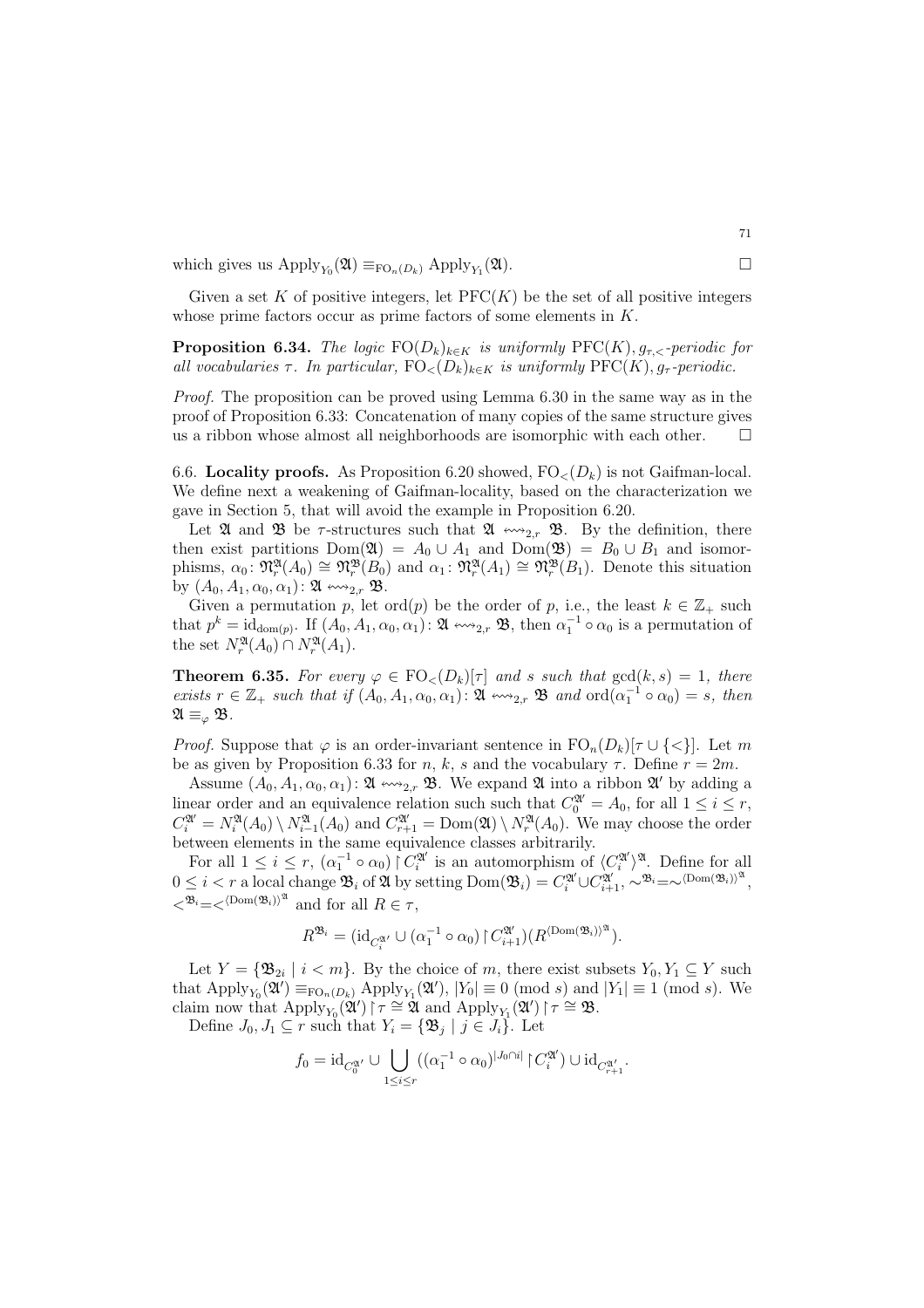which gives us $\mathrm{Apply}_{Y_0}(\mathfrak{A}) \equiv_{\mathrm{FO}_n(D_k)} \mathrm{Apply}_{Y_1}(\mathfrak{A})$. □

Given a set $K$ of positive integers, let $\mathrm{PFC}(K)$ be the set of all positive integers whose prime factors occur as prime factors of some elements in $K$.

**Proposition 6.34.** *The logic $\mathrm{FO}(D_k)_{k\in K}$ is uniformly $\mathrm{PFC}(K), g_{\tau,<}$-periodic for all vocabularies $\tau$. In particular, $\mathrm{FO}_<(D_k)_{k\in K}$ is uniformly $\mathrm{PFC}(K), g_\tau$-periodic.*

*Proof.* The proposition can be proved using Lemma 6.30 in the same way as in the proof of Proposition 6.33: Concatenation of many copies of the same structure gives us a ribbon whose almost all neighborhoods are isomorphic with each other. □

6.6. **Locality proofs.** As Proposition 6.20 showed, $\mathrm{FO}_<(D_k)$ is not Gaifman-local. We define next a weakening of Gaifman-locality, based on the characterization we gave in Section 5, that will avoid the example in Proposition 6.20.

Let $\mathfrak{A}$ and $\mathfrak{B}$ be $\tau$-structures such that $\mathfrak{A} \leftrightsquigarrow_{2,r} \mathfrak{B}$. By the definition, there then exist partitions $\mathrm{Dom}(\mathfrak{A}) = A_0 \cup A_1$ and $\mathrm{Dom}(\mathfrak{B}) = B_0 \cup B_1$ and isomorphisms, $\alpha_0 \colon \mathfrak{N}^{\mathfrak{A}}_r(A_0) \cong \mathfrak{N}^{\mathfrak{B}}_r(B_0)$ and $\alpha_1 \colon \mathfrak{N}^{\mathfrak{A}}_r(A_1) \cong \mathfrak{N}^{\mathfrak{B}}_r(B_1)$. Denote this situation by $(A_0, A_1, \alpha_0, \alpha_1) \colon \mathfrak{A} \leftrightsquigarrow_{2,r} \mathfrak{B}$.

Given a permutation $p$, let $\mathrm{ord}(p)$ be the order of $p$, i.e., the least $k \in \mathbb{Z}_+$ such that $p^k = \mathrm{id}_{\mathrm{dom}(p)}$. If $(A_0, A_1, \alpha_0, \alpha_1) \colon \mathfrak{A} \leftrightsquigarrow_{2,r} \mathfrak{B}$, then $\alpha_1^{-1} \circ \alpha_0$ is a permutation of the set $N^{\mathfrak{A}}_r(A_0) \cap N^{\mathfrak{A}}_r(A_1)$.

**Theorem 6.35.** *For every $\varphi \in \mathrm{FO}_<(D_k)[\tau]$ and $s$ such that $\gcd(k, s) = 1$, there exists $r \in \mathbb{Z}_+$ such that if $(A_0, A_1, \alpha_0, \alpha_1) \colon \mathfrak{A} \leftrightsquigarrow_{2,r} \mathfrak{B}$ and $\mathrm{ord}(\alpha_1^{-1} \circ \alpha_0) = s$, then $\mathfrak{A} \equiv_\varphi \mathfrak{B}$.*

*Proof.* Suppose that $\varphi$ is an order-invariant sentence in $\mathrm{FO}_n(D_k)[\tau \cup \{<\}]$. Let $m$ be as given by Proposition 6.33 for $n$, $k$, $s$ and the vocabulary $\tau$. Define $r = 2m$.

Assume $(A_0, A_1, \alpha_0, \alpha_1) \colon \mathfrak{A} \leftrightsquigarrow_{2,r} \mathfrak{B}$. We expand $\mathfrak{A}$ into a ribbon $\mathfrak{A}'$ by adding a linear order and an equivalence relation such such that $C^{\mathfrak{A}'}_0 = A_0$, for all $1 \le i \le r$, $C^{\mathfrak{A}'}_i = N^{\mathfrak{A}}_i(A_0) \setminus N^{\mathfrak{A}}_{i-1}(A_0)$ and $C^{\mathfrak{A}'}_{r+1} = \mathrm{Dom}(\mathfrak{A}) \setminus N^{\mathfrak{A}}_r(A_0)$. We may choose the order between elements in the same equivalence classes arbitrarily.

For all $1 \le i \le r$, $(\alpha_1^{-1} \circ \alpha_0) \restriction C^{\mathfrak{A}'}_i$ is an automorphism of $\langle C^{\mathfrak{A}'}_i \rangle^{\mathfrak{A}}$. Define for all $0 \le i < r$ a local change $\mathfrak{B}_i$ of $\mathfrak{A}$ by setting $\mathrm{Dom}(\mathfrak{B}_i) = C^{\mathfrak{A}'}_i \cup C^{\mathfrak{A}'}_{i+1}$, $\sim^{\mathfrak{B}_i} = \sim^{\langle \mathrm{Dom}(\mathfrak{B}_i) \rangle^{\mathfrak{A}}}$, $<^{\mathfrak{B}_i} = <^{\langle \mathrm{Dom}(\mathfrak{B}_i) \rangle^{\mathfrak{A}}}$ and for all $R \in \tau$,

$$R^{\mathfrak{B}_i} = (\mathrm{id}_{C^{\mathfrak{A}'}_i} \cup (\alpha_1^{-1} \circ \alpha_0) \restriction C^{\mathfrak{A}'}_{i+1})(R^{\langle \mathrm{Dom}(\mathfrak{B}_i) \rangle^{\mathfrak{A}}}).$$

Let $Y = \{\mathfrak{B}_{2i} \mid i < m\}$. By the choice of $m$, there exist subsets $Y_0, Y_1 \subseteq Y$ such that $\mathrm{Apply}_{Y_0}(\mathfrak{A}') \equiv_{\mathrm{FO}_n(D_k)} \mathrm{Apply}_{Y_1}(\mathfrak{A}')$, $|Y_0| \equiv 0 \pmod{s}$ and $|Y_1| \equiv 1 \pmod{s}$. We claim now that $\mathrm{Apply}_{Y_0}(\mathfrak{A}') \restriction \tau \cong \mathfrak{A}$ and $\mathrm{Apply}_{Y_1}(\mathfrak{A}') \restriction \tau \cong \mathfrak{B}$.

Define $J_0, J_1 \subseteq r$ such that $Y_i = \{\mathfrak{B}_j \mid j \in J_i\}$. Let

$$f_0 = \mathrm{id}_{C^{\mathfrak{A}'}_0} \cup \bigcup_{1 \le i \le r} ((\alpha_1^{-1} \circ \alpha_0)^{|J_0 \cap i|} \restriction C^{\mathfrak{A}'}_i) \cup \mathrm{id}_{C^{\mathfrak{A}'}_{r+1}}.$$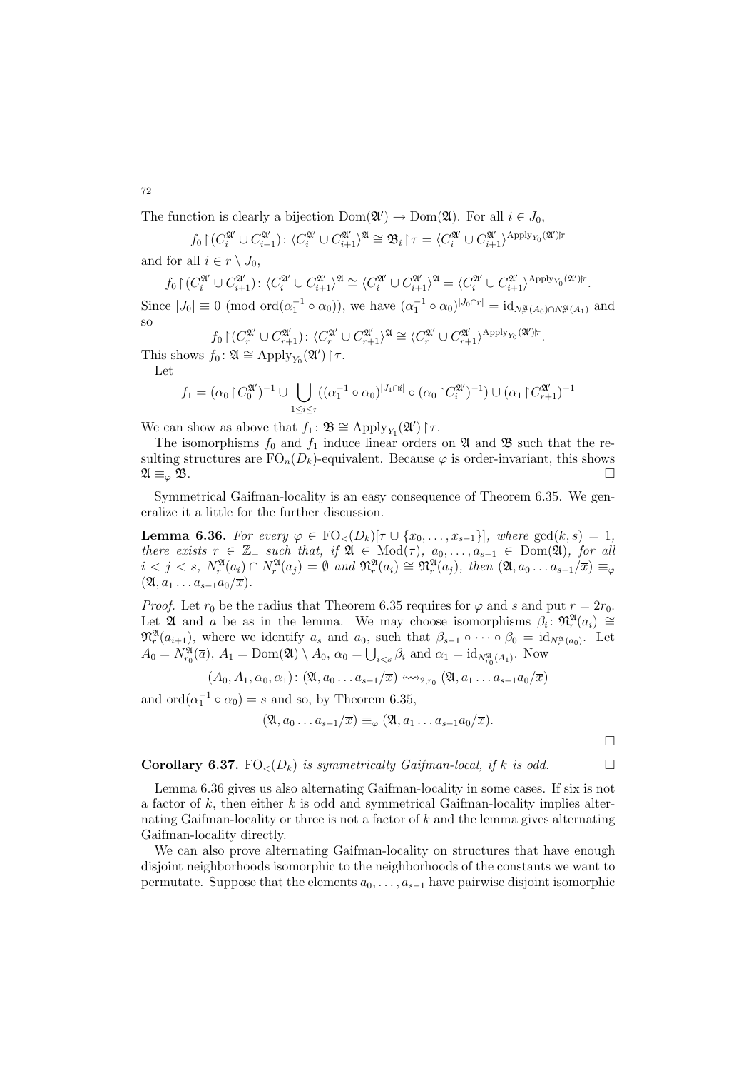The function is clearly a bijection $\mathrm{Dom}(\mathfrak{A}') \to \mathrm{Dom}(\mathfrak{A})$. For all $i \in J_0$,

$$f_0 \restriction (C_i^{\mathfrak{A}'} \cup C_{i+1}^{\mathfrak{A}'}) \colon \langle C_i^{\mathfrak{A}'} \cup C_{i+1}^{\mathfrak{A}'} \rangle^{\mathfrak{A}} \cong \mathfrak{B}_i \restriction \tau = \langle C_i^{\mathfrak{A}'} \cup C_{i+1}^{\mathfrak{A}'} \rangle^{\mathrm{Apply}_{Y_0}(\mathfrak{A}') \restriction \tau}$$

and for all $i \in r \setminus J_0$,

$$f_0 \restriction (C_i^{\mathfrak{A}'} \cup C_{i+1}^{\mathfrak{A}'}) \colon \langle C_i^{\mathfrak{A}'} \cup C_{i+1}^{\mathfrak{A}'} \rangle^{\mathfrak{A}} \cong \langle C_i^{\mathfrak{A}'} \cup C_{i+1}^{\mathfrak{A}'} \rangle^{\mathfrak{A}} = \langle C_i^{\mathfrak{A}'} \cup C_{i+1}^{\mathfrak{A}'} \rangle^{\mathrm{Apply}_{Y_0}(\mathfrak{A}') \restriction \tau}.$$

Since $|J_0| \equiv 0 \pmod{\mathrm{ord}(\alpha_1^{-1} \circ \alpha_0)}$, we have $(\alpha_1^{-1} \circ \alpha_0)^{|J_0 \cap r|} = \mathrm{id}_{N_r^{\mathfrak{A}}(A_0) \cap N_r^{\mathfrak{A}}(A_1)}$ and so

$$f_0 \restriction (C_r^{\mathfrak{A}'} \cup C_{r+1}^{\mathfrak{A}'}) \colon \langle C_r^{\mathfrak{A}'} \cup C_{r+1}^{\mathfrak{A}'} \rangle^{\mathfrak{A}} \cong \langle C_r^{\mathfrak{A}'} \cup C_{r+1}^{\mathfrak{A}'} \rangle^{\mathrm{Apply}_{Y_0}(\mathfrak{A}') \restriction \tau}.$$

This shows $f_0 \colon \mathfrak{A} \cong \mathrm{Apply}_{Y_0}(\mathfrak{A}') \restriction \tau$.

Let

$$f_1 = (\alpha_0 \restriction C_0^{\mathfrak{A}'})^{-1} \cup \bigcup_{1 \le i \le r} ((\alpha_1^{-1} \circ \alpha_0)^{|J_1 \cap i|} \circ (\alpha_0 \restriction C_i^{\mathfrak{A}'})^{-1}) \cup (\alpha_1 \restriction C_{r+1}^{\mathfrak{A}'})^{-1}$$

We can show as above that $f_1 \colon \mathfrak{B} \cong \mathrm{Apply}_{Y_1}(\mathfrak{A}') \restriction \tau$.

The isomorphisms $f_0$ and $f_1$ induce linear orders on $\mathfrak{A}$ and $\mathfrak{B}$ such that the resulting structures are $\mathrm{FO}_n(D_k)$-equivalent. Because $\varphi$ is order-invariant, this shows $\mathfrak{A} \equiv_\varphi \mathfrak{B}$. □

Symmetrical Gaifman-locality is an easy consequence of Theorem 6.35. We generalize it a little for the further discussion.

**Lemma 6.36.** *For every $\varphi \in \mathrm{FO}_<(D_k)[\tau \cup \{x_0, \ldots, x_{s-1}\}]$, where $\gcd(k, s) = 1$, there exists $r \in \mathbb{Z}_+$ such that, if $\mathfrak{A} \in \mathrm{Mod}(\tau)$, $a_0, \ldots, a_{s-1} \in \mathrm{Dom}(\mathfrak{A})$, for all $i < j < s$, $N_r^{\mathfrak{A}}(a_i) \cap N_r^{\mathfrak{A}}(a_j) = \emptyset$ and $\mathfrak{N}_r^{\mathfrak{A}}(a_i) \cong \mathfrak{N}_r^{\mathfrak{A}}(a_j)$, then $(\mathfrak{A}, a_0 \ldots a_{s-1}/\overline{x}) \equiv_\varphi (\mathfrak{A}, a_1 \ldots a_{s-1} a_0/\overline{x})$.*

*Proof.* Let $r_0$ be the radius that Theorem 6.35 requires for $\varphi$ and $s$ and put $r = 2r_0$. Let $\mathfrak{A}$ and $\overline{a}$ be as in the lemma. We may choose isomorphisms $\beta_i \colon \mathfrak{N}_r^{\mathfrak{A}}(a_i) \cong \mathfrak{N}_r^{\mathfrak{A}}(a_{i+1})$, where we identify $a_s$ and $a_0$, such that $\beta_{s-1} \circ \cdots \circ \beta_0 = \mathrm{id}_{N_r^{\mathfrak{A}}(a_0)}$. Let $A_0 = N_{r_0}^{\mathfrak{A}}(\overline{a})$, $A_1 = \mathrm{Dom}(\mathfrak{A}) \setminus A_0$, $\alpha_0 = \bigcup_{i<s} \beta_i$ and $\alpha_1 = \mathrm{id}_{N_{r_0}^{\mathfrak{A}}(A_1)}$. Now

$$(A_0, A_1, \alpha_0, \alpha_1) \colon (\mathfrak{A}, a_0 \ldots a_{s-1}/\overline{x}) \leftrightsquigarrow_{2,r_0} (\mathfrak{A}, a_1 \ldots a_{s-1} a_0/\overline{x})$$

and $\mathrm{ord}(\alpha_1^{-1} \circ \alpha_0) = s$ and so, by Theorem 6.35,

$$(\mathfrak{A}, a_0 \ldots a_{s-1}/\overline{x}) \equiv_\varphi (\mathfrak{A}, a_1 \ldots a_{s-1} a_0/\overline{x}).$$

□

**Corollary 6.37.** *$\mathrm{FO}_<(D_k)$ is symmetrically Gaifman-local, if $k$ is odd.* □

Lemma 6.36 gives us also alternating Gaifman-locality in some cases. If six is not a factor of $k$, then either $k$ is odd and symmetrical Gaifman-locality implies alternating Gaifman-locality or three is not a factor of $k$ and the lemma gives alternating Gaifman-locality directly.

We can also prove alternating Gaifman-locality on structures that have enough disjoint neighborhoods isomorphic to the neighborhoods of the constants we want to permutate. Suppose that the elements $a_0, \ldots, a_{s-1}$ have pairwise disjoint isomorphic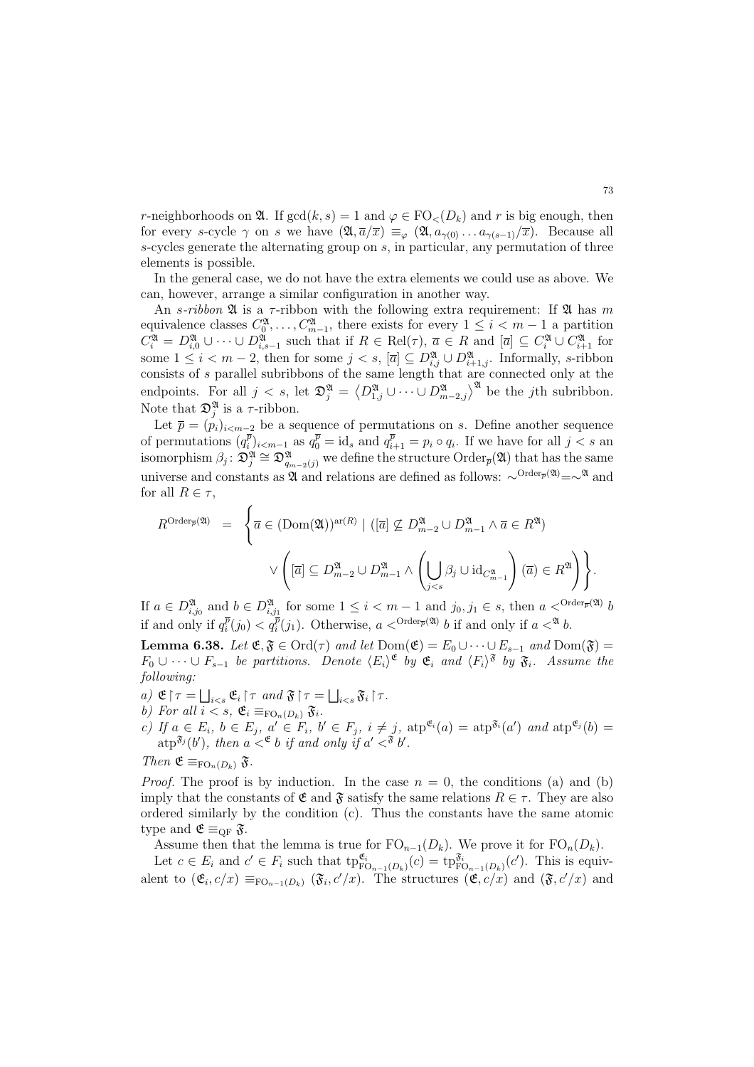$r$-neighborhoods on $\mathfrak{A}$. If $\gcd(k,s) = 1$ and $\varphi \in \mathrm{FO}_<(D_k)$ and $r$ is big enough, then for every $s$-cycle $\gamma$ on $s$ we have $(\mathfrak{A}, \overline{a}/\overline{x}) \equiv_\varphi (\mathfrak{A}, a_{\gamma(0)} \dots a_{\gamma(s-1)}/\overline{x})$. Because all $s$-cycles generate the alternating group on $s$, in particular, any permutation of three elements is possible.

In the general case, we do not have the extra elements we could use as above. We can, however, arrange a similar configuration in another way.

An *s-ribbon* $\mathfrak{A}$ is a $\tau$-ribbon with the following extra requirement: If $\mathfrak{A}$ has $m$ equivalence classes $C_0^{\mathfrak{A}}, \dots, C_{m-1}^{\mathfrak{A}}$, there exists for every $1 \le i < m-1$ a partition $C_i^{\mathfrak{A}} = D_{i,0}^{\mathfrak{A}} \cup \dots \cup D_{i,s-1}^{\mathfrak{A}}$ such that if $R \in \mathrm{Rel}(\tau)$, $\overline{a} \in R$ and $[\overline{a}] \subseteq C_i^{\mathfrak{A}} \cup C_{i+1}^{\mathfrak{A}}$ for some $1 \le i < m-2$, then for some $j < s$, $[\overline{a}] \subseteq D_{i,j}^{\mathfrak{A}} \cup D_{i+1,j}^{\mathfrak{A}}$. Informally, $s$-ribbon consists of $s$ parallel subribbons of the same length that are connected only at the endpoints. For all $j < s$, let $\mathfrak{D}_j^{\mathfrak{A}} = \left\langle D_{1,j}^{\mathfrak{A}} \cup \dots \cup D_{m-2,j}^{\mathfrak{A}} \right\rangle^{\mathfrak{A}}$ be the $j$th subribbon. Note that $\mathfrak{D}_j^{\mathfrak{A}}$ is a $\tau$-ribbon.

Let $\overline{p} = (p_i)_{i<m-2}$ be a sequence of permutations on $s$. Define another sequence of permutations $(q_i^{\overline{p}})_{i<m-1}$ as $q_0^{\overline{p}} = \mathrm{id}_s$ and $q_{i+1}^{\overline{p}} = p_i \circ q_i$. If we have for all $j < s$ an isomorphism $\beta_j \colon \mathfrak{D}_j^{\mathfrak{A}} \cong \mathfrak{D}_{q_{m-2}(j)}^{\mathfrak{A}}$ we define the structure $\mathrm{Order}_{\overline{p}}(\mathfrak{A})$ that has the same universe and constants as $\mathfrak{A}$ and relations are defined as follows: $\sim^{\mathrm{Order}_{\overline{p}}(\mathfrak{A})} = \sim^{\mathfrak{A}}$ and for all $R \in \tau$,

$$
\begin{aligned}
R^{\mathrm{Order}_{\overline{p}}(\mathfrak{A})} \;=\; \Bigg\{ &\overline{a} \in (\mathrm{Dom}(\mathfrak{A}))^{\mathrm{ar}(R)} \mid ([\overline{a}] \not\subseteq D_{m-2}^{\mathfrak{A}} \cup D_{m-1}^{\mathfrak{A}} \wedge \overline{a} \in R^{\mathfrak{A}}) \\
&\vee \left( [\overline{a}] \subseteq D_{m-2}^{\mathfrak{A}} \cup D_{m-1}^{\mathfrak{A}} \wedge \left( \bigcup_{j<s} \beta_j \cup \mathrm{id}_{C_{m-1}^{\mathfrak{A}}} \right)(\overline{a}) \in R^{\mathfrak{A}} \right) \Bigg\}.
\end{aligned}
$$

If $a \in D_{i,j_0}^{\mathfrak{A}}$ and $b \in D_{i,j_1}^{\mathfrak{A}}$ for some $1 \le i < m-1$ and $j_0, j_1 \in s$, then $a <^{\mathrm{Order}_{\overline{p}}(\mathfrak{A})} b$ if and only if $q_i^{\overline{p}}(j_0) < q_i^{\overline{p}}(j_1)$. Otherwise, $a <^{\mathrm{Order}_{\overline{p}}(\mathfrak{A})} b$ if and only if $a <^{\mathfrak{A}} b$.

**Lemma 6.38.** *Let $\mathfrak{E}, \mathfrak{F} \in \mathrm{Ord}(\tau)$ and let $\mathrm{Dom}(\mathfrak{E}) = E_0 \cup \dots \cup E_{s-1}$ and $\mathrm{Dom}(\mathfrak{F}) = F_0 \cup \dots \cup F_{s-1}$ be partitions. Denote $\langle E_i \rangle^{\mathfrak{E}}$ by $\mathfrak{E}_i$ and $\langle F_i \rangle^{\mathfrak{F}}$ by $\mathfrak{F}_i$. Assume the following:*

*a) $\mathfrak{E} \restriction \tau = \bigsqcup_{i<s} \mathfrak{E}_i \restriction \tau$ and $\mathfrak{F} \restriction \tau = \bigsqcup_{i<s} \mathfrak{F}_i \restriction \tau$.*

*b) For all $i < s$, $\mathfrak{E}_i \equiv_{\mathrm{FO}_n(D_k)} \mathfrak{F}_i$.*

*c) If $a \in E_i$, $b \in E_j$, $a' \in F_i$, $b' \in F_j$, $i \ne j$, $\mathrm{atp}^{\mathfrak{E}_i}(a) = \mathrm{atp}^{\mathfrak{F}_i}(a')$ and $\mathrm{atp}^{\mathfrak{E}_j}(b) = \mathrm{atp}^{\mathfrak{F}_j}(b')$, then $a <^{\mathfrak{E}} b$ if and only if $a' <^{\mathfrak{F}} b'$.*

*Then $\mathfrak{E} \equiv_{\mathrm{FO}_n(D_k)} \mathfrak{F}$.*

*Proof.* The proof is by induction. In the case $n = 0$, the conditions (a) and (b) imply that the constants of $\mathfrak{E}$ and $\mathfrak{F}$ satisfy the same relations $R \in \tau$. They are also ordered similarly by the condition (c). Thus the constants have the same atomic type and $\mathfrak{E} \equiv_{\mathrm{QF}} \mathfrak{F}$.

Assume then that the lemma is true for $\mathrm{FO}_{n-1}(D_k)$. We prove it for $\mathrm{FO}_n(D_k)$.

Let $c \in E_i$ and $c' \in F_i$ such that $\mathrm{tp}_{\mathrm{FO}_{n-1}(D_k)}^{\mathfrak{E}_i}(c) = \mathrm{tp}_{\mathrm{FO}_{n-1}(D_k)}^{\mathfrak{F}_i}(c')$. This is equivalent to $(\mathfrak{E}_i, c/x) \equiv_{\mathrm{FO}_{n-1}(D_k)} (\mathfrak{F}_i, c'/x)$. The structures $(\mathfrak{E}, c/x)$ and $(\mathfrak{F}, c'/x)$ and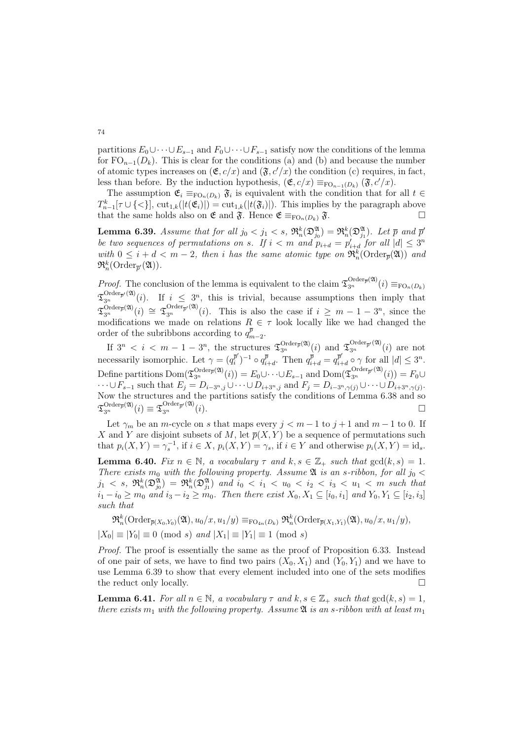partitions $E_0 \cup \cdots \cup E_{s-1}$ and $F_0 \cup \cdots \cup F_{s-1}$ satisfy now the conditions of the lemma for $\mathrm{FO}_{n-1}(D_k)$. This is clear for the conditions (a) and (b) and because the number of atomic types increases on $(\mathfrak{E}, c/x)$ and $(\mathfrak{F}, c'/x)$ the condition (c) requires, in fact, less than before. By the induction hypothesis, $(\mathfrak{E}, c/x) \equiv_{\mathrm{FO}_{n-1}(D_k)} (\mathfrak{F}, c'/x)$.

The assumption $\mathfrak{E}_i \equiv_{\mathrm{FO}_n(D_k)} \mathfrak{F}_i$ is equivalent with the condition that for all $t \in T^k_{n-1}[\tau \cup \{<\}]$, $\mathrm{cut}_{1,k}(|t(\mathfrak{E}_i)|) = \mathrm{cut}_{1,k}(|t(\mathfrak{F}_i)|)$. This implies by the paragraph above that the same holds also on $\mathfrak{E}$ and $\mathfrak{F}$. Hence $\mathfrak{E} \equiv_{\mathrm{FO}_n(D_k)} \mathfrak{F}$. $\square$

**Lemma 6.39.** *Assume that for all $j_0 < j_1 < s$, $\mathfrak{R}^k_n(\mathfrak{D}^{\mathfrak{A}}_{j_0}) = \mathfrak{R}^k_n(\mathfrak{D}^{\mathfrak{A}}_{j_1})$. Let $\overline{p}$ and $\overline{p}'$ be two sequences of permutations on $s$. If $i < m$ and $p_{i+d} = p'_{i+d}$ for all $|d| \leq 3^n$ with $0 \leq i+d < m-2$, then $i$ has the same atomic type on $\mathfrak{R}^k_n(\mathrm{Order}_{\overline{p}}(\mathfrak{A}))$ and $\mathfrak{R}^k_n(\mathrm{Order}_{\overline{p}'}(\mathfrak{A}))$.*

*Proof.* The conclusion of the lemma is equivalent to the claim $\mathfrak{T}^{\mathrm{Order}_{\overline{p}}(\mathfrak{A})}_{3^n}(i) \equiv_{\mathrm{FO}_n(D_k)} \mathfrak{T}^{\mathrm{Order}_{\overline{p}'}(\mathfrak{A})}_{3^n}(i)$. If $i \leq 3^n$, this is trivial, because assumptions then imply that $\mathfrak{T}^{\mathrm{Order}_{\overline{p}}(\mathfrak{A})}_{3^n}(i) \cong \mathfrak{T}^{\mathrm{Order}_{\overline{p}'}(\mathfrak{A})}_{3^n}(i)$. This is also the case if $i \geq m-1-3^n$, since the modifications we made on relations $R \in \tau$ look locally like we had changed the order of the subribbons according to $q^{\overline{p}}_{m-2}$.

If $3^n < i < m-1-3^n$, the structures $\mathfrak{T}^{\mathrm{Order}_{\overline{p}}(\mathfrak{A})}_{3^n}(i)$ and $\mathfrak{T}^{\mathrm{Order}_{\overline{p}'}(\mathfrak{A})}_{3^n}(i)$ are not necessarily isomorphic. Let $\gamma = (q^{\overline{p}'}_i)^{-1} \circ q^{\overline{p}}_{i+d}$. Then $q^{\overline{p}}_{i+d} = q^{\overline{p}'}_{i+d} \circ \gamma$ for all $|d| \leq 3^n$. Define partitions $\mathrm{Dom}(\mathfrak{T}^{\mathrm{Order}_{\overline{p}}(\mathfrak{A})}_{3^n}(i)) = E_0 \cup \cdots \cup E_{s-1}$ and $\mathrm{Dom}(\mathfrak{T}^{\mathrm{Order}_{\overline{p}'}(\mathfrak{A})}_{3^n}(i)) = F_0 \cup \cdots \cup F_{s-1}$ such that $E_j = D_{i-3^n,j} \cup \cdots \cup D_{i+3^n,j}$ and $F_j = D_{i-3^n,\gamma(j)} \cup \cdots \cup D_{i+3^n,\gamma(j)}$. Now the structures and the partitions satisfy the conditions of Lemma 6.38 and so $\mathfrak{T}^{\mathrm{Order}_{\overline{p}}(\mathfrak{A})}_{3^n}(i) \equiv \mathfrak{T}^{\mathrm{Order}_{\overline{p}'}(\mathfrak{A})}_{3^n}(i)$. $\square$

Let $\gamma_m$ be an $m$-cycle on $s$ that maps every $j < m-1$ to $j+1$ and $m-1$ to 0. If $X$ and $Y$ are disjoint subsets of $M$, let $\overline{p}(X,Y)$ be a sequence of permutations such that $p_i(X,Y) = \gamma_s^{-1}$, if $i \in X$, $p_i(X,Y) = \gamma_s$, if $i \in Y$ and otherwise $p_i(X,Y) = \mathrm{id}_s$.

**Lemma 6.40.** *Fix $n \in \mathbb{N}$, a vocabulary $\tau$ and $k, s \in \mathbb{Z}_+$ such that $\gcd(k,s) = 1$. There exists $m_0$ with the following property. Assume $\mathfrak{A}$ is an $s$-ribbon, for all $j_0 < j_1 < s$, $\mathfrak{R}^k_n(\mathfrak{D}^{\mathfrak{A}}_{j_0}) = \mathfrak{R}^k_n(\mathfrak{D}^{\mathfrak{A}}_{j_1})$ and $i_0 < i_1 < u_0 < i_2 < i_3 < u_1 < m$ such that $i_1 - i_0 \geq m_0$ and $i_3 - i_2 \geq m_0$. Then there exist $X_0, X_1 \subseteq [i_0, i_1]$ and $Y_0, Y_1 \subseteq [i_2, i_3]$ such that*

$$\mathfrak{R}^k_n(\mathrm{Order}_{\overline{p}(X_0,Y_0)}(\mathfrak{A}), u_0/x, u_1/y) \equiv_{\mathrm{FO}_{4n}(D_k)} \mathfrak{R}^k_n(\mathrm{Order}_{\overline{p}(X_1,Y_1)}(\mathfrak{A}), u_0/x, u_1/y),$$

*$|X_0| \equiv |Y_0| \equiv 0 \pmod{s}$ and $|X_1| \equiv |Y_1| \equiv 1 \pmod{s}$*

*Proof.* The proof is essentially the same as the proof of Proposition 6.33. Instead of one pair of sets, we have to find two pairs $(X_0, X_1)$ and $(Y_0, Y_1)$ and we have to use Lemma 6.39 to show that every element included into one of the sets modifies the reduct only locally. $\square$

**Lemma 6.41.** *For all $n \in \mathbb{N}$, a vocabulary $\tau$ and $k, s \in \mathbb{Z}_+$ such that $\gcd(k,s) = 1$, there exists $m_1$ with the following property. Assume $\mathfrak{A}$ is an $s$-ribbon with at least $m_1$*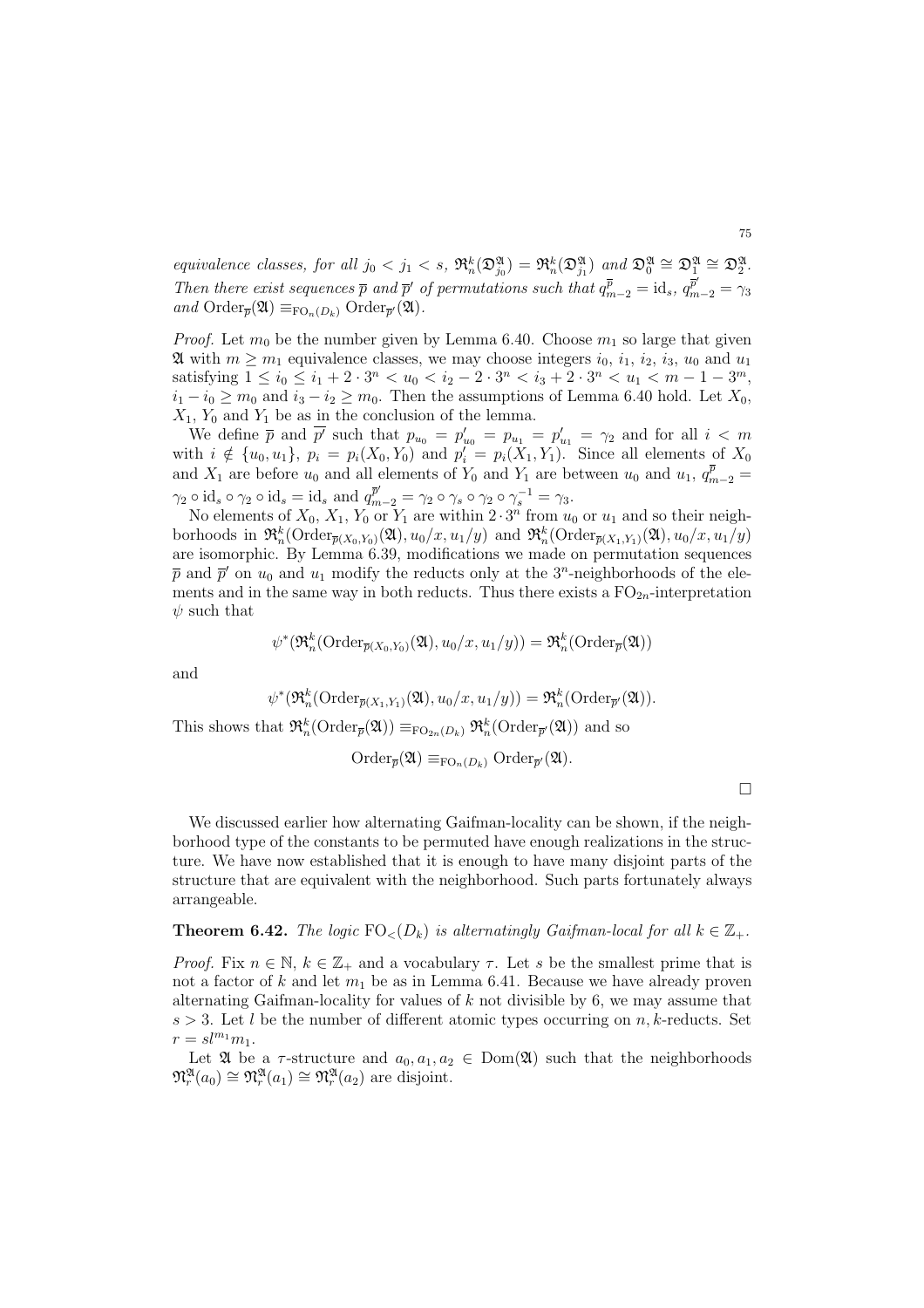*equivalence classes, for all $j_0 < j_1 < s$, $\mathfrak{R}^k_n(\mathfrak{D}^{\mathfrak{A}}_{j_0}) = \mathfrak{R}^k_n(\mathfrak{D}^{\mathfrak{A}}_{j_1})$ and $\mathfrak{D}^{\mathfrak{A}}_0 \cong \mathfrak{D}^{\mathfrak{A}}_1 \cong \mathfrak{D}^{\mathfrak{A}}_2$. Then there exist sequences $\overline{p}$ and $\overline{p}'$ of permutations such that $q^{\overline{p}}_{m-2} = \mathrm{id}_s$, $q^{\overline{p}'}_{m-2} = \gamma_3$ and $\mathrm{Order}_{\overline{p}}(\mathfrak{A}) \equiv_{\mathrm{FO}_n(D_k)} \mathrm{Order}_{\overline{p}'}(\mathfrak{A})$.*

*Proof.* Let $m_0$ be the number given by Lemma 6.40. Choose $m_1$ so large that given $\mathfrak{A}$ with $m \geq m_1$ equivalence classes, we may choose integers $i_0$, $i_1$, $i_2$, $i_3$, $u_0$ and $u_1$ satisfying $1 \leq i_0 \leq i_1 + 2 \cdot 3^n < u_0 < i_2 - 2 \cdot 3^n < i_3 + 2 \cdot 3^n < u_1 < m - 1 - 3^m$, $i_1 - i_0 \geq m_0$ and $i_3 - i_2 \geq m_0$. Then the assumptions of Lemma 6.40 hold. Let $X_0$, $X_1$, $Y_0$ and $Y_1$ be as in the conclusion of the lemma.

We define $\overline{p}$ and $\overline{p'}$ such that $p_{u_0} = p'_{u_0} = p_{u_1} = p'_{u_1} = \gamma_2$ and for all $i < m$ with $i \notin \{u_0, u_1\}$, $p_i = p_i(X_0, Y_0)$ and $p'_i = p_i(X_1, Y_1)$. Since all elements of $X_0$ and $X_1$ are before $u_0$ and all elements of $Y_0$ and $Y_1$ are between $u_0$ and $u_1$, $q^{\overline{p}}_{m-2} = \gamma_2 \circ \mathrm{id}_s \circ \gamma_2 \circ \mathrm{id}_s = \mathrm{id}_s$ and $q^{\overline{p}'}_{m-2} = \gamma_2 \circ \gamma_s \circ \gamma_2 \circ \gamma_s^{-1} = \gamma_3$.

No elements of $X_0$, $X_1$, $Y_0$ or $Y_1$ are within $2 \cdot 3^n$ from $u_0$ or $u_1$ and so their neighborhoods in $\mathfrak{R}^k_n(\mathrm{Order}_{\overline{p}(X_0,Y_0)}(\mathfrak{A}), u_0/x, u_1/y)$ and $\mathfrak{R}^k_n(\mathrm{Order}_{\overline{p}(X_1,Y_1)}(\mathfrak{A}), u_0/x, u_1/y)$ are isomorphic. By Lemma 6.39, modifications we made on permutation sequences $\overline{p}$ and $\overline{p}'$ on $u_0$ and $u_1$ modify the reducts only at the $3^n$-neighborhoods of the elements and in the same way in both reducts. Thus there exists a $\mathrm{FO}_{2n}$-interpretation $\psi$ such that

$$\psi^*(\mathfrak{R}^k_n(\mathrm{Order}_{\overline{p}(X_0,Y_0)}(\mathfrak{A}), u_0/x, u_1/y)) = \mathfrak{R}^k_n(\mathrm{Order}_{\overline{p}}(\mathfrak{A}))$$

and

$$\psi^*(\mathfrak{R}^k_n(\mathrm{Order}_{\overline{p}(X_1,Y_1)}(\mathfrak{A}), u_0/x, u_1/y)) = \mathfrak{R}^k_n(\mathrm{Order}_{\overline{p}'}(\mathfrak{A})).$$

This shows that $\mathfrak{R}^k_n(\mathrm{Order}_{\overline{p}}(\mathfrak{A})) \equiv_{\mathrm{FO}_{2n}(D_k)} \mathfrak{R}^k_n(\mathrm{Order}_{\overline{p}'}(\mathfrak{A}))$ and so

$$\mathrm{Order}_{\overline{p}}(\mathfrak{A}) \equiv_{\mathrm{FO}_n(D_k)} \mathrm{Order}_{\overline{p}'}(\mathfrak{A}).$$

□

We discussed earlier how alternating Gaifman-locality can be shown, if the neighborhood type of the constants to be permuted have enough realizations in the structure. We have now established that it is enough to have many disjoint parts of the structure that are equivalent with the neighborhood. Such parts fortunately always arrangeable.

**Theorem 6.42.** *The logic $\mathrm{FO}_<(D_k)$ is alternatingly Gaifman-local for all $k \in \mathbb{Z}_+$.*

*Proof.* Fix $n \in \mathbb{N}$, $k \in \mathbb{Z}_+$ and a vocabulary $\tau$. Let $s$ be the smallest prime that is not a factor of $k$ and let $m_1$ be as in Lemma 6.41. Because we have already proven alternating Gaifman-locality for values of $k$ not divisible by 6, we may assume that $s > 3$. Let $l$ be the number of different atomic types occurring on $n, k$-reducts. Set $r = sl^{m_1}m_1$.

Let $\mathfrak{A}$ be a $\tau$-structure and $a_0, a_1, a_2 \in \mathrm{Dom}(\mathfrak{A})$ such that the neighborhoods $\mathfrak{N}^{\mathfrak{A}}_r(a_0) \cong \mathfrak{N}^{\mathfrak{A}}_r(a_1) \cong \mathfrak{N}^{\mathfrak{A}}_r(a_2)$ are disjoint.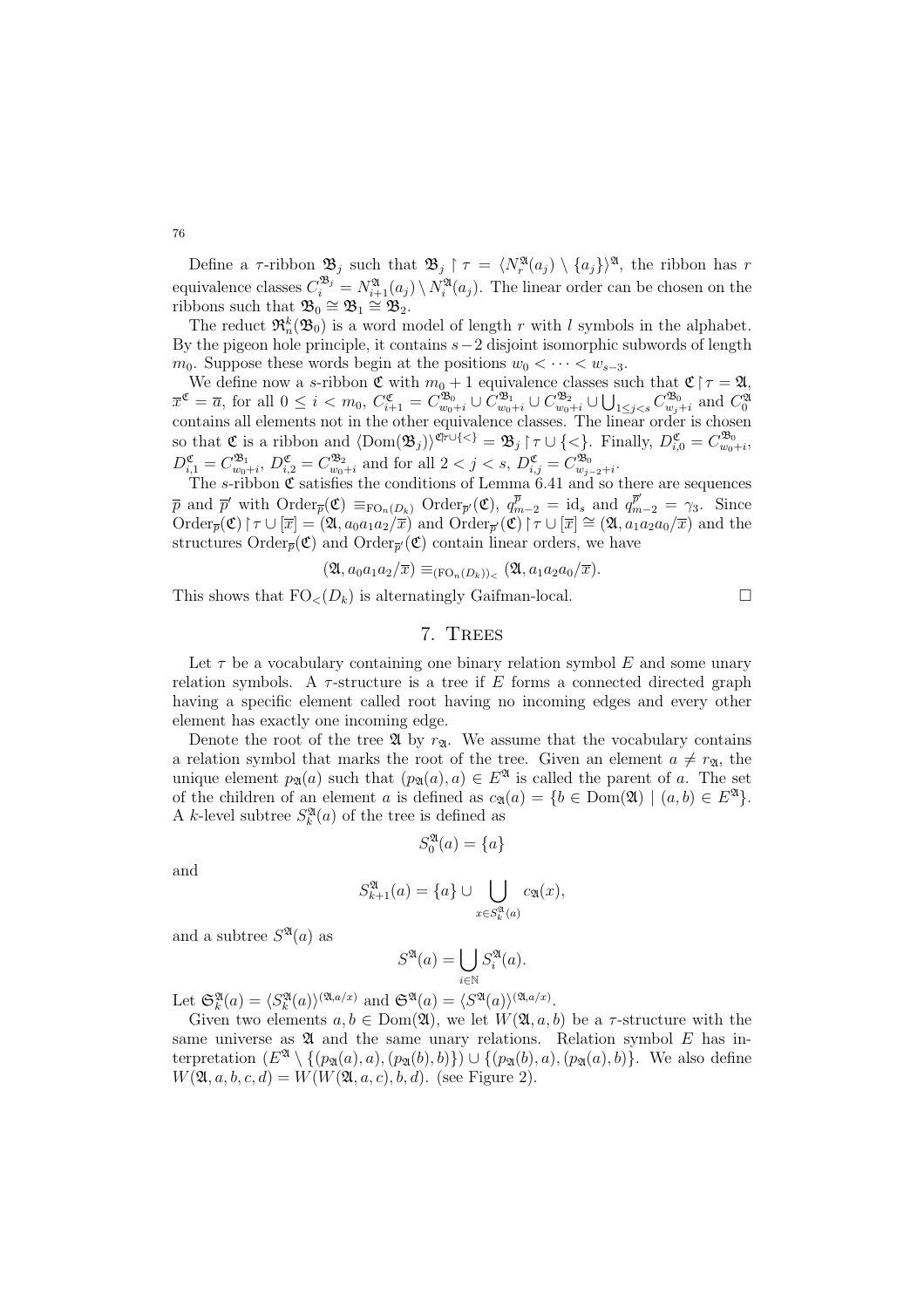Define a $\tau$-ribbon $\mathfrak{B}_j$ such that $\mathfrak{B}_j \restriction \tau = \langle N_r^{\mathfrak{A}}(a_j) \setminus \{a_j\}\rangle^{\mathfrak{A}}$, the ribbon has $r$ equivalence classes $C_i^{\mathfrak{B}_j} = N_{i+1}^{\mathfrak{A}}(a_j) \setminus N_i^{\mathfrak{A}}(a_j)$. The linear order can be chosen on the ribbons such that $\mathfrak{B}_0 \cong \mathfrak{B}_1 \cong \mathfrak{B}_2$.

The reduct $\mathfrak{R}_n^k(\mathfrak{B}_0)$ is a word model of length $r$ with $l$ symbols in the alphabet. By the pigeon hole principle, it contains $s-2$ disjoint isomorphic subwords of length $m_0$. Suppose these words begin at the positions $w_0 < \cdots < w_{s-3}$.

We define now a $s$-ribbon $\mathfrak{C}$ with $m_0+1$ equivalence classes such that $\mathfrak{C}\restriction\tau = \mathfrak{A}$, $\overline{x}^{\mathfrak{C}} = \overline{a}$, for all $0 \leq i < m_0$, $C_{i+1}^{\mathfrak{C}} = C_{w_0+i}^{\mathfrak{B}_0} \cup C_{w_0+i}^{\mathfrak{B}_1} \cup C_{w_0+i}^{\mathfrak{B}_2} \cup \bigcup_{1\leq j<s} C_{w_j+i}^{\mathfrak{B}_0}$ and $C_0^{\mathfrak{A}}$ contains all elements not in the other equivalence classes. The linear order is chosen so that $\mathfrak{C}$ is a ribbon and $\langle \mathrm{Dom}(\mathfrak{B}_j)\rangle^{\mathfrak{C}\restriction\tau\cup\{<\}} = \mathfrak{B}_j\restriction\tau\cup\{<\}$. Finally, $D_{i,0}^{\mathfrak{C}} = C_{w_0+i}^{\mathfrak{B}_0}$, $D_{i,1}^{\mathfrak{C}} = C_{w_0+i}^{\mathfrak{B}_1}$, $D_{i,2}^{\mathfrak{C}} = C_{w_0+i}^{\mathfrak{B}_2}$ and for all $2 < j < s$, $D_{i,j}^{\mathfrak{C}} = C_{w_{j-2}+i}^{\mathfrak{B}_0}$.

The $s$-ribbon $\mathfrak{C}$ satisfies the conditions of Lemma 6.41 and so there are sequences $\overline{p}$ and $\overline{p}'$ with $\mathrm{Order}_{\overline{p}}(\mathfrak{C}) \equiv_{\mathrm{FO}_n(D_k)} \mathrm{Order}_{\overline{p}'}(\mathfrak{C})$, $q_{m-2}^{\overline{p}} = \mathrm{id}_s$ and $q_{m-2}^{\overline{p}'} = \gamma_3$. Since $\mathrm{Order}_{\overline{p}}(\mathfrak{C})\restriction\tau\cup[\overline{x}] = (\mathfrak{A}, a_0a_1a_2/\overline{x})$ and $\mathrm{Order}_{\overline{p}'}(\mathfrak{C})\restriction\tau\cup[\overline{x}] \cong (\mathfrak{A}, a_1a_2a_0/\overline{x})$ and the structures $\mathrm{Order}_{\overline{p}}(\mathfrak{C})$ and $\mathrm{Order}_{\overline{p}'}(\mathfrak{C})$ contain linear orders, we have

$$(\mathfrak{A}, a_0a_1a_2/\overline{x}) \equiv_{(\mathrm{FO}_n(D_k))_<} (\mathfrak{A}, a_1a_2a_0/\overline{x}).$$

This shows that $\mathrm{FO}_<(D_k)$ is alternatingly Gaifman-local. $\square$

## 7. Trees

Let $\tau$ be a vocabulary containing one binary relation symbol $E$ and some unary relation symbols. A $\tau$-structure is a tree if $E$ forms a connected directed graph having a specific element called root having no incoming edges and every other element has exactly one incoming edge.

Denote the root of the tree $\mathfrak{A}$ by $r_{\mathfrak{A}}$. We assume that the vocabulary contains a relation symbol that marks the root of the tree. Given an element $a \neq r_{\mathfrak{A}}$, the unique element $p_{\mathfrak{A}}(a)$ such that $(p_{\mathfrak{A}}(a), a) \in E^{\mathfrak{A}}$ is called the parent of $a$. The set of the children of an element $a$ is defined as $c_{\mathfrak{A}}(a) = \{b \in \mathrm{Dom}(\mathfrak{A}) \mid (a,b) \in E^{\mathfrak{A}}\}$. A $k$-level subtree $S_k^{\mathfrak{A}}(a)$ of the tree is defined as

$$S_0^{\mathfrak{A}}(a) = \{a\}$$

and

$$S_{k+1}^{\mathfrak{A}}(a) = \{a\} \cup \bigcup_{x\in S_k^{\mathfrak{A}}(a)} c_{\mathfrak{A}}(x),$$

and a subtree $S^{\mathfrak{A}}(a)$ as

$$S^{\mathfrak{A}}(a) = \bigcup_{i\in\mathbb{N}} S_i^{\mathfrak{A}}(a).$$

Let $\mathfrak{S}_k^{\mathfrak{A}}(a) = \langle S_k^{\mathfrak{A}}(a)\rangle^{(\mathfrak{A},a/x)}$ and $\mathfrak{S}^{\mathfrak{A}}(a) = \langle S^{\mathfrak{A}}(a)\rangle^{(\mathfrak{A},a/x)}$.

Given two elements $a, b \in \mathrm{Dom}(\mathfrak{A})$, we let $W(\mathfrak{A}, a, b)$ be a $\tau$-structure with the same universe as $\mathfrak{A}$ and the same unary relations. Relation symbol $E$ has interpretation $(E^{\mathfrak{A}} \setminus \{(p_{\mathfrak{A}}(a), a), (p_{\mathfrak{A}}(b), b)\}) \cup \{(p_{\mathfrak{A}}(b), a), (p_{\mathfrak{A}}(a), b)\}$. We also define $W(\mathfrak{A}, a, b, c, d) = W(W(\mathfrak{A}, a, c), b, d)$. (see Figure 2).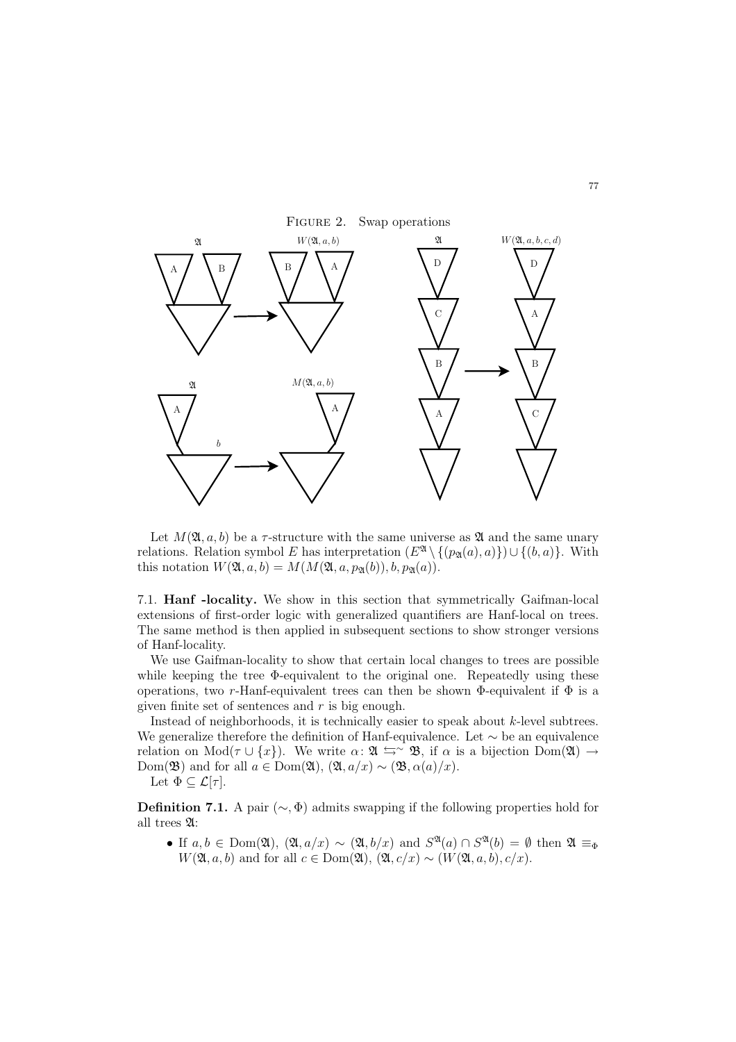Figure 2. Swap operations

Let $M(\mathfrak{A}, a, b)$ be a $\tau$-structure with the same universe as $\mathfrak{A}$ and the same unary relations. Relation symbol $E$ has interpretation $(E^{\mathfrak{A}} \setminus \{(p_{\mathfrak{A}}(a), a)\}) \cup \{(b, a)\}$. With this notation $W(\mathfrak{A}, a, b) = M(M(\mathfrak{A}, a, p_{\mathfrak{A}}(b)), b, p_{\mathfrak{A}}(a))$.

### 7.1. Hanf -locality.

We show in this section that symmetrically Gaifman-local extensions of first-order logic with generalized quantifiers are Hanf-local on trees. The same method is then applied in subsequent sections to show stronger versions of Hanf-locality.

We use Gaifman-locality to show that certain local changes to trees are possible while keeping the tree $\Phi$-equivalent to the original one. Repeatedly using these operations, two $r$-Hanf-equivalent trees can then be shown $\Phi$-equivalent if $\Phi$ is a given finite set of sentences and $r$ is big enough.

Instead of neighborhoods, it is technically easier to speak about $k$-level subtrees. We generalize therefore the definition of Hanf-equivalence. Let $\sim$ be an equivalence relation on $\mathrm{Mod}(\tau \cup \{x\})$. We write $\alpha\colon \mathfrak{A} \leftrightarrows^{\sim} \mathfrak{B}$, if $\alpha$ is a bijection $\mathrm{Dom}(\mathfrak{A}) \to \mathrm{Dom}(\mathfrak{B})$ and for all $a \in \mathrm{Dom}(\mathfrak{A})$, $(\mathfrak{A}, a/x) \sim (\mathfrak{B}, \alpha(a)/x)$.

Let $\Phi \subseteq \mathcal{L}[\tau]$.

**Definition 7.1.** A pair $(\sim, \Phi)$ admits swapping if the following properties hold for all trees $\mathfrak{A}$:

- If $a, b \in \mathrm{Dom}(\mathfrak{A})$, $(\mathfrak{A}, a/x) \sim (\mathfrak{A}, b/x)$ and $S^{\mathfrak{A}}(a) \cap S^{\mathfrak{A}}(b) = \emptyset$ then $\mathfrak{A} \equiv_{\Phi} W(\mathfrak{A}, a, b)$ and for all $c \in \mathrm{Dom}(\mathfrak{A})$, $(\mathfrak{A}, c/x) \sim (W(\mathfrak{A}, a, b), c/x)$.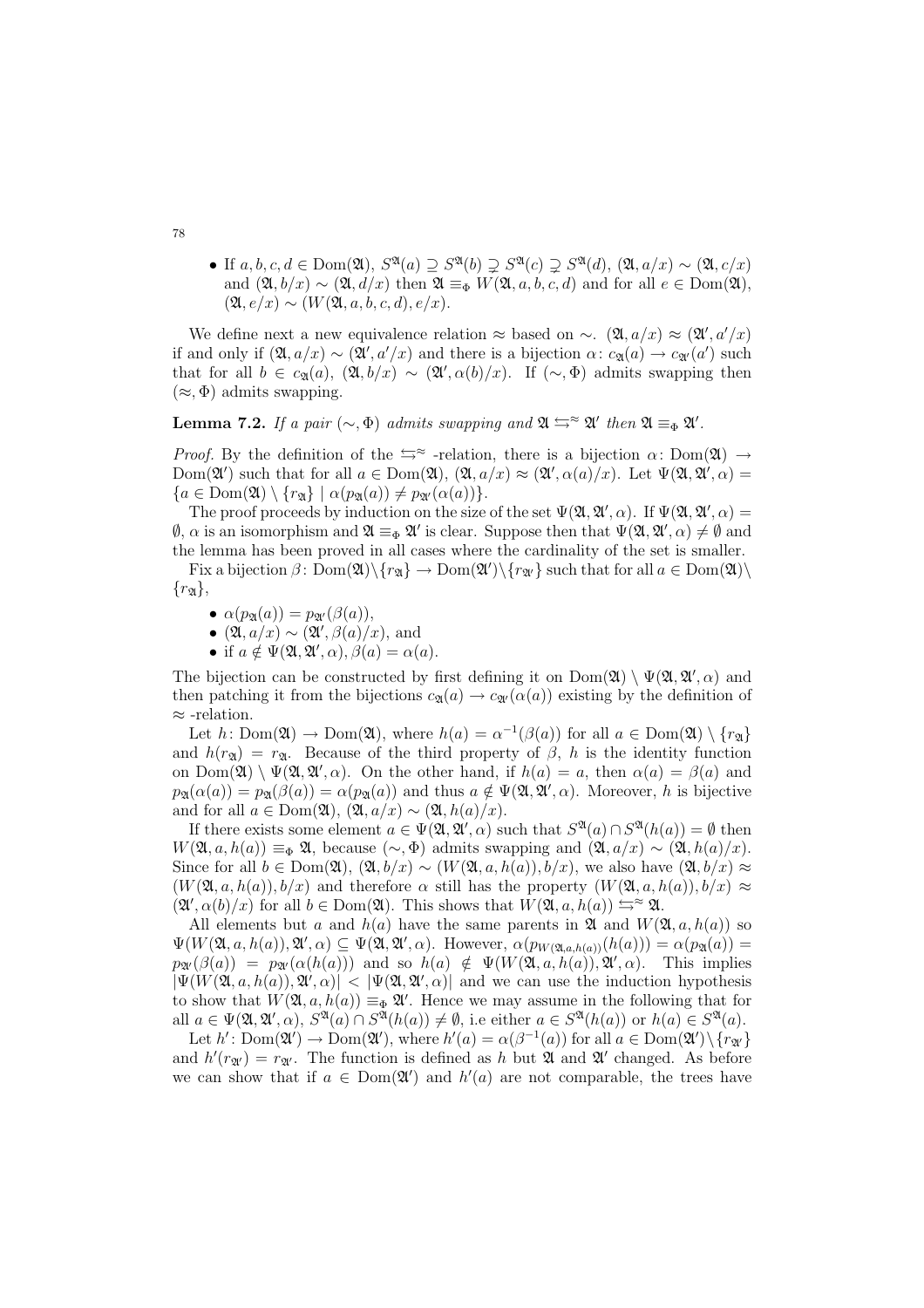- If $a, b, c, d \in \mathrm{Dom}(\mathfrak{A})$, $S^{\mathfrak{A}}(a) \supseteq S^{\mathfrak{A}}(b) \supsetneq S^{\mathfrak{A}}(c) \supsetneq S^{\mathfrak{A}}(d)$, $(\mathfrak{A}, a/x) \sim (\mathfrak{A}, c/x)$ and $(\mathfrak{A}, b/x) \sim (\mathfrak{A}, d/x)$ then $\mathfrak{A} \equiv_\Phi W(\mathfrak{A}, a, b, c, d)$ and for all $e \in \mathrm{Dom}(\mathfrak{A})$, $(\mathfrak{A}, e/x) \sim (W(\mathfrak{A}, a, b, c, d), e/x)$.

We define next a new equivalence relation $\approx$ based on $\sim$. $(\mathfrak{A}, a/x) \approx (\mathfrak{A}', a'/x)$ if and only if $(\mathfrak{A}, a/x) \sim (\mathfrak{A}', a'/x)$ and there is a bijection $\alpha\colon c_{\mathfrak{A}}(a) \to c_{\mathfrak{A}'}(a')$ such that for all $b \in c_{\mathfrak{A}}(a)$, $(\mathfrak{A}, b/x) \sim (\mathfrak{A}', \alpha(b)/x)$. If $(\sim, \Phi)$ admits swapping then $(\approx, \Phi)$ admits swapping.

**Lemma 7.2.** *If a pair $(\sim, \Phi)$ admits swapping and $\mathfrak{A} \leftrightarrows^{\approx} \mathfrak{A}'$ then $\mathfrak{A} \equiv_\Phi \mathfrak{A}'$.*

*Proof.* By the definition of the $\leftrightarrows^{\approx}$-relation, there is a bijection $\alpha\colon \mathrm{Dom}(\mathfrak{A}) \to \mathrm{Dom}(\mathfrak{A}')$ such that for all $a \in \mathrm{Dom}(\mathfrak{A})$, $(\mathfrak{A}, a/x) \approx (\mathfrak{A}', \alpha(a)/x)$. Let $\Psi(\mathfrak{A}, \mathfrak{A}', \alpha) = \{a \in \mathrm{Dom}(\mathfrak{A}) \setminus \{r_{\mathfrak{A}}\} \mid \alpha(p_{\mathfrak{A}}(a)) \neq p_{\mathfrak{A}'}(\alpha(a))\}$.

The proof proceeds by induction on the size of the set $\Psi(\mathfrak{A}, \mathfrak{A}', \alpha)$. If $\Psi(\mathfrak{A}, \mathfrak{A}', \alpha) = \emptyset$, $\alpha$ is an isomorphism and $\mathfrak{A} \equiv_\Phi \mathfrak{A}'$ is clear. Suppose then that $\Psi(\mathfrak{A}, \mathfrak{A}', \alpha) \neq \emptyset$ and the lemma has been proved in all cases where the cardinality of the set is smaller.

Fix a bijection $\beta\colon \mathrm{Dom}(\mathfrak{A}) \setminus \{r_{\mathfrak{A}}\} \to \mathrm{Dom}(\mathfrak{A}') \setminus \{r_{\mathfrak{A}'}\}$ such that for all $a \in \mathrm{Dom}(\mathfrak{A}) \setminus \{r_{\mathfrak{A}}\}$,

- $\alpha(p_{\mathfrak{A}}(a)) = p_{\mathfrak{A}'}(\beta(a))$,
- $(\mathfrak{A}, a/x) \sim (\mathfrak{A}', \beta(a)/x)$, and
- if $a \notin \Psi(\mathfrak{A}, \mathfrak{A}', \alpha)$, $\beta(a) = \alpha(a)$.

The bijection can be constructed by first defining it on $\mathrm{Dom}(\mathfrak{A}) \setminus \Psi(\mathfrak{A}, \mathfrak{A}', \alpha)$ and then patching it from the bijections $c_{\mathfrak{A}}(a) \to c_{\mathfrak{A}'}(\alpha(a))$ existing by the definition of $\approx$-relation.

Let $h\colon \mathrm{Dom}(\mathfrak{A}) \to \mathrm{Dom}(\mathfrak{A})$, where $h(a) = \alpha^{-1}(\beta(a))$ for all $a \in \mathrm{Dom}(\mathfrak{A}) \setminus \{r_{\mathfrak{A}}\}$ and $h(r_{\mathfrak{A}}) = r_{\mathfrak{A}}$. Because of the third property of $\beta$, $h$ is the identity function on $\mathrm{Dom}(\mathfrak{A}) \setminus \Psi(\mathfrak{A}, \mathfrak{A}', \alpha)$. On the other hand, if $h(a) = a$, then $\alpha(a) = \beta(a)$ and $p_{\mathfrak{A}}(\alpha(a)) = p_{\mathfrak{A}}(\beta(a)) = \alpha(p_{\mathfrak{A}}(a))$ and thus $a \notin \Psi(\mathfrak{A}, \mathfrak{A}', \alpha)$. Moreover, $h$ is bijective and for all $a \in \mathrm{Dom}(\mathfrak{A})$, $(\mathfrak{A}, a/x) \sim (\mathfrak{A}, h(a)/x)$.

If there exists some element $a \in \Psi(\mathfrak{A}, \mathfrak{A}', \alpha)$ such that $S^{\mathfrak{A}}(a) \cap S^{\mathfrak{A}}(h(a)) = \emptyset$ then $W(\mathfrak{A}, a, h(a)) \equiv_\Phi \mathfrak{A}$, because $(\sim, \Phi)$ admits swapping and $(\mathfrak{A}, a/x) \sim (\mathfrak{A}, h(a)/x)$. Since for all $b \in \mathrm{Dom}(\mathfrak{A})$, $(\mathfrak{A}, b/x) \sim (W(\mathfrak{A}, a, h(a)), b/x)$, we also have $(\mathfrak{A}, b/x) \approx (W(\mathfrak{A}, a, h(a)), b/x)$ and therefore $\alpha$ still has the property $(W(\mathfrak{A}, a, h(a)), b/x) \approx (\mathfrak{A}', \alpha(b)/x)$ for all $b \in \mathrm{Dom}(\mathfrak{A})$. This shows that $W(\mathfrak{A}, a, h(a)) \leftrightarrows^{\approx} \mathfrak{A}$.

All elements but $a$ and $h(a)$ have the same parents in $\mathfrak{A}$ and $W(\mathfrak{A}, a, h(a))$ so $\Psi(W(\mathfrak{A}, a, h(a)), \mathfrak{A}', \alpha) \subseteq \Psi(\mathfrak{A}, \mathfrak{A}', \alpha)$. However, $\alpha(p_{W(\mathfrak{A}, a, h(a))}(h(a))) = \alpha(p_{\mathfrak{A}}(a)) = p_{\mathfrak{A}'}(\beta(a)) = p_{\mathfrak{A}'}(\alpha(h(a)))$ and so $h(a) \notin \Psi(W(\mathfrak{A}, a, h(a)), \mathfrak{A}', \alpha)$. This implies $|\Psi(W(\mathfrak{A}, a, h(a)), \mathfrak{A}', \alpha)| < |\Psi(\mathfrak{A}, \mathfrak{A}', \alpha)|$ and we can use the induction hypothesis to show that $W(\mathfrak{A}, a, h(a)) \equiv_\Phi \mathfrak{A}'$. Hence we may assume in the following that for all $a \in \Psi(\mathfrak{A}, \mathfrak{A}', \alpha)$, $S^{\mathfrak{A}}(a) \cap S^{\mathfrak{A}}(h(a)) \neq \emptyset$, i.e either $a \in S^{\mathfrak{A}}(h(a))$ or $h(a) \in S^{\mathfrak{A}}(a)$.

Let $h'\colon \mathrm{Dom}(\mathfrak{A}') \to \mathrm{Dom}(\mathfrak{A}')$, where $h'(a) = \alpha(\beta^{-1}(a))$ for all $a \in \mathrm{Dom}(\mathfrak{A}') \setminus \{r_{\mathfrak{A}'}\}$ and $h'(r_{\mathfrak{A}'}) = r_{\mathfrak{A}'}$. The function is defined as $h$ but $\mathfrak{A}$ and $\mathfrak{A}'$ changed. As before we can show that if $a \in \mathrm{Dom}(\mathfrak{A}')$ and $h'(a)$ are not comparable, the trees have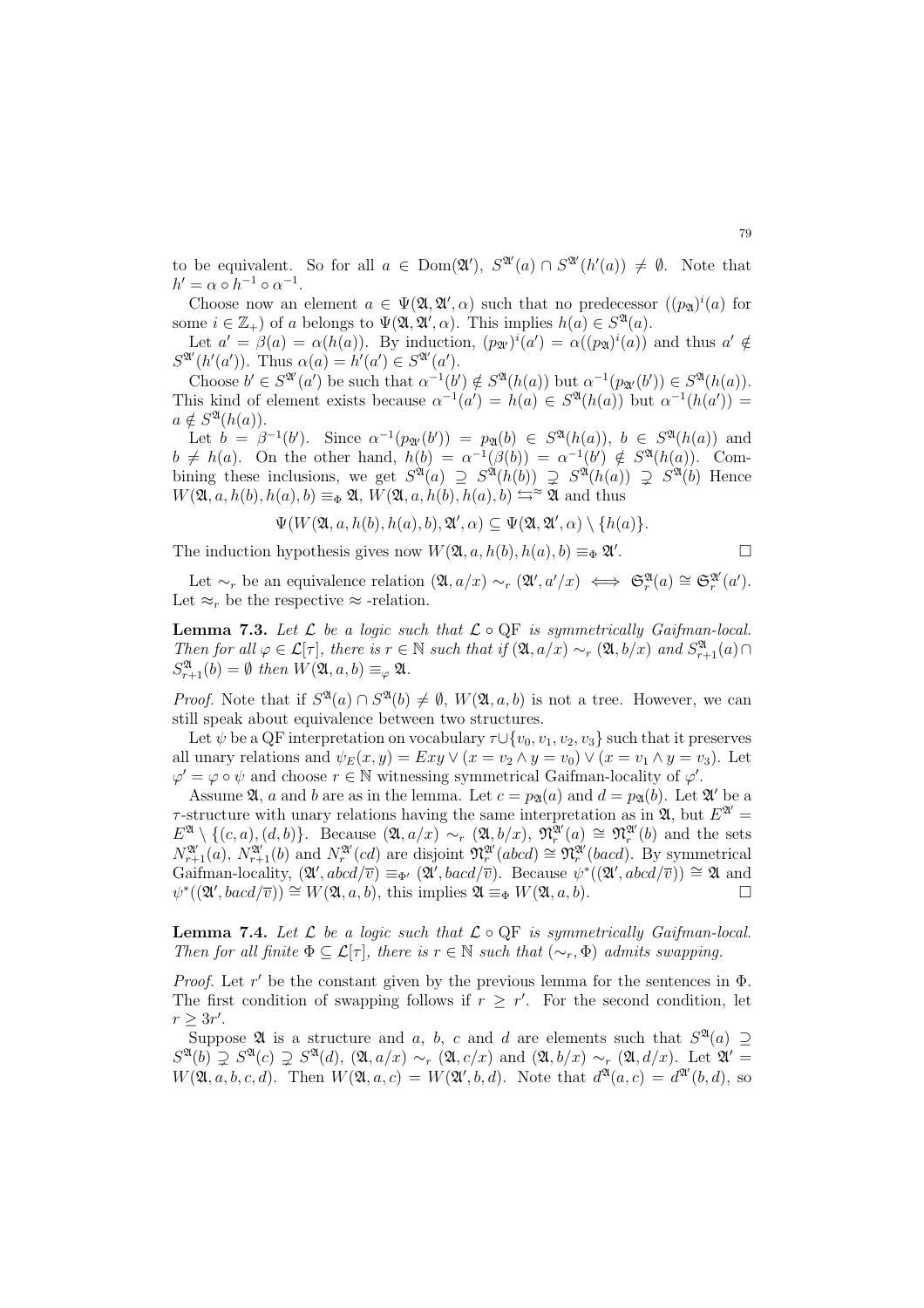to be equivalent. So for all $a \in \mathrm{Dom}(\mathfrak{A}')$, $S^{\mathfrak{A}'}(a) \cap S^{\mathfrak{A}'}(h'(a)) \neq \emptyset$. Note that $h' = \alpha \circ h^{-1} \circ \alpha^{-1}$.

Choose now an element $a \in \Psi(\mathfrak{A}, \mathfrak{A}', \alpha)$ such that no predecessor $((p_{\mathfrak{A}})^i(a)$ for some $i \in \mathbb{Z}_+$) of $a$ belongs to $\Psi(\mathfrak{A}, \mathfrak{A}', \alpha)$. This implies $h(a) \in S^{\mathfrak{A}}(a)$.

Let $a' = \beta(a) = \alpha(h(a))$. By induction, $(p_{\mathfrak{A}'})^i(a') = \alpha((p_{\mathfrak{A}})^i(a))$ and thus $a' \notin S^{\mathfrak{A}'}(h'(a'))$. Thus $\alpha(a) = h'(a') \in S^{\mathfrak{A}'}(a')$.

Choose $b' \in S^{\mathfrak{A}'}(a')$ be such that $\alpha^{-1}(b') \notin S^{\mathfrak{A}}(h(a))$ but $\alpha^{-1}(p_{\mathfrak{A}'}(b')) \in S^{\mathfrak{A}}(h(a))$. This kind of element exists because $\alpha^{-1}(a') = h(a) \in S^{\mathfrak{A}}(h(a))$ but $\alpha^{-1}(h(a')) = a \notin S^{\mathfrak{A}}(h(a))$.

Let $b = \beta^{-1}(b')$. Since $\alpha^{-1}(p_{\mathfrak{A}'}(b')) = p_{\mathfrak{A}}(b) \in S^{\mathfrak{A}}(h(a))$, $b \in S^{\mathfrak{A}}(h(a))$ and $b \neq h(a)$. On the other hand, $h(b) = \alpha^{-1}(\beta(b)) = \alpha^{-1}(b') \notin S^{\mathfrak{A}}(h(a))$. Combining these inclusions, we get $S^{\mathfrak{A}}(a) \supseteq S^{\mathfrak{A}}(h(b)) \supsetneq S^{\mathfrak{A}}(h(a)) \supsetneq S^{\mathfrak{A}}(b)$ Hence $W(\mathfrak{A}, a, h(b), h(a), b) \equiv_{\Phi} \mathfrak{A}$, $W(\mathfrak{A}, a, h(b), h(a), b) \leftrightarrows^{\approx} \mathfrak{A}$ and thus

$$\Psi(W(\mathfrak{A}, a, h(b), h(a), b), \mathfrak{A}', \alpha) \subseteq \Psi(\mathfrak{A}, \mathfrak{A}', \alpha) \setminus \{h(a)\}.$$

The induction hypothesis gives now $W(\mathfrak{A}, a, h(b), h(a), b) \equiv_{\Phi} \mathfrak{A}'$. □

Let $\sim_r$ be an equivalence relation $(\mathfrak{A}, a/x) \sim_r (\mathfrak{A}', a'/x) \iff \mathfrak{S}^{\mathfrak{A}}_r(a) \cong \mathfrak{S}^{\mathfrak{A}'}_r(a')$. Let $\approx_r$ be the respective $\approx$ -relation.

**Lemma 7.3.** *Let $\mathcal{L}$ be a logic such that $\mathcal{L} \circ \mathrm{QF}$ is symmetrically Gaifman-local. Then for all $\varphi \in \mathcal{L}[\tau]$, there is $r \in \mathbb{N}$ such that if $(\mathfrak{A}, a/x) \sim_r (\mathfrak{A}, b/x)$ and $S^{\mathfrak{A}}_{r+1}(a) \cap S^{\mathfrak{A}}_{r+1}(b) = \emptyset$ then $W(\mathfrak{A}, a, b) \equiv_{\varphi} \mathfrak{A}$.*

*Proof.* Note that if $S^{\mathfrak{A}}(a) \cap S^{\mathfrak{A}}(b) \neq \emptyset$, $W(\mathfrak{A}, a, b)$ is not a tree. However, we can still speak about equivalence between two structures.

Let $\psi$ be a QF interpretation on vocabulary $\tau \cup \{v_0, v_1, v_2, v_3\}$ such that it preserves all unary relations and $\psi_E(x, y) = Exy \vee (x = v_2 \wedge y = v_0) \vee (x = v_1 \wedge y = v_3)$. Let $\varphi' = \varphi \circ \psi$ and choose $r \in \mathbb{N}$ witnessing symmetrical Gaifman-locality of $\varphi'$.

Assume $\mathfrak{A}$, $a$ and $b$ are as in the lemma. Let $c = p_{\mathfrak{A}}(a)$ and $d = p_{\mathfrak{A}}(b)$. Let $\mathfrak{A}'$ be a $\tau$-structure with unary relations having the same interpretation as in $\mathfrak{A}$, but $E^{\mathfrak{A}'} = E^{\mathfrak{A}} \setminus \{(c, a), (d, b)\}$. Because $(\mathfrak{A}, a/x) \sim_r (\mathfrak{A}, b/x)$, $\mathfrak{N}^{\mathfrak{A}'}_r(a) \cong \mathfrak{N}^{\mathfrak{A}'}_r(b)$ and the sets $N^{\mathfrak{A}'}_{r+1}(a)$, $N^{\mathfrak{A}'}_{r+1}(b)$ and $N^{\mathfrak{A}'}_r(cd)$ are disjoint $\mathfrak{N}^{\mathfrak{A}'}_r(abcd) \cong \mathfrak{N}^{\mathfrak{A}'}_r(bacd)$. By symmetrical Gaifman-locality, $(\mathfrak{A}', abcd/\overline{v}) \equiv_{\Phi'} (\mathfrak{A}', bacd/\overline{v})$. Because $\psi^*((\mathfrak{A}', abcd/\overline{v})) \cong \mathfrak{A}$ and $\psi^*((\mathfrak{A}', bacd/\overline{v})) \cong W(\mathfrak{A}, a, b)$, this implies $\mathfrak{A} \equiv_{\Phi} W(\mathfrak{A}, a, b)$. □

**Lemma 7.4.** *Let $\mathcal{L}$ be a logic such that $\mathcal{L} \circ \mathrm{QF}$ is symmetrically Gaifman-local. Then for all finite $\Phi \subseteq \mathcal{L}[\tau]$, there is $r \in \mathbb{N}$ such that $(\sim_r, \Phi)$ admits swapping.*

*Proof.* Let $r'$ be the constant given by the previous lemma for the sentences in $\Phi$. The first condition of swapping follows if $r \geq r'$. For the second condition, let $r \geq 3r'$.

Suppose $\mathfrak{A}$ is a structure and $a$, $b$, $c$ and $d$ are elements such that $S^{\mathfrak{A}}(a) \supseteq S^{\mathfrak{A}}(b) \supsetneq S^{\mathfrak{A}}(c) \supsetneq S^{\mathfrak{A}}(d)$, $(\mathfrak{A}, a/x) \sim_r (\mathfrak{A}, c/x)$ and $(\mathfrak{A}, b/x) \sim_r (\mathfrak{A}, d/x)$. Let $\mathfrak{A}' = W(\mathfrak{A}, a, b, c, d)$. Then $W(\mathfrak{A}, a, c) = W(\mathfrak{A}', b, d)$. Note that $d^{\mathfrak{A}}(a, c) = d^{\mathfrak{A}'}(b, d)$, so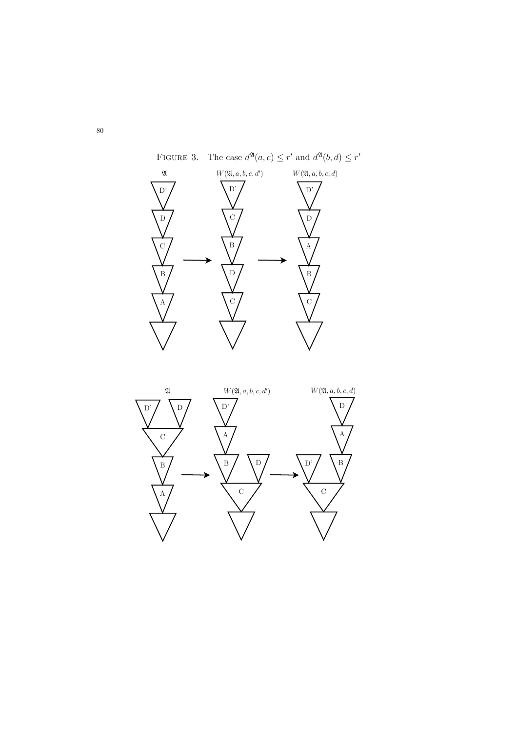Figure 3. The case $d^{\mathfrak{A}}(a,c) \leq r'$ and $d^{\mathfrak{A}}(b,d) \leq r'$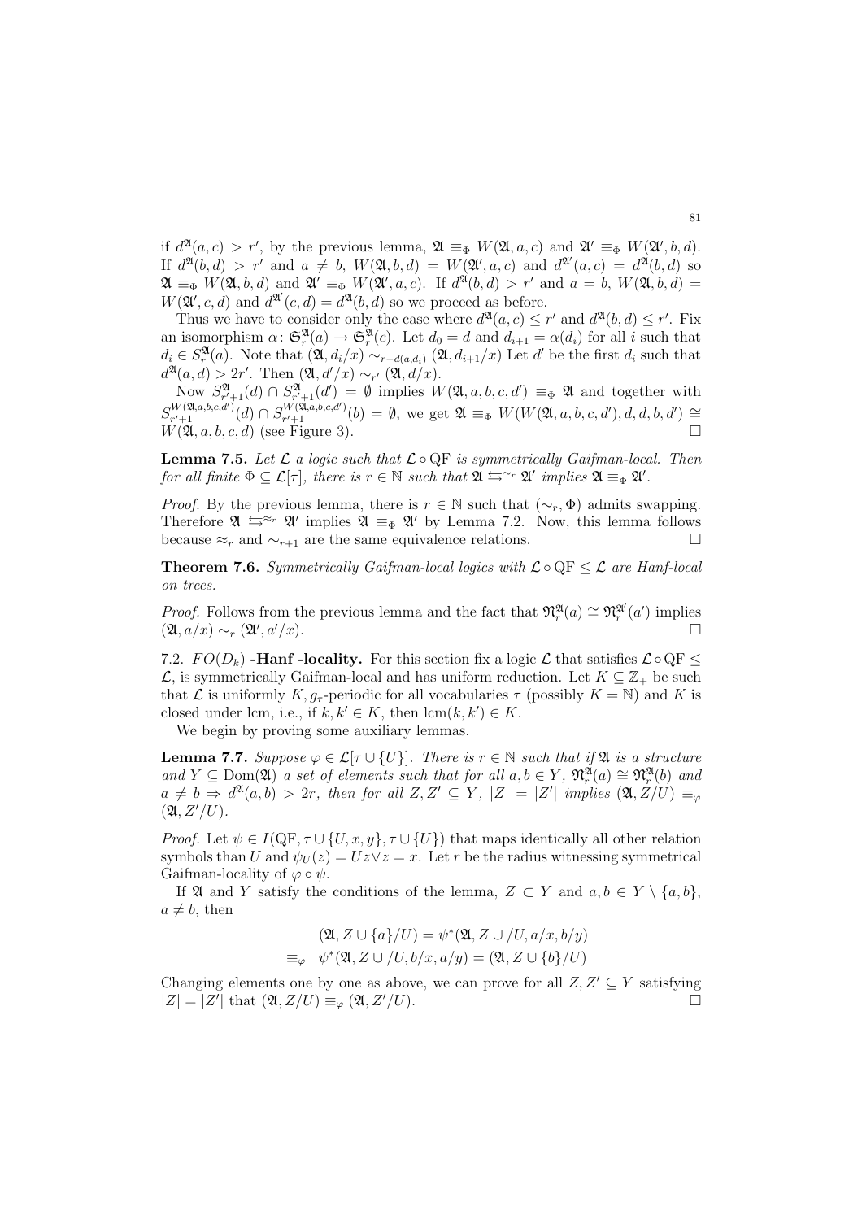if $d^{\mathfrak{A}}(a,c) > r'$, by the previous lemma, $\mathfrak{A} \equiv_\Phi W(\mathfrak{A},a,c)$ and $\mathfrak{A}' \equiv_\Phi W(\mathfrak{A}',b,d)$. If $d^{\mathfrak{A}}(b,d) > r'$ and $a \neq b$, $W(\mathfrak{A},b,d) = W(\mathfrak{A}',a,c)$ and $d^{\mathfrak{A}'}(a,c) = d^{\mathfrak{A}}(b,d)$ so $\mathfrak{A} \equiv_\Phi W(\mathfrak{A},b,d)$ and $\mathfrak{A}' \equiv_\Phi W(\mathfrak{A}',a,c)$. If $d^{\mathfrak{A}}(b,d) > r'$ and $a = b$, $W(\mathfrak{A},b,d) = W(\mathfrak{A}',c,d)$ and $d^{\mathfrak{A}'}(c,d) = d^{\mathfrak{A}}(b,d)$ so we proceed as before.

Thus we have to consider only the case where $d^{\mathfrak{A}}(a,c) \leq r'$ and $d^{\mathfrak{A}}(b,d) \leq r'$. Fix an isomorphism $\alpha\colon \mathfrak{S}^{\mathfrak{A}}_r(a) \to \mathfrak{S}^{\mathfrak{A}}_r(c)$. Let $d_0 = d$ and $d_{i+1} = \alpha(d_i)$ for all $i$ such that $d_i \in S^{\mathfrak{A}}_r(a)$. Note that $(\mathfrak{A}, d_i/x) \sim_{r-d(a,d_i)} (\mathfrak{A}, d_{i+1}/x)$ Let $d'$ be the first $d_i$ such that $d^{\mathfrak{A}}(a,d) > 2r'$. Then $(\mathfrak{A}, d'/x) \sim_{r'} (\mathfrak{A}, d/x)$.

Now $S^{\mathfrak{A}}_{r'+1}(d) \cap S^{\mathfrak{A}}_{r'+1}(d') = \emptyset$ implies $W(\mathfrak{A},a,b,c,d') \equiv_\Phi \mathfrak{A}$ and together with $S^{W(\mathfrak{A},a,b,c,d')}_{r'+1}(d) \cap S^{W(\mathfrak{A},a,b,c,d')}_{r'+1}(b) = \emptyset$, we get $\mathfrak{A} \equiv_\Phi W(W(\mathfrak{A},a,b,c,d'),d,d,b,d') \cong W(\mathfrak{A},a,b,c,d)$ (see Figure 3). $\square$

**Lemma 7.5.** *Let $\mathcal{L}$ a logic such that $\mathcal{L} \circ \mathrm{QF}$ is symmetrically Gaifman-local. Then for all finite $\Phi \subseteq \mathcal{L}[\tau]$, there is $r \in \mathbb{N}$ such that $\mathfrak{A} \leftrightarrows^{\sim_r} \mathfrak{A}'$ implies $\mathfrak{A} \equiv_\Phi \mathfrak{A}'$.*

*Proof.* By the previous lemma, there is $r \in \mathbb{N}$ such that $(\sim_r, \Phi)$ admits swapping. Therefore $\mathfrak{A} \leftrightarrows^{\approx_r} \mathfrak{A}'$ implies $\mathfrak{A} \equiv_\Phi \mathfrak{A}'$ by Lemma 7.2. Now, this lemma follows because $\approx_r$ and $\sim_{r+1}$ are the same equivalence relations. $\square$

**Theorem 7.6.** *Symmetrically Gaifman-local logics with $\mathcal{L} \circ \mathrm{QF} \leq \mathcal{L}$ are Hanf-local on trees.*

*Proof.* Follows from the previous lemma and the fact that $\mathfrak{N}^{\mathfrak{A}}_r(a) \cong \mathfrak{N}^{\mathfrak{A}'}_r(a')$ implies $(\mathfrak{A}, a/x) \sim_r (\mathfrak{A}', a'/x)$. $\square$

7.2. **$FO(D_k)$ -Hanf -locality.** For this section fix a logic $\mathcal{L}$ that satisfies $\mathcal{L} \circ \mathrm{QF} \leq \mathcal{L}$, is symmetrically Gaifman-local and has uniform reduction. Let $K \subseteq \mathbb{Z}_+$ be such that $\mathcal{L}$ is uniformly $K, g_r$-periodic for all vocabularies $\tau$ (possibly $K = \mathbb{N}$) and $K$ is closed under lcm, i.e., if $k, k' \in K$, then $\mathrm{lcm}(k,k') \in K$.

We begin by proving some auxiliary lemmas.

**Lemma 7.7.** *Suppose $\varphi \in \mathcal{L}[\tau \cup \{U\}]$. There is $r \in \mathbb{N}$ such that if $\mathfrak{A}$ is a structure and $Y \subseteq \mathrm{Dom}(\mathfrak{A})$ a set of elements such that for all $a, b \in Y$, $\mathfrak{N}^{\mathfrak{A}}_r(a) \cong \mathfrak{N}^{\mathfrak{A}}_r(b)$ and $a \neq b \Rightarrow d^{\mathfrak{A}}(a,b) > 2r$, then for all $Z, Z' \subseteq Y$, $|Z| = |Z'|$ implies $(\mathfrak{A}, Z/U) \equiv_\varphi (\mathfrak{A}, Z'/U)$.*

*Proof.* Let $\psi \in I(\mathrm{QF}, \tau \cup \{U, x, y\}, \tau \cup \{U\})$ that maps identically all other relation symbols than $U$ and $\psi_U(z) = Uz \vee z = x$. Let $r$ be the radius witnessing symmetrical Gaifman-locality of $\varphi \circ \psi$.

If $\mathfrak{A}$ and $Y$ satisfy the conditions of the lemma, $Z \subset Y$ and $a, b \in Y \setminus \{a,b\}$, $a \neq b$, then

$$
\begin{aligned}
&(\mathfrak{A}, Z \cup \{a\}/U) = \psi^*(\mathfrak{A}, Z \cup /U, a/x, b/y) \\
\equiv_\varphi \quad &\psi^*(\mathfrak{A}, Z \cup /U, b/x, a/y) = (\mathfrak{A}, Z \cup \{b\}/U)
\end{aligned}
$$

Changing elements one by one as above, we can prove for all $Z, Z' \subseteq Y$ satisfying $|Z| = |Z'|$ that $(\mathfrak{A}, Z/U) \equiv_\varphi (\mathfrak{A}, Z'/U)$. $\square$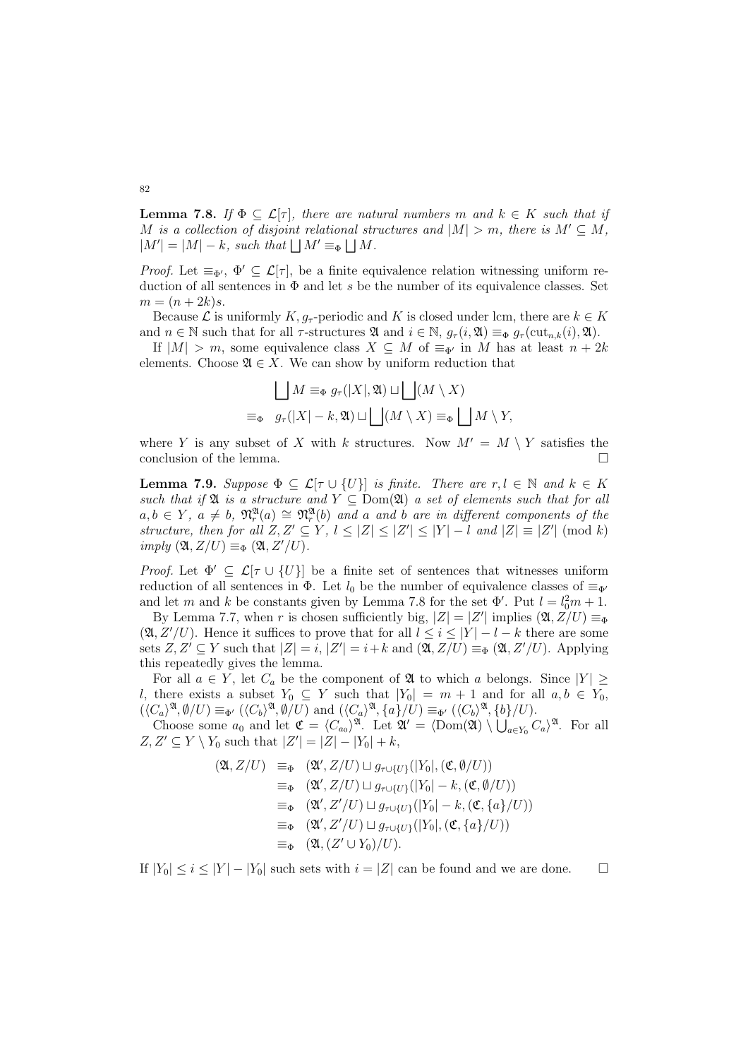**Lemma 7.8.** *If $\Phi \subseteq \mathcal{L}[\tau]$, there are natural numbers $m$ and $k \in K$ such that if $M$ is a collection of disjoint relational structures and $|M| > m$, there is $M' \subseteq M$, $|M'| = |M| - k$, such that $\bigsqcup M' \equiv_\Phi \bigsqcup M$.*

*Proof.* Let $\equiv_{\Phi'}$, $\Phi' \subseteq \mathcal{L}[\tau]$, be a finite equivalence relation witnessing uniform reduction of all sentences in $\Phi$ and let $s$ be the number of its equivalence classes. Set $m = (n + 2k)s$.

Because $\mathcal{L}$ is uniformly $K, g_\tau$-periodic and $K$ is closed under lcm, there are $k \in K$ and $n \in \mathbb{N}$ such that for all $\tau$-structures $\mathfrak{A}$ and $i \in \mathbb{N}$, $g_\tau(i, \mathfrak{A}) \equiv_\Phi g_\tau(\mathrm{cut}_{n,k}(i), \mathfrak{A})$.

If $|M| > m$, some equivalence class $X \subseteq M$ of $\equiv_{\Phi'}$ in $M$ has at least $n + 2k$ elements. Choose $\mathfrak{A} \in X$. We can show by uniform reduction that

$$\bigsqcup M \equiv_\Phi g_\tau(|X|, \mathfrak{A}) \sqcup \bigsqcup (M \setminus X)$$
$$\equiv_\Phi \quad g_\tau(|X| - k, \mathfrak{A}) \sqcup \bigsqcup (M \setminus X) \equiv_\Phi \bigsqcup M \setminus Y,$$

where $Y$ is any subset of $X$ with $k$ structures. Now $M' = M \setminus Y$ satisfies the conclusion of the lemma. $\square$

**Lemma 7.9.** *Suppose $\Phi \subseteq \mathcal{L}[\tau \cup \{U\}]$ is finite. There are $r, l \in \mathbb{N}$ and $k \in K$ such that if $\mathfrak{A}$ is a structure and $Y \subseteq \mathrm{Dom}(\mathfrak{A})$ a set of elements such that for all $a, b \in Y$, $a \neq b$, $\mathfrak{N}_r^{\mathfrak{A}}(a) \cong \mathfrak{N}_r^{\mathfrak{A}}(b)$ and $a$ and $b$ are in different components of the structure, then for all $Z, Z' \subseteq Y$, $l \leq |Z| \leq |Z'| \leq |Y| - l$ and $|Z| \equiv |Z'| \pmod{k}$ imply $(\mathfrak{A}, Z/U) \equiv_\Phi (\mathfrak{A}, Z'/U)$.*

*Proof.* Let $\Phi' \subseteq \mathcal{L}[\tau \cup \{U\}]$ be a finite set of sentences that witnesses uniform reduction of all sentences in $\Phi$. Let $l_0$ be the number of equivalence classes of $\equiv_{\Phi'}$ and let $m$ and $k$ be constants given by Lemma 7.8 for the set $\Phi'$. Put $l = l_0^2 m + 1$.

By Lemma 7.7, when $r$ is chosen sufficiently big, $|Z| = |Z'|$ implies $(\mathfrak{A}, Z/U) \equiv_\Phi (\mathfrak{A}, Z'/U)$. Hence it suffices to prove that for all $l \leq i \leq |Y| - l - k$ there are some sets $Z, Z' \subseteq Y$ such that $|Z| = i$, $|Z'| = i + k$ and $(\mathfrak{A}, Z/U) \equiv_\Phi (\mathfrak{A}, Z'/U)$. Applying this repeatedly gives the lemma.

For all $a \in Y$, let $C_a$ be the component of $\mathfrak{A}$ to which $a$ belongs. Since $|Y| \geq l$, there exists a subset $Y_0 \subseteq Y$ such that $|Y_0| = m + 1$ and for all $a, b \in Y_0$, $(\langle C_a \rangle^{\mathfrak{A}}, \emptyset/U) \equiv_{\Phi'} (\langle C_b \rangle^{\mathfrak{A}}, \emptyset/U)$ and $(\langle C_a \rangle^{\mathfrak{A}}, \{a\}/U) \equiv_{\Phi'} (\langle C_b \rangle^{\mathfrak{A}}, \{b\}/U)$.

Choose some $a_0$ and let $\mathfrak{C} = \langle C_{a_0} \rangle^{\mathfrak{A}}$. Let $\mathfrak{A}' = \langle \mathrm{Dom}(\mathfrak{A}) \setminus \bigcup_{a \in Y_0} C_a \rangle^{\mathfrak{A}}$. For all $Z, Z' \subseteq Y \setminus Y_0$ such that $|Z'| = |Z| - |Y_0| + k$,

$$\begin{aligned}
(\mathfrak{A}, Z/U) \quad &\equiv_\Phi \quad (\mathfrak{A}', Z/U) \sqcup g_{\tau \cup \{U\}}(|Y_0|, (\mathfrak{C}, \emptyset/U)) \\
&\equiv_\Phi \quad (\mathfrak{A}', Z/U) \sqcup g_{\tau \cup \{U\}}(|Y_0| - k, (\mathfrak{C}, \emptyset/U)) \\
&\equiv_\Phi \quad (\mathfrak{A}', Z'/U) \sqcup g_{\tau \cup \{U\}}(|Y_0| - k, (\mathfrak{C}, \{a\}/U)) \\
&\equiv_\Phi \quad (\mathfrak{A}', Z'/U) \sqcup g_{\tau \cup \{U\}}(|Y_0|, (\mathfrak{C}, \{a\}/U)) \\
&\equiv_\Phi \quad (\mathfrak{A}, (Z' \cup Y_0)/U).
\end{aligned}$$

If $|Y_0| \leq i \leq |Y| - |Y_0|$ such sets with $i = |Z|$ can be found and we are done. $\square$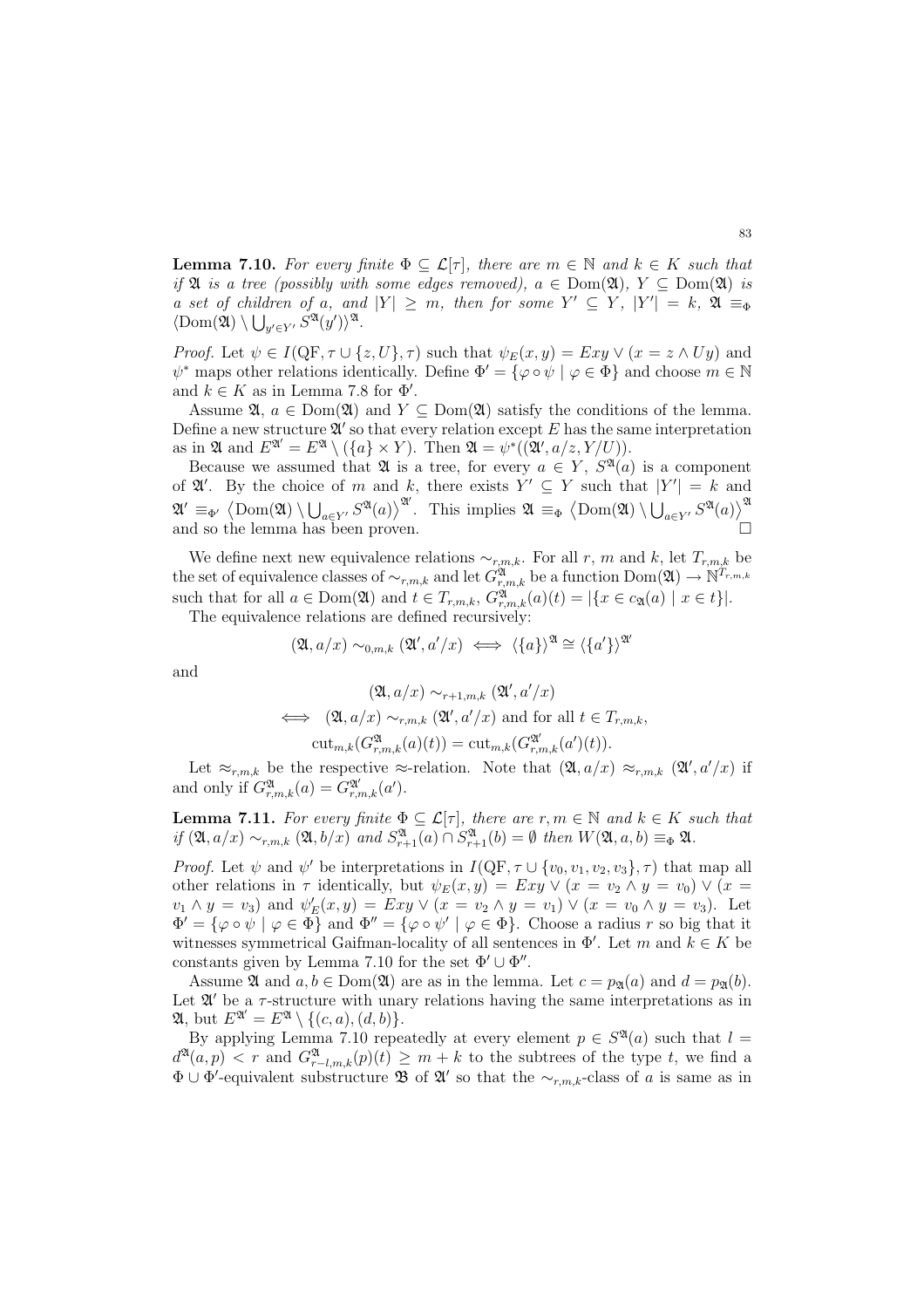**Lemma 7.10.** *For every finite $\Phi \subseteq \mathcal{L}[\tau]$, there are $m \in \mathbb{N}$ and $k \in K$ such that if $\mathfrak{A}$ is a tree (possibly with some edges removed), $a \in \mathrm{Dom}(\mathfrak{A})$, $Y \subseteq \mathrm{Dom}(\mathfrak{A})$ is a set of children of $a$, and $|Y| \geq m$, then for some $Y' \subseteq Y$, $|Y'| = k$, $\mathfrak{A} \equiv_\Phi \langle \mathrm{Dom}(\mathfrak{A}) \setminus \bigcup_{y' \in Y'} S^{\mathfrak{A}}(y') \rangle^{\mathfrak{A}}$.*

*Proof.* Let $\psi \in I(\mathrm{QF}, \tau \cup \{z, U\}, \tau)$ such that $\psi_E(x,y) = Exy \vee (x = z \wedge Uy)$ and $\psi^*$ maps other relations identically. Define $\Phi' = \{\varphi \circ \psi \mid \varphi \in \Phi\}$ and choose $m \in \mathbb{N}$ and $k \in K$ as in Lemma 7.8 for $\Phi'$.

Assume $\mathfrak{A}$, $a \in \mathrm{Dom}(\mathfrak{A})$ and $Y \subseteq \mathrm{Dom}(\mathfrak{A})$ satisfy the conditions of the lemma. Define a new structure $\mathfrak{A}'$ so that every relation except $E$ has the same interpretation as in $\mathfrak{A}$ and $E^{\mathfrak{A}'} = E^{\mathfrak{A}} \setminus (\{a\} \times Y)$. Then $\mathfrak{A} = \psi^*((\mathfrak{A}', a/z, Y/U))$.

Because we assumed that $\mathfrak{A}$ is a tree, for every $a \in Y$, $S^{\mathfrak{A}}(a)$ is a component of $\mathfrak{A}'$. By the choice of $m$ and $k$, there exists $Y' \subseteq Y$ such that $|Y'| = k$ and $\mathfrak{A}' \equiv_{\Phi'} \langle \mathrm{Dom}(\mathfrak{A}) \setminus \bigcup_{a \in Y'} S^{\mathfrak{A}}(a) \rangle^{\mathfrak{A}'}$. This implies $\mathfrak{A} \equiv_\Phi \langle \mathrm{Dom}(\mathfrak{A}) \setminus \bigcup_{a \in Y'} S^{\mathfrak{A}}(a) \rangle^{\mathfrak{A}}$ and so the lemma has been proven. $\square$

We define next new equivalence relations $\sim_{r,m,k}$. For all $r$, $m$ and $k$, let $T_{r,m,k}$ be the set of equivalence classes of $\sim_{r,m,k}$ and let $G^{\mathfrak{A}}_{r,m,k}$ be a function $\mathrm{Dom}(\mathfrak{A}) \to \mathbb{N}^{T_{r,m,k}}$ such that for all $a \in \mathrm{Dom}(\mathfrak{A})$ and $t \in T_{r,m,k}$, $G^{\mathfrak{A}}_{r,m,k}(a)(t) = |\{x \in c_{\mathfrak{A}}(a) \mid x \in t\}|$.

The equivalence relations are defined recursively:

$$(\mathfrak{A}, a/x) \sim_{0,m,k} (\mathfrak{A}', a'/x) \iff \langle\{a\}\rangle^{\mathfrak{A}} \cong \langle\{a'\}\rangle^{\mathfrak{A}'}$$

and

$$\begin{aligned}
&(\mathfrak{A}, a/x) \sim_{r+1,m,k} (\mathfrak{A}', a'/x) \\
\iff \quad &(\mathfrak{A}, a/x) \sim_{r,m,k} (\mathfrak{A}', a'/x) \text{ and for all } t \in T_{r,m,k}, \\
&\mathrm{cut}_{m,k}(G^{\mathfrak{A}}_{r,m,k}(a)(t)) = \mathrm{cut}_{m,k}(G^{\mathfrak{A}'}_{r,m,k}(a')(t)).
\end{aligned}$$

Let $\approx_{r,m,k}$ be the respective $\approx$-relation. Note that $(\mathfrak{A}, a/x) \approx_{r,m,k} (\mathfrak{A}', a'/x)$ if and only if $G^{\mathfrak{A}}_{r,m,k}(a) = G^{\mathfrak{A}'}_{r,m,k}(a')$.

**Lemma 7.11.** *For every finite $\Phi \subseteq \mathcal{L}[\tau]$, there are $r, m \in \mathbb{N}$ and $k \in K$ such that if $(\mathfrak{A}, a/x) \sim_{r,m,k} (\mathfrak{A}, b/x)$ and $S^{\mathfrak{A}}_{r+1}(a) \cap S^{\mathfrak{A}}_{r+1}(b) = \emptyset$ then $W(\mathfrak{A}, a, b) \equiv_\Phi \mathfrak{A}$.*

*Proof.* Let $\psi$ and $\psi'$ be interpretations in $I(\mathrm{QF}, \tau \cup \{v_0, v_1, v_2, v_3\}, \tau)$ that map all other relations in $\tau$ identically, but $\psi_E(x,y) = Exy \vee (x = v_2 \wedge y = v_0) \vee (x = v_1 \wedge y = v_3)$ and $\psi'_E(x,y) = Exy \vee (x = v_2 \wedge y = v_1) \vee (x = v_0 \wedge y = v_3)$. Let $\Phi' = \{\varphi \circ \psi \mid \varphi \in \Phi\}$ and $\Phi'' = \{\varphi \circ \psi' \mid \varphi \in \Phi\}$. Choose a radius $r$ so big that it witnesses symmetrical Gaifman-locality of all sentences in $\Phi'$. Let $m$ and $k \in K$ be constants given by Lemma 7.10 for the set $\Phi' \cup \Phi''$.

Assume $\mathfrak{A}$ and $a, b \in \mathrm{Dom}(\mathfrak{A})$ are as in the lemma. Let $c = p_{\mathfrak{A}}(a)$ and $d = p_{\mathfrak{A}}(b)$. Let $\mathfrak{A}'$ be a $\tau$-structure with unary relations having the same interpretations as in $\mathfrak{A}$, but $E^{\mathfrak{A}'} = E^{\mathfrak{A}} \setminus \{(c,a), (d,b)\}$.

By applying Lemma 7.10 repeatedly at every element $p \in S^{\mathfrak{A}}(a)$ such that $l = d^{\mathfrak{A}}(a,p) < r$ and $G^{\mathfrak{A}}_{r-l,m,k}(p)(t) \geq m + k$ to the subtrees of the type $t$, we find a $\Phi \cup \Phi'$-equivalent substructure $\mathfrak{B}$ of $\mathfrak{A}'$ so that the $\sim_{r,m,k}$-class of $a$ is same as in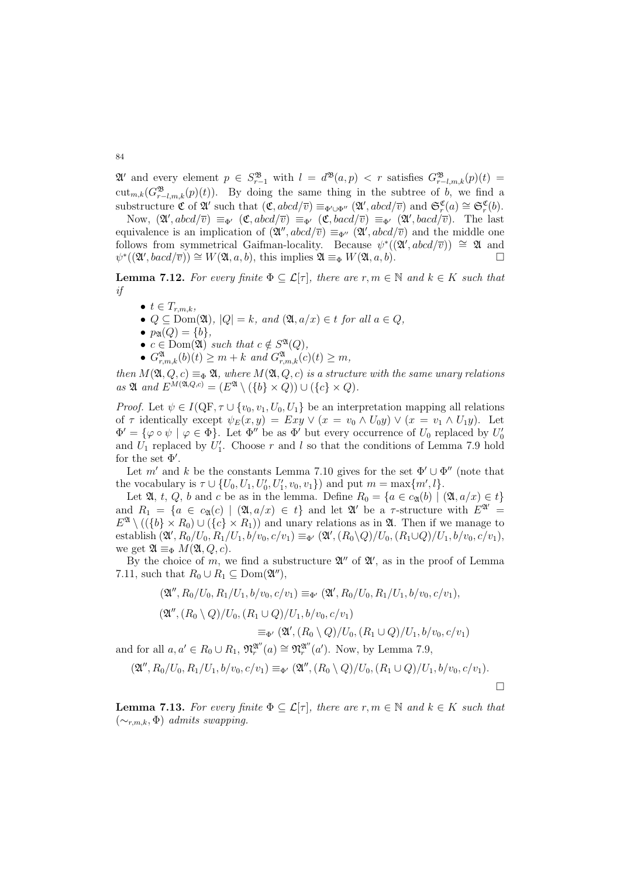$\mathfrak{A}'$ and every element $p \in S^{\mathfrak{B}}_{r-1}$ with $l = d^{\mathfrak{B}}(a,p) < r$ satisfies $G^{\mathfrak{B}}_{r-l,m,k}(p)(t) = \mathrm{cut}_{m,k}(G^{\mathfrak{B}}_{r-l,m,k}(p)(t))$. By doing the same thing in the subtree of $b$, we find a substructure $\mathfrak{C}$ of $\mathfrak{A}'$ such that $(\mathfrak{C}, abcd/\overline{v}) \equiv_{\Phi' \cup \Phi''} (\mathfrak{A}', abcd/\overline{v})$ and $\mathfrak{S}^{\mathfrak{C}}_r(a) \cong \mathfrak{S}^{\mathfrak{C}}_r(b)$.

Now, $(\mathfrak{A}', abcd/\overline{v}) \equiv_{\Phi'} (\mathfrak{C}, abcd/\overline{v}) \equiv_{\Phi'} (\mathfrak{C}, bacd/\overline{v}) \equiv_{\Phi'} (\mathfrak{A}', bacd/\overline{v})$. The last equivalence is an implication of $(\mathfrak{A}'', abcd/\overline{v}) \equiv_{\Phi''} (\mathfrak{A}', abcd/\overline{v})$ and the middle one follows from symmetrical Gaifman-locality. Because $\psi^*((\mathfrak{A}', abcd/\overline{v})) \cong \mathfrak{A}$ and $\psi^*((\mathfrak{A}', bacd/\overline{v})) \cong W(\mathfrak{A}, a, b)$, this implies $\mathfrak{A} \equiv_{\Phi} W(\mathfrak{A}, a, b)$. □

**Lemma 7.12.** *For every finite $\Phi \subseteq \mathcal{L}[\tau]$, there are $r, m \in \mathbb{N}$ and $k \in K$ such that if*

- $t \in T_{r,m,k}$,
- $Q \subseteq \mathrm{Dom}(\mathfrak{A})$, $|Q| = k$, *and* $(\mathfrak{A}, a/x) \in t$ *for all* $a \in Q$,
- $p_{\mathfrak{A}}(Q) = \{b\}$,
- $c \in \mathrm{Dom}(\mathfrak{A})$ *such that* $c \notin S^{\mathfrak{A}}(Q)$,
- $G^{\mathfrak{A}}_{r,m,k}(b)(t) \geq m + k$ *and* $G^{\mathfrak{A}}_{r,m,k}(c)(t) \geq m$,

*then $M(\mathfrak{A}, Q, c) \equiv_{\Phi} \mathfrak{A}$, where $M(\mathfrak{A}, Q, c)$ is a structure with the same unary relations as $\mathfrak{A}$ and $E^{M(\mathfrak{A},Q,c)} = (E^{\mathfrak{A}} \setminus (\{b\} \times Q)) \cup (\{c\} \times Q)$.*

*Proof.* Let $\psi \in I(\mathrm{QF}, \tau \cup \{v_0, v_1, U_0, U_1\}$ be an interpretation mapping all relations of $\tau$ identically except $\psi_E(x, y) = Exy \vee (x = v_0 \wedge U_0 y) \vee (x = v_1 \wedge U_1 y)$. Let $\Phi' = \{\varphi \circ \psi \mid \varphi \in \Phi\}$. Let $\Phi''$ be as $\Phi'$ but every occurrence of $U_0$ replaced by $U'_0$ and $U_1$ replaced by $U'_1$. Choose $r$ and $l$ so that the conditions of Lemma 7.9 hold for the set $\Phi'$.

Let $m'$ and $k$ be the constants Lemma 7.10 gives for the set $\Phi' \cup \Phi''$ (note that the vocabulary is $\tau \cup \{U_0, U_1, U'_0, U'_1, v_0, v_1\}$) and put $m = \max\{m', l\}$.

Let $\mathfrak{A}$, $t$, $Q$, $b$ and $c$ be as in the lemma. Define $R_0 = \{a \in c_{\mathfrak{A}}(b) \mid (\mathfrak{A}, a/x) \in t\}$ and $R_1 = \{a \in c_{\mathfrak{A}}(c) \mid (\mathfrak{A}, a/x) \in t\}$ and let $\mathfrak{A}'$ be a $\tau$-structure with $E^{\mathfrak{A}'} = E^{\mathfrak{A}} \setminus ((\{b\} \times R_0) \cup (\{c\} \times R_1))$ and unary relations as in $\mathfrak{A}$. Then if we manage to establish $(\mathfrak{A}', R_0/U_0, R_1/U_1, b/v_0, c/v_1) \equiv_{\Phi'} (\mathfrak{A}', (R_0 \setminus Q)/U_0, (R_1 \cup Q)/U_1, b/v_0, c/v_1)$, we get $\mathfrak{A} \equiv_{\Phi} M(\mathfrak{A}, Q, c)$.

By the choice of $m$, we find a substructure $\mathfrak{A}''$ of $\mathfrak{A}'$, as in the proof of Lemma 7.11, such that $R_0 \cup R_1 \subseteq \mathrm{Dom}(\mathfrak{A}'')$,

$$(\mathfrak{A}'', R_0/U_0, R_1/U_1, b/v_0, c/v_1) \equiv_{\Phi'} (\mathfrak{A}', R_0/U_0, R_1/U_1, b/v_0, c/v_1),$$

$$(\mathfrak{A}'', (R_0 \setminus Q)/U_0, (R_1 \cup Q)/U_1, b/v_0, c/v_1)$$
$$\equiv_{\Phi'} (\mathfrak{A}', (R_0 \setminus Q)/U_0, (R_1 \cup Q)/U_1, b/v_0, c/v_1)$$

and for all $a, a' \in R_0 \cup R_1$, $\mathfrak{N}^{\mathfrak{A}''}_r(a) \cong \mathfrak{N}^{\mathfrak{A}''}_r(a')$. Now, by Lemma 7.9,

$$(\mathfrak{A}'', R_0/U_0, R_1/U_1, b/v_0, c/v_1) \equiv_{\Phi'} (\mathfrak{A}'', (R_0 \setminus Q)/U_0, (R_1 \cup Q)/U_1, b/v_0, c/v_1).$$

□

**Lemma 7.13.** *For every finite $\Phi \subseteq \mathcal{L}[\tau]$, there are $r, m \in \mathbb{N}$ and $k \in K$ such that $(\sim_{r,m,k}, \Phi)$ admits swapping.*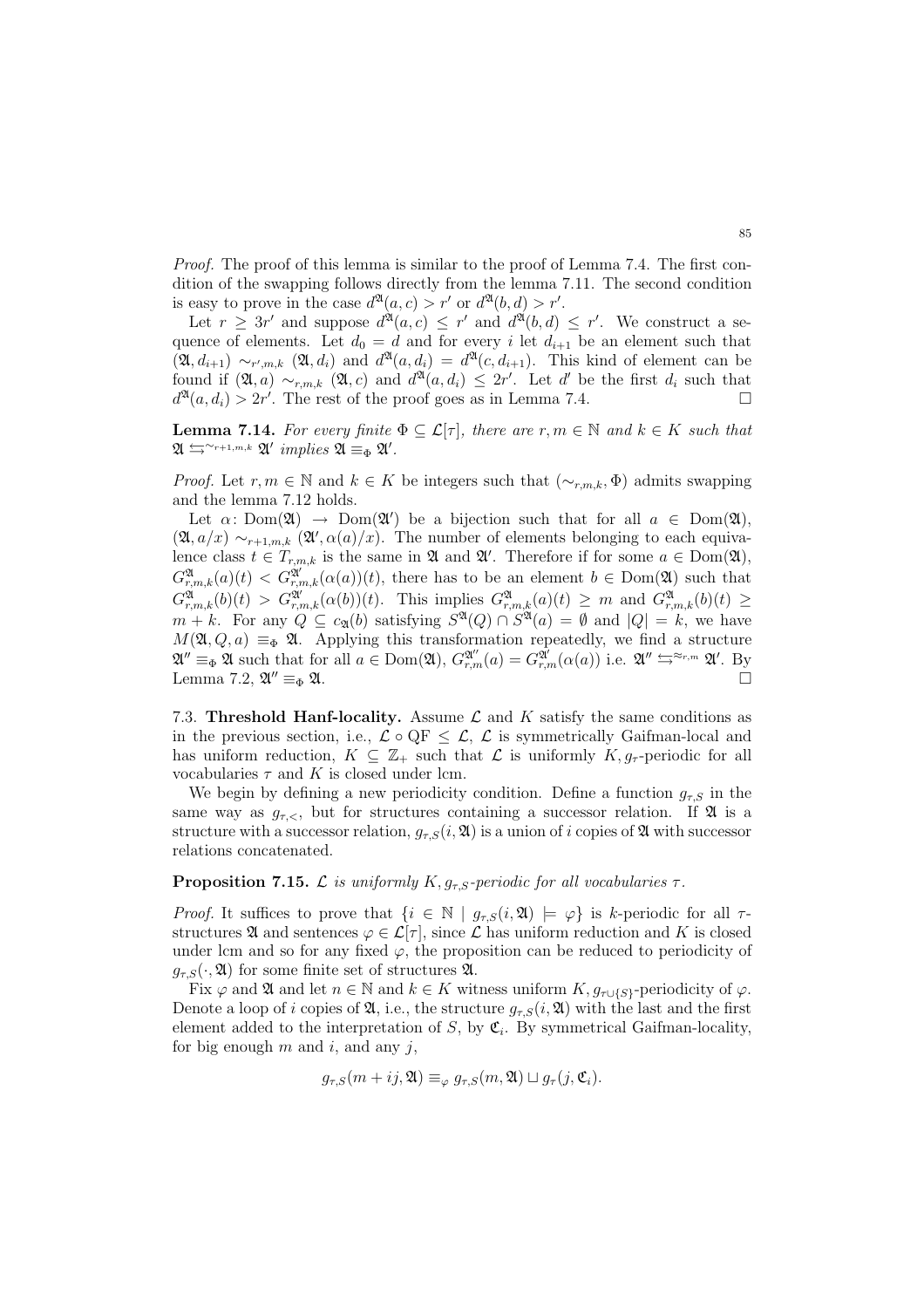*Proof.* The proof of this lemma is similar to the proof of Lemma 7.4. The first condition of the swapping follows directly from the lemma 7.11. The second condition is easy to prove in the case $d^{\mathfrak{A}}(a,c) > r'$ or $d^{\mathfrak{A}}(b,d) > r'$.

Let $r \geq 3r'$ and suppose $d^{\mathfrak{A}}(a,c) \leq r'$ and $d^{\mathfrak{A}}(b,d) \leq r'$. We construct a sequence of elements. Let $d_0 = d$ and for every $i$ let $d_{i+1}$ be an element such that $(\mathfrak{A}, d_{i+1}) \sim_{r',m,k} (\mathfrak{A}, d_i)$ and $d^{\mathfrak{A}}(a, d_i) = d^{\mathfrak{A}}(c, d_{i+1})$. This kind of element can be found if $(\mathfrak{A}, a) \sim_{r,m,k} (\mathfrak{A}, c)$ and $d^{\mathfrak{A}}(a, d_i) \leq 2r'$. Let $d'$ be the first $d_i$ such that $d^{\mathfrak{A}}(a, d_i) > 2r'$. The rest of the proof goes as in Lemma 7.4. □

**Lemma 7.14.** *For every finite $\Phi \subseteq \mathcal{L}[\tau]$, there are $r, m \in \mathbb{N}$ and $k \in K$ such that $\mathfrak{A} \leftrightarrows^{\sim_{r+1,m,k}} \mathfrak{A}'$ implies $\mathfrak{A} \equiv_\Phi \mathfrak{A}'$.*

*Proof.* Let $r, m \in \mathbb{N}$ and $k \in K$ be integers such that $(\sim_{r,m,k}, \Phi)$ admits swapping and the lemma 7.12 holds.

Let $\alpha \colon \mathrm{Dom}(\mathfrak{A}) \to \mathrm{Dom}(\mathfrak{A}')$ be a bijection such that for all $a \in \mathrm{Dom}(\mathfrak{A})$, $(\mathfrak{A}, a/x) \sim_{r+1,m,k} (\mathfrak{A}', \alpha(a)/x)$. The number of elements belonging to each equivalence class $t \in T_{r,m,k}$ is the same in $\mathfrak{A}$ and $\mathfrak{A}'$. Therefore if for some $a \in \mathrm{Dom}(\mathfrak{A})$, $G^{\mathfrak{A}}_{r,m,k}(a)(t) < G^{\mathfrak{A}'}_{r,m,k}(\alpha(a))(t)$, there has to be an element $b \in \mathrm{Dom}(\mathfrak{A})$ such that $G^{\mathfrak{A}}_{r,m,k}(b)(t) > G^{\mathfrak{A}'}_{r,m,k}(\alpha(b))(t)$. This implies $G^{\mathfrak{A}}_{r,m,k}(a)(t) \geq m$ and $G^{\mathfrak{A}}_{r,m,k}(b)(t) \geq m + k$. For any $Q \subseteq c_{\mathfrak{A}}(b)$ satisfying $S^{\mathfrak{A}}(Q) \cap S^{\mathfrak{A}}(a) = \emptyset$ and $|Q| = k$, we have $M(\mathfrak{A}, Q, a) \equiv_\Phi \mathfrak{A}$. Applying this transformation repeatedly, we find a structure $\mathfrak{A}'' \equiv_\Phi \mathfrak{A}$ such that for all $a \in \mathrm{Dom}(\mathfrak{A})$, $G^{\mathfrak{A}''}_{r,m}(a) = G^{\mathfrak{A}'}_{r,m}(\alpha(a))$ i.e. $\mathfrak{A}'' \leftrightarrows^{\approx_{r,m}} \mathfrak{A}'$. By Lemma 7.2, $\mathfrak{A}'' \equiv_\Phi \mathfrak{A}$. □

7.3. **Threshold Hanf-locality.** Assume $\mathcal{L}$ and $K$ satisfy the same conditions as in the previous section, i.e., $\mathcal{L} \circ \mathrm{QF} \leq \mathcal{L}$, $\mathcal{L}$ is symmetrically Gaifman-local and has uniform reduction, $K \subseteq \mathbb{Z}_+$ such that $\mathcal{L}$ is uniformly $K, g_\tau$-periodic for all vocabularies $\tau$ and $K$ is closed under lcm.

We begin by defining a new periodicity condition. Define a function $g_{\tau,S}$ in the same way as $g_{\tau,<}$, but for structures containing a successor relation. If $\mathfrak{A}$ is a structure with a successor relation, $g_{\tau,S}(i, \mathfrak{A})$ is a union of $i$ copies of $\mathfrak{A}$ with successor relations concatenated.

**Proposition 7.15.** *$\mathcal{L}$ is uniformly $K, g_{\tau,S}$-periodic for all vocabularies $\tau$.*

*Proof.* It suffices to prove that $\{i \in \mathbb{N} \mid g_{\tau,S}(i, \mathfrak{A}) \models \varphi\}$ is $k$-periodic for all $\tau$-structures $\mathfrak{A}$ and sentences $\varphi \in \mathcal{L}[\tau]$, since $\mathcal{L}$ has uniform reduction and $K$ is closed under lcm and so for any fixed $\varphi$, the proposition can be reduced to periodicity of $g_{\tau,S}(\cdot, \mathfrak{A})$ for some finite set of structures $\mathfrak{A}$.

Fix $\varphi$ and $\mathfrak{A}$ and let $n \in \mathbb{N}$ and $k \in K$ witness uniform $K, g_{\tau \cup \{S\}}$-periodicity of $\varphi$. Denote a loop of $i$ copies of $\mathfrak{A}$, i.e., the structure $g_{\tau,S}(i, \mathfrak{A})$ with the last and the first element added to the interpretation of $S$, by $\mathfrak{C}_i$. By symmetrical Gaifman-locality, for big enough $m$ and $i$, and any $j$,

$$g_{\tau,S}(m + ij, \mathfrak{A}) \equiv_\varphi g_{\tau,S}(m, \mathfrak{A}) \sqcup g_\tau(j, \mathfrak{C}_i).$$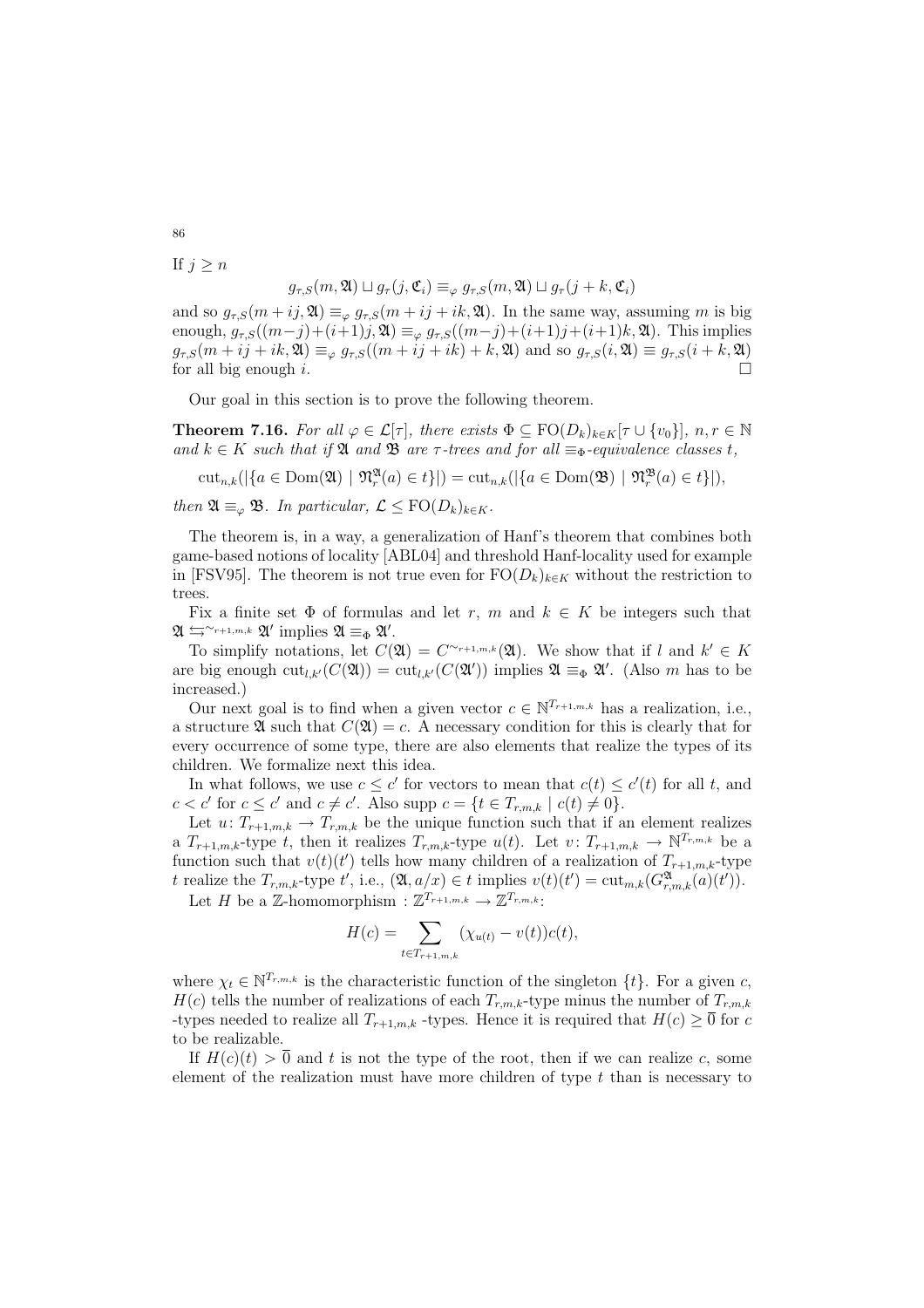If $j \geq n$

$$g_{\tau,S}(m,\mathfrak{A}) \sqcup g_\tau(j,\mathfrak{C}_i) \equiv_\varphi g_{\tau,S}(m,\mathfrak{A}) \sqcup g_\tau(j+k,\mathfrak{C}_i)$$

and so $g_{\tau,S}(m+ij,\mathfrak{A}) \equiv_\varphi g_{\tau,S}(m+ij+ik,\mathfrak{A})$. In the same way, assuming $m$ is big enough, $g_{\tau,S}((m-j)+(i+1)j,\mathfrak{A}) \equiv_\varphi g_{\tau,S}((m-j)+(i+1)j+(i+1)k,\mathfrak{A})$. This implies $g_{\tau,S}(m+ij+ik,\mathfrak{A}) \equiv_\varphi g_{\tau,S}((m+ij+ik)+k,\mathfrak{A})$ and so $g_{\tau,S}(i,\mathfrak{A}) \equiv g_{\tau,S}(i+k,\mathfrak{A})$ for all big enough $i$. □

Our goal in this section is to prove the following theorem.

**Theorem 7.16.** *For all $\varphi \in \mathcal{L}[\tau]$, there exists $\Phi \subseteq \mathrm{FO}(D_k)_{k\in K}[\tau \cup \{v_0\}]$, $n, r \in \mathbb{N}$ and $k \in K$ such that if $\mathfrak{A}$ and $\mathfrak{B}$ are $\tau$-trees and for all $\equiv_\Phi$-equivalence classes $t$,*

$$\mathrm{cut}_{n,k}(|\{a \in \mathrm{Dom}(\mathfrak{A}) \mid \mathfrak{N}_r^{\mathfrak{A}}(a) \in t\}|) = \mathrm{cut}_{n,k}(|\{a \in \mathrm{Dom}(\mathfrak{B}) \mid \mathfrak{N}_r^{\mathfrak{B}}(a) \in t\}|),$$

*then $\mathfrak{A} \equiv_\varphi \mathfrak{B}$. In particular, $\mathcal{L} \leq \mathrm{FO}(D_k)_{k\in K}$.*

The theorem is, in a way, a generalization of Hanf's theorem that combines both game-based notions of locality [ABL04] and threshold Hanf-locality used for example in [FSV95]. The theorem is not true even for $\mathrm{FO}(D_k)_{k\in K}$ without the restriction to trees.

Fix a finite set $\Phi$ of formulas and let $r$, $m$ and $k \in K$ be integers such that $\mathfrak{A} \leftrightarrows^{\sim_{r+1,m,k}} \mathfrak{A}'$ implies $\mathfrak{A} \equiv_\Phi \mathfrak{A}'$.

To simplify notations, let $C(\mathfrak{A}) = C^{\sim_{r+1,m,k}}(\mathfrak{A})$. We show that if $l$ and $k' \in K$ are big enough $\mathrm{cut}_{l,k'}(C(\mathfrak{A})) = \mathrm{cut}_{l,k'}(C(\mathfrak{A}'))$ implies $\mathfrak{A} \equiv_\Phi \mathfrak{A}'$. (Also $m$ has to be increased.)

Our next goal is to find when a given vector $c \in \mathbb{N}^{T_{r+1,m,k}}$ has a realization, i.e., a structure $\mathfrak{A}$ such that $C(\mathfrak{A}) = c$. A necessary condition for this is clearly that for every occurrence of some type, there are also elements that realize the types of its children. We formalize next this idea.

In what follows, we use $c \leq c'$ for vectors to mean that $c(t) \leq c'(t)$ for all $t$, and $c < c'$ for $c \leq c'$ and $c \neq c'$. Also $\mathrm{supp}\ c = \{t \in T_{r,m,k} \mid c(t) \neq 0\}$.

Let $u\colon T_{r+1,m,k} \to T_{r,m,k}$ be the unique function such that if an element realizes a $T_{r+1,m,k}$-type $t$, then it realizes $T_{r,m,k}$-type $u(t)$. Let $v\colon T_{r+1,m,k} \to \mathbb{N}^{T_{r,m,k}}$ be a function such that $v(t)(t')$ tells how many children of a realization of $T_{r+1,m,k}$-type $t$ realize the $T_{r,m,k}$-type $t'$, i.e., $(\mathfrak{A}, a/x) \in t$ implies $v(t)(t') = \mathrm{cut}_{m,k}(G^{\mathfrak{A}}_{r,m,k}(a)(t'))$.

Let $H$ be a $\mathbb{Z}$-homomorphism : $\mathbb{Z}^{T_{r+1,m,k}} \to \mathbb{Z}^{T_{r,m,k}}$:

$$H(c) = \sum_{t \in T_{r+1,m,k}} (\chi_{u(t)} - v(t))c(t),$$

where $\chi_t \in \mathbb{N}^{T_{r,m,k}}$ is the characteristic function of the singleton $\{t\}$. For a given $c$, $H(c)$ tells the number of realizations of each $T_{r,m,k}$-type minus the number of $T_{r,m,k}$ -types needed to realize all $T_{r+1,m,k}$ -types. Hence it is required that $H(c) \geq \overline{0}$ for $c$ to be realizable.

If $H(c)(t) > \overline{0}$ and $t$ is not the type of the root, then if we can realize $c$, some element of the realization must have more children of type $t$ than is necessary to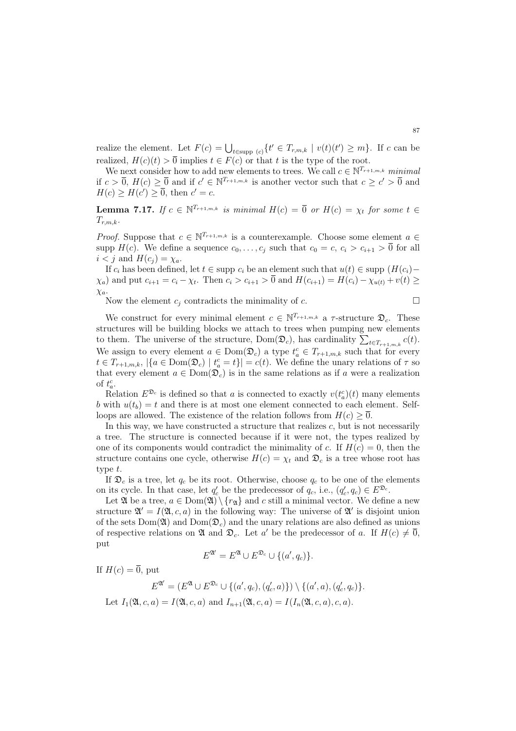realize the element. Let $F(c) = \bigcup_{t \in \text{supp } (c)} \{t' \in T_{r,m,k} \mid v(t)(t') \geq m\}$. If $c$ can be realized, $H(c)(t) > \overline{0}$ implies $t \in F(c)$ or that $t$ is the type of the root.

We next consider how to add new elements to trees. We call $c \in \mathbb{N}^{T_{r+1,m,k}}$ *minimal* if $c > \overline{0}$, $H(c) \geq \overline{0}$ and if $c' \in \mathbb{N}^{T_{r+1,m,k}}$ is another vector such that $c \geq c' > \overline{0}$ and $H(c) \geq H(c') \geq \overline{0}$, then $c' = c$.

**Lemma 7.17.** *If $c \in \mathbb{N}^{T_{r+1,m,k}}$ is minimal $H(c) = \overline{0}$ or $H(c) = \chi_t$ for some $t \in T_{r,m,k}$.*

*Proof.* Suppose that $c \in \mathbb{N}^{T_{r+1,m,k}}$ is a counterexample. Choose some element $a \in \text{supp } H(c)$. We define a sequence $c_0, \ldots, c_j$ such that $c_0 = c$, $c_i > c_{i+1} > \overline{0}$ for all $i < j$ and $H(c_j) = \chi_a$.

If $c_i$ has been defined, let $t \in \text{supp } c_i$ be an element such that $u(t) \in \text{supp } (H(c_i) - \chi_a)$ and put $c_{i+1} = c_i - \chi_t$. Then $c_i > c_{i+1} > \overline{0}$ and $H(c_{i+1}) = H(c_i) - \chi_{u(t)} + v(t) \geq \chi_a$.

Now the element $c_j$ contradicts the minimality of $c$. $\square$

We construct for every minimal element $c \in \mathbb{N}^{T_{r+1,m,k}}$ a $\tau$-structure $\mathfrak{D}_c$. These structures will be building blocks we attach to trees when pumping new elements to them. The universe of the structure, $\text{Dom}(\mathfrak{D}_c)$, has cardinality $\sum_{t \in T_{r+1,m,k}} c(t)$. We assign to every element $a \in \text{Dom}(\mathfrak{D}_c)$ a type $t^c_a \in T_{r+1,m,k}$ such that for every $t \in T_{r+1,m,k}$, $|\{a \in \text{Dom}(\mathfrak{D}_c) \mid t^c_a = t\}| = c(t)$. We define the unary relations of $\tau$ so that every element $a \in \text{Dom}(\mathfrak{D}_c)$ is in the same relations as if $a$ were a realization of $t^c_a$.

Relation $E^{\mathfrak{D}_c}$ is defined so that $a$ is connected to exactly $v(t^c_a)(t)$ many elements $b$ with $u(t_b) = t$ and there is at most one element connected to each element. Self-loops are allowed. The existence of the relation follows from $H(c) \geq \overline{0}$.

In this way, we have constructed a structure that realizes $c$, but is not necessarily a tree. The structure is connected because if it were not, the types realized by one of its components would contradict the minimality of $c$. If $H(c) = 0$, then the structure contains one cycle, otherwise $H(c) = \chi_t$ and $\mathfrak{D}_c$ is a tree whose root has type $t$.

If $\mathfrak{D}_c$ is a tree, let $q_c$ be its root. Otherwise, choose $q_c$ to be one of the elements on its cycle. In that case, let $q'_c$ be the predecessor of $q_c$, i.e., $(q'_c, q_c) \in E^{\mathfrak{D}_c}$.

Let $\mathfrak{A}$ be a tree, $a \in \text{Dom}(\mathfrak{A}) \setminus \{r_{\mathfrak{A}}\}$ and $c$ still a minimal vector. We define a new structure $\mathfrak{A}' = I(\mathfrak{A}, c, a)$ in the following way: The universe of $\mathfrak{A}'$ is disjoint union of the sets $\text{Dom}(\mathfrak{A})$ and $\text{Dom}(\mathfrak{D}_c)$ and the unary relations are also defined as unions of respective relations on $\mathfrak{A}$ and $\mathfrak{D}_c$. Let $a'$ be the predecessor of $a$. If $H(c) \neq \overline{0}$, put

$$E^{\mathfrak{A}'} = E^{\mathfrak{A}} \cup E^{\mathfrak{D}_c} \cup \{(a', q_c)\}.$$

If $H(c) = \overline{0}$, put

$$E^{\mathfrak{A}'} = (E^{\mathfrak{A}} \cup E^{\mathfrak{D}_c} \cup \{(a', q_c), (q'_c, a)\}) \setminus \{(a', a), (q'_c, q_c)\}.$$

Let $I_1(\mathfrak{A}, c, a) = I(\mathfrak{A}, c, a)$ and $I_{n+1}(\mathfrak{A}, c, a) = I(I_n(\mathfrak{A}, c, a), c, a)$.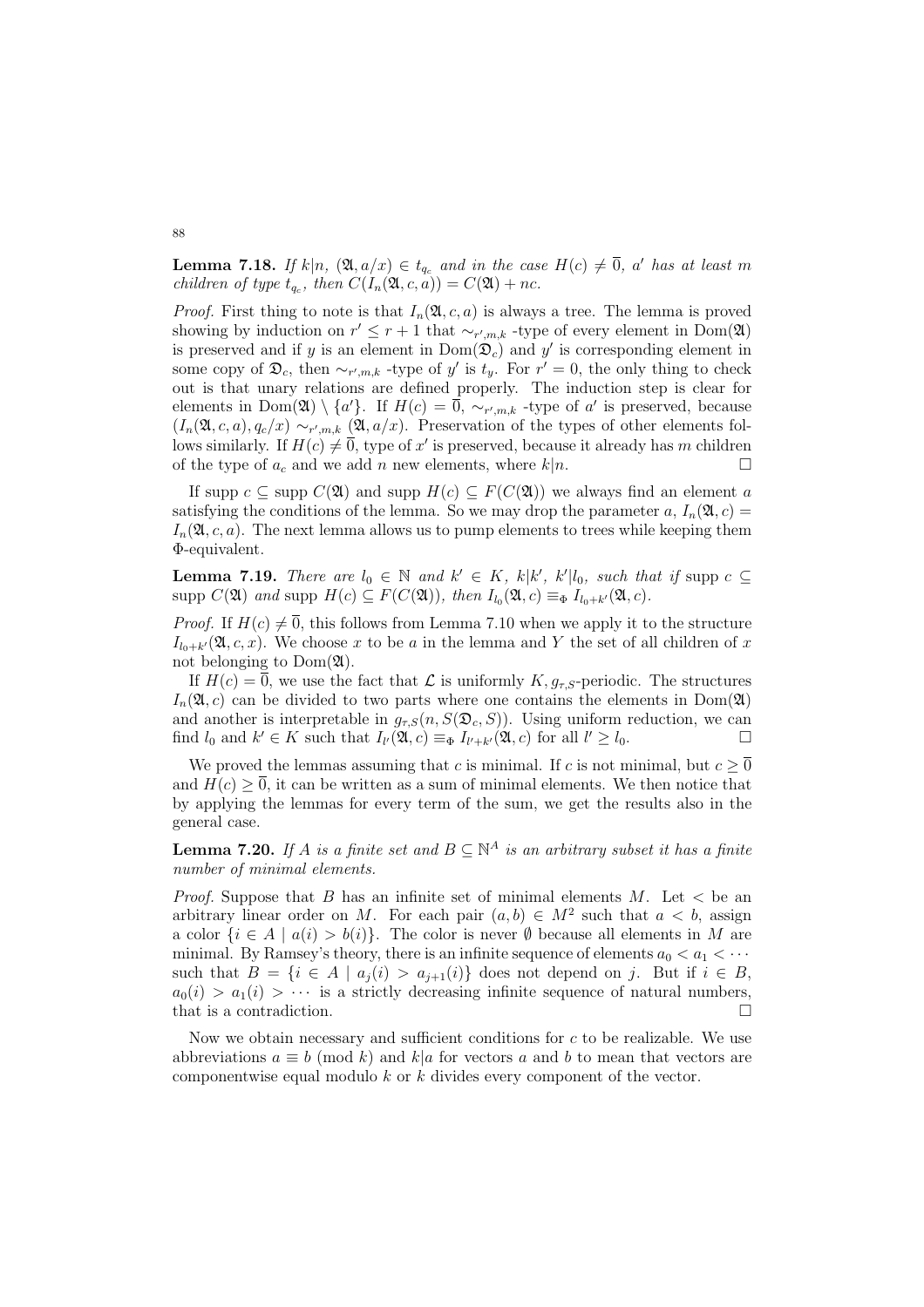**Lemma 7.18.** *If $k|n$, $(\mathfrak{A}, a/x) \in t_{q_c}$ and in the case $H(c) \neq \overline{0}$, $a'$ has at least $m$ children of type $t_{q_c}$, then $C(I_n(\mathfrak{A}, c, a)) = C(\mathfrak{A}) + nc$.*

*Proof.* First thing to note is that $I_n(\mathfrak{A}, c, a)$ is always a tree. The lemma is proved showing by induction on $r' \leq r+1$ that $\sim_{r',m,k}$ -type of every element in $\mathrm{Dom}(\mathfrak{A})$ is preserved and if $y$ is an element in $\mathrm{Dom}(\mathfrak{D}_c)$ and $y'$ is corresponding element in some copy of $\mathfrak{D}_c$, then $\sim_{r',m,k}$ -type of $y'$ is $t_y$. For $r' = 0$, the only thing to check out is that unary relations are defined properly. The induction step is clear for elements in $\mathrm{Dom}(\mathfrak{A}) \setminus \{a'\}$. If $H(c) = \overline{0}$, $\sim_{r',m,k}$ -type of $a'$ is preserved, because $(I_n(\mathfrak{A}, c, a), q_c/x) \sim_{r',m,k} (\mathfrak{A}, a/x)$. Preservation of the types of other elements follows similarly. If $H(c) \neq \overline{0}$, type of $x'$ is preserved, because it already has $m$ children of the type of $a_c$ and we add $n$ new elements, where $k|n$. $\square$

If $\mathrm{supp}\, c \subseteq \mathrm{supp}\, C(\mathfrak{A})$ and $\mathrm{supp}\, H(c) \subseteq F(C(\mathfrak{A}))$ we always find an element $a$ satisfying the conditions of the lemma. So we may drop the parameter $a$, $I_n(\mathfrak{A}, c) = I_n(\mathfrak{A}, c, a)$. The next lemma allows us to pump elements to trees while keeping them $\Phi$-equivalent.

**Lemma 7.19.** *There are $l_0 \in \mathbb{N}$ and $k' \in K$, $k|k'$, $k'|l_0$, such that if $\mathrm{supp}\, c \subseteq \mathrm{supp}\, C(\mathfrak{A})$ and $\mathrm{supp}\, H(c) \subseteq F(C(\mathfrak{A}))$, then $I_{l_0}(\mathfrak{A}, c) \equiv_\Phi I_{l_0+k'}(\mathfrak{A}, c)$.*

*Proof.* If $H(c) \neq \overline{0}$, this follows from Lemma 7.10 when we apply it to the structure $I_{l_0+k'}(\mathfrak{A}, c, x)$. We choose $x$ to be $a$ in the lemma and $Y$ the set of all children of $x$ not belonging to $\mathrm{Dom}(\mathfrak{A})$.

If $H(c) = \overline{0}$, we use the fact that $\mathcal{L}$ is uniformly $K, g_{\tau,S}$-periodic. The structures $I_n(\mathfrak{A}, c)$ can be divided to two parts where one contains the elements in $\mathrm{Dom}(\mathfrak{A})$ and another is interpretable in $g_{\tau,S}(n, S(\mathfrak{D}_c, S))$. Using uniform reduction, we can find $l_0$ and $k' \in K$ such that $I_{l'}(\mathfrak{A}, c) \equiv_\Phi I_{l'+k'}(\mathfrak{A}, c)$ for all $l' \geq l_0$. $\square$

We proved the lemmas assuming that $c$ is minimal. If $c$ is not minimal, but $c \geq \overline{0}$ and $H(c) \geq \overline{0}$, it can be written as a sum of minimal elements. We then notice that by applying the lemmas for every term of the sum, we get the results also in the general case.

**Lemma 7.20.** *If $A$ is a finite set and $B \subseteq \mathbb{N}^A$ is an arbitrary subset it has a finite number of minimal elements.*

*Proof.* Suppose that $B$ has an infinite set of minimal elements $M$. Let $<$ be an arbitrary linear order on $M$. For each pair $(a, b) \in M^2$ such that $a < b$, assign a color $\{i \in A \mid a(i) > b(i)\}$. The color is never $\emptyset$ because all elements in $M$ are minimal. By Ramsey's theory, there is an infinite sequence of elements $a_0 < a_1 < \cdots$ such that $B = \{i \in A \mid a_j(i) > a_{j+1}(i)\}$ does not depend on $j$. But if $i \in B$, $a_0(i) > a_1(i) > \cdots$ is a strictly decreasing infinite sequence of natural numbers, that is a contradiction. $\square$

Now we obtain necessary and sufficient conditions for $c$ to be realizable. We use abbreviations $a \equiv b \pmod{k}$ and $k|a$ for vectors $a$ and $b$ to mean that vectors are componentwise equal modulo $k$ or $k$ divides every component of the vector.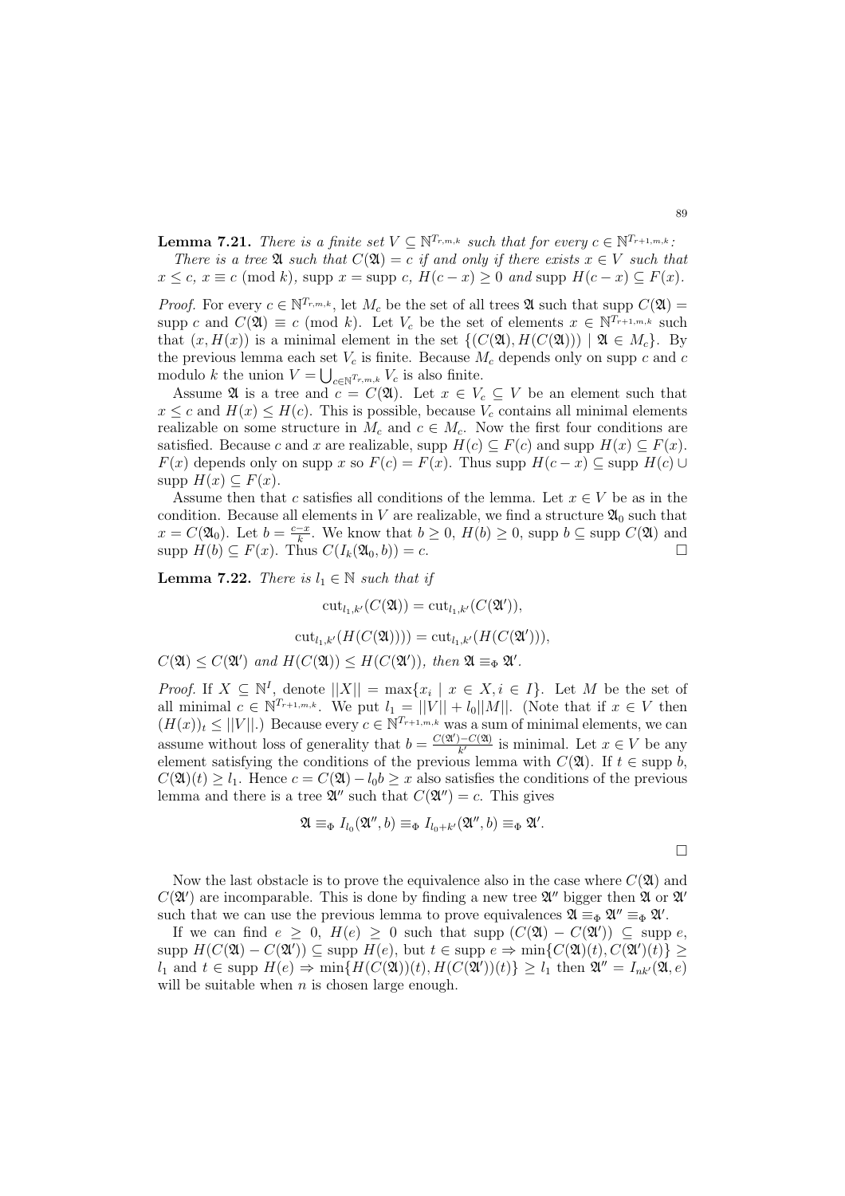**Lemma 7.21.** *There is a finite set $V \subseteq \mathbb{N}^{T_{r,m,k}}$ such that for every $c \in \mathbb{N}^{T_{r+1,m,k}}$:*

*There is a tree $\mathfrak{A}$ such that $C(\mathfrak{A}) = c$ if and only if there exists $x \in V$ such that $x \leq c$, $x \equiv c \pmod{k}$, $\operatorname{supp} x = \operatorname{supp} c$, $H(c - x) \geq 0$ and $\operatorname{supp} H(c - x) \subseteq F(x)$.*

*Proof.* For every $c \in \mathbb{N}^{T_{r,m,k}}$, let $M_c$ be the set of all trees $\mathfrak{A}$ such that $\operatorname{supp} C(\mathfrak{A}) = \operatorname{supp} c$ and $C(\mathfrak{A}) \equiv c \pmod{k}$. Let $V_c$ be the set of elements $x \in \mathbb{N}^{T_{r+1,m,k}}$ such that $(x, H(x))$ is a minimal element in the set $\{(C(\mathfrak{A}), H(C(\mathfrak{A}))) \mid \mathfrak{A} \in M_c\}$. By the previous lemma each set $V_c$ is finite. Because $M_c$ depends only on supp $c$ and $c$ modulo $k$ the union $V = \bigcup_{c \in \mathbb{N}^{T_{r,m,k}}} V_c$ is also finite.

Assume $\mathfrak{A}$ is a tree and $c = C(\mathfrak{A})$. Let $x \in V_c \subseteq V$ be an element such that $x \leq c$ and $H(x) \leq H(c)$. This is possible, because $V_c$ contains all minimal elements realizable on some structure in $M_c$ and $c \in M_c$. Now the first four conditions are satisfied. Because $c$ and $x$ are realizable, $\operatorname{supp} H(c) \subseteq F(c)$ and $\operatorname{supp} H(x) \subseteq F(x)$. $F(x)$ depends only on supp $x$ so $F(c) = F(x)$. Thus $\operatorname{supp} H(c - x) \subseteq \operatorname{supp} H(c) \cup \operatorname{supp} H(x) \subseteq F(x)$.

Assume then that $c$ satisfies all conditions of the lemma. Let $x \in V$ be as in the condition. Because all elements in $V$ are realizable, we find a structure $\mathfrak{A}_0$ such that $x = C(\mathfrak{A}_0)$. Let $b = \frac{c-x}{k}$. We know that $b \geq 0$, $H(b) \geq 0$, $\operatorname{supp} b \subseteq \operatorname{supp} C(\mathfrak{A})$ and $\operatorname{supp} H(b) \subseteq F(x)$. Thus $C(I_k(\mathfrak{A}_0, b)) = c$. □

**Lemma 7.22.** *There is $l_1 \in \mathbb{N}$ such that if*

$$\operatorname{cut}_{l_1,k'}(C(\mathfrak{A})) = \operatorname{cut}_{l_1,k'}(C(\mathfrak{A}')),$$

$$\operatorname{cut}_{l_1,k'}(H(C(\mathfrak{A})))) = \operatorname{cut}_{l_1,k'}(H(C(\mathfrak{A}'))),$$

*$C(\mathfrak{A}) \leq C(\mathfrak{A}')$ and $H(C(\mathfrak{A})) \leq H(C(\mathfrak{A}'))$, then $\mathfrak{A} \equiv_\Phi \mathfrak{A}'$.*

*Proof.* If $X \subseteq \mathbb{N}^I$, denote $||X|| = \max\{x_i \mid x \in X, i \in I\}$. Let $M$ be the set of all minimal $c \in \mathbb{N}^{T_{r+1,m,k}}$. We put $l_1 = ||V|| + l_0||M||$. (Note that if $x \in V$ then $(H(x))_t \leq ||V||$.) Because every $c \in \mathbb{N}^{T_{r+1,m,k}}$ was a sum of minimal elements, we can assume without loss of generality that $b = \frac{C(\mathfrak{A}')-C(\mathfrak{A})}{k'}$ is minimal. Let $x \in V$ be any element satisfying the conditions of the previous lemma with $C(\mathfrak{A})$. If $t \in \operatorname{supp} b$, $C(\mathfrak{A})(t) \geq l_1$. Hence $c = C(\mathfrak{A}) - l_0 b \geq x$ also satisfies the conditions of the previous lemma and there is a tree $\mathfrak{A}''$ such that $C(\mathfrak{A}'') = c$. This gives

$$\mathfrak{A} \equiv_\Phi I_{l_0}(\mathfrak{A}'', b) \equiv_\Phi I_{l_0+k'}(\mathfrak{A}'', b) \equiv_\Phi \mathfrak{A}'.$$

□

Now the last obstacle is to prove the equivalence also in the case where $C(\mathfrak{A})$ and $C(\mathfrak{A}')$ are incomparable. This is done by finding a new tree $\mathfrak{A}''$ bigger then $\mathfrak{A}$ or $\mathfrak{A}'$ such that we can use the previous lemma to prove equivalences $\mathfrak{A} \equiv_\Phi \mathfrak{A}'' \equiv_\Phi \mathfrak{A}'$.

If we can find $e \geq 0$, $H(e) \geq 0$ such that $\operatorname{supp}\,(C(\mathfrak{A}) - C(\mathfrak{A}')) \subseteq \operatorname{supp} e$, $\operatorname{supp} H(C(\mathfrak{A}) - C(\mathfrak{A}')) \subseteq \operatorname{supp} H(e)$, but $t \in \operatorname{supp} e \Rightarrow \min\{C(\mathfrak{A})(t), C(\mathfrak{A}')(t)\} \geq l_1$ and $t \in \operatorname{supp} H(e) \Rightarrow \min\{H(C(\mathfrak{A}))(t), H(C(\mathfrak{A}'))(t)\} \geq l_1$ then $\mathfrak{A}'' = I_{nk'}(\mathfrak{A}, e)$ will be suitable when $n$ is chosen large enough.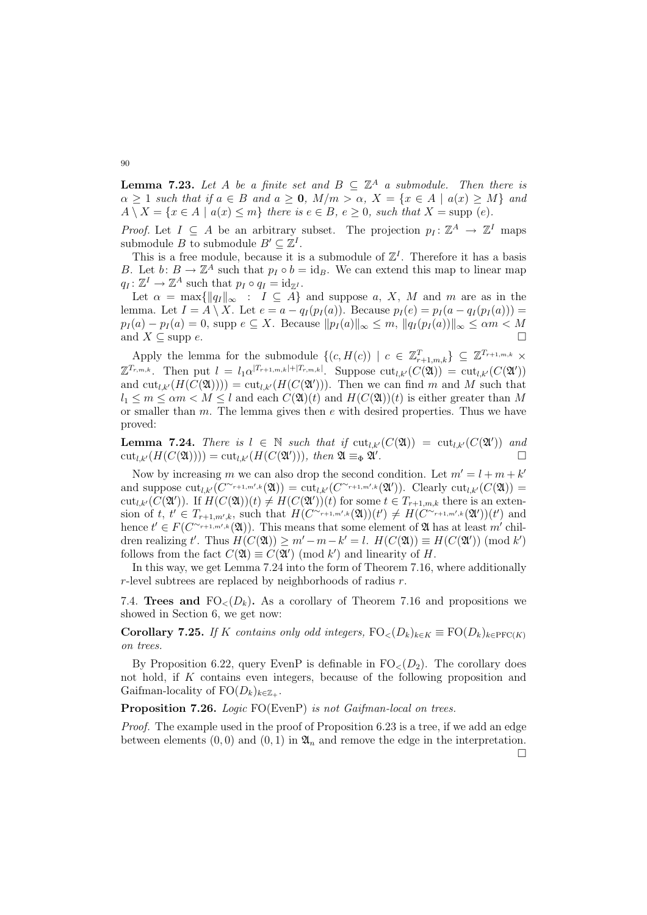**Lemma 7.23.** *Let $A$ be a finite set and $B \subseteq \mathbb{Z}^A$ a submodule. Then there is $\alpha \geq 1$ such that if $a \in B$ and $a \geq \mathbf{0}$, $M/m > \alpha$, $X = \{x \in A \mid a(x) \geq M\}$ and $A \setminus X = \{x \in A \mid a(x) \leq m\}$ there is $e \in B$, $e \geq 0$, such that $X = \text{supp}\,(e)$.*

*Proof.* Let $I \subseteq A$ be an arbitrary subset. The projection $p_I \colon \mathbb{Z}^A \to \mathbb{Z}^I$ maps submodule $B$ to submodule $B' \subseteq \mathbb{Z}^I$.

This is a free module, because it is a submodule of $\mathbb{Z}^I$. Therefore it has a basis $B$. Let $b \colon B \to \mathbb{Z}^A$ such that $p_I \circ b = \text{id}_B$. We can extend this map to linear map $q_I \colon \mathbb{Z}^I \to \mathbb{Z}^A$ such that $p_I \circ q_I = \text{id}_{\mathbb{Z}^I}$.

Let $\alpha = \max\{\|q_I\|_\infty \;:\; I \subseteq A\}$ and suppose $a$, $X$, $M$ and $m$ are as in the lemma. Let $I = A \setminus X$. Let $e = a - q_I(p_I(a))$. Because $p_I(e) = p_I(a - q_I(p_I(a))) = p_I(a) - p_I(a) = 0$, supp $e \subseteq X$. Because $\|p_I(a)\|_\infty \leq m$, $\|q_I(p_I(a))\|_\infty \leq \alpha m < M$ and $X \subseteq \text{supp}\, e$. □

Apply the lemma for the submodule $\{(c, H(c)) \mid c \in \mathbb{Z}^T_{r+1,m,k}\} \subseteq \mathbb{Z}^{T_{r+1,m,k}} \times \mathbb{Z}^{T_{r,m,k}}$. Then put $l = l_1 \alpha^{|T_{r+1,m,k}|+|T_{r,m,k}|}$. Suppose $\text{cut}_{l,k'}(C(\mathfrak{A})) = \text{cut}_{l,k'}(C(\mathfrak{A}'))$ and $\text{cut}_{l,k'}(H(C(\mathfrak{A}))) = \text{cut}_{l,k'}(H(C(\mathfrak{A}')))$. Then we can find $m$ and $M$ such that $l_1 \leq m \leq \alpha m < M \leq l$ and each $C(\mathfrak{A})(t)$ and $H(C(\mathfrak{A}))(t)$ is either greater than $M$ or smaller than $m$. The lemma gives then $e$ with desired properties. Thus we have proved:

**Lemma 7.24.** *There is $l \in \mathbb{N}$ such that if $\text{cut}_{l,k'}(C(\mathfrak{A})) = \text{cut}_{l,k'}(C(\mathfrak{A}'))$ and $\text{cut}_{l,k'}(H(C(\mathfrak{A}))) = \text{cut}_{l,k'}(H(C(\mathfrak{A}')))$, then $\mathfrak{A} \equiv_\Phi \mathfrak{A}'$.* □

Now by increasing $m$ we can also drop the second condition. Let $m' = l + m + k'$ and suppose $\text{cut}_{l,k'}(C^{\sim_{r+1,m',k}}(\mathfrak{A})) = \text{cut}_{l,k'}(C^{\sim_{r+1,m',k}}(\mathfrak{A}'))$. Clearly $\text{cut}_{l,k'}(C(\mathfrak{A})) = \text{cut}_{l,k'}(C(\mathfrak{A}'))$. If $H(C(\mathfrak{A}))(t) \neq H(C(\mathfrak{A}'))(t)$ for some $t \in T_{r+1,m,k}$ there is an extension of $t$, $t' \in T_{r+1,m',k}$, such that $H(C^{\sim_{r+1,m',k}}(\mathfrak{A}))(t') \neq H(C^{\sim_{r+1,m',k}}(\mathfrak{A}'))(t')$ and hence $t' \in F(C^{\sim_{r+1,m',k}}(\mathfrak{A}))$. This means that some element of $\mathfrak{A}$ has at least $m'$ children realizing $t'$. Thus $H(C(\mathfrak{A})) \geq m' - m - k' = l$. $H(C(\mathfrak{A})) \equiv H(C(\mathfrak{A}')) \pmod{k'}$ follows from the fact $C(\mathfrak{A}) \equiv C(\mathfrak{A}') \pmod{k'}$ and linearity of $H$.

In this way, we get Lemma 7.24 into the form of Theorem 7.16, where additionally $r$-level subtrees are replaced by neighborhoods of radius $r$.

### 7.4. Trees and $\text{FO}_<(D_k)$.

As a corollary of Theorem 7.16 and propositions we showed in Section 6, we get now:

**Corollary 7.25.** *If $K$ contains only odd integers, $\text{FO}_<(D_k)_{k \in K} \equiv \text{FO}(D_k)_{k \in \text{PFC}(K)}$ on trees.*

By Proposition 6.22, query EvenP is definable in $\text{FO}_<(D_2)$. The corollary does not hold, if $K$ contains even integers, because of the following proposition and Gaifman-locality of $\text{FO}(D_k)_{k \in \mathbb{Z}_+}$.

**Proposition 7.26.** *Logic FO(EvenP) is not Gaifman-local on trees.*

*Proof.* The example used in the proof of Proposition 6.23 is a tree, if we add an edge between elements $(0,0)$ and $(0,1)$ in $\mathfrak{A}_n$ and remove the edge in the interpretation. □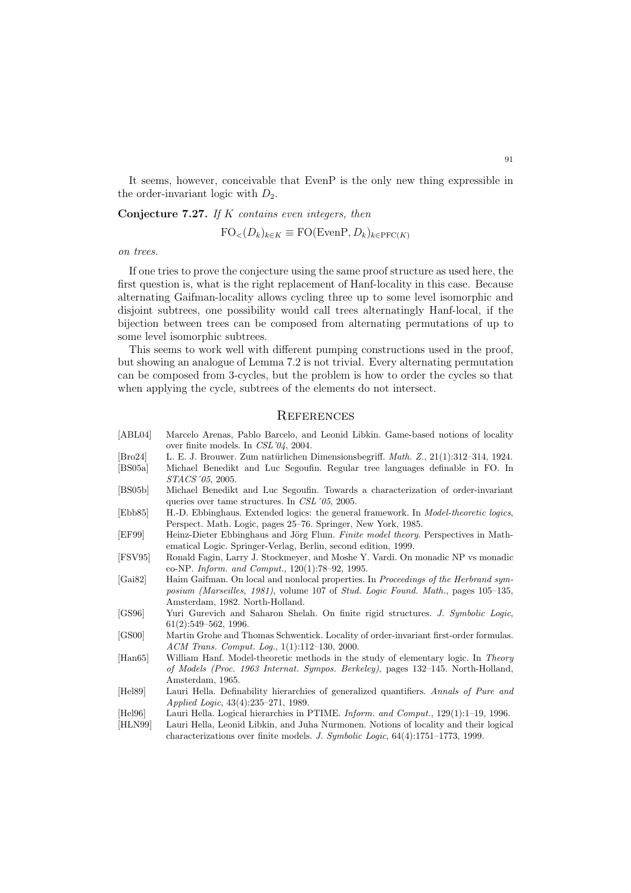It seems, however, conceivable that EvenP is the only new thing expressible in the order-invariant logic with $D_2$.

**Conjecture 7.27.** *If $K$ contains even integers, then*

$$\mathrm{FO}_<(D_k)_{k\in K} \equiv \mathrm{FO}(\mathrm{EvenP}, D_k)_{k\in \mathrm{PFC}(K)}$$

*on trees.*

If one tries to prove the conjecture using the same proof structure as used here, the first question is, what is the right replacement of Hanf-locality in this case. Because alternating Gaifman-locality allows cycling three up to some level isomorphic and disjoint subtrees, one possibility would call trees alternatingly Hanf-local, if the bijection between trees can be composed from alternating permutations of up to some level isomorphic subtrees.

This seems to work well with different pumping constructions used in the proof, but showing an analogue of Lemma 7.2 is not trivial. Every alternating permutation can be composed from 3-cycles, but the problem is how to order the cycles so that when applying the cycle, subtrees of the elements do not intersect.

## References

[ABL04] Marcelo Arenas, Pablo Barcelo, and Leonid Libkin. Game-based notions of locality over finite models. In *CSL'04*, 2004.

[Bro24] L. E. J. Brouwer. Zum natürlichen Dimensionsbegriff. *Math. Z.*, 21(1):312–314, 1924.

[BS05a] Michael Benedikt and Luc Segoufin. Regular tree languages definable in FO. In *STACS´05*, 2005.

[BS05b] Michael Benedikt and Luc Segoufin. Towards a characterization of order-invariant queries over tame structures. In *CSL´05*, 2005.

[Ebb85] H.-D. Ebbinghaus. Extended logics: the general framework. In *Model-theoretic logics*, Perspect. Math. Logic, pages 25–76. Springer, New York, 1985.

[EF99] Heinz-Dieter Ebbinghaus and Jörg Flum. *Finite model theory*. Perspectives in Mathematical Logic. Springer-Verlag, Berlin, second edition, 1999.

[FSV95] Ronald Fagin, Larry J. Stockmeyer, and Moshe Y. Vardi. On monadic NP vs monadic co-NP. *Inform. and Comput.*, 120(1):78–92, 1995.

[Gai82] Haim Gaifman. On local and nonlocal properties. In *Proceedings of the Herbrand symposium (Marseilles, 1981)*, volume 107 of *Stud. Logic Found. Math.*, pages 105–135, Amsterdam, 1982. North-Holland.

[GS96] Yuri Gurevich and Saharon Shelah. On finite rigid structures. *J. Symbolic Logic*, 61(2):549–562, 1996.

[GS00] Martin Grohe and Thomas Schwentick. Locality of order-invariant first-order formulas. *ACM Trans. Comput. Log.*, 1(1):112–130, 2000.

[Han65] William Hanf. Model-theoretic methods in the study of elementary logic. In *Theory of Models (Proc. 1963 Internat. Sympos. Berkeley)*, pages 132–145. North-Holland, Amsterdam, 1965.

[Hel89] Lauri Hella. Definability hierarchies of generalized quantifiers. *Annals of Pure and Applied Logic*, 43(4):235–271, 1989.

[Hel96] Lauri Hella. Logical hierarchies in PTIME. *Inform. and Comput.*, 129(1):1–19, 1996.

[HLN99] Lauri Hella, Leonid Libkin, and Juha Nurmonen. Notions of locality and their logical characterizations over finite models. *J. Symbolic Logic*, 64(4):1751–1773, 1999.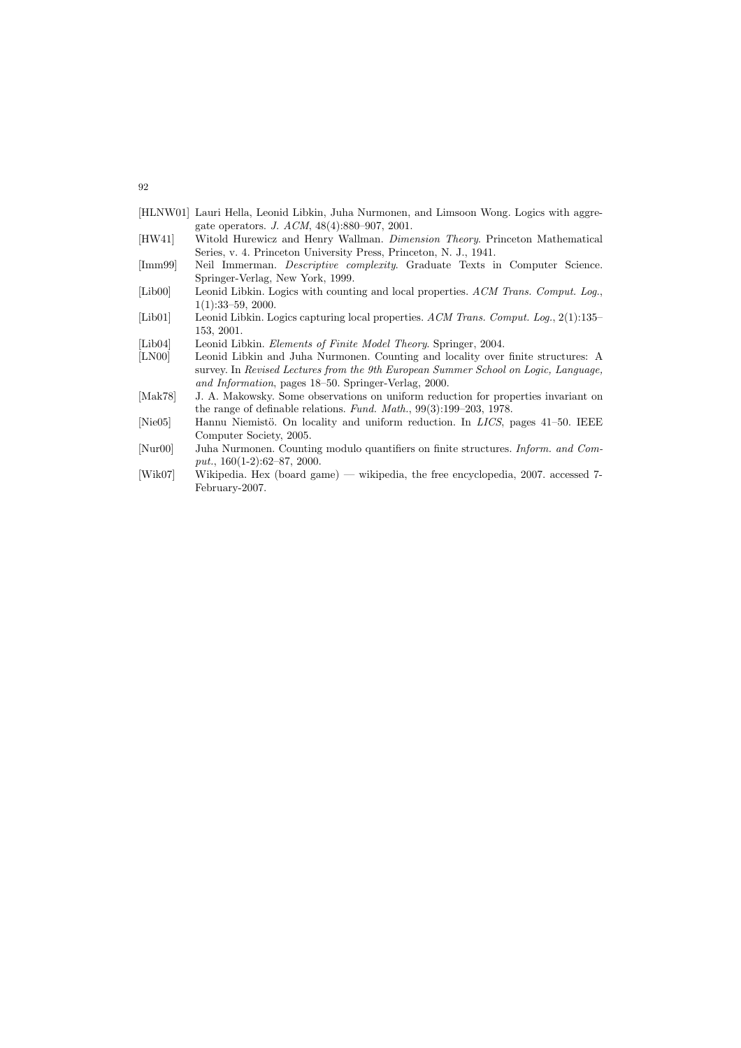[HLNW01] Lauri Hella, Leonid Libkin, Juha Nurmonen, and Limsoon Wong. Logics with aggregate operators. *J. ACM*, 48(4):880–907, 2001.

[HW41] Witold Hurewicz and Henry Wallman. *Dimension Theory*. Princeton Mathematical Series, v. 4. Princeton University Press, Princeton, N. J., 1941.

[Imm99] Neil Immerman. *Descriptive complexity*. Graduate Texts in Computer Science. Springer-Verlag, New York, 1999.

[Lib00] Leonid Libkin. Logics with counting and local properties. *ACM Trans. Comput. Log.*, 1(1):33–59, 2000.

[Lib01] Leonid Libkin. Logics capturing local properties. *ACM Trans. Comput. Log.*, 2(1):135–153, 2001.

[Lib04] Leonid Libkin. *Elements of Finite Model Theory*. Springer, 2004.

[LN00] Leonid Libkin and Juha Nurmonen. Counting and locality over finite structures: A survey. In *Revised Lectures from the 9th European Summer School on Logic, Language, and Information*, pages 18–50. Springer-Verlag, 2000.

[Mak78] J. A. Makowsky. Some observations on uniform reduction for properties invariant on the range of definable relations. *Fund. Math.*, 99(3):199–203, 1978.

[Nie05] Hannu Niemistö. On locality and uniform reduction. In *LICS*, pages 41–50. IEEE Computer Society, 2005.

[Nur00] Juha Nurmonen. Counting modulo quantifiers on finite structures. *Inform. and Comput.*, 160(1-2):62–87, 2000.

[Wik07] Wikipedia. Hex (board game) — wikipedia, the free encyclopedia, 2007. accessed 7-February-2007.